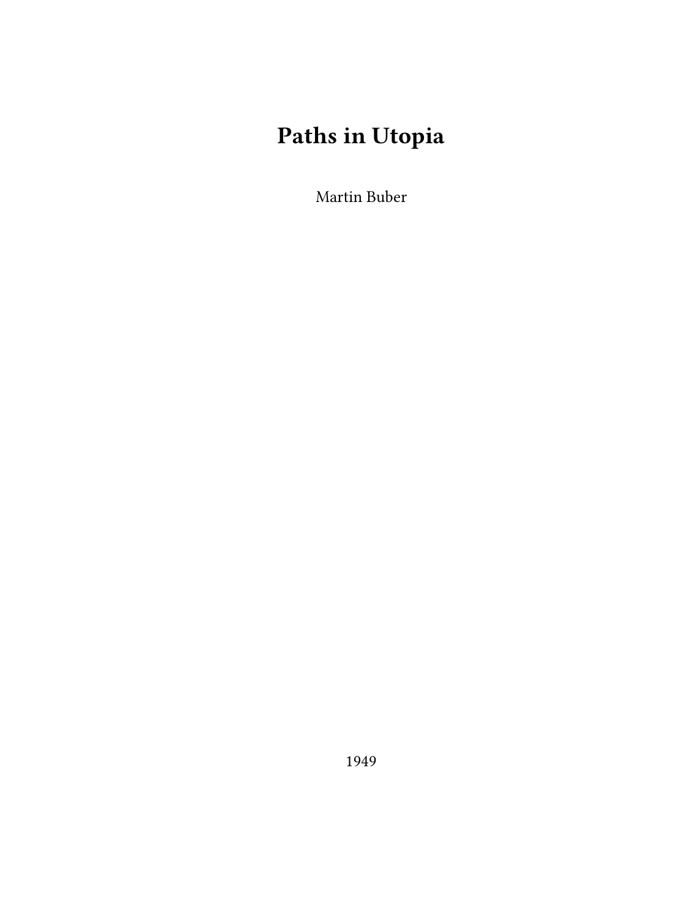# Paths in Utopia

Martin Buber

1949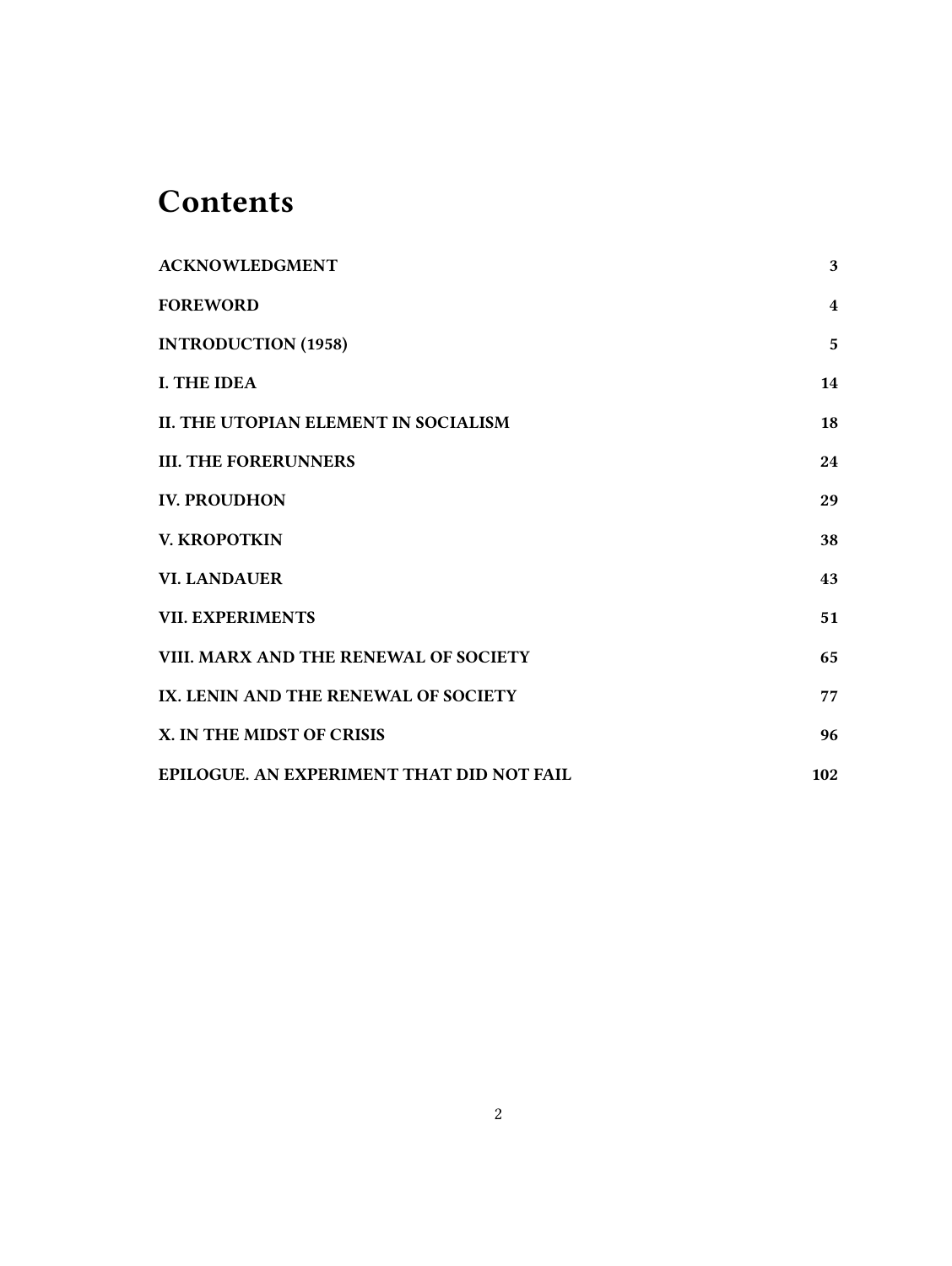# Contents

| | |
|---|---|
| **ACKNOWLEDGMENT** | **3** |
| **FOREWORD** | **4** |
| **INTRODUCTION (1958)** | **5** |
| **I. THE IDEA** | **14** |
| **II. THE UTOPIAN ELEMENT IN SOCIALISM** | **18** |
| **III. THE FORERUNNERS** | **24** |
| **IV. PROUDHON** | **29** |
| **V. KROPOTKIN** | **38** |
| **VI. LANDAUER** | **43** |
| **VII. EXPERIMENTS** | **51** |
| **VIII. MARX AND THE RENEWAL OF SOCIETY** | **65** |
| **IX. LENIN AND THE RENEWAL OF SOCIETY** | **77** |
| **X. IN THE MIDST OF CRISIS** | **96** |
| **EPILOGUE. AN EXPERIMENT THAT DID NOT FAIL** | **102** |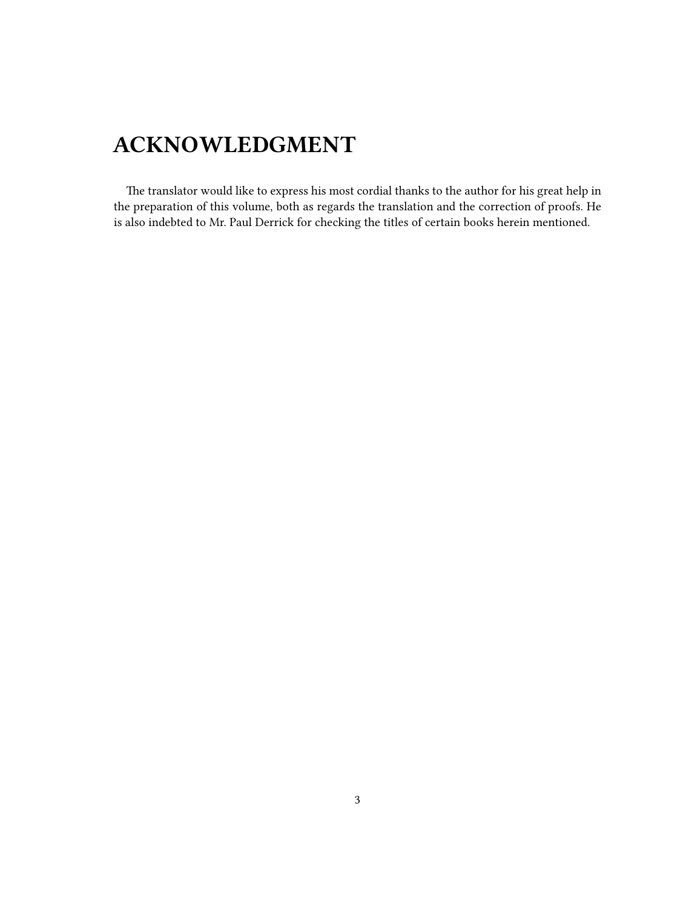# ACKNOWLEDGMENT

The translator would like to express his most cordial thanks to the author for his great help in the preparation of this volume, both as regards the translation and the correction of proofs. He is also indebted to Mr. Paul Derrick for checking the titles of certain books herein mentioned.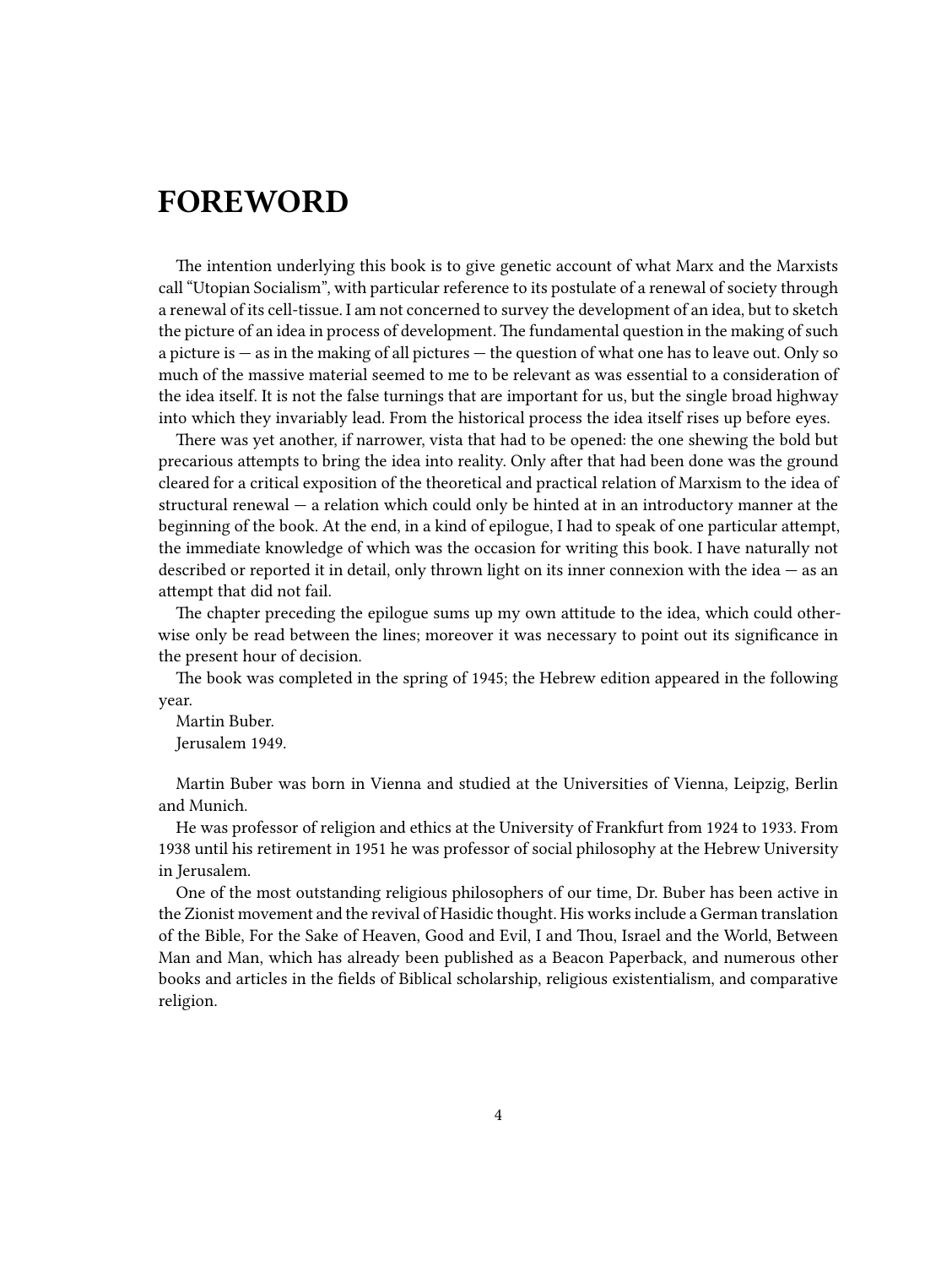# FOREWORD

The intention underlying this book is to give genetic account of what Marx and the Marxists call "Utopian Socialism", with particular reference to its postulate of a renewal of society through a renewal of its cell-tissue. I am not concerned to survey the development of an idea, but to sketch the picture of an idea in process of development. The fundamental question in the making of such a picture is — as in the making of all pictures — the question of what one has to leave out. Only so much of the massive material seemed to me to be relevant as was essential to a consideration of the idea itself. It is not the false turnings that are important for us, but the single broad highway into which they invariably lead. From the historical process the idea itself rises up before eyes.

There was yet another, if narrower, vista that had to be opened: the one shewing the bold but precarious attempts to bring the idea into reality. Only after that had been done was the ground cleared for a critical exposition of the theoretical and practical relation of Marxism to the idea of structural renewal — a relation which could only be hinted at in an introductory manner at the beginning of the book. At the end, in a kind of epilogue, I had to speak of one particular attempt, the immediate knowledge of which was the occasion for writing this book. I have naturally not described or reported it in detail, only thrown light on its inner connexion with the idea — as an attempt that did not fail.

The chapter preceding the epilogue sums up my own attitude to the idea, which could otherwise only be read between the lines; moreover it was necessary to point out its significance in the present hour of decision.

The book was completed in the spring of 1945; the Hebrew edition appeared in the following year.

Martin Buber.

Jerusalem 1949.

Martin Buber was born in Vienna and studied at the Universities of Vienna, Leipzig, Berlin and Munich.

He was professor of religion and ethics at the University of Frankfurt from 1924 to 1933. From 1938 until his retirement in 1951 he was professor of social philosophy at the Hebrew University in Jerusalem.

One of the most outstanding religious philosophers of our time, Dr. Buber has been active in the Zionist movement and the revival of Hasidic thought. His works include a German translation of the Bible, For the Sake of Heaven, Good and Evil, I and Thou, Israel and the World, Between Man and Man, which has already been published as a Beacon Paperback, and numerous other books and articles in the fields of Biblical scholarship, religious existentialism, and comparative religion.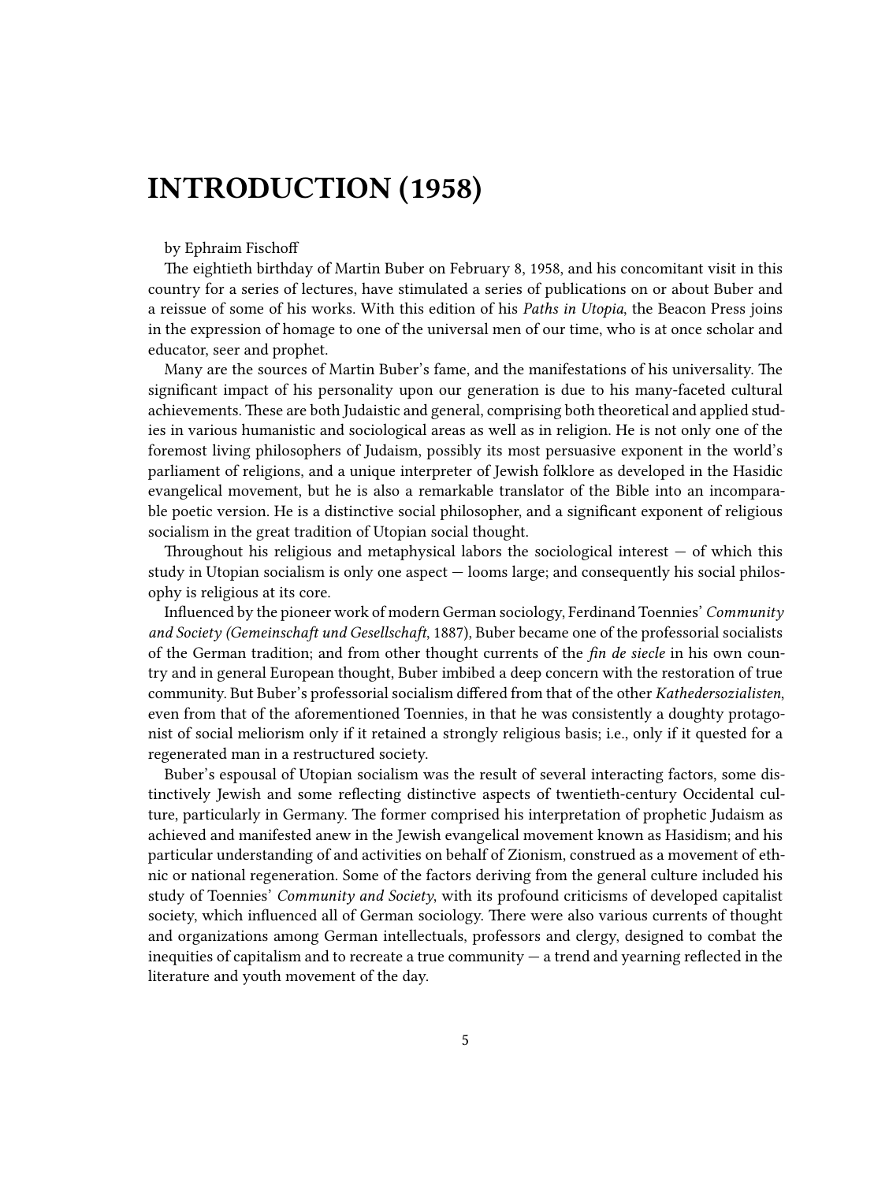# INTRODUCTION (1958)

by Ephraim Fischoff

The eightieth birthday of Martin Buber on February 8, 1958, and his concomitant visit in this country for a series of lectures, have stimulated a series of publications on or about Buber and a reissue of some of his works. With this edition of his *Paths in Utopia*, the Beacon Press joins in the expression of homage to one of the universal men of our time, who is at once scholar and educator, seer and prophet.

Many are the sources of Martin Buber's fame, and the manifestations of his universality. The significant impact of his personality upon our generation is due to his many-faceted cultural achievements. These are both Judaistic and general, comprising both theoretical and applied studies in various humanistic and sociological areas as well as in religion. He is not only one of the foremost living philosophers of Judaism, possibly its most persuasive exponent in the world's parliament of religions, and a unique interpreter of Jewish folklore as developed in the Hasidic evangelical movement, but he is also a remarkable translator of the Bible into an incomparable poetic version. He is a distinctive social philosopher, and a significant exponent of religious socialism in the great tradition of Utopian social thought.

Throughout his religious and metaphysical labors the sociological interest — of which this study in Utopian socialism is only one aspect — looms large; and consequently his social philosophy is religious at its core.

Influenced by the pioneer work of modern German sociology, Ferdinand Toennies' *Community and Society (Gemeinschaft und Gesellschaft*, 1887), Buber became one of the professorial socialists of the German tradition; and from other thought currents of the *fin de siecle* in his own country and in general European thought, Buber imbibed a deep concern with the restoration of true community. But Buber's professorial socialism differed from that of the other *Kathedersozialisten*, even from that of the aforementioned Toennies, in that he was consistently a doughty protagonist of social meliorism only if it retained a strongly religious basis; i.e., only if it quested for a regenerated man in a restructured society.

Buber's espousal of Utopian socialism was the result of several interacting factors, some distinctively Jewish and some reflecting distinctive aspects of twentieth-century Occidental culture, particularly in Germany. The former comprised his interpretation of prophetic Judaism as achieved and manifested anew in the Jewish evangelical movement known as Hasidism; and his particular understanding of and activities on behalf of Zionism, construed as a movement of ethnic or national regeneration. Some of the factors deriving from the general culture included his study of Toennies' *Community and Society*, with its profound criticisms of developed capitalist society, which influenced all of German sociology. There were also various currents of thought and organizations among German intellectuals, professors and clergy, designed to combat the inequities of capitalism and to recreate a true community — a trend and yearning reflected in the literature and youth movement of the day.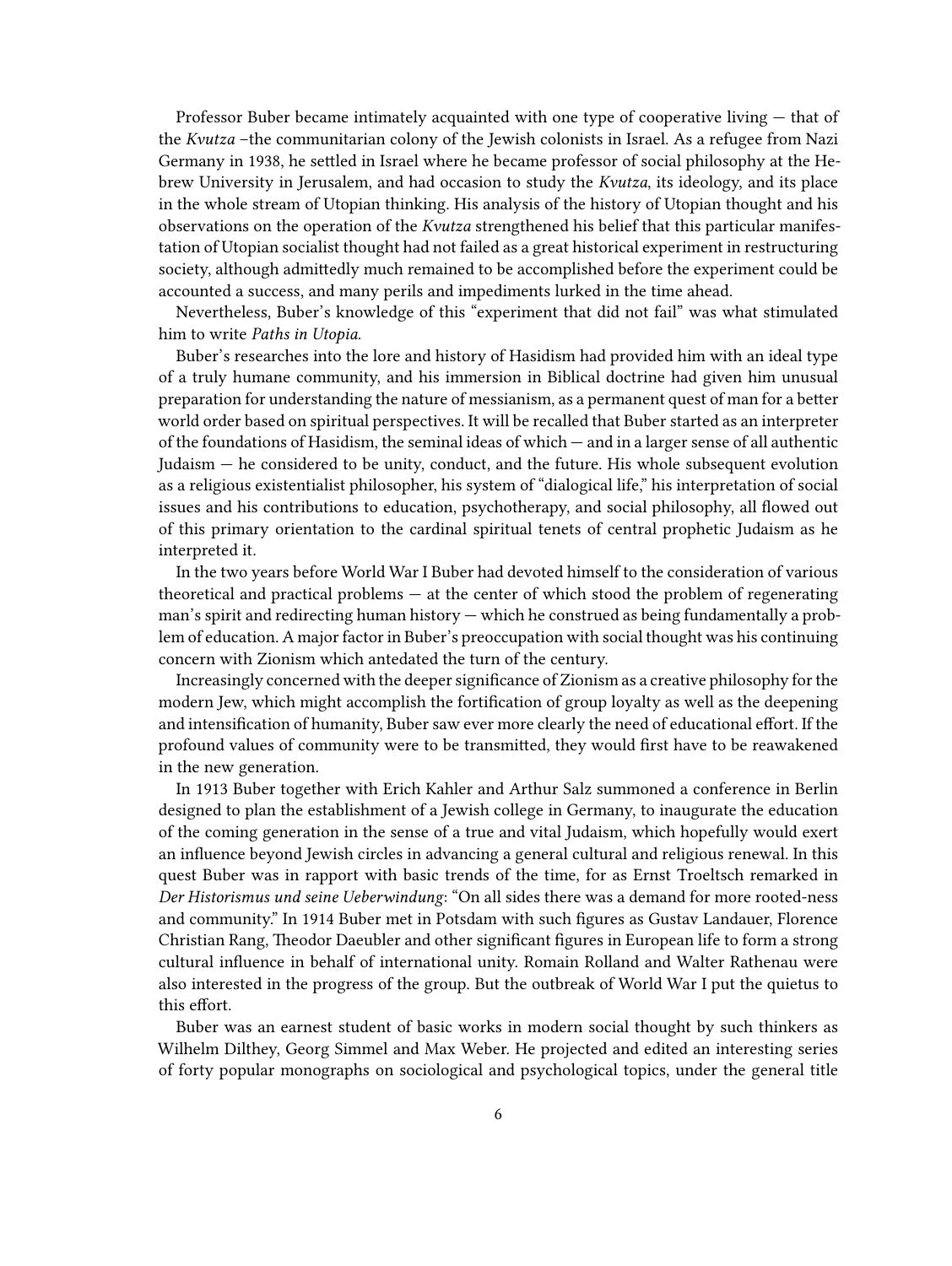Professor Buber became intimately acquainted with one type of cooperative living — that of the *Kvutza* –the communitarian colony of the Jewish colonists in Israel. As a refugee from Nazi Germany in 1938, he settled in Israel where he became professor of social philosophy at the Hebrew University in Jerusalem, and had occasion to study the *Kvutza*, its ideology, and its place in the whole stream of Utopian thinking. His analysis of the history of Utopian thought and his observations on the operation of the *Kvutza* strengthened his belief that this particular manifestation of Utopian socialist thought had not failed as a great historical experiment in restructuring society, although admittedly much remained to be accomplished before the experiment could be accounted a success, and many perils and impediments lurked in the time ahead.

Nevertheless, Buber's knowledge of this "experiment that did not fail" was what stimulated him to write *Paths in Utopia*.

Buber's researches into the lore and history of Hasidism had provided him with an ideal type of a truly humane community, and his immersion in Biblical doctrine had given him unusual preparation for understanding the nature of messianism, as a permanent quest of man for a better world order based on spiritual perspectives. It will be recalled that Buber started as an interpreter of the foundations of Hasidism, the seminal ideas of which — and in a larger sense of all authentic Judaism — he considered to be unity, conduct, and the future. His whole subsequent evolution as a religious existentialist philosopher, his system of "dialogical life," his interpretation of social issues and his contributions to education, psychotherapy, and social philosophy, all flowed out of this primary orientation to the cardinal spiritual tenets of central prophetic Judaism as he interpreted it.

In the two years before World War I Buber had devoted himself to the consideration of various theoretical and practical problems — at the center of which stood the problem of regenerating man's spirit and redirecting human history — which he construed as being fundamentally a problem of education. A major factor in Buber's preoccupation with social thought was his continuing concern with Zionism which antedated the turn of the century.

Increasingly concerned with the deeper significance of Zionism as a creative philosophy for the modern Jew, which might accomplish the fortification of group loyalty as well as the deepening and intensification of humanity, Buber saw ever more clearly the need of educational effort. If the profound values of community were to be transmitted, they would first have to be reawakened in the new generation.

In 1913 Buber together with Erich Kahler and Arthur Salz summoned a conference in Berlin designed to plan the establishment of a Jewish college in Germany, to inaugurate the education of the coming generation in the sense of a true and vital Judaism, which hopefully would exert an influence beyond Jewish circles in advancing a general cultural and religious renewal. In this quest Buber was in rapport with basic trends of the time, for as Ernst Troeltsch remarked in *Der Historismus und seine Ueberwindung*: "On all sides there was a demand for more rooted-ness and community." In 1914 Buber met in Potsdam with such figures as Gustav Landauer, Florence Christian Rang, Theodor Daeubler and other significant figures in European life to form a strong cultural influence in behalf of international unity. Romain Rolland and Walter Rathenau were also interested in the progress of the group. But the outbreak of World War I put the quietus to this effort.

Buber was an earnest student of basic works in modern social thought by such thinkers as Wilhelm Dilthey, Georg Simmel and Max Weber. He projected and edited an interesting series of forty popular monographs on sociological and psychological topics, under the general title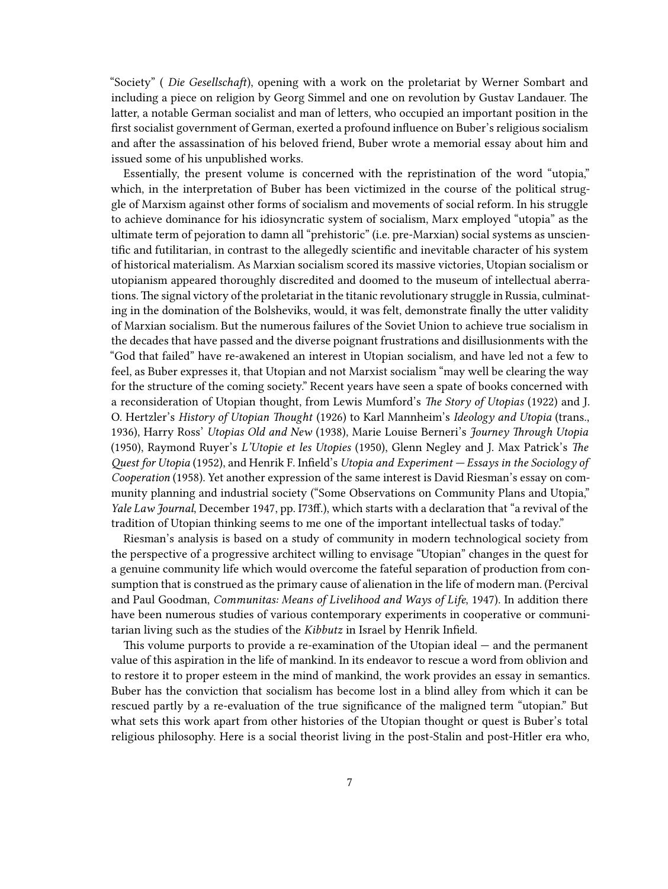"Society" ( *Die Gesellschaft*), opening with a work on the proletariat by Werner Sombart and including a piece on religion by Georg Simmel and one on revolution by Gustav Landauer. The latter, a notable German socialist and man of letters, who occupied an important position in the first socialist government of German, exerted a profound influence on Buber's religious socialism and after the assassination of his beloved friend, Buber wrote a memorial essay about him and issued some of his unpublished works.

Essentially, the present volume is concerned with the repristination of the word "utopia," which, in the interpretation of Buber has been victimized in the course of the political struggle of Marxism against other forms of socialism and movements of social reform. In his struggle to achieve dominance for his idiosyncratic system of socialism, Marx employed "utopia" as the ultimate term of pejoration to damn all "prehistoric" (i.e. pre-Marxian) social systems as unscientific and futilitarian, in contrast to the allegedly scientific and inevitable character of his system of historical materialism. As Marxian socialism scored its massive victories, Utopian socialism or utopianism appeared thoroughly discredited and doomed to the museum of intellectual aberrations. The signal victory of the proletariat in the titanic revolutionary struggle in Russia, culminating in the domination of the Bolsheviks, would, it was felt, demonstrate finally the utter validity of Marxian socialism. But the numerous failures of the Soviet Union to achieve true socialism in the decades that have passed and the diverse poignant frustrations and disillusionments with the "God that failed" have re-awakened an interest in Utopian socialism, and have led not a few to feel, as Buber expresses it, that Utopian and not Marxist socialism "may well be clearing the way for the structure of the coming society." Recent years have seen a spate of books concerned with a reconsideration of Utopian thought, from Lewis Mumford's *The Story of Utopias* (1922) and J. O. Hertzler's *History of Utopian Thought* (1926) to Karl Mannheim's *Ideology and Utopia* (trans., 1936), Harry Ross' *Utopias Old and New* (1938), Marie Louise Berneri's *Journey Through Utopia* (1950), Raymond Ruyer's *L'Utopie et les Utopies* (1950), Glenn Negley and J. Max Patrick's *The Quest for Utopia* (1952), and Henrik F. Infield's *Utopia and Experiment — Essays in the Sociology of Cooperation* (1958). Yet another expression of the same interest is David Riesman's essay on community planning and industrial society ("Some Observations on Community Plans and Utopia," *Yale Law Journal*, December 1947, pp. I73ff.), which starts with a declaration that "a revival of the tradition of Utopian thinking seems to me one of the important intellectual tasks of today."

Riesman's analysis is based on a study of community in modern technological society from the perspective of a progressive architect willing to envisage "Utopian" changes in the quest for a genuine community life which would overcome the fateful separation of production from consumption that is construed as the primary cause of alienation in the life of modern man. (Percival and Paul Goodman, *Communitas: Means of Livelihood and Ways of Life*, 1947). In addition there have been numerous studies of various contemporary experiments in cooperative or communitarian living such as the studies of the *Kibbutz* in Israel by Henrik Infield.

This volume purports to provide a re-examination of the Utopian ideal — and the permanent value of this aspiration in the life of mankind. In its endeavor to rescue a word from oblivion and to restore it to proper esteem in the mind of mankind, the work provides an essay in semantics. Buber has the conviction that socialism has become lost in a blind alley from which it can be rescued partly by a re-evaluation of the true significance of the maligned term "utopian." But what sets this work apart from other histories of the Utopian thought or quest is Buber's total religious philosophy. Here is a social theorist living in the post-Stalin and post-Hitler era who,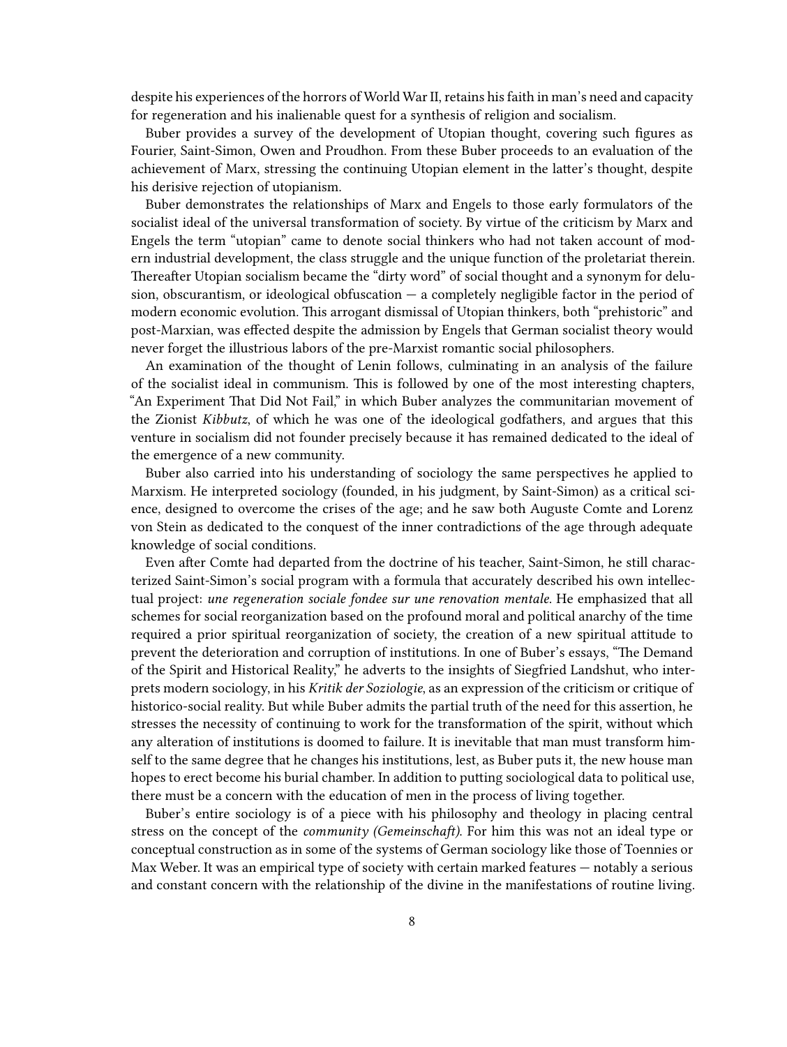despite his experiences of the horrors of World War II, retains his faith in man's need and capacity for regeneration and his inalienable quest for a synthesis of religion and socialism.

Buber provides a survey of the development of Utopian thought, covering such figures as Fourier, Saint-Simon, Owen and Proudhon. From these Buber proceeds to an evaluation of the achievement of Marx, stressing the continuing Utopian element in the latter's thought, despite his derisive rejection of utopianism.

Buber demonstrates the relationships of Marx and Engels to those early formulators of the socialist ideal of the universal transformation of society. By virtue of the criticism by Marx and Engels the term "utopian" came to denote social thinkers who had not taken account of modern industrial development, the class struggle and the unique function of the proletariat therein. Thereafter Utopian socialism became the "dirty word" of social thought and a synonym for delusion, obscurantism, or ideological obfuscation — a completely negligible factor in the period of modern economic evolution. This arrogant dismissal of Utopian thinkers, both "prehistoric" and post-Marxian, was effected despite the admission by Engels that German socialist theory would never forget the illustrious labors of the pre-Marxist romantic social philosophers.

An examination of the thought of Lenin follows, culminating in an analysis of the failure of the socialist ideal in communism. This is followed by one of the most interesting chapters, "An Experiment That Did Not Fail," in which Buber analyzes the communitarian movement of the Zionist *Kibbutz*, of which he was one of the ideological godfathers, and argues that this venture in socialism did not founder precisely because it has remained dedicated to the ideal of the emergence of a new community.

Buber also carried into his understanding of sociology the same perspectives he applied to Marxism. He interpreted sociology (founded, in his judgment, by Saint-Simon) as a critical science, designed to overcome the crises of the age; and he saw both Auguste Comte and Lorenz von Stein as dedicated to the conquest of the inner contradictions of the age through adequate knowledge of social conditions.

Even after Comte had departed from the doctrine of his teacher, Saint-Simon, he still characterized Saint-Simon's social program with a formula that accurately described his own intellectual project: *une regeneration sociale fondee sur une renovation mentale*. He emphasized that all schemes for social reorganization based on the profound moral and political anarchy of the time required a prior spiritual reorganization of society, the creation of a new spiritual attitude to prevent the deterioration and corruption of institutions. In one of Buber's essays, "The Demand of the Spirit and Historical Reality," he adverts to the insights of Siegfried Landshut, who interprets modern sociology, in his *Kritik der Soziologie*, as an expression of the criticism or critique of historico-social reality. But while Buber admits the partial truth of the need for this assertion, he stresses the necessity of continuing to work for the transformation of the spirit, without which any alteration of institutions is doomed to failure. It is inevitable that man must transform himself to the same degree that he changes his institutions, lest, as Buber puts it, the new house man hopes to erect become his burial chamber. In addition to putting sociological data to political use, there must be a concern with the education of men in the process of living together.

Buber's entire sociology is of a piece with his philosophy and theology in placing central stress on the concept of the *community (Gemeinschaft)*. For him this was not an ideal type or conceptual construction as in some of the systems of German sociology like those of Toennies or Max Weber. It was an empirical type of society with certain marked features — notably a serious and constant concern with the relationship of the divine in the manifestations of routine living.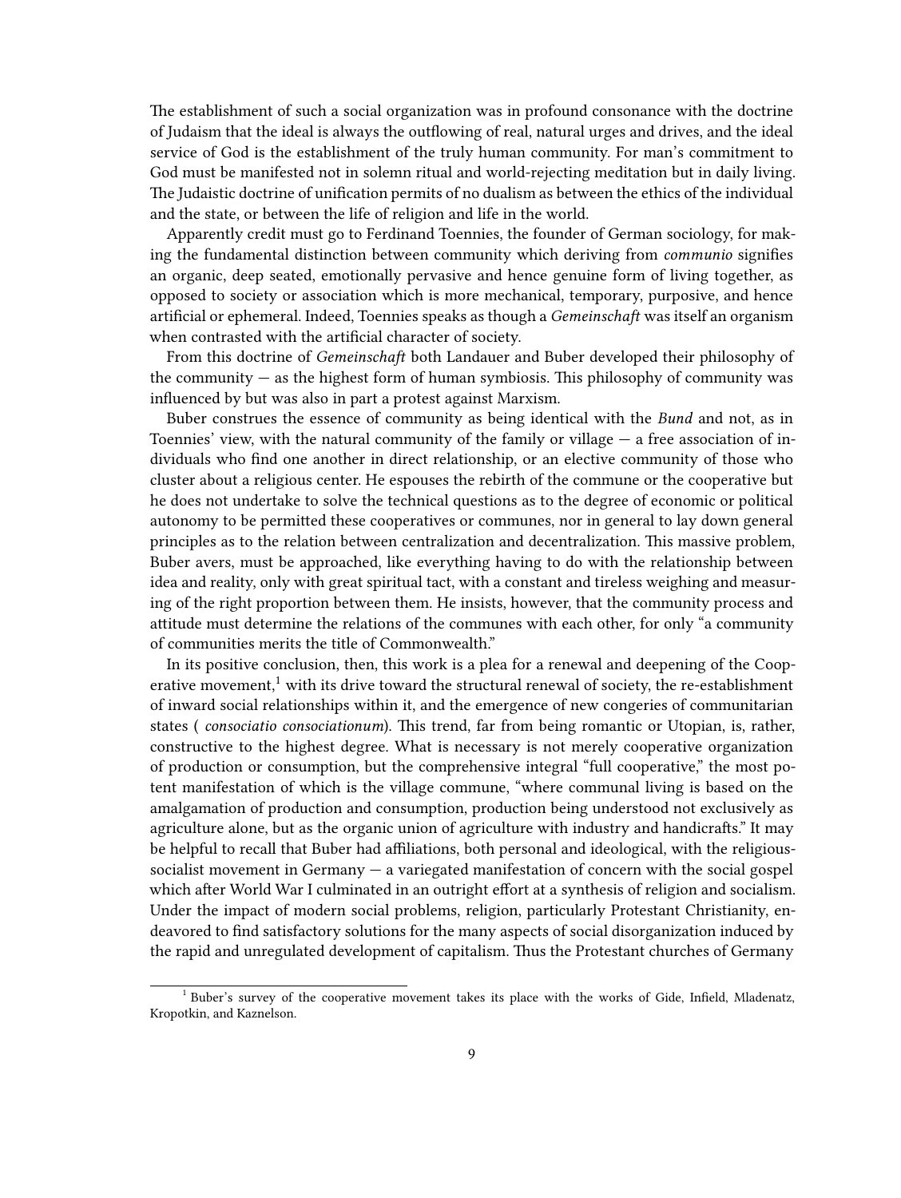The establishment of such a social organization was in profound consonance with the doctrine of Judaism that the ideal is always the outflowing of real, natural urges and drives, and the ideal service of God is the establishment of the truly human community. For man's commitment to God must be manifested not in solemn ritual and world-rejecting meditation but in daily living. The Judaistic doctrine of unification permits of no dualism as between the ethics of the individual and the state, or between the life of religion and life in the world.

Apparently credit must go to Ferdinand Toennies, the founder of German sociology, for making the fundamental distinction between community which deriving from *communio* signifies an organic, deep seated, emotionally pervasive and hence genuine form of living together, as opposed to society or association which is more mechanical, temporary, purposive, and hence artificial or ephemeral. Indeed, Toennies speaks as though a *Gemeinschaft* was itself an organism when contrasted with the artificial character of society.

From this doctrine of *Gemeinschaft* both Landauer and Buber developed their philosophy of the community — as the highest form of human symbiosis. This philosophy of community was influenced by but was also in part a protest against Marxism.

Buber construes the essence of community as being identical with the *Bund* and not, as in Toennies' view, with the natural community of the family or village — a free association of individuals who find one another in direct relationship, or an elective community of those who cluster about a religious center. He espouses the rebirth of the commune or the cooperative but he does not undertake to solve the technical questions as to the degree of economic or political autonomy to be permitted these cooperatives or communes, nor in general to lay down general principles as to the relation between centralization and decentralization. This massive problem, Buber avers, must be approached, like everything having to do with the relationship between idea and reality, only with great spiritual tact, with a constant and tireless weighing and measuring of the right proportion between them. He insists, however, that the community process and attitude must determine the relations of the communes with each other, for only "a community of communities merits the title of Commonwealth."

In its positive conclusion, then, this work is a plea for a renewal and deepening of the Cooperative movement,[1] with its drive toward the structural renewal of society, the re-establishment of inward social relationships within it, and the emergence of new congeries of communitarian states ( *consociatio consociationum*). This trend, far from being romantic or Utopian, is, rather, constructive to the highest degree. What is necessary is not merely cooperative organization of production or consumption, but the comprehensive integral "full cooperative," the most potent manifestation of which is the village commune, "where communal living is based on the amalgamation of production and consumption, production being understood not exclusively as agriculture alone, but as the organic union of agriculture with industry and handicrafts." It may be helpful to recall that Buber had affiliations, both personal and ideological, with the religious-socialist movement in Germany — a variegated manifestation of concern with the social gospel which after World War I culminated in an outright effort at a synthesis of religion and socialism. Under the impact of modern social problems, religion, particularly Protestant Christianity, endeavored to find satisfactory solutions for the many aspects of social disorganization induced by the rapid and unregulated development of capitalism. Thus the Protestant churches of Germany

[1] Buber's survey of the cooperative movement takes its place with the works of Gide, Infield, Mladenatz, Kropotkin, and Kaznelson.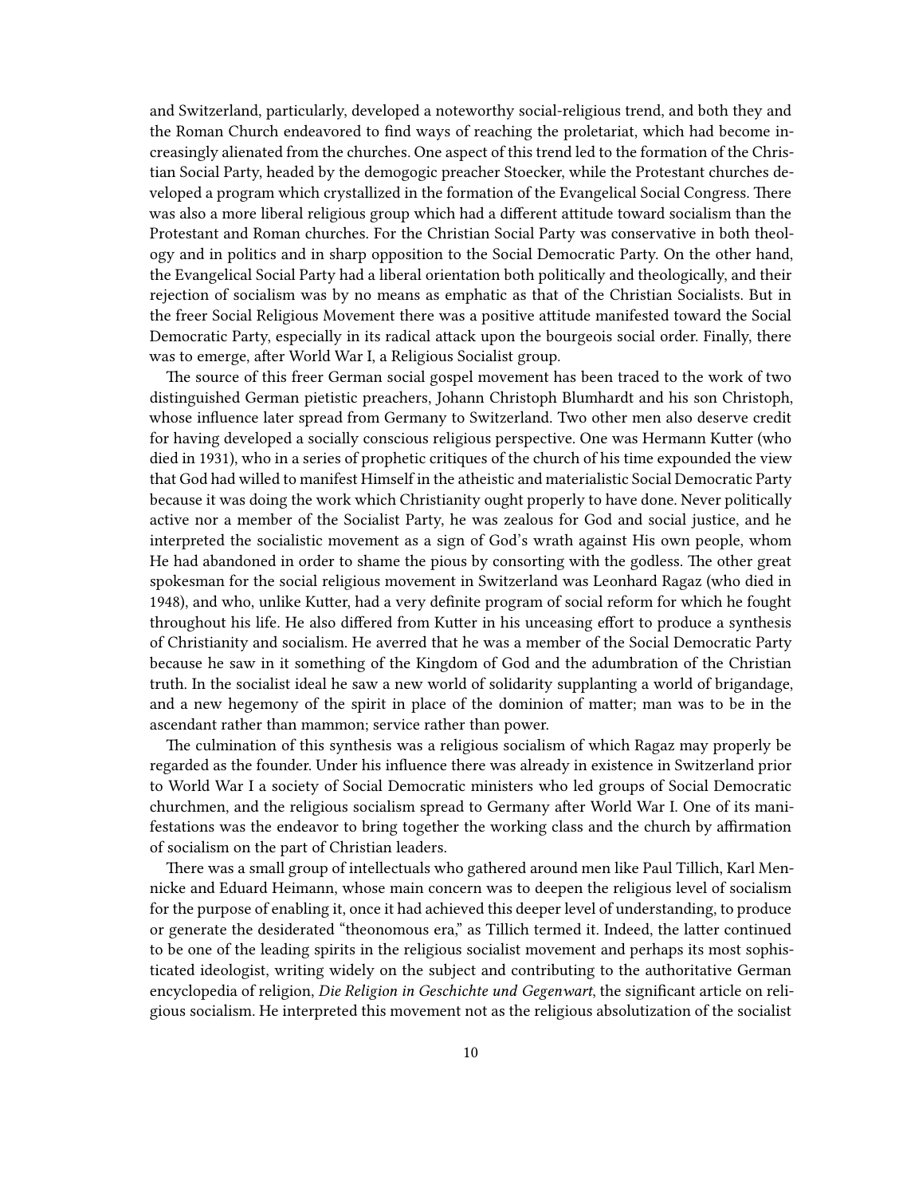and Switzerland, particularly, developed a noteworthy social-religious trend, and both they and the Roman Church endeavored to find ways of reaching the proletariat, which had become increasingly alienated from the churches. One aspect of this trend led to the formation of the Christian Social Party, headed by the demogogic preacher Stoecker, while the Protestant churches developed a program which crystallized in the formation of the Evangelical Social Congress. There was also a more liberal religious group which had a different attitude toward socialism than the Protestant and Roman churches. For the Christian Social Party was conservative in both theology and in politics and in sharp opposition to the Social Democratic Party. On the other hand, the Evangelical Social Party had a liberal orientation both politically and theologically, and their rejection of socialism was by no means as emphatic as that of the Christian Socialists. But in the freer Social Religious Movement there was a positive attitude manifested toward the Social Democratic Party, especially in its radical attack upon the bourgeois social order. Finally, there was to emerge, after World War I, a Religious Socialist group.

The source of this freer German social gospel movement has been traced to the work of two distinguished German pietistic preachers, Johann Christoph Blumhardt and his son Christoph, whose influence later spread from Germany to Switzerland. Two other men also deserve credit for having developed a socially conscious religious perspective. One was Hermann Kutter (who died in 1931), who in a series of prophetic critiques of the church of his time expounded the view that God had willed to manifest Himself in the atheistic and materialistic Social Democratic Party because it was doing the work which Christianity ought properly to have done. Never politically active nor a member of the Socialist Party, he was zealous for God and social justice, and he interpreted the socialistic movement as a sign of God's wrath against His own people, whom He had abandoned in order to shame the pious by consorting with the godless. The other great spokesman for the social religious movement in Switzerland was Leonhard Ragaz (who died in 1948), and who, unlike Kutter, had a very definite program of social reform for which he fought throughout his life. He also differed from Kutter in his unceasing effort to produce a synthesis of Christianity and socialism. He averred that he was a member of the Social Democratic Party because he saw in it something of the Kingdom of God and the adumbration of the Christian truth. In the socialist ideal he saw a new world of solidarity supplanting a world of brigandage, and a new hegemony of the spirit in place of the dominion of matter; man was to be in the ascendant rather than mammon; service rather than power.

The culmination of this synthesis was a religious socialism of which Ragaz may properly be regarded as the founder. Under his influence there was already in existence in Switzerland prior to World War I a society of Social Democratic ministers who led groups of Social Democratic churchmen, and the religious socialism spread to Germany after World War I. One of its manifestations was the endeavor to bring together the working class and the church by affirmation of socialism on the part of Christian leaders.

There was a small group of intellectuals who gathered around men like Paul Tillich, Karl Mennicke and Eduard Heimann, whose main concern was to deepen the religious level of socialism for the purpose of enabling it, once it had achieved this deeper level of understanding, to produce or generate the desiderated "theonomous era," as Tillich termed it. Indeed, the latter continued to be one of the leading spirits in the religious socialist movement and perhaps its most sophisticated ideologist, writing widely on the subject and contributing to the authoritative German encyclopedia of religion, *Die Religion in Geschichte und Gegenwart*, the significant article on religious socialism. He interpreted this movement not as the religious absolutization of the socialist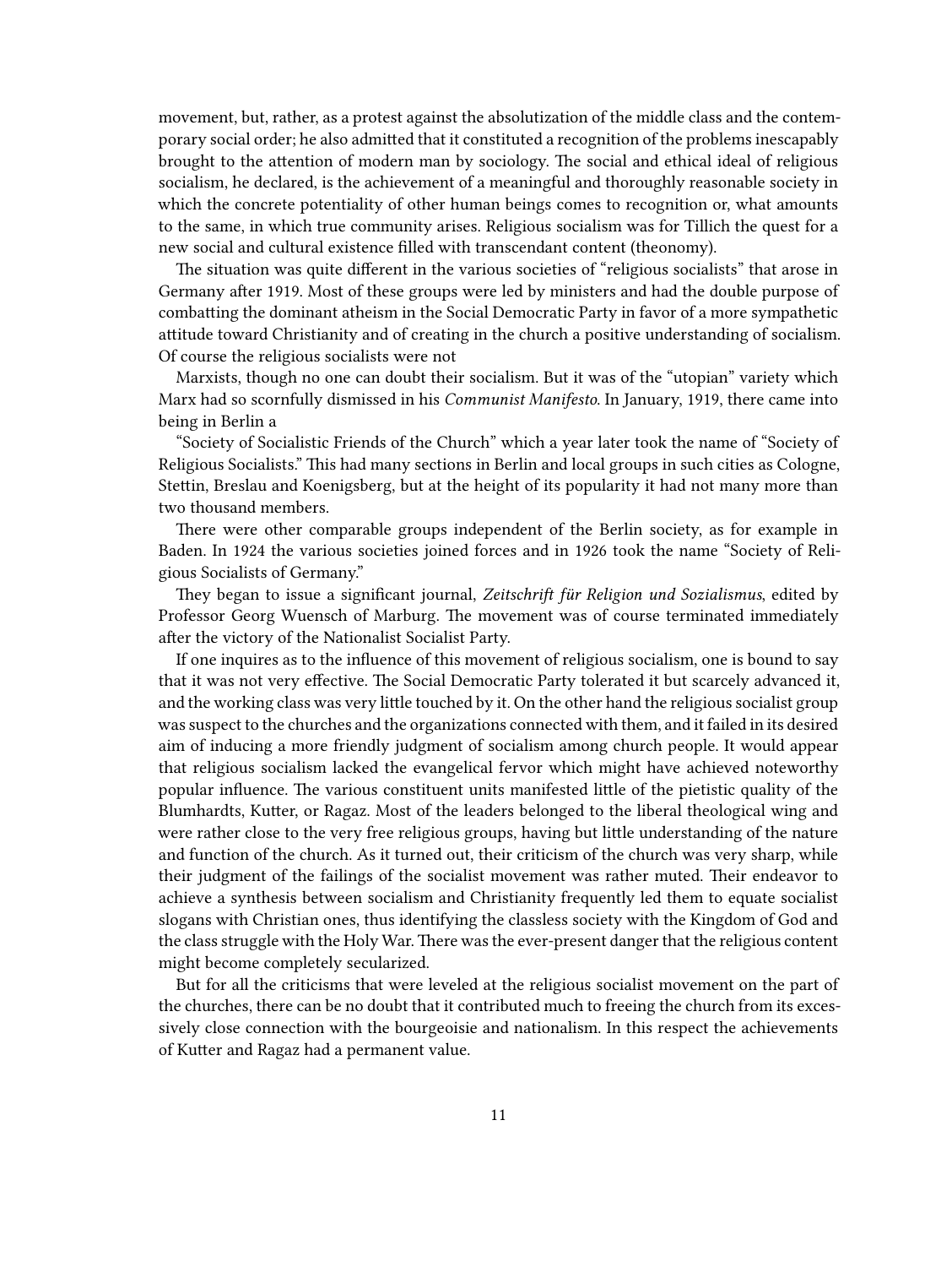movement, but, rather, as a protest against the absolutization of the middle class and the contemporary social order; he also admitted that it constituted a recognition of the problems inescapably brought to the attention of modern man by sociology. The social and ethical ideal of religious socialism, he declared, is the achievement of a meaningful and thoroughly reasonable society in which the concrete potentiality of other human beings comes to recognition or, what amounts to the same, in which true community arises. Religious socialism was for Tillich the quest for a new social and cultural existence filled with transcendant content (theonomy).

The situation was quite different in the various societies of "religious socialists" that arose in Germany after 1919. Most of these groups were led by ministers and had the double purpose of combatting the dominant atheism in the Social Democratic Party in favor of a more sympathetic attitude toward Christianity and of creating in the church a positive understanding of socialism. Of course the religious socialists were not

Marxists, though no one can doubt their socialism. But it was of the "utopian" variety which Marx had so scornfully dismissed in his *Communist Manifesto*. In January, 1919, there came into being in Berlin a

"Society of Socialistic Friends of the Church" which a year later took the name of "Society of Religious Socialists." This had many sections in Berlin and local groups in such cities as Cologne, Stettin, Breslau and Koenigsberg, but at the height of its popularity it had not many more than two thousand members.

There were other comparable groups independent of the Berlin society, as for example in Baden. In 1924 the various societies joined forces and in 1926 took the name "Society of Religious Socialists of Germany."

They began to issue a significant journal, *Zeitschrift für Religion und Sozialismus*, edited by Professor Georg Wuensch of Marburg. The movement was of course terminated immediately after the victory of the Nationalist Socialist Party.

If one inquires as to the influence of this movement of religious socialism, one is bound to say that it was not very effective. The Social Democratic Party tolerated it but scarcely advanced it, and the working class was very little touched by it. On the other hand the religious socialist group was suspect to the churches and the organizations connected with them, and it failed in its desired aim of inducing a more friendly judgment of socialism among church people. It would appear that religious socialism lacked the evangelical fervor which might have achieved noteworthy popular influence. The various constituent units manifested little of the pietistic quality of the Blumhardts, Kutter, or Ragaz. Most of the leaders belonged to the liberal theological wing and were rather close to the very free religious groups, having but little understanding of the nature and function of the church. As it turned out, their criticism of the church was very sharp, while their judgment of the failings of the socialist movement was rather muted. Their endeavor to achieve a synthesis between socialism and Christianity frequently led them to equate socialist slogans with Christian ones, thus identifying the classless society with the Kingdom of God and the class struggle with the Holy War. There was the ever-present danger that the religious content might become completely secularized.

But for all the criticisms that were leveled at the religious socialist movement on the part of the churches, there can be no doubt that it contributed much to freeing the church from its excessively close connection with the bourgeoisie and nationalism. In this respect the achievements of Kutter and Ragaz had a permanent value.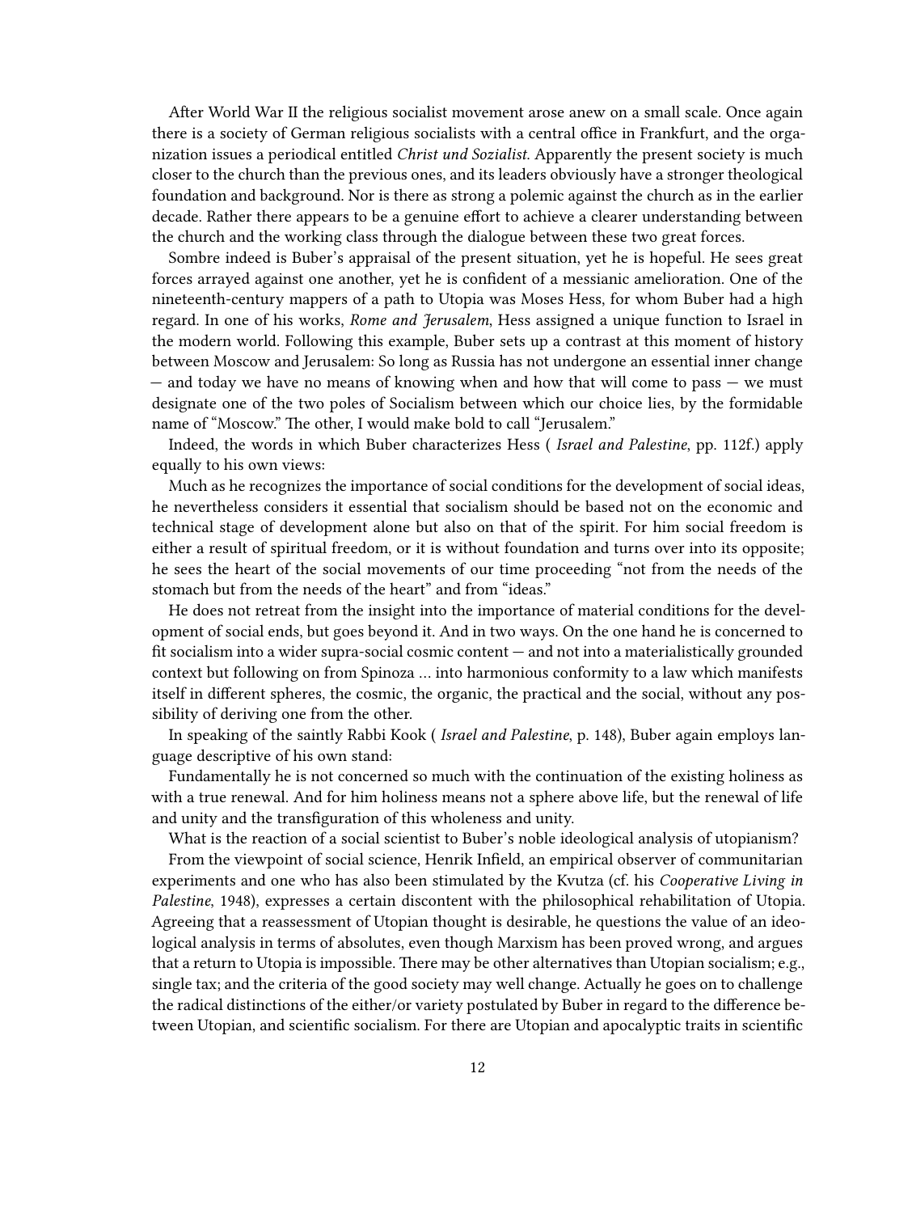After World War II the religious socialist movement arose anew on a small scale. Once again there is a society of German religious socialists with a central office in Frankfurt, and the organization issues a periodical entitled *Christ und Sozialist.* Apparently the present society is much closer to the church than the previous ones, and its leaders obviously have a stronger theological foundation and background. Nor is there as strong a polemic against the church as in the earlier decade. Rather there appears to be a genuine effort to achieve a clearer understanding between the church and the working class through the dialogue between these two great forces.

Sombre indeed is Buber's appraisal of the present situation, yet he is hopeful. He sees great forces arrayed against one another, yet he is confident of a messianic amelioration. One of the nineteenth-century mappers of a path to Utopia was Moses Hess, for whom Buber had a high regard. In one of his works, *Rome and Jerusalem*, Hess assigned a unique function to Israel in the modern world. Following this example, Buber sets up a contrast at this moment of history between Moscow and Jerusalem: So long as Russia has not undergone an essential inner change — and today we have no means of knowing when and how that will come to pass — we must designate one of the two poles of Socialism between which our choice lies, by the formidable name of "Moscow." The other, I would make bold to call "Jerusalem."

Indeed, the words in which Buber characterizes Hess ( *Israel and Palestine*, pp. 112f.) apply equally to his own views:

Much as he recognizes the importance of social conditions for the development of social ideas, he nevertheless considers it essential that socialism should be based not on the economic and technical stage of development alone but also on that of the spirit. For him social freedom is either a result of spiritual freedom, or it is without foundation and turns over into its opposite; he sees the heart of the social movements of our time proceeding "not from the needs of the stomach but from the needs of the heart" and from "ideas."

He does not retreat from the insight into the importance of material conditions for the development of social ends, but goes beyond it. And in two ways. On the one hand he is concerned to fit socialism into a wider supra-social cosmic content — and not into a materialistically grounded context but following on from Spinoza … into harmonious conformity to a law which manifests itself in different spheres, the cosmic, the organic, the practical and the social, without any possibility of deriving one from the other.

In speaking of the saintly Rabbi Kook ( *Israel and Palestine*, p. 148), Buber again employs language descriptive of his own stand:

Fundamentally he is not concerned so much with the continuation of the existing holiness as with a true renewal. And for him holiness means not a sphere above life, but the renewal of life and unity and the transfiguration of this wholeness and unity.

What is the reaction of a social scientist to Buber's noble ideological analysis of utopianism?

From the viewpoint of social science, Henrik Infield, an empirical observer of communitarian experiments and one who has also been stimulated by the Kvutza (cf. his *Cooperative Living in Palestine*, 1948), expresses a certain discontent with the philosophical rehabilitation of Utopia. Agreeing that a reassessment of Utopian thought is desirable, he questions the value of an ideological analysis in terms of absolutes, even though Marxism has been proved wrong, and argues that a return to Utopia is impossible. There may be other alternatives than Utopian socialism; e.g., single tax; and the criteria of the good society may well change. Actually he goes on to challenge the radical distinctions of the either/or variety postulated by Buber in regard to the difference between Utopian, and scientific socialism. For there are Utopian and apocalyptic traits in scientific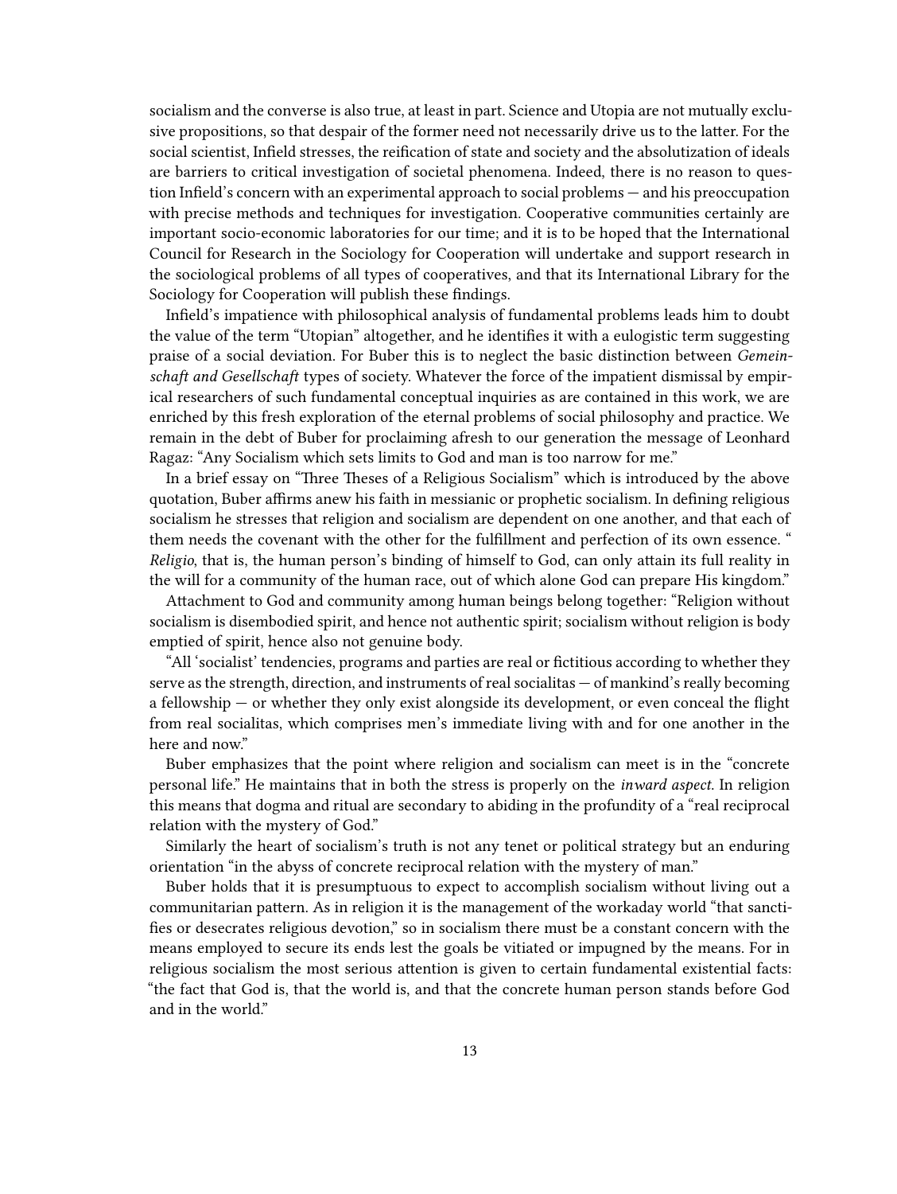socialism and the converse is also true, at least in part. Science and Utopia are not mutually exclusive propositions, so that despair of the former need not necessarily drive us to the latter. For the social scientist, Infield stresses, the reification of state and society and the absolutization of ideals are barriers to critical investigation of societal phenomena. Indeed, there is no reason to question Infield's concern with an experimental approach to social problems — and his preoccupation with precise methods and techniques for investigation. Cooperative communities certainly are important socio-economic laboratories for our time; and it is to be hoped that the International Council for Research in the Sociology for Cooperation will undertake and support research in the sociological problems of all types of cooperatives, and that its International Library for the Sociology for Cooperation will publish these findings.

Infield's impatience with philosophical analysis of fundamental problems leads him to doubt the value of the term "Utopian" altogether, and he identifies it with a eulogistic term suggesting praise of a social deviation. For Buber this is to neglect the basic distinction between *Gemeinschaft and Gesellschaft* types of society. Whatever the force of the impatient dismissal by empirical researchers of such fundamental conceptual inquiries as are contained in this work, we are enriched by this fresh exploration of the eternal problems of social philosophy and practice. We remain in the debt of Buber for proclaiming afresh to our generation the message of Leonhard Ragaz: "Any Socialism which sets limits to God and man is too narrow for me."

In a brief essay on "Three Theses of a Religious Socialism" which is introduced by the above quotation, Buber affirms anew his faith in messianic or prophetic socialism. In defining religious socialism he stresses that religion and socialism are dependent on one another, and that each of them needs the covenant with the other for the fulfillment and perfection of its own essence. "*Religio*, that is, the human person's binding of himself to God, can only attain its full reality in the will for a community of the human race, out of which alone God can prepare His kingdom."

Attachment to God and community among human beings belong together: "Religion without socialism is disembodied spirit, and hence not authentic spirit; socialism without religion is body emptied of spirit, hence also not genuine body.

"All 'socialist' tendencies, programs and parties are real or fictitious according to whether they serve as the strength, direction, and instruments of real socialitas — of mankind's really becoming a fellowship — or whether they only exist alongside its development, or even conceal the flight from real socialitas, which comprises men's immediate living with and for one another in the here and now."

Buber emphasizes that the point where religion and socialism can meet is in the "concrete personal life." He maintains that in both the stress is properly on the *inward aspect*. In religion this means that dogma and ritual are secondary to abiding in the profundity of a "real reciprocal relation with the mystery of God."

Similarly the heart of socialism's truth is not any tenet or political strategy but an enduring orientation "in the abyss of concrete reciprocal relation with the mystery of man."

Buber holds that it is presumptuous to expect to accomplish socialism without living out a communitarian pattern. As in religion it is the management of the workaday world "that sanctifies or desecrates religious devotion," so in socialism there must be a constant concern with the means employed to secure its ends lest the goals be vitiated or impugned by the means. For in religious socialism the most serious attention is given to certain fundamental existential facts: "the fact that God is, that the world is, and that the concrete human person stands before God and in the world."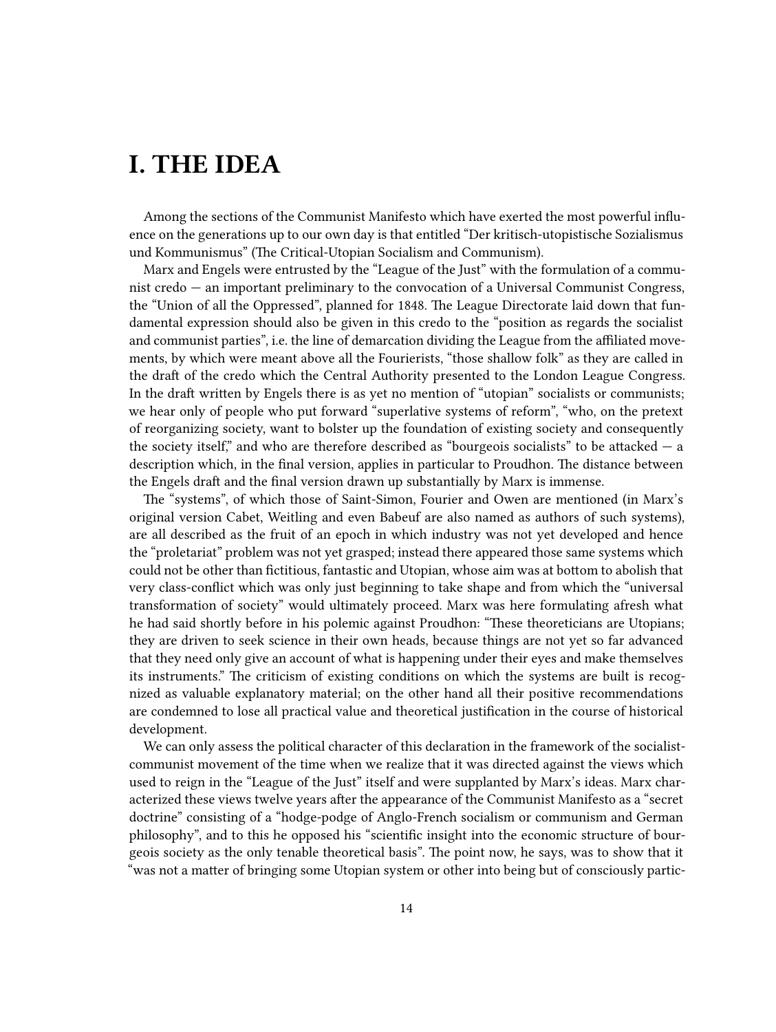# I. THE IDEA

Among the sections of the Communist Manifesto which have exerted the most powerful influence on the generations up to our own day is that entitled "Der kritisch-utopistische Sozialismus und Kommunismus" (The Critical-Utopian Socialism and Communism).

Marx and Engels were entrusted by the "League of the Just" with the formulation of a communist credo — an important preliminary to the convocation of a Universal Communist Congress, the "Union of all the Oppressed", planned for 1848. The League Directorate laid down that fundamental expression should also be given in this credo to the "position as regards the socialist and communist parties", i.e. the line of demarcation dividing the League from the affiliated movements, by which were meant above all the Fourierists, "those shallow folk" as they are called in the draft of the credo which the Central Authority presented to the London League Congress. In the draft written by Engels there is as yet no mention of "utopian" socialists or communists; we hear only of people who put forward "superlative systems of reform", "who, on the pretext of reorganizing society, want to bolster up the foundation of existing society and consequently the society itself," and who are therefore described as "bourgeois socialists" to be attacked — a description which, in the final version, applies in particular to Proudhon. The distance between the Engels draft and the final version drawn up substantially by Marx is immense.

The "systems", of which those of Saint-Simon, Fourier and Owen are mentioned (in Marx's original version Cabet, Weitling and even Babeuf are also named as authors of such systems), are all described as the fruit of an epoch in which industry was not yet developed and hence the "proletariat" problem was not yet grasped; instead there appeared those same systems which could not be other than fictitious, fantastic and Utopian, whose aim was at bottom to abolish that very class-conflict which was only just beginning to take shape and from which the "universal transformation of society" would ultimately proceed. Marx was here formulating afresh what he had said shortly before in his polemic against Proudhon: "These theoreticians are Utopians; they are driven to seek science in their own heads, because things are not yet so far advanced that they need only give an account of what is happening under their eyes and make themselves its instruments." The criticism of existing conditions on which the systems are built is recognized as valuable explanatory material; on the other hand all their positive recommendations are condemned to lose all practical value and theoretical justification in the course of historical development.

We can only assess the political character of this declaration in the framework of the socialist-communist movement of the time when we realize that it was directed against the views which used to reign in the "League of the Just" itself and were supplanted by Marx's ideas. Marx characterized these views twelve years after the appearance of the Communist Manifesto as a "secret doctrine" consisting of a "hodge-podge of Anglo-French socialism or communism and German philosophy", and to this he opposed his "scientific insight into the economic structure of bourgeois society as the only tenable theoretical basis". The point now, he says, was to show that it "was not a matter of bringing some Utopian system or other into being but of consciously partic-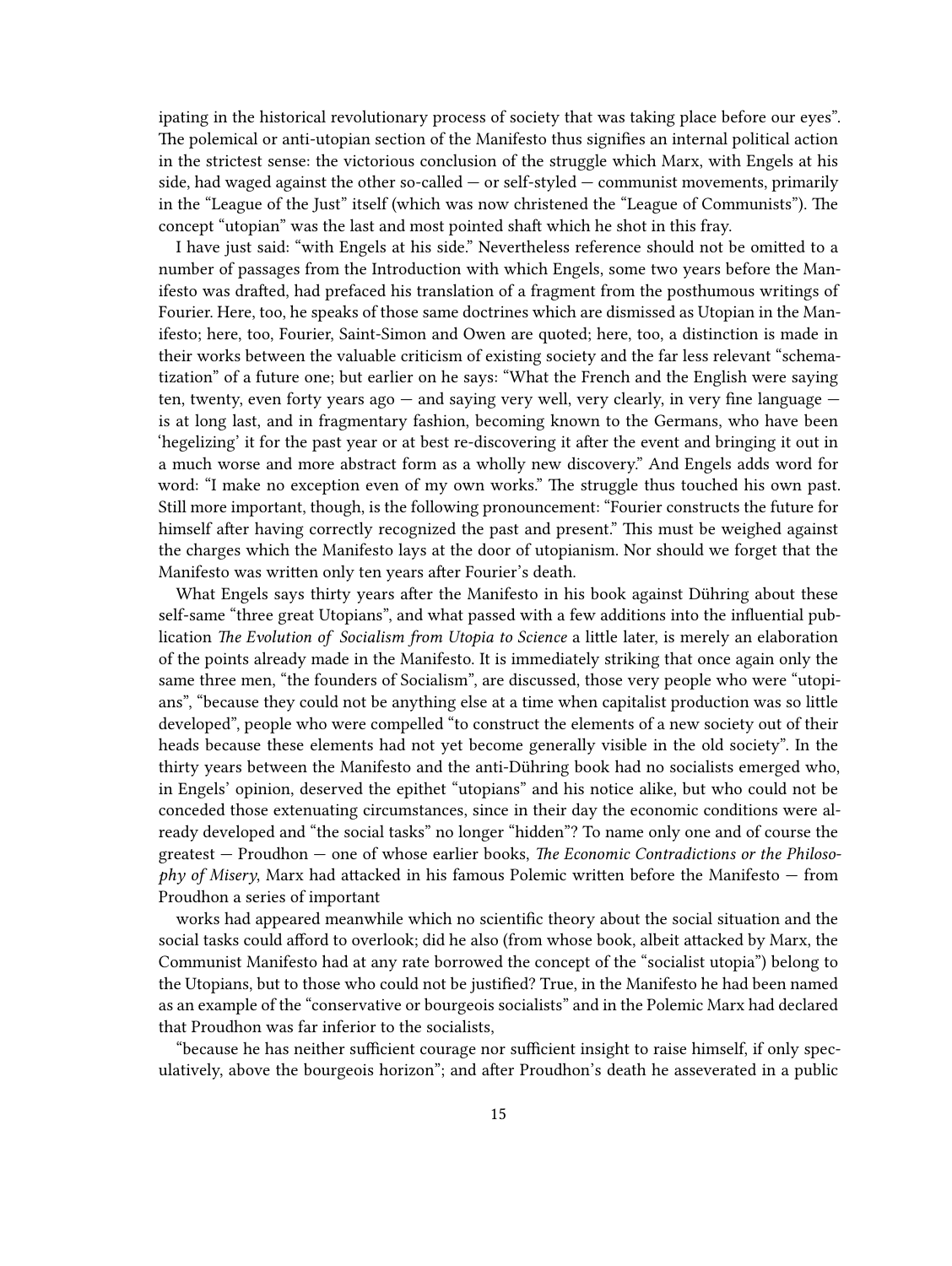ipating in the historical revolutionary process of society that was taking place before our eyes". The polemical or anti-utopian section of the Manifesto thus signifies an internal political action in the strictest sense: the victorious conclusion of the struggle which Marx, with Engels at his side, had waged against the other so-called — or self-styled — communist movements, primarily in the "League of the Just" itself (which was now christened the "League of Communists"). The concept "utopian" was the last and most pointed shaft which he shot in this fray.

I have just said: "with Engels at his side." Nevertheless reference should not be omitted to a number of passages from the Introduction with which Engels, some two years before the Manifesto was drafted, had prefaced his translation of a fragment from the posthumous writings of Fourier. Here, too, he speaks of those same doctrines which are dismissed as Utopian in the Manifesto; here, too, Fourier, Saint-Simon and Owen are quoted; here, too, a distinction is made in their works between the valuable criticism of existing society and the far less relevant "schematization" of a future one; but earlier on he says: "What the French and the English were saying ten, twenty, even forty years ago — and saying very well, very clearly, in very fine language — is at long last, and in fragmentary fashion, becoming known to the Germans, who have been 'hegelizing' it for the past year or at best re-discovering it after the event and bringing it out in a much worse and more abstract form as a wholly new discovery." And Engels adds word for word: "I make no exception even of my own works." The struggle thus touched his own past. Still more important, though, is the following pronouncement: "Fourier constructs the future for himself after having correctly recognized the past and present." This must be weighed against the charges which the Manifesto lays at the door of utopianism. Nor should we forget that the Manifesto was written only ten years after Fourier's death.

What Engels says thirty years after the Manifesto in his book against Dühring about these self-same "three great Utopians", and what passed with a few additions into the influential publication *The Evolution of Socialism from Utopia to Science* a little later, is merely an elaboration of the points already made in the Manifesto. It is immediately striking that once again only the same three men, "the founders of Socialism", are discussed, those very people who were "utopians", "because they could not be anything else at a time when capitalist production was so little developed", people who were compelled "to construct the elements of a new society out of their heads because these elements had not yet become generally visible in the old society". In the thirty years between the Manifesto and the anti-Dühring book had no socialists emerged who, in Engels' opinion, deserved the epithet "utopians" and his notice alike, but who could not be conceded those extenuating circumstances, since in their day the economic conditions were already developed and "the social tasks" no longer "hidden"? To name only one and of course the greatest — Proudhon — one of whose earlier books, *The Economic Contradictions or the Philosophy of Misery*, Marx had attacked in his famous Polemic written before the Manifesto — from Proudhon a series of important works had appeared meanwhile which no scientific theory about the social situation and the social tasks could afford to overlook; did he also (from whose book, albeit attacked by Marx, the Communist Manifesto had at any rate borrowed the concept of the "socialist utopia") belong to the Utopians, but to those who could not be justified? True, in the Manifesto he had been named as an example of the "conservative or bourgeois socialists" and in the Polemic Marx had declared that Proudhon was far inferior to the socialists,

"because he has neither sufficient courage nor sufficient insight to raise himself, if only speculatively, above the bourgeois horizon"; and after Proudhon's death he asseverated in a public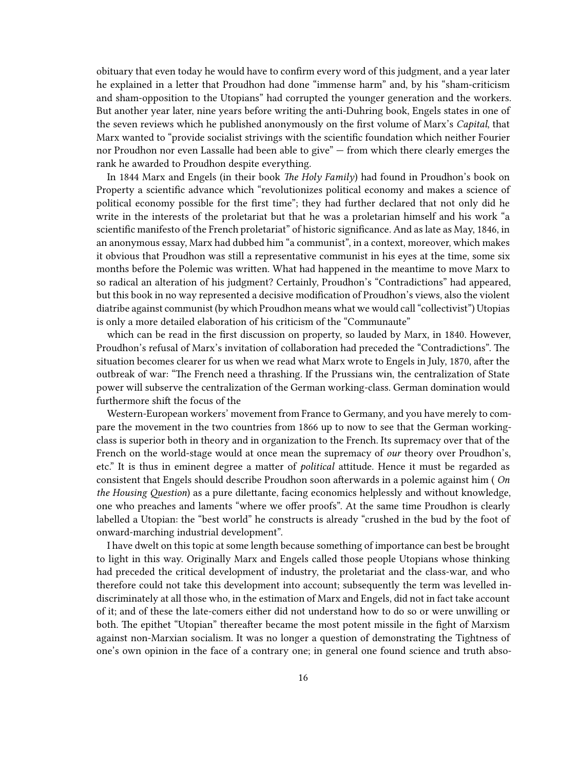obituary that even today he would have to confirm every word of this judgment, and a year later he explained in a letter that Proudhon had done "immense harm" and, by his "sham-criticism and sham-opposition to the Utopians" had corrupted the younger generation and the workers. But another year later, nine years before writing the anti-Duhring book, Engels states in one of the seven reviews which he published anonymously on the first volume of Marx's *Capital,* that Marx wanted to "provide socialist strivings with the scientific foundation which neither Fourier nor Proudhon nor even Lassalle had been able to give" — from which there clearly emerges the rank he awarded to Proudhon despite everything.

In 1844 Marx and Engels (in their book *The Holy Family*) had found in Proudhon's book on Property a scientific advance which "revolutionizes political economy and makes a science of political economy possible for the first time"; they had further declared that not only did he write in the interests of the proletariat but that he was a proletarian himself and his work "a scientific manifesto of the French proletariat" of historic significance. And as late as May, 1846, in an anonymous essay, Marx had dubbed him "a communist", in a context, moreover, which makes it obvious that Proudhon was still a representative communist in his eyes at the time, some six months before the Polemic was written. What had happened in the meantime to move Marx to so radical an alteration of his judgment? Certainly, Proudhon's "Contradictions" had appeared, but this book in no way represented a decisive modification of Proudhon's views, also the violent diatribe against communist (by which Proudhon means what we would call "collectivist") Utopias is only a more detailed elaboration of his criticism of the "Communaute" which can be read in the first discussion on property, so lauded by Marx, in 1840. However, Proudhon's refusal of Marx's invitation of collaboration had preceded the "Contradictions". The situation becomes clearer for us when we read what Marx wrote to Engels in July, 1870, after the outbreak of war: "The French need a thrashing. If the Prussians win, the centralization of State power will subserve the centralization of the German working-class. German domination would furthermore shift the focus of the Western-European workers' movement from France to Germany, and you have merely to compare the movement in the two countries from 1866 up to now to see that the German working-class is superior both in theory and in organization to the French. Its supremacy over that of the French on the world-stage would at once mean the supremacy of *our* theory over Proudhon's, etc." It is thus in eminent degree a matter of *political* attitude. Hence it must be regarded as consistent that Engels should describe Proudhon soon afterwards in a polemic against him ( *On the Housing Question*) as a pure dilettante, facing economics helplessly and without knowledge, one who preaches and laments "where we offer proofs". At the same time Proudhon is clearly labelled a Utopian: the "best world" he constructs is already "crushed in the bud by the foot of onward-marching industrial development".

I have dwelt on this topic at some length because something of importance can best be brought to light in this way. Originally Marx and Engels called those people Utopians whose thinking had preceded the critical development of industry, the proletariat and the class-war, and who therefore could not take this development into account; subsequently the term was levelled indiscriminately at all those who, in the estimation of Marx and Engels, did not in fact take account of it; and of these the late-comers either did not understand how to do so or were unwilling or both. The epithet "Utopian" thereafter became the most potent missile in the fight of Marxism against non-Marxian socialism. It was no longer a question of demonstrating the Tightness of one's own opinion in the face of a contrary one; in general one found science and truth abso-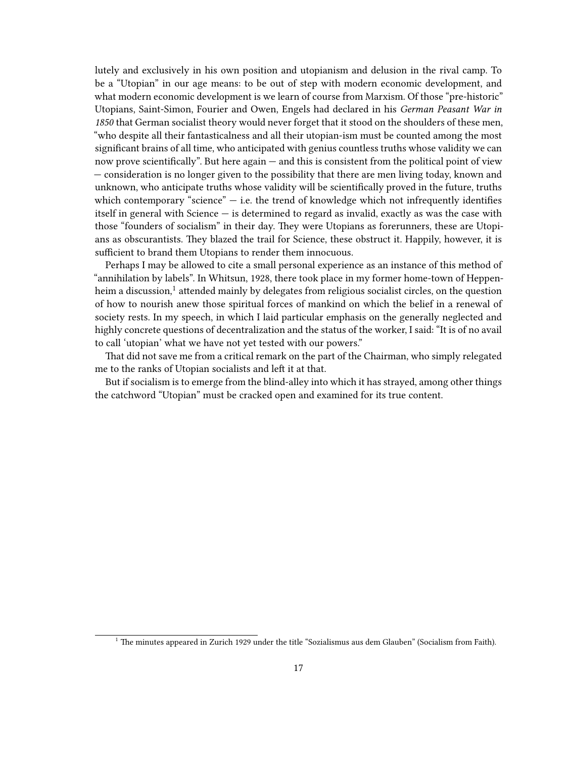lutely and exclusively in his own position and utopianism and delusion in the rival camp. To be a "Utopian" in our age means: to be out of step with modern economic development, and what modern economic development is we learn of course from Marxism. Of those "pre-historic" Utopians, Saint-Simon, Fourier and Owen, Engels had declared in his *German Peasant War in 1850* that German socialist theory would never forget that it stood on the shoulders of these men, "who despite all their fantasticalness and all their utopian-ism must be counted among the most significant brains of all time, who anticipated with genius countless truths whose validity we can now prove scientifically". But here again — and this is consistent from the political point of view — consideration is no longer given to the possibility that there are men living today, known and unknown, who anticipate truths whose validity will be scientifically proved in the future, truths which contemporary "science" — i.e. the trend of knowledge which not infrequently identifies itself in general with Science — is determined to regard as invalid, exactly as was the case with those "founders of socialism" in their day. They were Utopians as forerunners, these are Utopians as obscurantists. They blazed the trail for Science, these obstruct it. Happily, however, it is sufficient to brand them Utopians to render them innocuous.

Perhaps I may be allowed to cite a small personal experience as an instance of this method of "annihilation by labels". In Whitsun, 1928, there took place in my former home-town of Heppenheim a discussion,[1] attended mainly by delegates from religious socialist circles, on the question of how to nourish anew those spiritual forces of mankind on which the belief in a renewal of society rests. In my speech, in which I laid particular emphasis on the generally neglected and highly concrete questions of decentralization and the status of the worker, I said: "It is of no avail to call 'utopian' what we have not yet tested with our powers."

That did not save me from a critical remark on the part of the Chairman, who simply relegated me to the ranks of Utopian socialists and left it at that.

But if socialism is to emerge from the blind-alley into which it has strayed, among other things the catchword "Utopian" must be cracked open and examined for its true content.

[1] The minutes appeared in Zurich 1929 under the title "Sozialismus aus dem Glauben" (Socialism from Faith).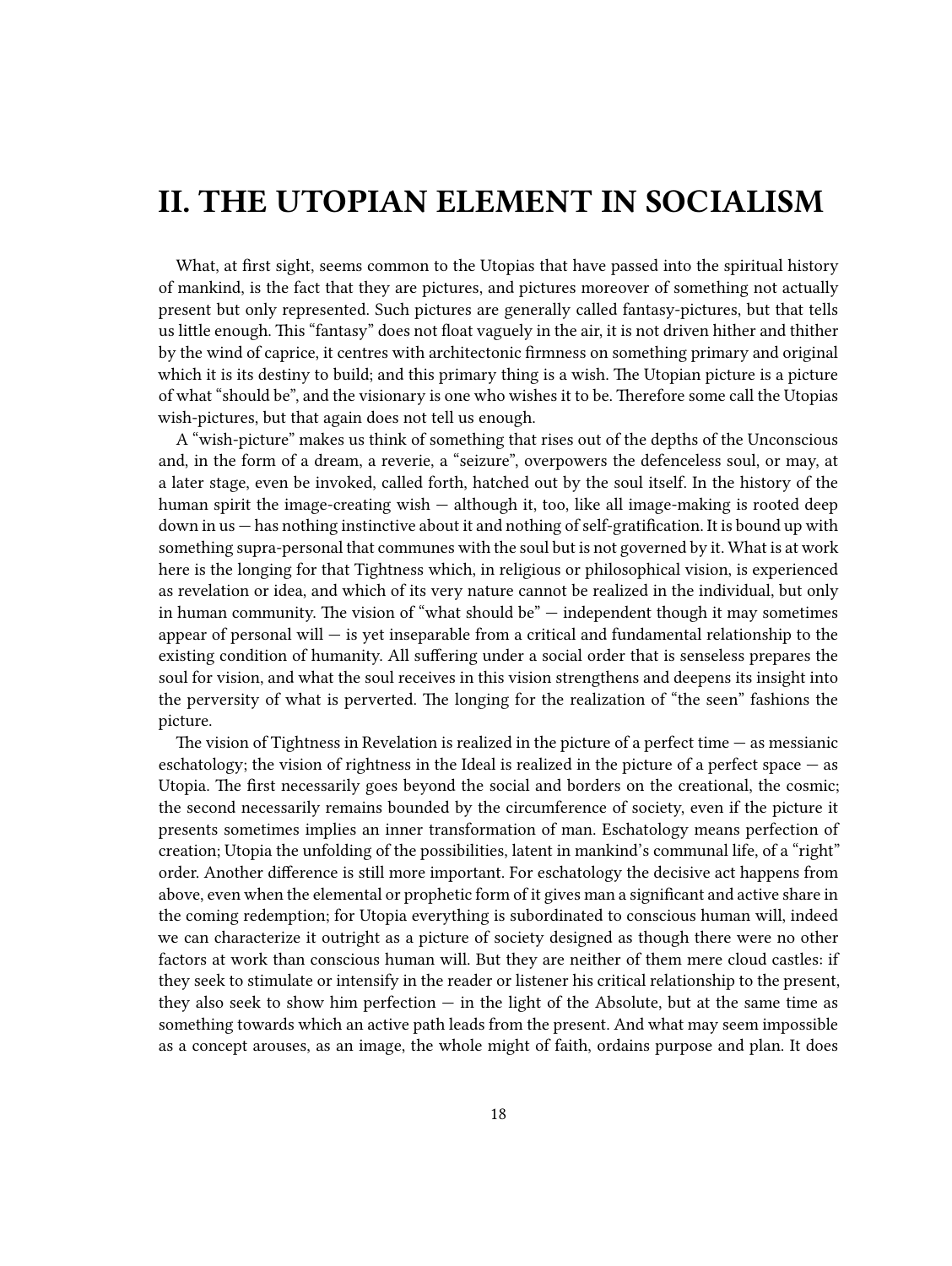# II. THE UTOPIAN ELEMENT IN SOCIALISM

What, at first sight, seems common to the Utopias that have passed into the spiritual history of mankind, is the fact that they are pictures, and pictures moreover of something not actually present but only represented. Such pictures are generally called fantasy-pictures, but that tells us little enough. This "fantasy" does not float vaguely in the air, it is not driven hither and thither by the wind of caprice, it centres with architectonic firmness on something primary and original which it is its destiny to build; and this primary thing is a wish. The Utopian picture is a picture of what "should be", and the visionary is one who wishes it to be. Therefore some call the Utopias wish-pictures, but that again does not tell us enough.

A "wish-picture" makes us think of something that rises out of the depths of the Unconscious and, in the form of a dream, a reverie, a "seizure", overpowers the defenceless soul, or may, at a later stage, even be invoked, called forth, hatched out by the soul itself. In the history of the human spirit the image-creating wish — although it, too, like all image-making is rooted deep down in us — has nothing instinctive about it and nothing of self-gratification. It is bound up with something supra-personal that communes with the soul but is not governed by it. What is at work here is the longing for that Tightness which, in religious or philosophical vision, is experienced as revelation or idea, and which of its very nature cannot be realized in the individual, but only in human community. The vision of "what should be" — independent though it may sometimes appear of personal will — is yet inseparable from a critical and fundamental relationship to the existing condition of humanity. All suffering under a social order that is senseless prepares the soul for vision, and what the soul receives in this vision strengthens and deepens its insight into the perversity of what is perverted. The longing for the realization of "the seen" fashions the picture.

The vision of Tightness in Revelation is realized in the picture of a perfect time — as messianic eschatology; the vision of rightness in the Ideal is realized in the picture of a perfect space — as Utopia. The first necessarily goes beyond the social and borders on the creational, the cosmic; the second necessarily remains bounded by the circumference of society, even if the picture it presents sometimes implies an inner transformation of man. Eschatology means perfection of creation; Utopia the unfolding of the possibilities, latent in mankind's communal life, of a "right" order. Another difference is still more important. For eschatology the decisive act happens from above, even when the elemental or prophetic form of it gives man a significant and active share in the coming redemption; for Utopia everything is subordinated to conscious human will, indeed we can characterize it outright as a picture of society designed as though there were no other factors at work than conscious human will. But they are neither of them mere cloud castles: if they seek to stimulate or intensify in the reader or listener his critical relationship to the present, they also seek to show him perfection — in the light of the Absolute, but at the same time as something towards which an active path leads from the present. And what may seem impossible as a concept arouses, as an image, the whole might of faith, ordains purpose and plan. It does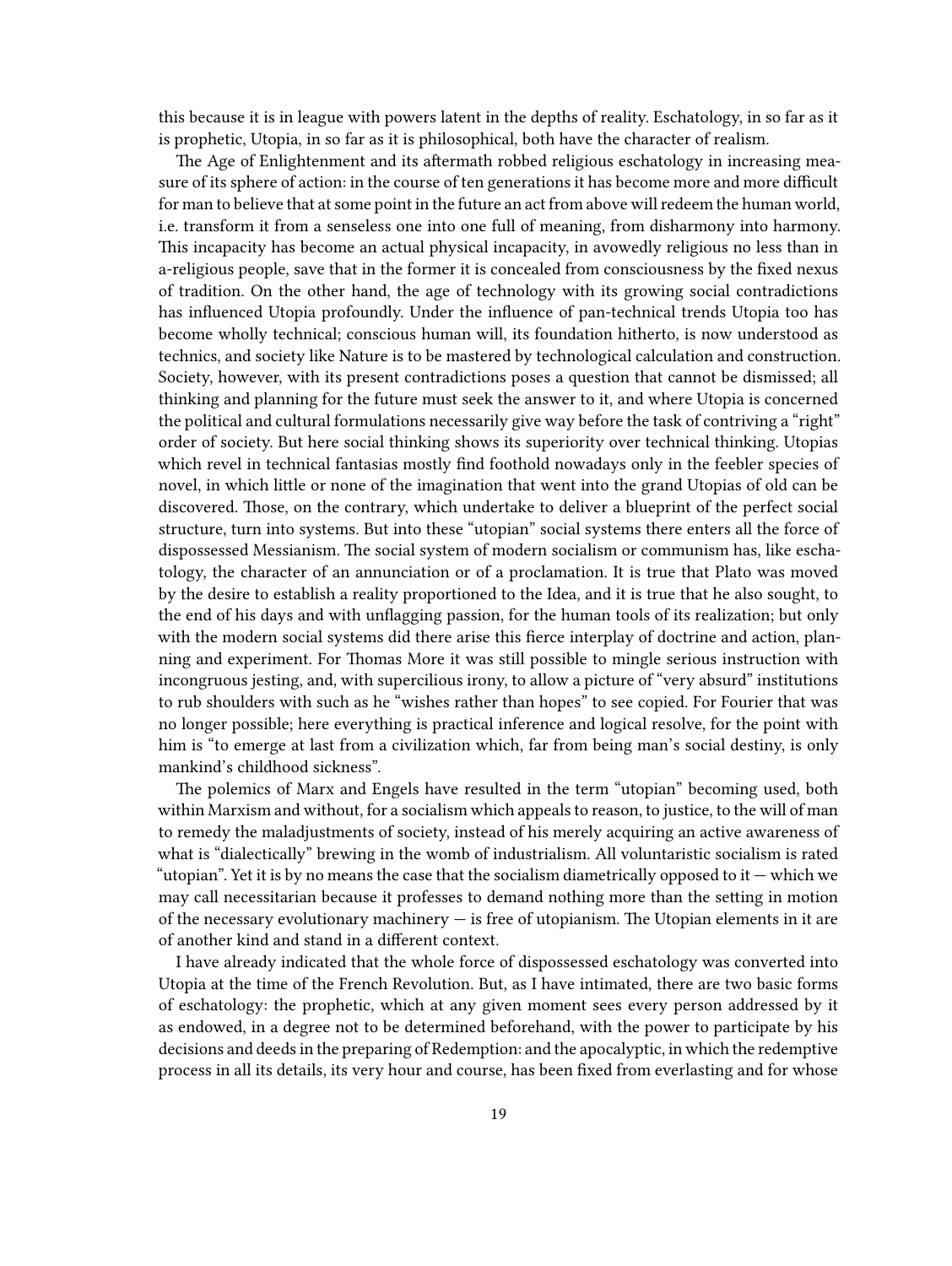this because it is in league with powers latent in the depths of reality. Eschatology, in so far as it is prophetic, Utopia, in so far as it is philosophical, both have the character of realism.

The Age of Enlightenment and its aftermath robbed religious eschatology in increasing measure of its sphere of action: in the course of ten generations it has become more and more difficult for man to believe that at some point in the future an act from above will redeem the human world, i.e. transform it from a senseless one into one full of meaning, from disharmony into harmony. This incapacity has become an actual physical incapacity, in avowedly religious no less than in a-religious people, save that in the former it is concealed from consciousness by the fixed nexus of tradition. On the other hand, the age of technology with its growing social contradictions has influenced Utopia profoundly. Under the influence of pan-technical trends Utopia too has become wholly technical; conscious human will, its foundation hitherto, is now understood as technics, and society like Nature is to be mastered by technological calculation and construction. Society, however, with its present contradictions poses a question that cannot be dismissed; all thinking and planning for the future must seek the answer to it, and where Utopia is concerned the political and cultural formulations necessarily give way before the task of contriving a "right" order of society. But here social thinking shows its superiority over technical thinking. Utopias which revel in technical fantasias mostly find foothold nowadays only in the feebler species of novel, in which little or none of the imagination that went into the grand Utopias of old can be discovered. Those, on the contrary, which undertake to deliver a blueprint of the perfect social structure, turn into systems. But into these "utopian" social systems there enters all the force of dispossessed Messianism. The social system of modern socialism or communism has, like eschatology, the character of an annunciation or of a proclamation. It is true that Plato was moved by the desire to establish a reality proportioned to the Idea, and it is true that he also sought, to the end of his days and with unflagging passion, for the human tools of its realization; but only with the modern social systems did there arise this fierce interplay of doctrine and action, planning and experiment. For Thomas More it was still possible to mingle serious instruction with incongruous jesting, and, with supercilious irony, to allow a picture of "very absurd" institutions to rub shoulders with such as he "wishes rather than hopes" to see copied. For Fourier that was no longer possible; here everything is practical inference and logical resolve, for the point with him is "to emerge at last from a civilization which, far from being man's social destiny, is only mankind's childhood sickness".

The polemics of Marx and Engels have resulted in the term "utopian" becoming used, both within Marxism and without, for a socialism which appeals to reason, to justice, to the will of man to remedy the maladjustments of society, instead of his merely acquiring an active awareness of what is "dialectically" brewing in the womb of industrialism. All voluntaristic socialism is rated "utopian". Yet it is by no means the case that the socialism diametrically opposed to it — which we may call necessitarian because it professes to demand nothing more than the setting in motion of the necessary evolutionary machinery — is free of utopianism. The Utopian elements in it are of another kind and stand in a different context.

I have already indicated that the whole force of dispossessed eschatology was converted into Utopia at the time of the French Revolution. But, as I have intimated, there are two basic forms of eschatology: the prophetic, which at any given moment sees every person addressed by it as endowed, in a degree not to be determined beforehand, with the power to participate by his decisions and deeds in the preparing of Redemption: and the apocalyptic, in which the redemptive process in all its details, its very hour and course, has been fixed from everlasting and for whose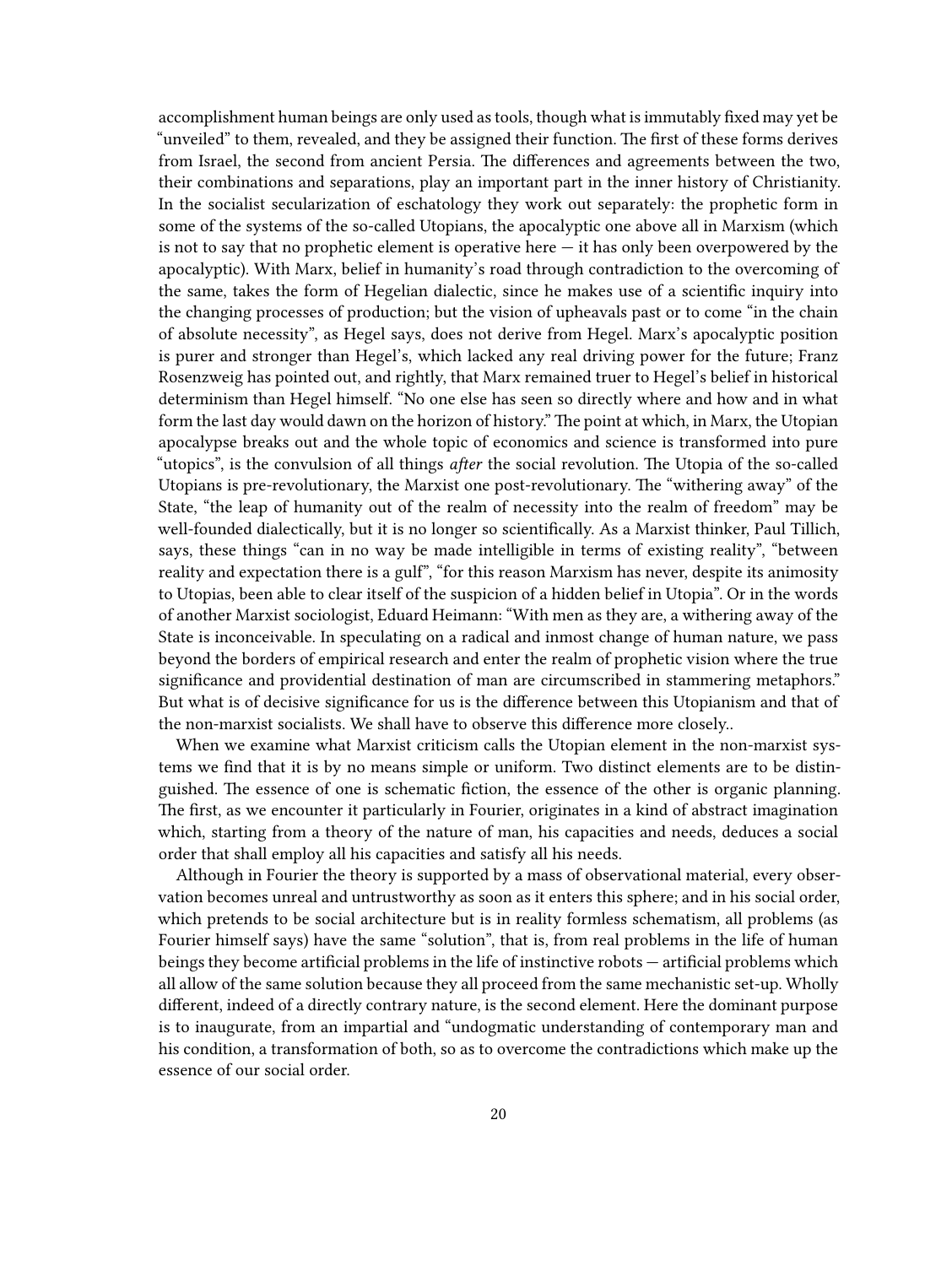accomplishment human beings are only used as tools, though what is immutably fixed may yet be "unveiled" to them, revealed, and they be assigned their function. The first of these forms derives from Israel, the second from ancient Persia. The differences and agreements between the two, their combinations and separations, play an important part in the inner history of Christianity. In the socialist secularization of eschatology they work out separately: the prophetic form in some of the systems of the so-called Utopians, the apocalyptic one above all in Marxism (which is not to say that no prophetic element is operative here — it has only been overpowered by the apocalyptic). With Marx, belief in humanity's road through contradiction to the overcoming of the same, takes the form of Hegelian dialectic, since he makes use of a scientific inquiry into the changing processes of production; but the vision of upheavals past or to come "in the chain of absolute necessity", as Hegel says, does not derive from Hegel. Marx's apocalyptic position is purer and stronger than Hegel's, which lacked any real driving power for the future; Franz Rosenzweig has pointed out, and rightly, that Marx remained truer to Hegel's belief in historical determinism than Hegel himself. "No one else has seen so directly where and how and in what form the last day would dawn on the horizon of history." The point at which, in Marx, the Utopian apocalypse breaks out and the whole topic of economics and science is transformed into pure "utopics", is the convulsion of all things *after* the social revolution. The Utopia of the so-called Utopians is pre-revolutionary, the Marxist one post-revolutionary. The "withering away" of the State, "the leap of humanity out of the realm of necessity into the realm of freedom" may be well-founded dialectically, but it is no longer so scientifically. As a Marxist thinker, Paul Tillich, says, these things "can in no way be made intelligible in terms of existing reality", "between reality and expectation there is a gulf", "for this reason Marxism has never, despite its animosity to Utopias, been able to clear itself of the suspicion of a hidden belief in Utopia". Or in the words of another Marxist sociologist, Eduard Heimann: "With men as they are, a withering away of the State is inconceivable. In speculating on a radical and inmost change of human nature, we pass beyond the borders of empirical research and enter the realm of prophetic vision where the true significance and providential destination of man are circumscribed in stammering metaphors." But what is of decisive significance for us is the difference between this Utopianism and that of the non-marxist socialists. We shall have to observe this difference more closely..

When we examine what Marxist criticism calls the Utopian element in the non-marxist systems we find that it is by no means simple or uniform. Two distinct elements are to be distinguished. The essence of one is schematic fiction, the essence of the other is organic planning. The first, as we encounter it particularly in Fourier, originates in a kind of abstract imagination which, starting from a theory of the nature of man, his capacities and needs, deduces a social order that shall employ all his capacities and satisfy all his needs.

Although in Fourier the theory is supported by a mass of observational material, every observation becomes unreal and untrustworthy as soon as it enters this sphere; and in his social order, which pretends to be social architecture but is in reality formless schematism, all problems (as Fourier himself says) have the same "solution", that is, from real problems in the life of human beings they become artificial problems in the life of instinctive robots — artificial problems which all allow of the same solution because they all proceed from the same mechanistic set-up. Wholly different, indeed of a directly contrary nature, is the second element. Here the dominant purpose is to inaugurate, from an impartial and "undogmatic understanding of contemporary man and his condition, a transformation of both, so as to overcome the contradictions which make up the essence of our social order.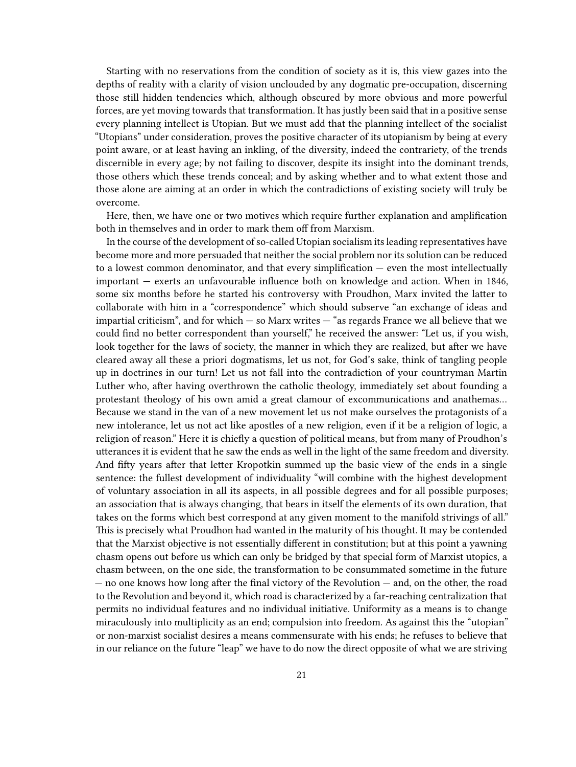Starting with no reservations from the condition of society as it is, this view gazes into the depths of reality with a clarity of vision unclouded by any dogmatic pre-occupation, discerning those still hidden tendencies which, although obscured by more obvious and more powerful forces, are yet moving towards that transformation. It has justly been said that in a positive sense every planning intellect is Utopian. But we must add that the planning intellect of the socialist "Utopians" under consideration, proves the positive character of its utopianism by being at every point aware, or at least having an inkling, of the diversity, indeed the contrariety, of the trends discernible in every age; by not failing to discover, despite its insight into the dominant trends, those others which these trends conceal; and by asking whether and to what extent those and those alone are aiming at an order in which the contradictions of existing society will truly be overcome.

Here, then, we have one or two motives which require further explanation and amplification both in themselves and in order to mark them off from Marxism.

In the course of the development of so-called Utopian socialism its leading representatives have become more and more persuaded that neither the social problem nor its solution can be reduced to a lowest common denominator, and that every simplification — even the most intellectually important — exerts an unfavourable influence both on knowledge and action. When in 1846, some six months before he started his controversy with Proudhon, Marx invited the latter to collaborate with him in a "correspondence" which should subserve "an exchange of ideas and impartial criticism", and for which — so Marx writes — "as regards France we all believe that we could find no better correspondent than yourself," he received the answer: "Let us, if you wish, look together for the laws of society, the manner in which they are realized, but after we have cleared away all these a priori dogmatisms, let us not, for God's sake, think of tangling people up in doctrines in our turn! Let us not fall into the contradiction of your countryman Martin Luther who, after having overthrown the catholic theology, immediately set about founding a protestant theology of his own amid a great clamour of excommunications and anathemas… Because we stand in the van of a new movement let us not make ourselves the protagonists of a new intolerance, let us not act like apostles of a new religion, even if it be a religion of logic, a religion of reason." Here it is chiefly a question of political means, but from many of Proudhon's utterances it is evident that he saw the ends as well in the light of the same freedom and diversity. And fifty years after that letter Kropotkin summed up the basic view of the ends in a single sentence: the fullest development of individuality "will combine with the highest development of voluntary association in all its aspects, in all possible degrees and for all possible purposes; an association that is always changing, that bears in itself the elements of its own duration, that takes on the forms which best correspond at any given moment to the manifold strivings of all." This is precisely what Proudhon had wanted in the maturity of his thought. It may be contended that the Marxist objective is not essentially different in constitution; but at this point a yawning chasm opens out before us which can only be bridged by that special form of Marxist utopics, a chasm between, on the one side, the transformation to be consummated sometime in the future — no one knows how long after the final victory of the Revolution — and, on the other, the road to the Revolution and beyond it, which road is characterized by a far-reaching centralization that permits no individual features and no individual initiative. Uniformity as a means is to change miraculously into multiplicity as an end; compulsion into freedom. As against this the "utopian" or non-marxist socialist desires a means commensurate with his ends; he refuses to believe that in our reliance on the future "leap" we have to do now the direct opposite of what we are striving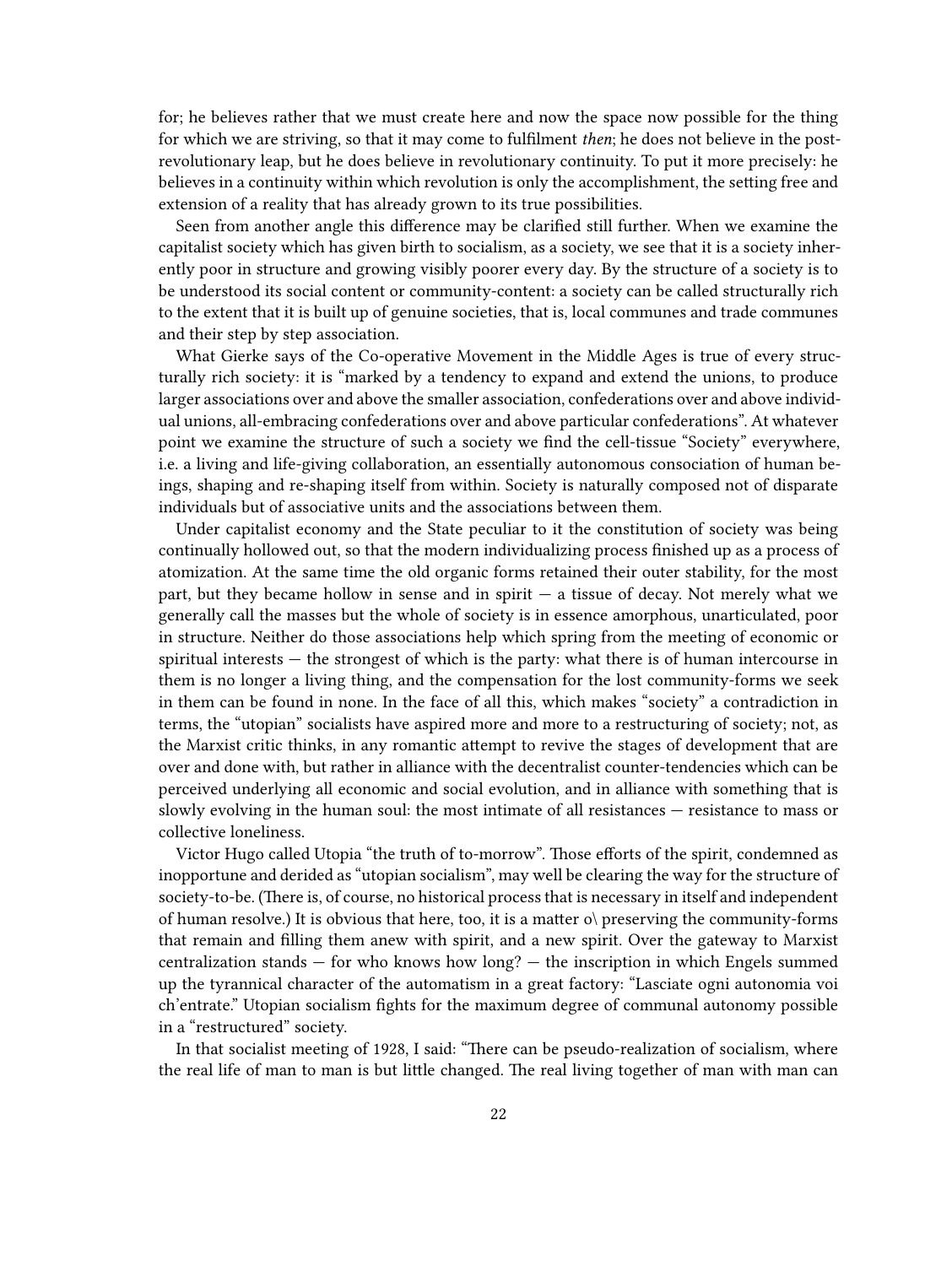for; he believes rather that we must create here and now the space now possible for the thing for which we are striving, so that it may come to fulfilment *then*; he does not believe in the post-revolutionary leap, but he does believe in revolutionary continuity. To put it more precisely: he believes in a continuity within which revolution is only the accomplishment, the setting free and extension of a reality that has already grown to its true possibilities.

Seen from another angle this difference may be clarified still further. When we examine the capitalist society which has given birth to socialism, as a society, we see that it is a society inherently poor in structure and growing visibly poorer every day. By the structure of a society is to be understood its social content or community-content: a society can be called structurally rich to the extent that it is built up of genuine societies, that is, local communes and trade communes and their step by step association.

What Gierke says of the Co-operative Movement in the Middle Ages is true of every structurally rich society: it is "marked by a tendency to expand and extend the unions, to produce larger associations over and above the smaller association, confederations over and above individual unions, all-embracing confederations over and above particular confederations". At whatever point we examine the structure of such a society we find the cell-tissue "Society" everywhere, i.e. a living and life-giving collaboration, an essentially autonomous consociation of human beings, shaping and re-shaping itself from within. Society is naturally composed not of disparate individuals but of associative units and the associations between them.

Under capitalist economy and the State peculiar to it the constitution of society was being continually hollowed out, so that the modern individualizing process finished up as a process of atomization. At the same time the old organic forms retained their outer stability, for the most part, but they became hollow in sense and in spirit — a tissue of decay. Not merely what we generally call the masses but the whole of society is in essence amorphous, unarticulated, poor in structure. Neither do those associations help which spring from the meeting of economic or spiritual interests — the strongest of which is the party: what there is of human intercourse in them is no longer a living thing, and the compensation for the lost community-forms we seek in them can be found in none. In the face of all this, which makes "society" a contradiction in terms, the "utopian" socialists have aspired more and more to a restructuring of society; not, as the Marxist critic thinks, in any romantic attempt to revive the stages of development that are over and done with, but rather in alliance with the decentralist counter-tendencies which can be perceived underlying all economic and social evolution, and in alliance with something that is slowly evolving in the human soul: the most intimate of all resistances — resistance to mass or collective loneliness.

Victor Hugo called Utopia "the truth of to-morrow". Those efforts of the spirit, condemned as inopportune and derided as "utopian socialism", may well be clearing the way for the structure of society-to-be. (There is, of course, no historical process that is necessary in itself and independent of human resolve.) It is obvious that here, too, it is a matter o\ preserving the community-forms that remain and filling them anew with spirit, and a new spirit. Over the gateway to Marxist centralization stands — for who knows how long? — the inscription in which Engels summed up the tyrannical character of the automatism in a great factory: "Lasciate ogni autonomia voi ch'entrate." Utopian socialism fights for the maximum degree of communal autonomy possible in a "restructured" society.

In that socialist meeting of 1928, I said: "There can be pseudo-realization of socialism, where the real life of man to man is but little changed. The real living together of man with man can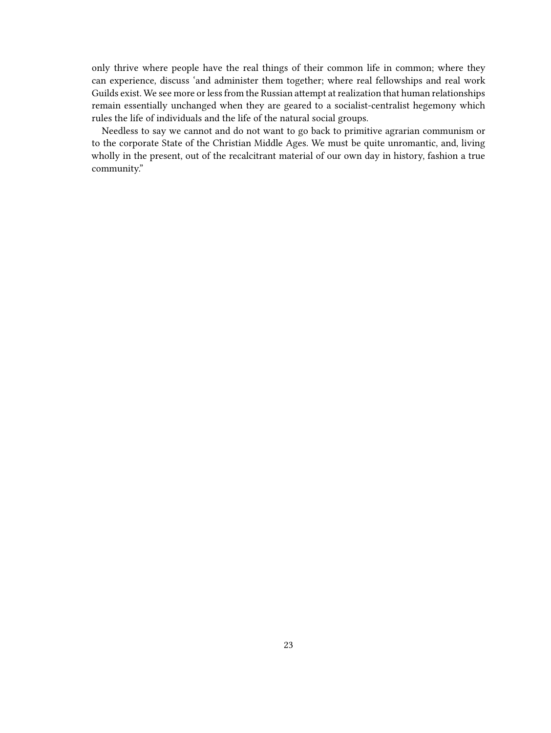only thrive where people have the real things of their common life in common; where they can experience, discuss ‘and administer them together; where real fellowships and real work Guilds exist. We see more or less from the Russian attempt at realization that human relationships remain essentially unchanged when they are geared to a socialist-centralist hegemony which rules the life of individuals and the life of the natural social groups.

Needless to say we cannot and do not want to go back to primitive agrarian communism or to the corporate State of the Christian Middle Ages. We must be quite unromantic, and, living wholly in the present, out of the recalcitrant material of our own day in history, fashion a true community.”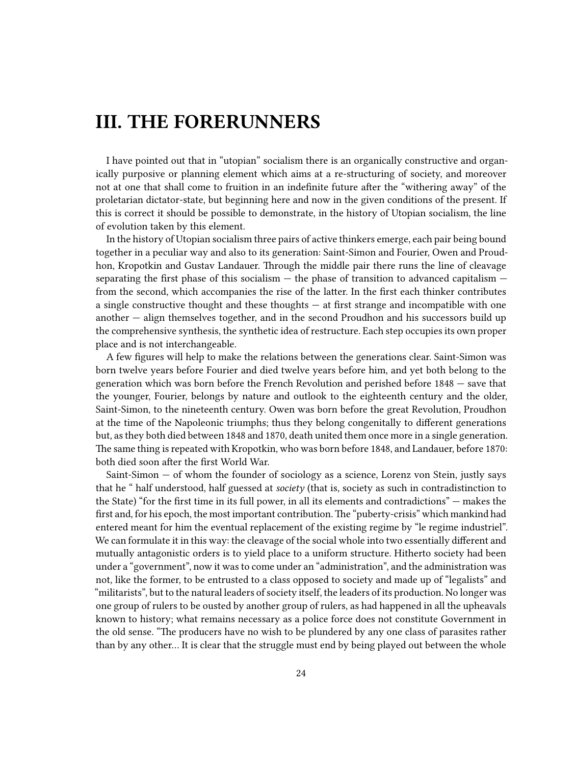# III. THE FORERUNNERS

I have pointed out that in "utopian" socialism there is an organically constructive and organically purposive or planning element which aims at a re-structuring of society, and moreover not at one that shall come to fruition in an indefinite future after the "withering away" of the proletarian dictator-state, but beginning here and now in the given conditions of the present. If this is correct it should be possible to demonstrate, in the history of Utopian socialism, the line of evolution taken by this element.

In the history of Utopian socialism three pairs of active thinkers emerge, each pair being bound together in a peculiar way and also to its generation: Saint-Simon and Fourier, Owen and Proudhon, Kropotkin and Gustav Landauer. Through the middle pair there runs the line of cleavage separating the first phase of this socialism — the phase of transition to advanced capitalism — from the second, which accompanies the rise of the latter. In the first each thinker contributes a single constructive thought and these thoughts — at first strange and incompatible with one another — align themselves together, and in the second Proudhon and his successors build up the comprehensive synthesis, the synthetic idea of restructure. Each step occupies its own proper place and is not interchangeable.

A few figures will help to make the relations between the generations clear. Saint-Simon was born twelve years before Fourier and died twelve years before him, and yet both belong to the generation which was born before the French Revolution and perished before 1848 — save that the younger, Fourier, belongs by nature and outlook to the eighteenth century and the older, Saint-Simon, to the nineteenth century. Owen was born before the great Revolution, Proudhon at the time of the Napoleonic triumphs; thus they belong congenitally to different generations but, as they both died between 1848 and 1870, death united them once more in a single generation. The same thing is repeated with Kropotkin, who was born before 1848, and Landauer, before 1870: both died soon after the first World War.

Saint-Simon — of whom the founder of sociology as a science, Lorenz von Stein, justly says that he " half understood, half guessed at *society* (that is, society as such in contradistinction to the State) "for the first time in its full power, in all its elements and contradictions" — makes the first and, for his epoch, the most important contribution. The "puberty-crisis" which mankind had entered meant for him the eventual replacement of the existing regime by "le regime industriel". We can formulate it in this way: the cleavage of the social whole into two essentially different and mutually antagonistic orders is to yield place to a uniform structure. Hitherto society had been under a "government", now it was to come under an "administration", and the administration was not, like the former, to be entrusted to a class opposed to society and made up of "legalists" and "militarists", but to the natural leaders of society itself, the leaders of its production. No longer was one group of rulers to be ousted by another group of rulers, as had happened in all the upheavals known to history; what remains necessary as a police force does not constitute Government in the old sense. "The producers have no wish to be plundered by any one class of parasites rather than by any other… It is clear that the struggle must end by being played out between the whole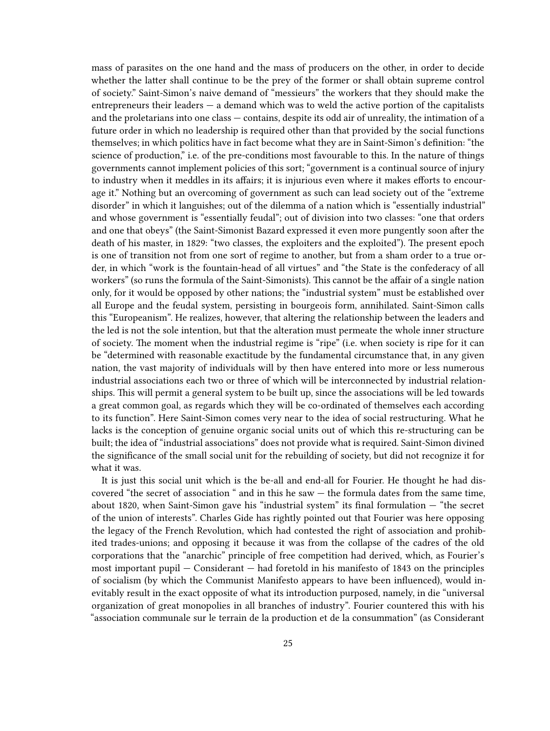mass of parasites on the one hand and the mass of producers on the other, in order to decide whether the latter shall continue to be the prey of the former or shall obtain supreme control of society." Saint-Simon's naive demand of "messieurs" the workers that they should make the entrepreneurs their leaders — a demand which was to weld the active portion of the capitalists and the proletarians into one class — contains, despite its odd air of unreality, the intimation of a future order in which no leadership is required other than that provided by the social functions themselves; in which politics have in fact become what they are in Saint-Simon's definition: "the science of production," i.e. of the pre-conditions most favourable to this. In the nature of things governments cannot implement policies of this sort; "government is a continual source of injury to industry when it meddles in its affairs; it is injurious even where it makes efforts to encourage it." Nothing but an overcoming of government as such can lead society out of the "extreme disorder" in which it languishes; out of the dilemma of a nation which is "essentially industrial" and whose government is "essentially feudal"; out of division into two classes: "one that orders and one that obeys" (the Saint-Simonist Bazard expressed it even more pungently soon after the death of his master, in 1829: "two classes, the exploiters and the exploited"). The present epoch is one of transition not from one sort of regime to another, but from a sham order to a true order, in which "work is the fountain-head of all virtues" and "the State is the confederacy of all workers" (so runs the formula of the Saint-Simonists). This cannot be the affair of a single nation only, for it would be opposed by other nations; the "industrial system" must be established over all Europe and the feudal system, persisting in bourgeois form, annihilated. Saint-Simon calls this "Europeanism". He realizes, however, that altering the relationship between the leaders and the led is not the sole intention, but that the alteration must permeate the whole inner structure of society. The moment when the industrial regime is "ripe" (i.e. when society is ripe for it can be "determined with reasonable exactitude by the fundamental circumstance that, in any given nation, the vast majority of individuals will by then have entered into more or less numerous industrial associations each two or three of which will be interconnected by industrial relationships. This will permit a general system to be built up, since the associations will be led towards a great common goal, as regards which they will be co-ordinated of themselves each according to its function". Here Saint-Simon comes very near to the idea of social restructuring. What he lacks is the conception of genuine organic social units out of which this re-structuring can be built; the idea of "industrial associations" does not provide what is required. Saint-Simon divined the significance of the small social unit for the rebuilding of society, but did not recognize it for what it was.

It is just this social unit which is the be-all and end-all for Fourier. He thought he had discovered "the secret of association " and in this he saw — the formula dates from the same time, about 1820, when Saint-Simon gave his "industrial system" its final formulation — "the secret of the union of interests". Charles Gide has rightly pointed out that Fourier was here opposing the legacy of the French Revolution, which had contested the right of association and prohibited trades-unions; and opposing it because it was from the collapse of the cadres of the old corporations that the "anarchic" principle of free competition had derived, which, as Fourier's most important pupil — Considerant — had foretold in his manifesto of 1843 on the principles of socialism (by which the Communist Manifesto appears to have been influenced), would inevitably result in the exact opposite of what its introduction purposed, namely, in die "universal organization of great monopolies in all branches of industry". Fourier countered this with his "association communale sur le terrain de la production et de la consummation" (as Considerant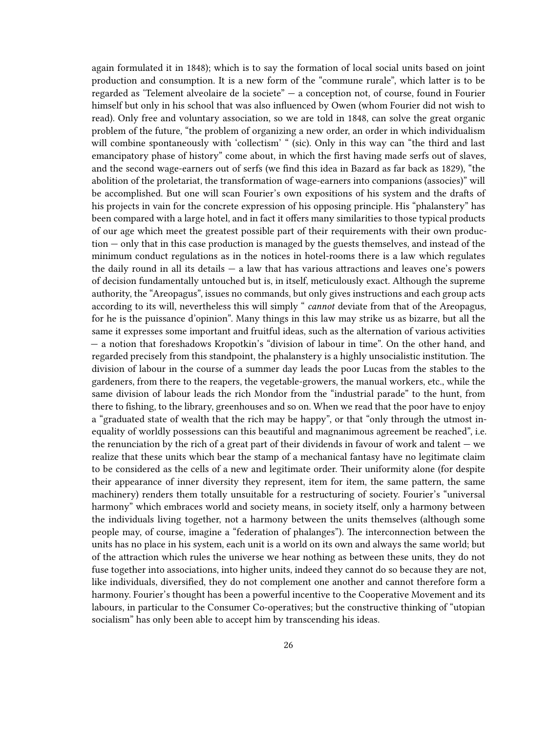again formulated it in 1848); which is to say the formation of local social units based on joint production and consumption. It is a new form of the "commune rurale", which latter is to be regarded as 'Telement alveolaire de la societe" — a conception not, of course, found in Fourier himself but only in his school that was also influenced by Owen (whom Fourier did not wish to read). Only free and voluntary association, so we are told in 1848, can solve the great organic problem of the future, "the problem of organizing a new order, an order in which individualism will combine spontaneously with 'collectism' " (sic). Only in this way can "the third and last emancipatory phase of history" come about, in which the first having made serfs out of slaves, and the second wage-earners out of serfs (we find this idea in Bazard as far back as 1829), "the abolition of the proletariat, the transformation of wage-earners into companions (associes)" will be accomplished. But one will scan Fourier's own expositions of his system and the drafts of his projects in vain for the concrete expression of his opposing principle. His "phalanstery" has been compared with a large hotel, and in fact it offers many similarities to those typical products of our age which meet the greatest possible part of their requirements with their own production — only that in this case production is managed by the guests themselves, and instead of the minimum conduct regulations as in the notices in hotel-rooms there is a law which regulates the daily round in all its details — a law that has various attractions and leaves one's powers of decision fundamentally untouched but is, in itself, meticulously exact. Although the supreme authority, the "Areopagus", issues no commands, but only gives instructions and each group acts according to its will, nevertheless this will simply " *cannot* deviate from that of the Areopagus, for he is the puissance d'opinion". Many things in this law may strike us as bizarre, but all the same it expresses some important and fruitful ideas, such as the alternation of various activities — a notion that foreshadows Kropotkin's "division of labour in time". On the other hand, and regarded precisely from this standpoint, the phalanstery is a highly unsocialistic institution. The division of labour in the course of a summer day leads the poor Lucas from the stables to the gardeners, from there to the reapers, the vegetable-growers, the manual workers, etc., while the same division of labour leads the rich Mondor from the "industrial parade" to the hunt, from there to fishing, to the library, greenhouses and so on. When we read that the poor have to enjoy a "graduated state of wealth that the rich may be happy", or that "only through the utmost inequality of worldly possessions can this beautiful and magnanimous agreement be reached", i.e. the renunciation by the rich of a great part of their dividends in favour of work and talent — we realize that these units which bear the stamp of a mechanical fantasy have no legitimate claim to be considered as the cells of a new and legitimate order. Their uniformity alone (for despite their appearance of inner diversity they represent, item for item, the same pattern, the same machinery) renders them totally unsuitable for a restructuring of society. Fourier's "universal harmony" which embraces world and society means, in society itself, only a harmony between the individuals living together, not a harmony between the units themselves (although some people may, of course, imagine a "federation of phalanges"). The interconnection between the units has no place in his system, each unit is a world on its own and always the same world; but of the attraction which rules the universe we hear nothing as between these units, they do not fuse together into associations, into higher units, indeed they cannot do so because they are not, like individuals, diversified, they do not complement one another and cannot therefore form a harmony. Fourier's thought has been a powerful incentive to the Cooperative Movement and its labours, in particular to the Consumer Co-operatives; but the constructive thinking of "utopian socialism" has only been able to accept him by transcending his ideas.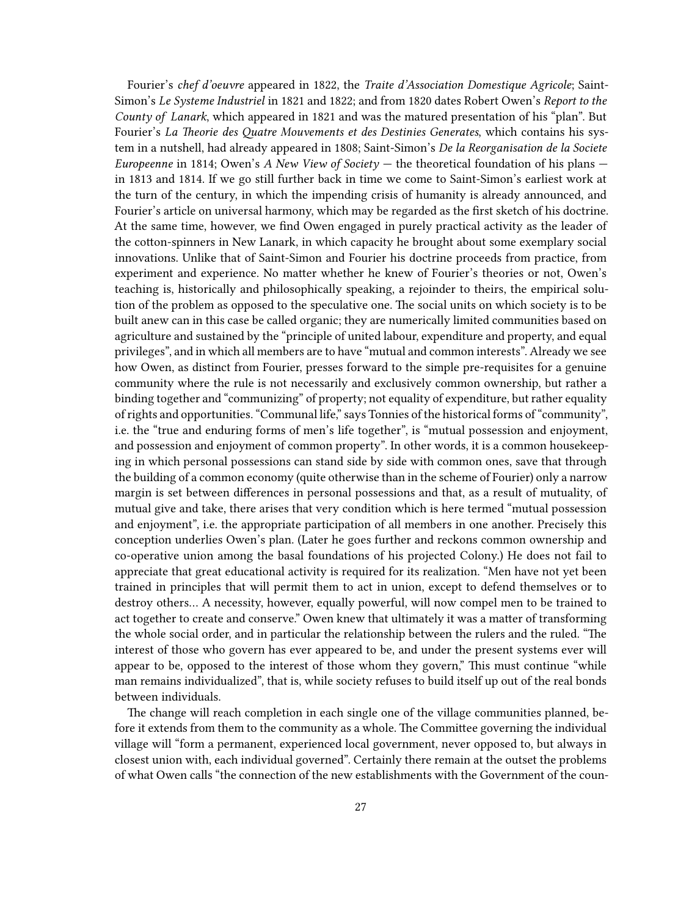Fourier's *chef d'oeuvre* appeared in 1822, the *Traite d'Association Domestique Agricole*; Saint-Simon's *Le Systeme Industriel* in 1821 and 1822; and from 1820 dates Robert Owen's *Report to the County of Lanark*, which appeared in 1821 and was the matured presentation of his "plan". But Fourier's *La Theorie des Quatre Mouvements et des Destinies Generates*, which contains his system in a nutshell, had already appeared in 1808; Saint-Simon's *De la Reorganisation de la Societe Europeenne* in 1814; Owen's *A New View of Society* — the theoretical foundation of his plans — in 1813 and 1814. If we go still further back in time we come to Saint-Simon's earliest work at the turn of the century, in which the impending crisis of humanity is already announced, and Fourier's article on universal harmony, which may be regarded as the first sketch of his doctrine. At the same time, however, we find Owen engaged in purely practical activity as the leader of the cotton-spinners in New Lanark, in which capacity he brought about some exemplary social innovations. Unlike that of Saint-Simon and Fourier his doctrine proceeds from practice, from experiment and experience. No matter whether he knew of Fourier's theories or not, Owen's teaching is, historically and philosophically speaking, a rejoinder to theirs, the empirical solution of the problem as opposed to the speculative one. The social units on which society is to be built anew can in this case be called organic; they are numerically limited communities based on agriculture and sustained by the "principle of united labour, expenditure and property, and equal privileges", and in which all members are to have "mutual and common interests". Already we see how Owen, as distinct from Fourier, presses forward to the simple pre-requisites for a genuine community where the rule is not necessarily and exclusively common ownership, but rather a binding together and "communizing" of property; not equality of expenditure, but rather equality of rights and opportunities. "Communal life," says Tonnies of the historical forms of "community", i.e. the "true and enduring forms of men's life together", is "mutual possession and enjoyment, and possession and enjoyment of common property". In other words, it is a common housekeeping in which personal possessions can stand side by side with common ones, save that through the building of a common economy (quite otherwise than in the scheme of Fourier) only a narrow margin is set between differences in personal possessions and that, as a result of mutuality, of mutual give and take, there arises that very condition which is here termed "mutual possession and enjoyment", i.e. the appropriate participation of all members in one another. Precisely this conception underlies Owen's plan. (Later he goes further and reckons common ownership and co-operative union among the basal foundations of his projected Colony.) He does not fail to appreciate that great educational activity is required for its realization. "Men have not yet been trained in principles that will permit them to act in union, except to defend themselves or to destroy others… A necessity, however, equally powerful, will now compel men to be trained to act together to create and conserve." Owen knew that ultimately it was a matter of transforming the whole social order, and in particular the relationship between the rulers and the ruled. "The interest of those who govern has ever appeared to be, and under the present systems ever will appear to be, opposed to the interest of those whom they govern," This must continue "while man remains individualized", that is, while society refuses to build itself up out of the real bonds between individuals.

The change will reach completion in each single one of the village communities planned, before it extends from them to the community as a whole. The Committee governing the individual village will "form a permanent, experienced local government, never opposed to, but always in closest union with, each individual governed". Certainly there remain at the outset the problems of what Owen calls "the connection of the new establishments with the Government of the coun-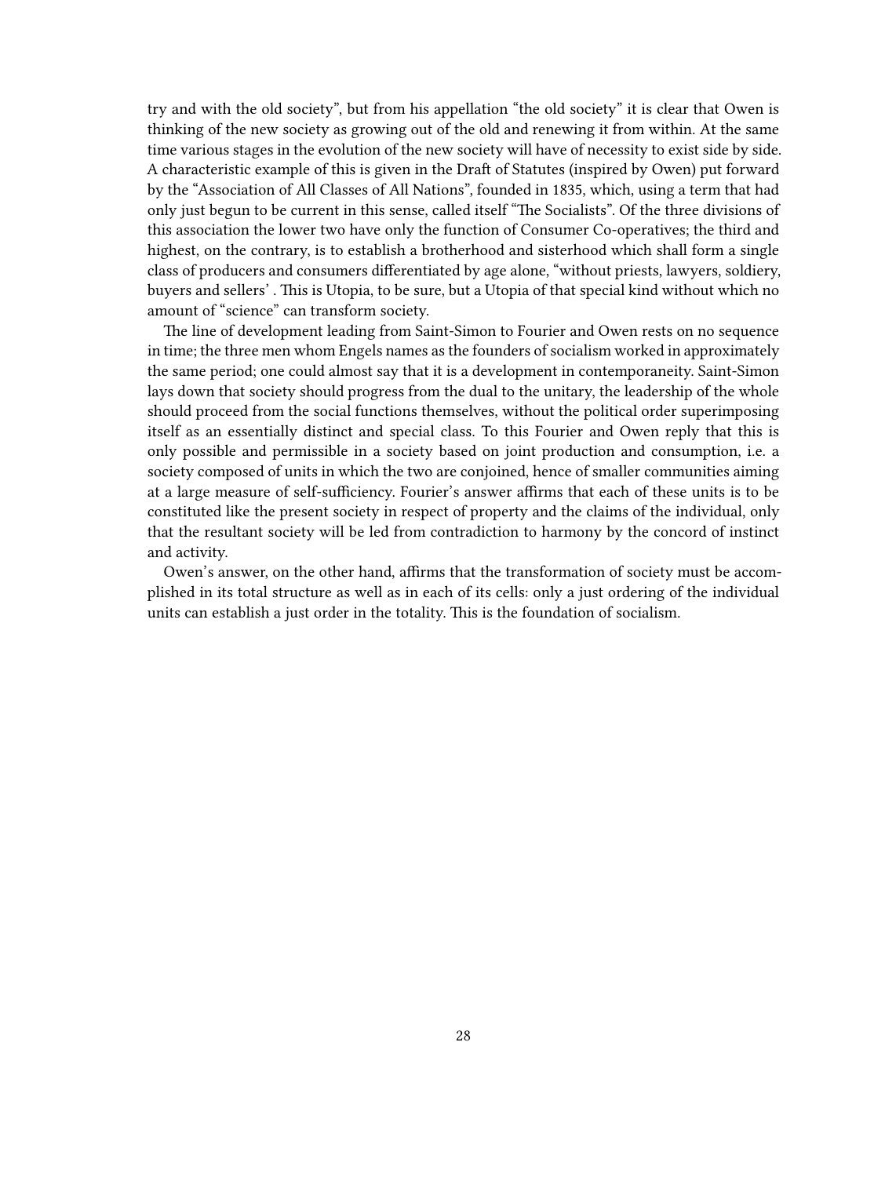try and with the old society", but from his appellation "the old society" it is clear that Owen is thinking of the new society as growing out of the old and renewing it from within. At the same time various stages in the evolution of the new society will have of necessity to exist side by side. A characteristic example of this is given in the Draft of Statutes (inspired by Owen) put forward by the "Association of All Classes of All Nations", founded in 1835, which, using a term that had only just begun to be current in this sense, called itself "The Socialists". Of the three divisions of this association the lower two have only the function of Consumer Co-operatives; the third and highest, on the contrary, is to establish a brotherhood and sisterhood which shall form a single class of producers and consumers differentiated by age alone, "without priests, lawyers, soldiery, buyers and sellers' . This is Utopia, to be sure, but a Utopia of that special kind without which no amount of "science" can transform society.

The line of development leading from Saint-Simon to Fourier and Owen rests on no sequence in time; the three men whom Engels names as the founders of socialism worked in approximately the same period; one could almost say that it is a development in contemporaneity. Saint-Simon lays down that society should progress from the dual to the unitary, the leadership of the whole should proceed from the social functions themselves, without the political order superimposing itself as an essentially distinct and special class. To this Fourier and Owen reply that this is only possible and permissible in a society based on joint production and consumption, i.e. a society composed of units in which the two are conjoined, hence of smaller communities aiming at a large measure of self-sufficiency. Fourier's answer affirms that each of these units is to be constituted like the present society in respect of property and the claims of the individual, only that the resultant society will be led from contradiction to harmony by the concord of instinct and activity.

Owen's answer, on the other hand, affirms that the transformation of society must be accomplished in its total structure as well as in each of its cells: only a just ordering of the individual units can establish a just order in the totality. This is the foundation of socialism.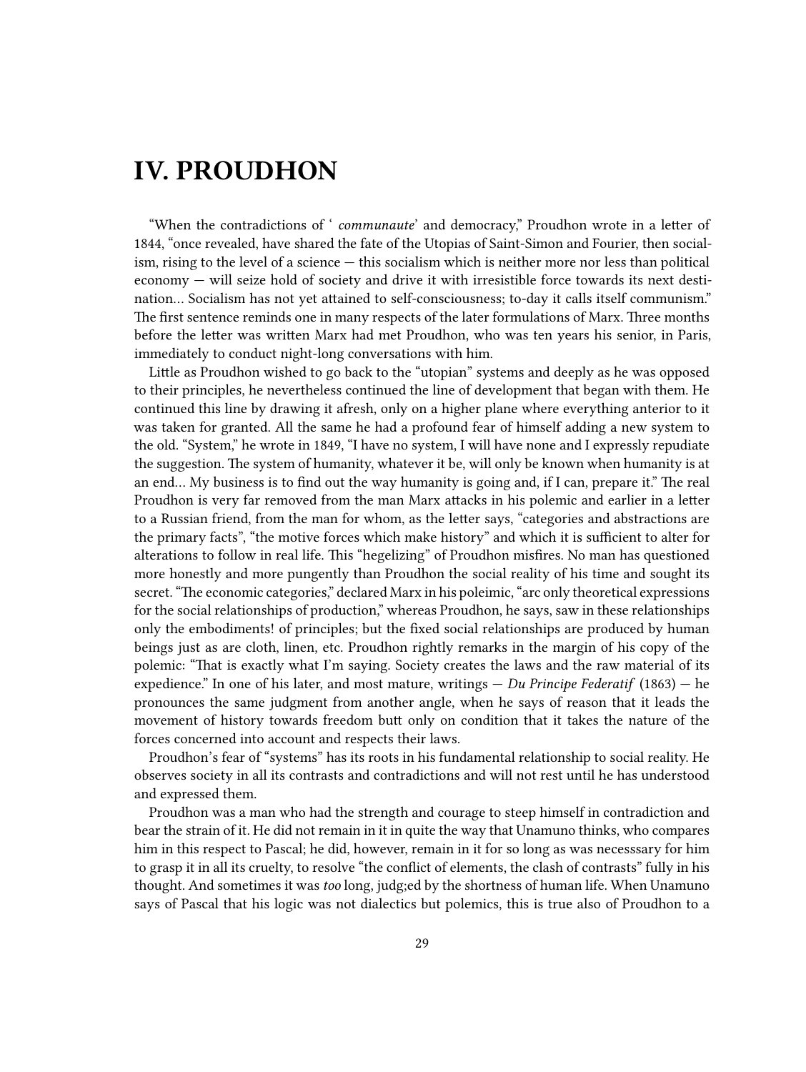# IV. PROUDHON

"When the contradictions of ' *communaute*' and democracy," Proudhon wrote in a letter of 1844, "once revealed, have shared the fate of the Utopias of Saint-Simon and Fourier, then socialism, rising to the level of a science — this socialism which is neither more nor less than political economy — will seize hold of society and drive it with irresistible force towards its next destination… Socialism has not yet attained to self-consciousness; to-day it calls itself communism." The first sentence reminds one in many respects of the later formulations of Marx. Three months before the letter was written Marx had met Proudhon, who was ten years his senior, in Paris, immediately to conduct night-long conversations with him.

Little as Proudhon wished to go back to the "utopian" systems and deeply as he was opposed to their principles, he nevertheless continued the line of development that began with them. He continued this line by drawing it afresh, only on a higher plane where everything anterior to it was taken for granted. All the same he had a profound fear of himself adding a new system to the old. "System," he wrote in 1849, "I have no system, I will have none and I expressly repudiate the suggestion. The system of humanity, whatever it be, will only be known when humanity is at an end… My business is to find out the way humanity is going and, if I can, prepare it." The real Proudhon is very far removed from the man Marx attacks in his polemic and earlier in a letter to a Russian friend, from the man for whom, as the letter says, "categories and abstractions are the primary facts", "the motive forces which make history" and which it is sufficient to alter for alterations to follow in real life. This "hegelizing" of Proudhon misfires. No man has questioned more honestly and more pungently than Proudhon the social reality of his time and sought its secret. "The economic categories," declared Marx in his poleimic, "arc only theoretical expressions for the social relationships of production," whereas Proudhon, he says, saw in these relationships only the embodiments! of principles; but the fixed social relationships are produced by human beings just as are cloth, linen, etc. Proudhon rightly remarks in the margin of his copy of the polemic: "That is exactly what I'm saying. Society creates the laws and the raw material of its expedience." In one of his later, and most mature, writings — *Du Principe Federatif* (1863) — he pronounces the same judgment from another angle, when he says of reason that it leads the movement of history towards freedom butt only on condition that it takes the nature of the forces concerned into account and respects their laws.

Proudhon's fear of "systems" has its roots in his fundamental relationship to social reality. He observes society in all its contrasts and contradictions and will not rest until he has understood and expressed them.

Proudhon was a man who had the strength and courage to steep himself in contradiction and bear the strain of it. He did not remain in it in quite the way that Unamuno thinks, who compares him in this respect to Pascal; he did, however, remain in it for so long as was necesssary for him to grasp it in all its cruelty, to resolve "the conflict of elements, the clash of contrasts" fully in his thought. And sometimes it was *too* long, judg;ed by the shortness of human life. When Unamuno says of Pascal that his logic was not dialectics but polemics, this is true also of Proudhon to a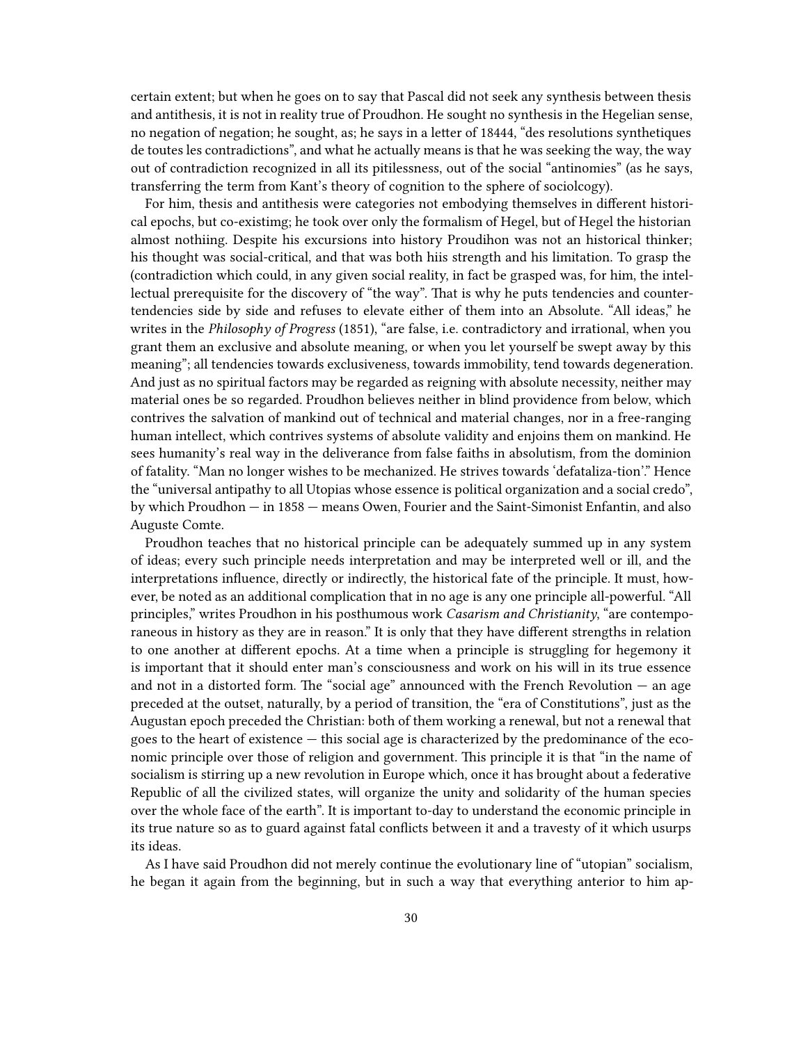certain extent; but when he goes on to say that Pascal did not seek any synthesis between thesis and antithesis, it is not in reality true of Proudhon. He sought no synthesis in the Hegelian sense, no negation of negation; he sought, as; he says in a letter of 18444, "des resolutions synthetiques de toutes les contradictions", and what he actually means is that he was seeking the way, the way out of contradiction recognized in all its pitilessness, out of the social "antinomies" (as he says, transferring the term from Kant's theory of cognition to the sphere of sociolcogy).

For him, thesis and antithesis were categories not embodying themselves in different historical epochs, but co-existimg; he took over only the formalism of Hegel, but of Hegel the historian almost nothiing. Despite his excursions into history Proudihon was not an historical thinker; his thought was social-critical, and that was both hiis strength and his limitation. To grasp the (contradiction which could, in any given social reality, in fact be grasped was, for him, the intellectual prerequisite for the discovery of "the way". That is why he puts tendencies and counter-tendencies side by side and refuses to elevate either of them into an Absolute. "All ideas," he writes in the *Philosophy of Progress* (1851), "are false, i.e. contradictory and irrational, when you grant them an exclusive and absolute meaning, or when you let yourself be swept away by this meaning"; all tendencies towards exclusiveness, towards immobility, tend towards degeneration. And just as no spiritual factors may be regarded as reigning with absolute necessity, neither may material ones be so regarded. Proudhon believes neither in blind providence from below, which contrives the salvation of mankind out of technical and material changes, nor in a free-ranging human intellect, which contrives systems of absolute validity and enjoins them on mankind. He sees humanity's real way in the deliverance from false faiths in absolutism, from the dominion of fatality. "Man no longer wishes to be mechanized. He strives towards 'defataliza-tion'." Hence the "universal antipathy to all Utopias whose essence is political organization and a social credo", by which Proudhon — in 1858 — means Owen, Fourier and the Saint-Simonist Enfantin, and also Auguste Comte.

Proudhon teaches that no historical principle can be adequately summed up in any system of ideas; every such principle needs interpretation and may be interpreted well or ill, and the interpretations influence, directly or indirectly, the historical fate of the principle. It must, however, be noted as an additional complication that in no age is any one principle all-powerful. "All principles," writes Proudhon in his posthumous work *Casarism and Christianity*, "are contemporaneous in history as they are in reason." It is only that they have different strengths in relation to one another at different epochs. At a time when a principle is struggling for hegemony it is important that it should enter man's consciousness and work on his will in its true essence and not in a distorted form. The "social age" announced with the French Revolution — an age preceded at the outset, naturally, by a period of transition, the "era of Constitutions", just as the Augustan epoch preceded the Christian: both of them working a renewal, but not a renewal that goes to the heart of existence — this social age is characterized by the predominance of the economic principle over those of religion and government. This principle it is that "in the name of socialism is stirring up a new revolution in Europe which, once it has brought about a federative Republic of all the civilized states, will organize the unity and solidarity of the human species over the whole face of the earth". It is important to-day to understand the economic principle in its true nature so as to guard against fatal conflicts between it and a travesty of it which usurps its ideas.

As I have said Proudhon did not merely continue the evolutionary line of "utopian" socialism, he began it again from the beginning, but in such a way that everything anterior to him ap-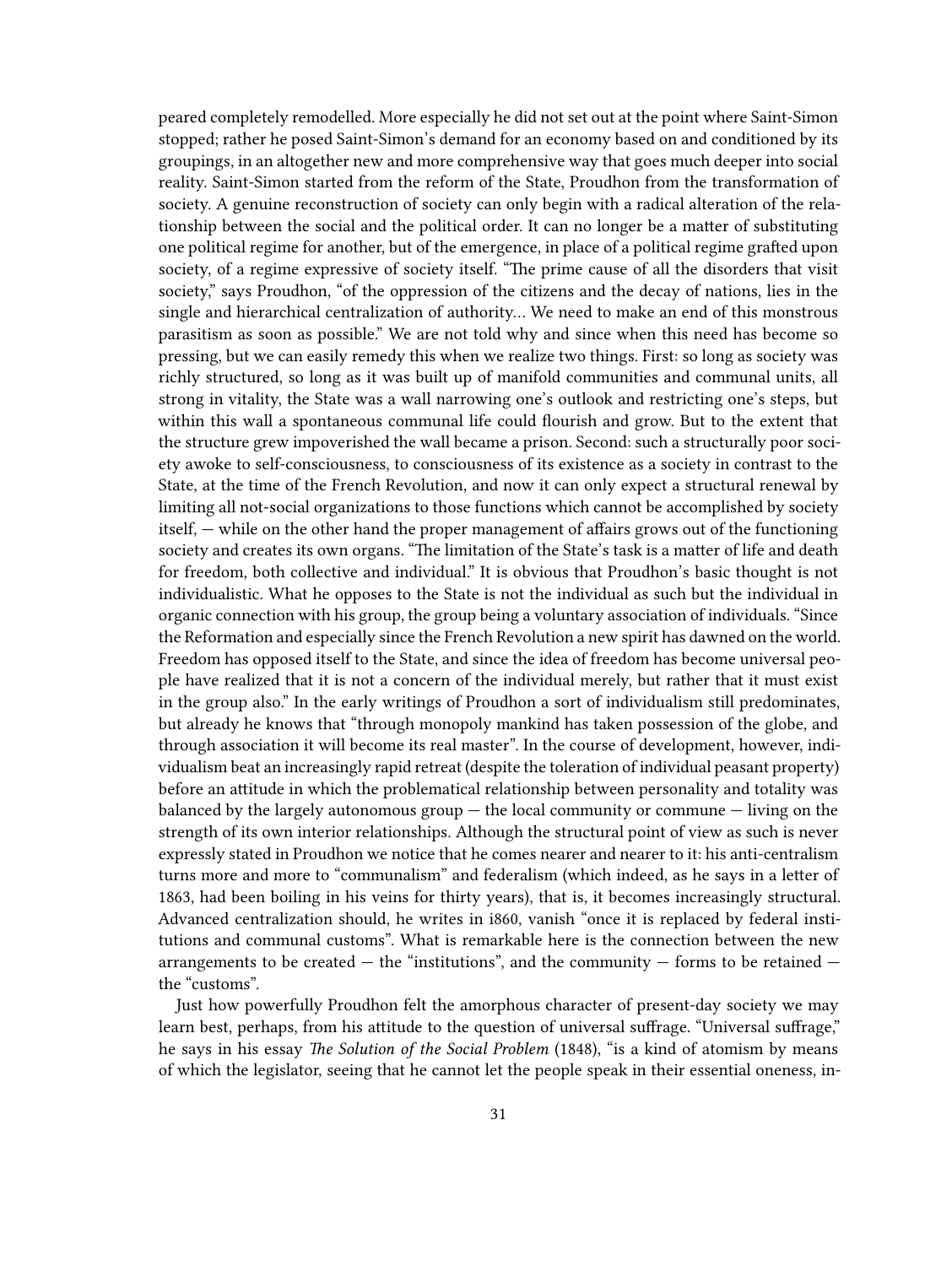peared completely remodelled. More especially he did not set out at the point where Saint-Simon stopped; rather he posed Saint-Simon's demand for an economy based on and conditioned by its groupings, in an altogether new and more comprehensive way that goes much deeper into social reality. Saint-Simon started from the reform of the State, Proudhon from the transformation of society. A genuine reconstruction of society can only begin with a radical alteration of the relationship between the social and the political order. It can no longer be a matter of substituting one political regime for another, but of the emergence, in place of a political regime grafted upon society, of a regime expressive of society itself. "The prime cause of all the disorders that visit society," says Proudhon, "of the oppression of the citizens and the decay of nations, lies in the single and hierarchical centralization of authority… We need to make an end of this monstrous parasitism as soon as possible." We are not told why and since when this need has become so pressing, but we can easily remedy this when we realize two things. First: so long as society was richly structured, so long as it was built up of manifold communities and communal units, all strong in vitality, the State was a wall narrowing one's outlook and restricting one's steps, but within this wall a spontaneous communal life could flourish and grow. But to the extent that the structure grew impoverished the wall became a prison. Second: such a structurally poor society awoke to self-consciousness, to consciousness of its existence as a society in contrast to the State, at the time of the French Revolution, and now it can only expect a structural renewal by limiting all not-social organizations to those functions which cannot be accomplished by society itself, — while on the other hand the proper management of affairs grows out of the functioning society and creates its own organs. "The limitation of the State's task is a matter of life and death for freedom, both collective and individual." It is obvious that Proudhon's basic thought is not individualistic. What he opposes to the State is not the individual as such but the individual in organic connection with his group, the group being a voluntary association of individuals. "Since the Reformation and especially since the French Revolution a new spirit has dawned on the world. Freedom has opposed itself to the State, and since the idea of freedom has become universal people have realized that it is not a concern of the individual merely, but rather that it must exist in the group also." In the early writings of Proudhon a sort of individualism still predominates, but already he knows that "through monopoly mankind has taken possession of the globe, and through association it will become its real master". In the course of development, however, individualism beat an increasingly rapid retreat (despite the toleration of individual peasant property) before an attitude in which the problematical relationship between personality and totality was balanced by the largely autonomous group — the local community or commune — living on the strength of its own interior relationships. Although the structural point of view as such is never expressly stated in Proudhon we notice that he comes nearer and nearer to it: his anti-centralism turns more and more to "communalism" and federalism (which indeed, as he says in a letter of 1863, had been boiling in his veins for thirty years), that is, it becomes increasingly structural. Advanced centralization should, he writes in i860, vanish "once it is replaced by federal institutions and communal customs". What is remarkable here is the connection between the new arrangements to be created — the "institutions", and the community — forms to be retained — the "customs".

Just how powerfully Proudhon felt the amorphous character of present-day society we may learn best, perhaps, from his attitude to the question of universal suffrage. "Universal suffrage," he says in his essay *The Solution of the Social Problem* (1848), "is a kind of atomism by means of which the legislator, seeing that he cannot let the people speak in their essential oneness, in-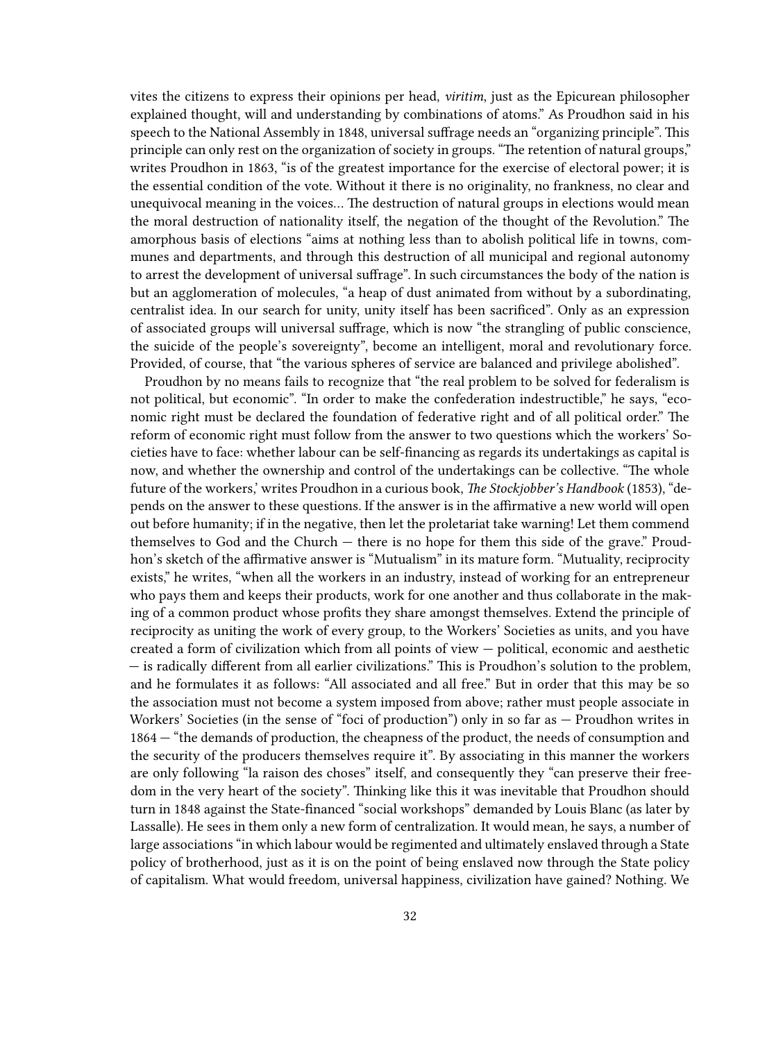vites the citizens to express their opinions per head, *viritim*, just as the Epicurean philosopher explained thought, will and understanding by combinations of atoms." As Proudhon said in his speech to the National Assembly in 1848, universal suffrage needs an "organizing principle". This principle can only rest on the organization of society in groups. "The retention of natural groups," writes Proudhon in 1863, "is of the greatest importance for the exercise of electoral power; it is the essential condition of the vote. Without it there is no originality, no frankness, no clear and unequivocal meaning in the voices… The destruction of natural groups in elections would mean the moral destruction of nationality itself, the negation of the thought of the Revolution." The amorphous basis of elections "aims at nothing less than to abolish political life in towns, communes and departments, and through this destruction of all municipal and regional autonomy to arrest the development of universal suffrage". In such circumstances the body of the nation is but an agglomeration of molecules, "a heap of dust animated from without by a subordinating, centralist idea. In our search for unity, unity itself has been sacrificed". Only as an expression of associated groups will universal suffrage, which is now "the strangling of public conscience, the suicide of the people's sovereignty", become an intelligent, moral and revolutionary force. Provided, of course, that "the various spheres of service are balanced and privilege abolished".

Proudhon by no means fails to recognize that "the real problem to be solved for federalism is not political, but economic". "In order to make the confederation indestructible," he says, "economic right must be declared the foundation of federative right and of all political order." The reform of economic right must follow from the answer to two questions which the workers' Societies have to face: whether labour can be self-financing as regards its undertakings as capital is now, and whether the ownership and control of the undertakings can be collective. "The whole future of the workers,' writes Proudhon in a curious book, *The Stockjobber's Handbook* (1853), "depends on the answer to these questions. If the answer is in the affirmative a new world will open out before humanity; if in the negative, then let the proletariat take warning! Let them commend themselves to God and the Church — there is no hope for them this side of the grave." Proudhon's sketch of the affirmative answer is "Mutualism" in its mature form. "Mutuality, reciprocity exists," he writes, "when all the workers in an industry, instead of working for an entrepreneur who pays them and keeps their products, work for one another and thus collaborate in the making of a common product whose profits they share amongst themselves. Extend the principle of reciprocity as uniting the work of every group, to the Workers' Societies as units, and you have created a form of civilization which from all points of view — political, economic and aesthetic — is radically different from all earlier civilizations." This is Proudhon's solution to the problem, and he formulates it as follows: "All associated and all free." But in order that this may be so the association must not become a system imposed from above; rather must people associate in Workers' Societies (in the sense of "foci of production") only in so far as — Proudhon writes in 1864 — "the demands of production, the cheapness of the product, the needs of consumption and the security of the producers themselves require it". By associating in this manner the workers are only following "la raison des choses" itself, and consequently they "can preserve their freedom in the very heart of the society". Thinking like this it was inevitable that Proudhon should turn in 1848 against the State-financed "social workshops" demanded by Louis Blanc (as later by Lassalle). He sees in them only a new form of centralization. It would mean, he says, a number of large associations "in which labour would be regimented and ultimately enslaved through a State policy of brotherhood, just as it is on the point of being enslaved now through the State policy of capitalism. What would freedom, universal happiness, civilization have gained? Nothing. We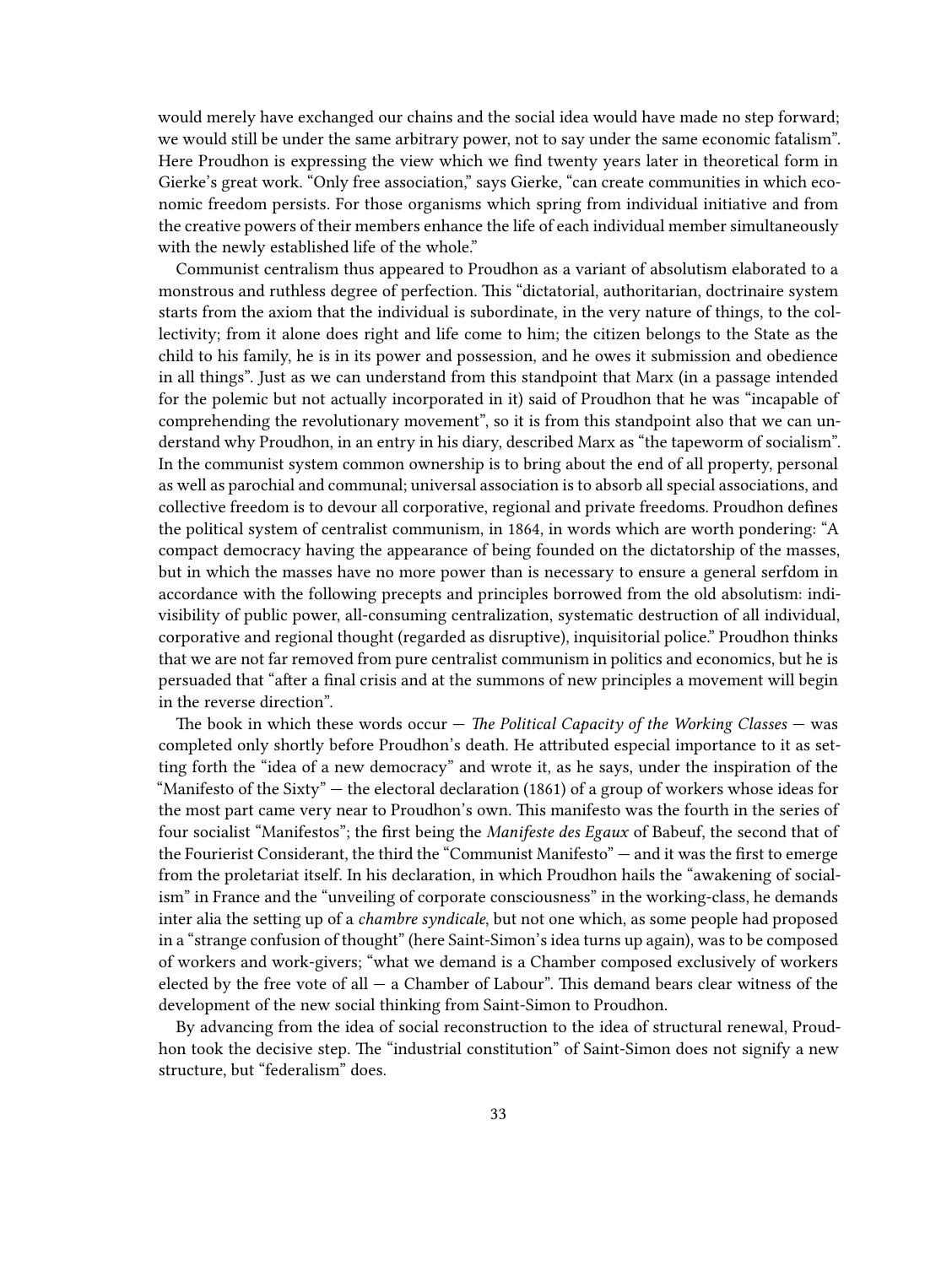would merely have exchanged our chains and the social idea would have made no step forward; we would still be under the same arbitrary power, not to say under the same economic fatalism". Here Proudhon is expressing the view which we find twenty years later in theoretical form in Gierke's great work. "Only free association," says Gierke, "can create communities in which economic freedom persists. For those organisms which spring from individual initiative and from the creative powers of their members enhance the life of each individual member simultaneously with the newly established life of the whole."

Communist centralism thus appeared to Proudhon as a variant of absolutism elaborated to a monstrous and ruthless degree of perfection. This "dictatorial, authoritarian, doctrinaire system starts from the axiom that the individual is subordinate, in the very nature of things, to the collectivity; from it alone does right and life come to him; the citizen belongs to the State as the child to his family, he is in its power and possession, and he owes it submission and obedience in all things". Just as we can understand from this standpoint that Marx (in a passage intended for the polemic but not actually incorporated in it) said of Proudhon that he was "incapable of comprehending the revolutionary movement", so it is from this standpoint also that we can understand why Proudhon, in an entry in his diary, described Marx as "the tapeworm of socialism". In the communist system common ownership is to bring about the end of all property, personal as well as parochial and communal; universal association is to absorb all special associations, and collective freedom is to devour all corporative, regional and private freedoms. Proudhon defines the political system of centralist communism, in 1864, in words which are worth pondering: "A compact democracy having the appearance of being founded on the dictatorship of the masses, but in which the masses have no more power than is necessary to ensure a general serfdom in accordance with the following precepts and principles borrowed from the old absolutism: indivisibility of public power, all-consuming centralization, systematic destruction of all individual, corporative and regional thought (regarded as disruptive), inquisitorial police." Proudhon thinks that we are not far removed from pure centralist communism in politics and economics, but he is persuaded that "after a final crisis and at the summons of new principles a movement will begin in the reverse direction".

The book in which these words occur — *The Political Capacity of the Working Classes* — was completed only shortly before Proudhon's death. He attributed especial importance to it as setting forth the "idea of a new democracy" and wrote it, as he says, under the inspiration of the "Manifesto of the Sixty" — the electoral declaration (1861) of a group of workers whose ideas for the most part came very near to Proudhon's own. This manifesto was the fourth in the series of four socialist "Manifestos"; the first being the *Manifeste des Egaux* of Babeuf, the second that of the Fourierist Considerant, the third the "Communist Manifesto" — and it was the first to emerge from the proletariat itself. In his declaration, in which Proudhon hails the "awakening of socialism" in France and the "unveiling of corporate consciousness" in the working-class, he demands inter alia the setting up of a *chambre syndicale*, but not one which, as some people had proposed in a "strange confusion of thought" (here Saint-Simon's idea turns up again), was to be composed of workers and work-givers; "what we demand is a Chamber composed exclusively of workers elected by the free vote of all — a Chamber of Labour". This demand bears clear witness of the development of the new social thinking from Saint-Simon to Proudhon.

By advancing from the idea of social reconstruction to the idea of structural renewal, Proudhon took the decisive step. The "industrial constitution" of Saint-Simon does not signify a new structure, but "federalism" does.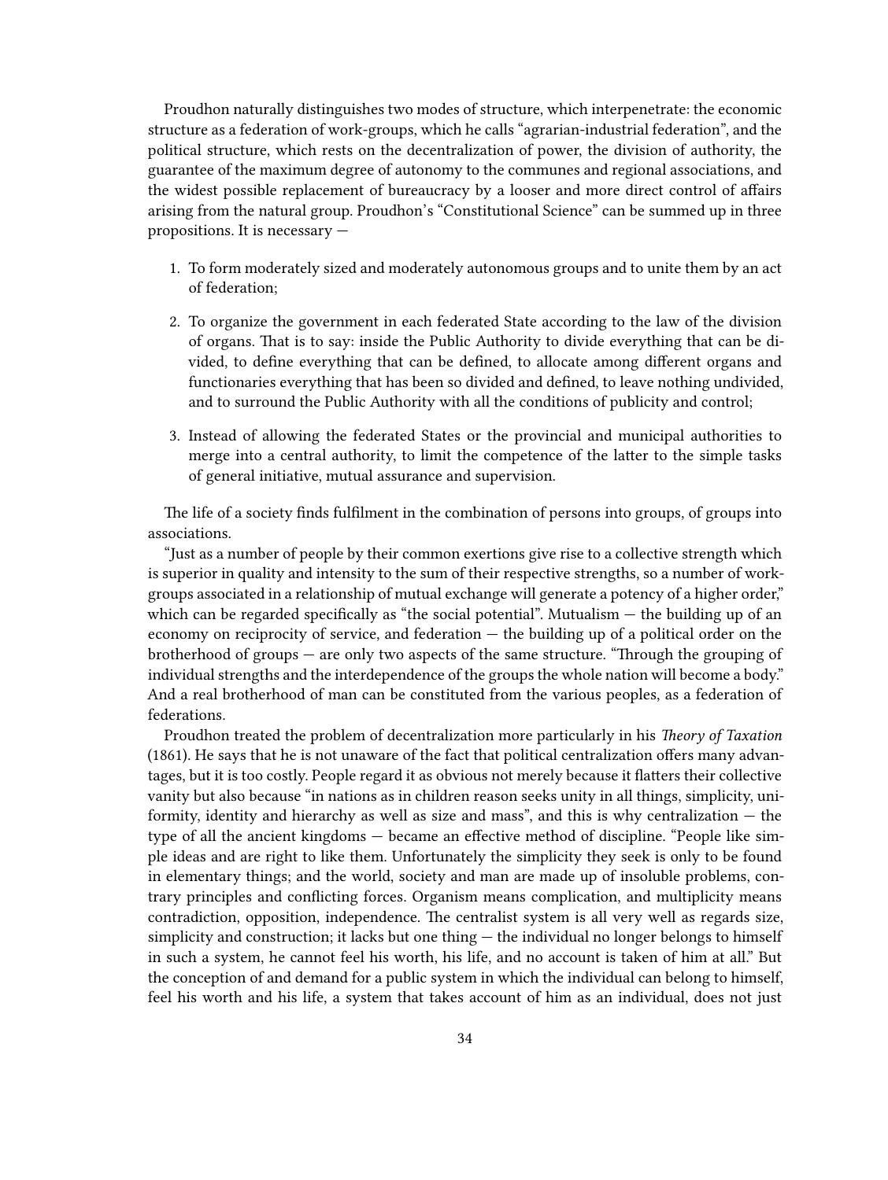Proudhon naturally distinguishes two modes of structure, which interpenetrate: the economic structure as a federation of work-groups, which he calls "agrarian-industrial federation", and the political structure, which rests on the decentralization of power, the division of authority, the guarantee of the maximum degree of autonomy to the communes and regional associations, and the widest possible replacement of bureaucracy by a looser and more direct control of affairs arising from the natural group. Proudhon's "Constitutional Science" can be summed up in three propositions. It is necessary —

1. To form moderately sized and moderately autonomous groups and to unite them by an act of federation;

2. To organize the government in each federated State according to the law of the division of organs. That is to say: inside the Public Authority to divide everything that can be divided, to define everything that can be defined, to allocate among different organs and functionaries everything that has been so divided and defined, to leave nothing undivided, and to surround the Public Authority with all the conditions of publicity and control;

3. Instead of allowing the federated States or the provincial and municipal authorities to merge into a central authority, to limit the competence of the latter to the simple tasks of general initiative, mutual assurance and supervision.

The life of a society finds fulfilment in the combination of persons into groups, of groups into associations.

"Just as a number of people by their common exertions give rise to a collective strength which is superior in quality and intensity to the sum of their respective strengths, so a number of work-groups associated in a relationship of mutual exchange will generate a potency of a higher order," which can be regarded specifically as "the social potential". Mutualism — the building up of an economy on reciprocity of service, and federation — the building up of a political order on the brotherhood of groups — are only two aspects of the same structure. "Through the grouping of individual strengths and the interdependence of the groups the whole nation will become a body." And a real brotherhood of man can be constituted from the various peoples, as a federation of federations.

Proudhon treated the problem of decentralization more particularly in his *Theory of Taxation* (1861). He says that he is not unaware of the fact that political centralization offers many advantages, but it is too costly. People regard it as obvious not merely because it flatters their collective vanity but also because "in nations as in children reason seeks unity in all things, simplicity, uniformity, identity and hierarchy as well as size and mass", and this is why centralization — the type of all the ancient kingdoms — became an effective method of discipline. "People like simple ideas and are right to like them. Unfortunately the simplicity they seek is only to be found in elementary things; and the world, society and man are made up of insoluble problems, contrary principles and conflicting forces. Organism means complication, and multiplicity means contradiction, opposition, independence. The centralist system is all very well as regards size, simplicity and construction; it lacks but one thing — the individual no longer belongs to himself in such a system, he cannot feel his worth, his life, and no account is taken of him at all." But the conception of and demand for a public system in which the individual can belong to himself, feel his worth and his life, a system that takes account of him as an individual, does not just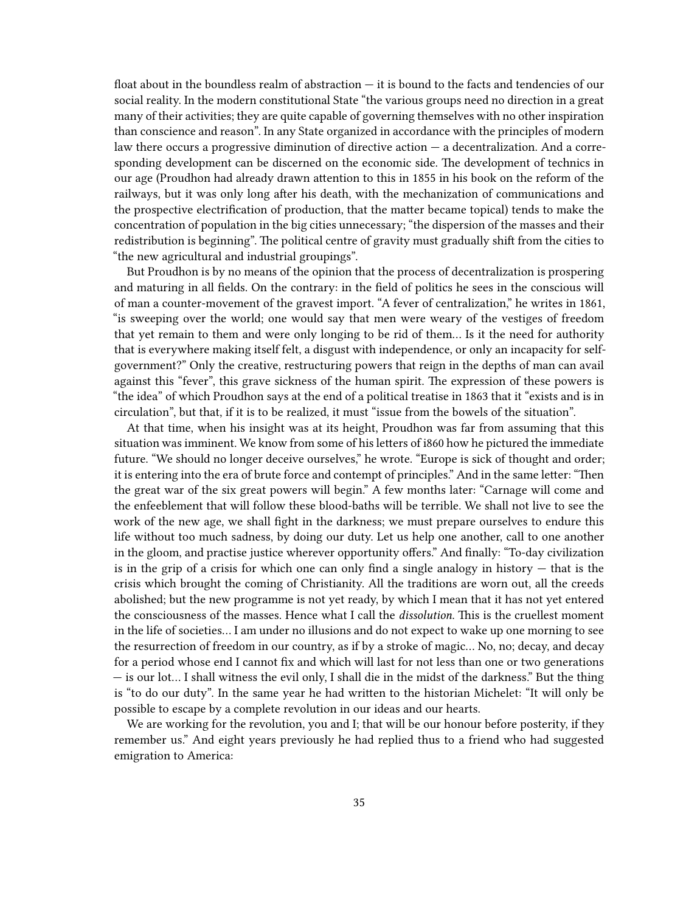float about in the boundless realm of abstraction — it is bound to the facts and tendencies of our social reality. In the modern constitutional State "the various groups need no direction in a great many of their activities; they are quite capable of governing themselves with no other inspiration than conscience and reason". In any State organized in accordance with the principles of modern law there occurs a progressive diminution of directive action — a decentralization. And a corresponding development can be discerned on the economic side. The development of technics in our age (Proudhon had already drawn attention to this in 1855 in his book on the reform of the railways, but it was only long after his death, with the mechanization of communications and the prospective electrification of production, that the matter became topical) tends to make the concentration of population in the big cities unnecessary; "the dispersion of the masses and their redistribution is beginning". The political centre of gravity must gradually shift from the cities to "the new agricultural and industrial groupings".

But Proudhon is by no means of the opinion that the process of decentralization is prospering and maturing in all fields. On the contrary: in the field of politics he sees in the conscious will of man a counter-movement of the gravest import. "A fever of centralization," he writes in 1861, "is sweeping over the world; one would say that men were weary of the vestiges of freedom that yet remain to them and were only longing to be rid of them… Is it the need for authority that is everywhere making itself felt, a disgust with independence, or only an incapacity for self-government?" Only the creative, restructuring powers that reign in the depths of man can avail against this "fever", this grave sickness of the human spirit. The expression of these powers is "the idea" of which Proudhon says at the end of a political treatise in 1863 that it "exists and is in circulation", but that, if it is to be realized, it must "issue from the bowels of the situation".

At that time, when his insight was at its height, Proudhon was far from assuming that this situation was imminent. We know from some of his letters of i860 how he pictured the immediate future. "We should no longer deceive ourselves," he wrote. "Europe is sick of thought and order; it is entering into the era of brute force and contempt of principles." And in the same letter: "Then the great war of the six great powers will begin." A few months later: "Carnage will come and the enfeeblement that will follow these blood-baths will be terrible. We shall not live to see the work of the new age, we shall fight in the darkness; we must prepare ourselves to endure this life without too much sadness, by doing our duty. Let us help one another, call to one another in the gloom, and practise justice wherever opportunity offers." And finally: "To-day civilization is in the grip of a crisis for which one can only find a single analogy in history — that is the crisis which brought the coming of Christianity. All the traditions are worn out, all the creeds abolished; but the new programme is not yet ready, by which I mean that it has not yet entered the consciousness of the masses. Hence what I call the *dissolution.* This is the cruellest moment in the life of societies… I am under no illusions and do not expect to wake up one morning to see the resurrection of freedom in our country, as if by a stroke of magic… No, no; decay, and decay for a period whose end I cannot fix and which will last for not less than one or two generations — is our lot… I shall witness the evil only, I shall die in the midst of the darkness." But the thing is "to do our duty". In the same year he had written to the historian Michelet: "It will only be possible to escape by a complete revolution in our ideas and our hearts.

We are working for the revolution, you and I; that will be our honour before posterity, if they remember us." And eight years previously he had replied thus to a friend who had suggested emigration to America: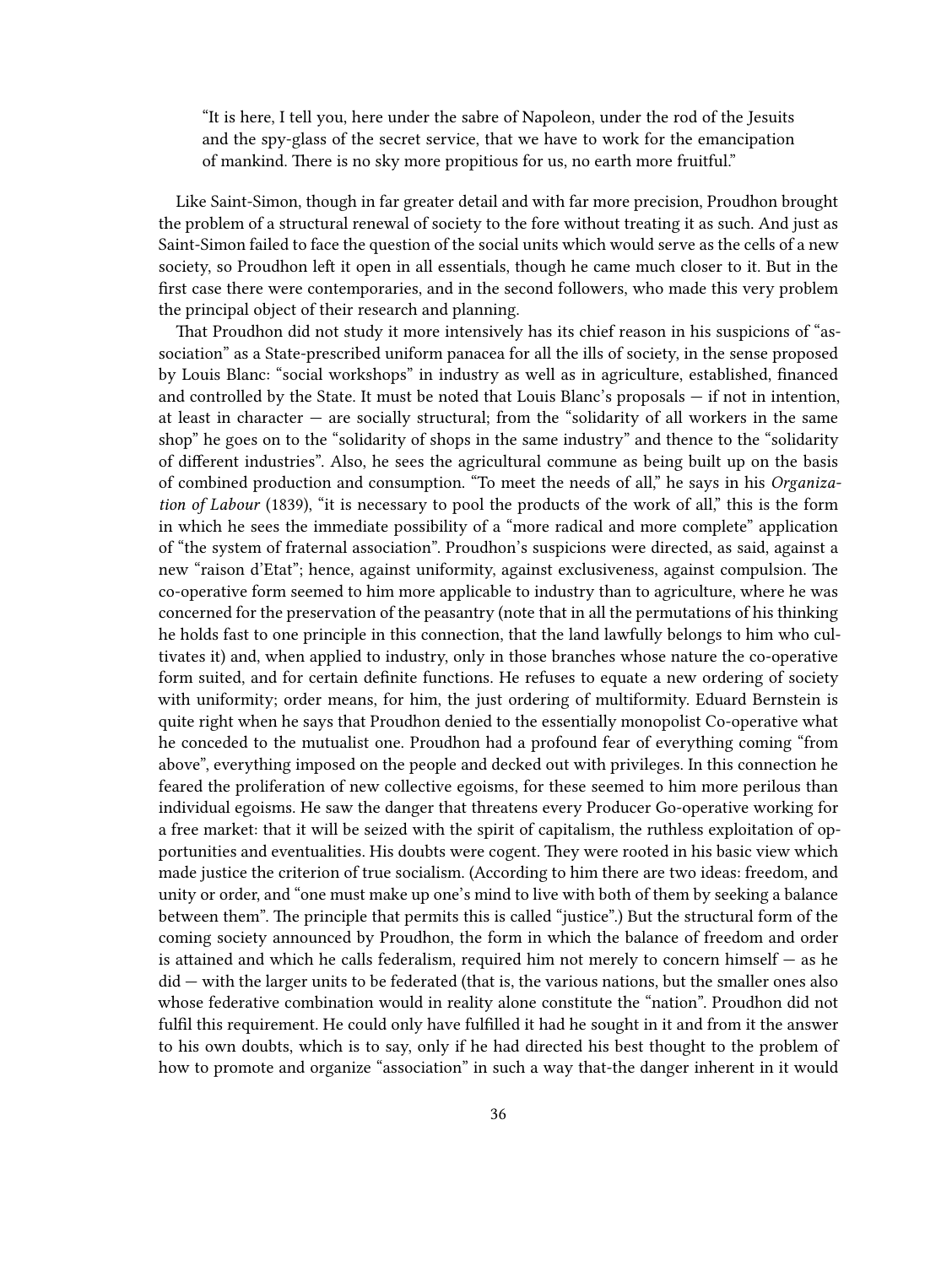> "It is here, I tell you, here under the sabre of Napoleon, under the rod of the Jesuits and the spy-glass of the secret service, that we have to work for the emancipation of mankind. There is no sky more propitious for us, no earth more fruitful."

Like Saint-Simon, though in far greater detail and with far more precision, Proudhon brought the problem of a structural renewal of society to the fore without treating it as such. And just as Saint-Simon failed to face the question of the social units which would serve as the cells of a new society, so Proudhon left it open in all essentials, though he came much closer to it. But in the first case there were contemporaries, and in the second followers, who made this very problem the principal object of their research and planning.

That Proudhon did not study it more intensively has its chief reason in his suspicions of "association" as a State-prescribed uniform panacea for all the ills of society, in the sense proposed by Louis Blanc: "social workshops" in industry as well as in agriculture, established, financed and controlled by the State. It must be noted that Louis Blanc's proposals — if not in intention, at least in character — are socially structural; from the "solidarity of all workers in the same shop" he goes on to the "solidarity of shops in the same industry" and thence to the "solidarity of different industries". Also, he sees the agricultural commune as being built up on the basis of combined production and consumption. "To meet the needs of all," he says in his *Organization of Labour* (1839), "it is necessary to pool the products of the work of all," this is the form in which he sees the immediate possibility of a "more radical and more complete" application of "the system of fraternal association". Proudhon's suspicions were directed, as said, against a new "raison d'Etat"; hence, against uniformity, against exclusiveness, against compulsion. The co-operative form seemed to him more applicable to industry than to agriculture, where he was concerned for the preservation of the peasantry (note that in all the permutations of his thinking he holds fast to one principle in this connection, that the land lawfully belongs to him who cultivates it) and, when applied to industry, only in those branches whose nature the co-operative form suited, and for certain definite functions. He refuses to equate a new ordering of society with uniformity; order means, for him, the just ordering of multiformity. Eduard Bernstein is quite right when he says that Proudhon denied to the essentially monopolist Co-operative what he conceded to the mutualist one. Proudhon had a profound fear of everything coming "from above", everything imposed on the people and decked out with privileges. In this connection he feared the proliferation of new collective egoisms, for these seemed to him more perilous than individual egoisms. He saw the danger that threatens every Producer Go-operative working for a free market: that it will be seized with the spirit of capitalism, the ruthless exploitation of opportunities and eventualities. His doubts were cogent. They were rooted in his basic view which made justice the criterion of true socialism. (According to him there are two ideas: freedom, and unity or order, and "one must make up one's mind to live with both of them by seeking a balance between them". The principle that permits this is called "justice".) But the structural form of the coming society announced by Proudhon, the form in which the balance of freedom and order is attained and which he calls federalism, required him not merely to concern himself — as he did — with the larger units to be federated (that is, the various nations, but the smaller ones also whose federative combination would in reality alone constitute the "nation". Proudhon did not fulfil this requirement. He could only have fulfilled it had he sought in it and from it the answer to his own doubts, which is to say, only if he had directed his best thought to the problem of how to promote and organize "association" in such a way that-the danger inherent in it would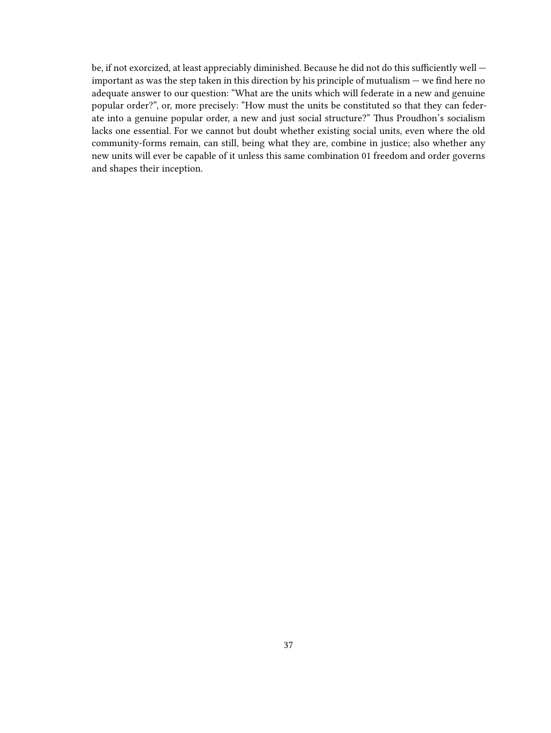be, if not exorcized, at least appreciably diminished. Because he did not do this sufficiently well — important as was the step taken in this direction by his principle of mutualism — we find here no adequate answer to our question: "What are the units which will federate in a new and genuine popular order?", or, more precisely: "How must the units be constituted so that they can federate into a genuine popular order, a new and just social structure?" Thus Proudhon's socialism lacks one essential. For we cannot but doubt whether existing social units, even where the old community-forms remain, can still, being what they are, combine in justice; also whether any new units will ever be capable of it unless this same combination 01 freedom and order governs and shapes their inception.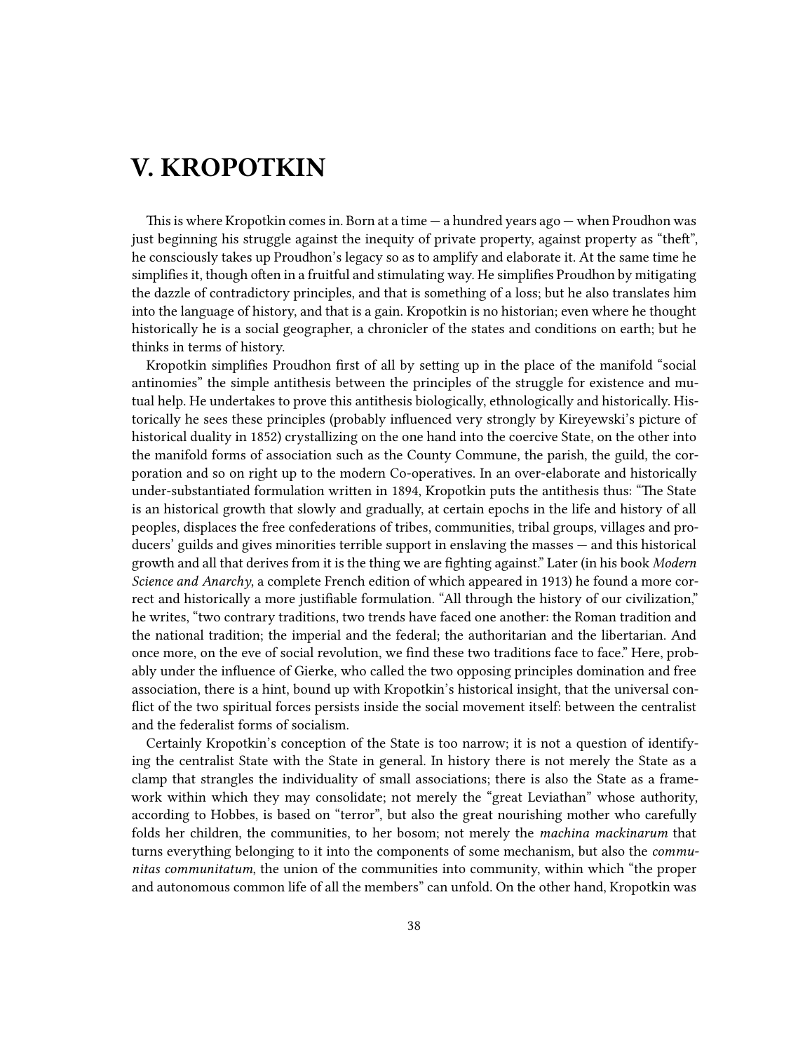# V. KROPOTKIN

This is where Kropotkin comes in. Born at a time — a hundred years ago — when Proudhon was just beginning his struggle against the inequity of private property, against property as "theft", he consciously takes up Proudhon's legacy so as to amplify and elaborate it. At the same time he simplifies it, though often in a fruitful and stimulating way. He simplifies Proudhon by mitigating the dazzle of contradictory principles, and that is something of a loss; but he also translates him into the language of history, and that is a gain. Kropotkin is no historian; even where he thought historically he is a social geographer, a chronicler of the states and conditions on earth; but he thinks in terms of history.

Kropotkin simplifies Proudhon first of all by setting up in the place of the manifold "social antinomies" the simple antithesis between the principles of the struggle for existence and mutual help. He undertakes to prove this antithesis biologically, ethnologically and historically. Historically he sees these principles (probably influenced very strongly by Kireyewski's picture of historical duality in 1852) crystallizing on the one hand into the coercive State, on the other into the manifold forms of association such as the County Commune, the parish, the guild, the corporation and so on right up to the modern Co-operatives. In an over-elaborate and historically under-substantiated formulation written in 1894, Kropotkin puts the antithesis thus: "The State is an historical growth that slowly and gradually, at certain epochs in the life and history of all peoples, displaces the free confederations of tribes, communities, tribal groups, villages and producers' guilds and gives minorities terrible support in enslaving the masses — and this historical growth and all that derives from it is the thing we are fighting against." Later (in his book *Modern Science and Anarchy*, a complete French edition of which appeared in 1913) he found a more correct and historically a more justifiable formulation. "All through the history of our civilization," he writes, "two contrary traditions, two trends have faced one another: the Roman tradition and the national tradition; the imperial and the federal; the authoritarian and the libertarian. And once more, on the eve of social revolution, we find these two traditions face to face." Here, probably under the influence of Gierke, who called the two opposing principles domination and free association, there is a hint, bound up with Kropotkin's historical insight, that the universal conflict of the two spiritual forces persists inside the social movement itself: between the centralist and the federalist forms of socialism.

Certainly Kropotkin's conception of the State is too narrow; it is not a question of identifying the centralist State with the State in general. In history there is not merely the State as a clamp that strangles the individuality of small associations; there is also the State as a framework within which they may consolidate; not merely the "great Leviathan" whose authority, according to Hobbes, is based on "terror", but also the great nourishing mother who carefully folds her children, the communities, to her bosom; not merely the *machina mackinarum* that turns everything belonging to it into the components of some mechanism, but also the *communitas communitatum*, the union of the communities into community, within which "the proper and autonomous common life of all the members" can unfold. On the other hand, Kropotkin was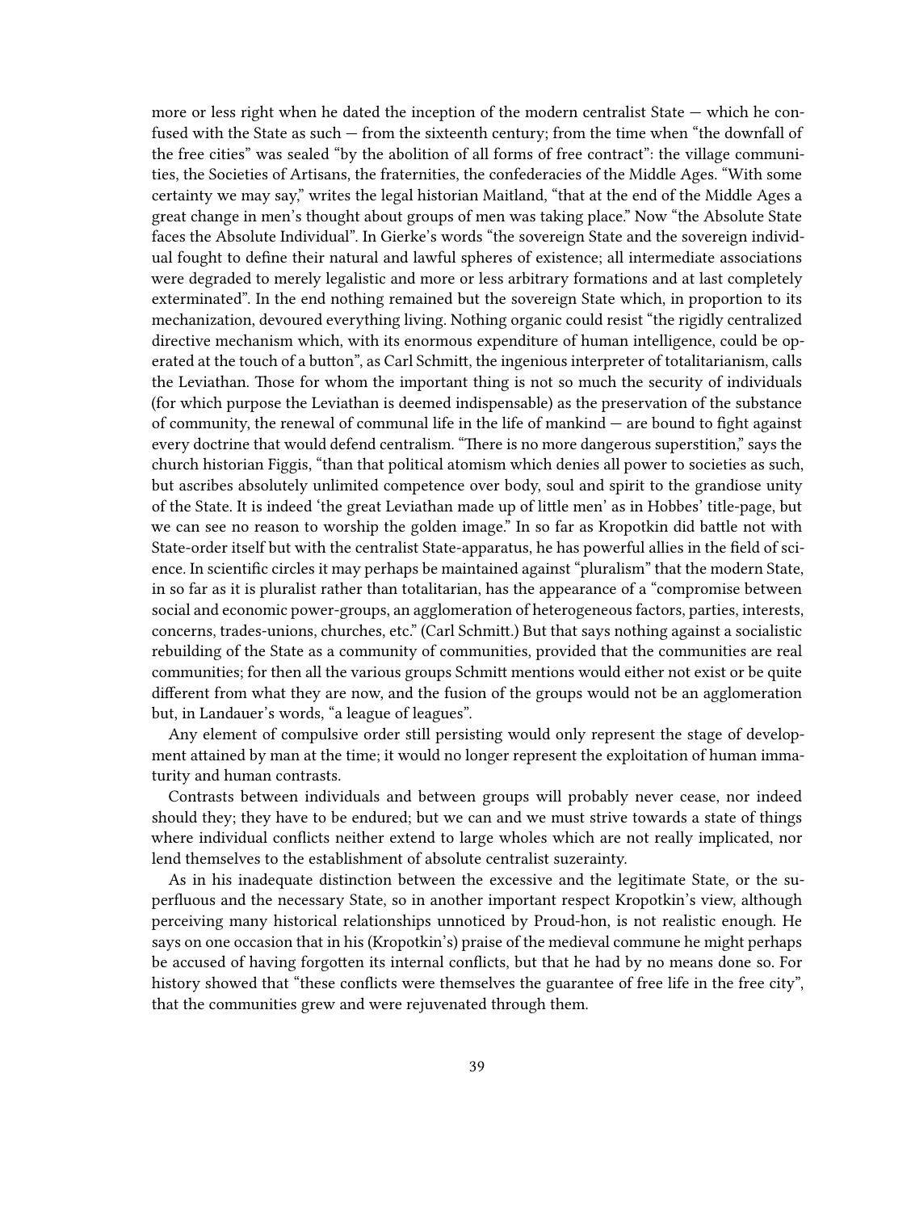more or less right when he dated the inception of the modern centralist State — which he confused with the State as such — from the sixteenth century; from the time when "the downfall of the free cities" was sealed "by the abolition of all forms of free contract": the village communities, the Societies of Artisans, the fraternities, the confederacies of the Middle Ages. "With some certainty we may say," writes the legal historian Maitland, "that at the end of the Middle Ages a great change in men's thought about groups of men was taking place." Now "the Absolute State faces the Absolute Individual". In Gierke's words "the sovereign State and the sovereign individual fought to define their natural and lawful spheres of existence; all intermediate associations were degraded to merely legalistic and more or less arbitrary formations and at last completely exterminated". In the end nothing remained but the sovereign State which, in proportion to its mechanization, devoured everything living. Nothing organic could resist "the rigidly centralized directive mechanism which, with its enormous expenditure of human intelligence, could be operated at the touch of a button", as Carl Schmitt, the ingenious interpreter of totalitarianism, calls the Leviathan. Those for whom the important thing is not so much the security of individuals (for which purpose the Leviathan is deemed indispensable) as the preservation of the substance of community, the renewal of communal life in the life of mankind — are bound to fight against every doctrine that would defend centralism. "There is no more dangerous superstition," says the church historian Figgis, "than that political atomism which denies all power to societies as such, but ascribes absolutely unlimited competence over body, soul and spirit to the grandiose unity of the State. It is indeed 'the great Leviathan made up of little men' as in Hobbes' title-page, but we can see no reason to worship the golden image." In so far as Kropotkin did battle not with State-order itself but with the centralist State-apparatus, he has powerful allies in the field of science. In scientific circles it may perhaps be maintained against "pluralism" that the modern State, in so far as it is pluralist rather than totalitarian, has the appearance of a "compromise between social and economic power-groups, an agglomeration of heterogeneous factors, parties, interests, concerns, trades-unions, churches, etc." (Carl Schmitt.) But that says nothing against a socialistic rebuilding of the State as a community of communities, provided that the communities are real communities; for then all the various groups Schmitt mentions would either not exist or be quite different from what they are now, and the fusion of the groups would not be an agglomeration but, in Landauer's words, "a league of leagues".

Any element of compulsive order still persisting would only represent the stage of development attained by man at the time; it would no longer represent the exploitation of human immaturity and human contrasts.

Contrasts between individuals and between groups will probably never cease, nor indeed should they; they have to be endured; but we can and we must strive towards a state of things where individual conflicts neither extend to large wholes which are not really implicated, nor lend themselves to the establishment of absolute centralist suzerainty.

As in his inadequate distinction between the excessive and the legitimate State, or the superfluous and the necessary State, so in another important respect Kropotkin's view, although perceiving many historical relationships unnoticed by Proud-hon, is not realistic enough. He says on one occasion that in his (Kropotkin's) praise of the medieval commune he might perhaps be accused of having forgotten its internal conflicts, but that he had by no means done so. For history showed that "these conflicts were themselves the guarantee of free life in the free city", that the communities grew and were rejuvenated through them.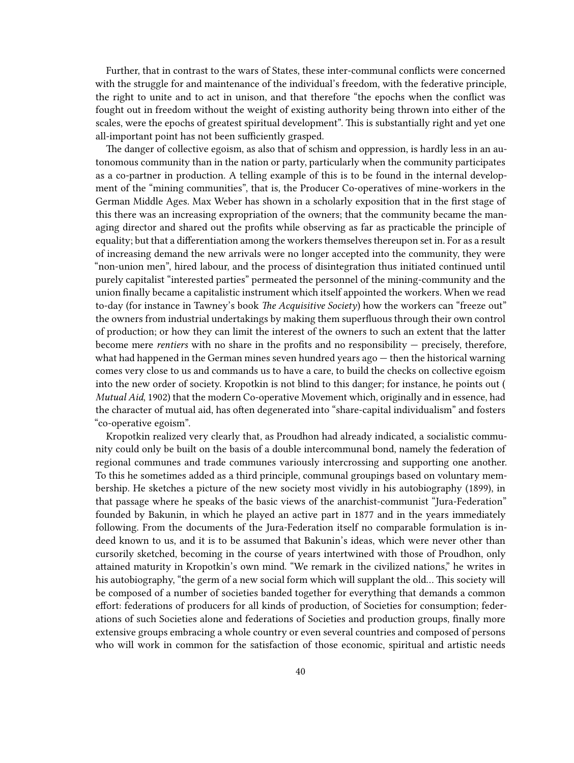Further, that in contrast to the wars of States, these inter-communal conflicts were concerned with the struggle for and maintenance of the individual's freedom, with the federative principle, the right to unite and to act in unison, and that therefore "the epochs when the conflict was fought out in freedom without the weight of existing authority being thrown into either of the scales, were the epochs of greatest spiritual development". This is substantially right and yet one all-important point has not been sufficiently grasped.

The danger of collective egoism, as also that of schism and oppression, is hardly less in an autonomous community than in the nation or party, particularly when the community participates as a co-partner in production. A telling example of this is to be found in the internal development of the "mining communities", that is, the Producer Co-operatives of mine-workers in the German Middle Ages. Max Weber has shown in a scholarly exposition that in the first stage of this there was an increasing expropriation of the owners; that the community became the managing director and shared out the profits while observing as far as practicable the principle of equality; but that a differentiation among the workers themselves thereupon set in. For as a result of increasing demand the new arrivals were no longer accepted into the community, they were "non-union men", hired labour, and the process of disintegration thus initiated continued until purely capitalist "interested parties" permeated the personnel of the mining-community and the union finally became a capitalistic instrument which itself appointed the workers. When we read to-day (for instance in Tawney's book *The Acquisitive Society*) how the workers can "freeze out" the owners from industrial undertakings by making them superfluous through their own control of production; or how they can limit the interest of the owners to such an extent that the latter become mere *rentiers* with no share in the profits and no responsibility — precisely, therefore, what had happened in the German mines seven hundred years ago — then the historical warning comes very close to us and commands us to have a care, to build the checks on collective egoism into the new order of society. Kropotkin is not blind to this danger; for instance, he points out ( *Mutual Aid*, 1902) that the modern Co-operative Movement which, originally and in essence, had the character of mutual aid, has often degenerated into "share-capital individualism" and fosters "co-operative egoism".

Kropotkin realized very clearly that, as Proudhon had already indicated, a socialistic community could only be built on the basis of a double intercommunal bond, namely the federation of regional communes and trade communes variously intercrossing and supporting one another. To this he sometimes added as a third principle, communal groupings based on voluntary membership. He sketches a picture of the new society most vividly in his autobiography (1899), in that passage where he speaks of the basic views of the anarchist-communist "Jura-Federation" founded by Bakunin, in which he played an active part in 1877 and in the years immediately following. From the documents of the Jura-Federation itself no comparable formulation is indeed known to us, and it is to be assumed that Bakunin's ideas, which were never other than cursorily sketched, becoming in the course of years intertwined with those of Proudhon, only attained maturity in Kropotkin's own mind. "We remark in the civilized nations," he writes in his autobiography, "the germ of a new social form which will supplant the old… This society will be composed of a number of societies banded together for everything that demands a common effort: federations of producers for all kinds of production, of Societies for consumption; federations of such Societies alone and federations of Societies and production groups, finally more extensive groups embracing a whole country or even several countries and composed of persons who will work in common for the satisfaction of those economic, spiritual and artistic needs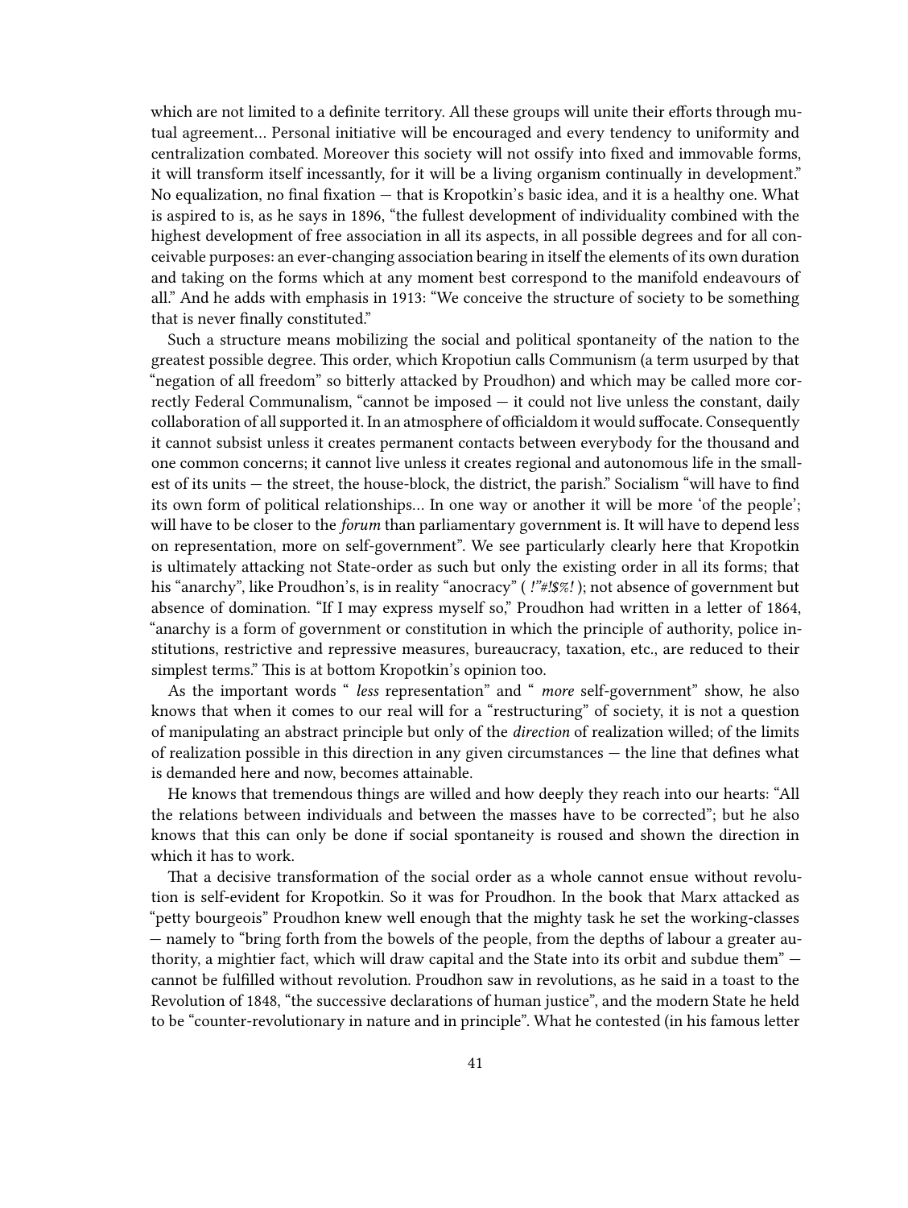which are not limited to a definite territory. All these groups will unite their efforts through mutual agreement… Personal initiative will be encouraged and every tendency to uniformity and centralization combated. Moreover this society will not ossify into fixed and immovable forms, it will transform itself incessantly, for it will be a living organism continually in development." No equalization, no final fixation — that is Kropotkin's basic idea, and it is a healthy one. What is aspired to is, as he says in 1896, "the fullest development of individuality combined with the highest development of free association in all its aspects, in all possible degrees and for all conceivable purposes: an ever-changing association bearing in itself the elements of its own duration and taking on the forms which at any moment best correspond to the manifold endeavours of all." And he adds with emphasis in 1913: "We conceive the structure of society to be something that is never finally constituted."

Such a structure means mobilizing the social and political spontaneity of the nation to the greatest possible degree. This order, which Kropotiun calls Communism (a term usurped by that "negation of all freedom" so bitterly attacked by Proudhon) and which may be called more correctly Federal Communalism, "cannot be imposed — it could not live unless the constant, daily collaboration of all supported it. In an atmosphere of officialdom it would suffocate. Consequently it cannot subsist unless it creates permanent contacts between everybody for the thousand and one common concerns; it cannot live unless it creates regional and autonomous life in the smallest of its units — the street, the house-block, the district, the parish." Socialism "will have to find its own form of political relationships… In one way or another it will be more 'of the people'; will have to be closer to the *forum* than parliamentary government is. It will have to depend less on representation, more on self-government". We see particularly clearly here that Kropotkin is ultimately attacking not State-order as such but only the existing order in all its forms; that his "anarchy", like Proudhon's, is in reality "anocracy" ( *!"#!$%!* ); not absence of government but absence of domination. "If I may express myself so," Proudhon had written in a letter of 1864, "anarchy is a form of government or constitution in which the principle of authority, police institutions, restrictive and repressive measures, bureaucracy, taxation, etc., are reduced to their simplest terms." This is at bottom Kropotkin's opinion too.

As the important words " *less* representation" and " *more* self-government" show, he also knows that when it comes to our real will for a "restructuring" of society, it is not a question of manipulating an abstract principle but only of the *direction* of realization willed; of the limits of realization possible in this direction in any given circumstances — the line that defines what is demanded here and now, becomes attainable.

He knows that tremendous things are willed and how deeply they reach into our hearts: "All the relations between individuals and between the masses have to be corrected"; but he also knows that this can only be done if social spontaneity is roused and shown the direction in which it has to work.

That a decisive transformation of the social order as a whole cannot ensue without revolution is self-evident for Kropotkin. So it was for Proudhon. In the book that Marx attacked as "petty bourgeois" Proudhon knew well enough that the mighty task he set the working-classes — namely to "bring forth from the bowels of the people, from the depths of labour a greater authority, a mightier fact, which will draw capital and the State into its orbit and subdue them" — cannot be fulfilled without revolution. Proudhon saw in revolutions, as he said in a toast to the Revolution of 1848, "the successive declarations of human justice", and the modern State he held to be "counter-revolutionary in nature and in principle". What he contested (in his famous letter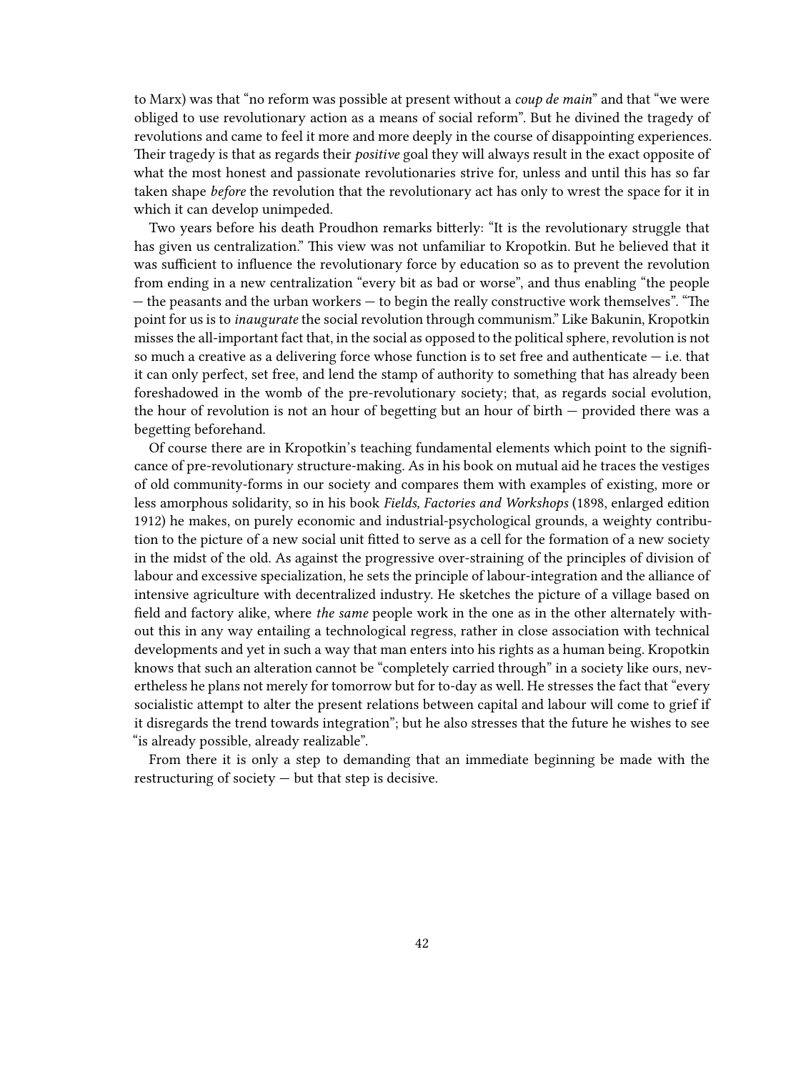to Marx) was that "no reform was possible at present without a *coup de main*" and that "we were obliged to use revolutionary action as a means of social reform". But he divined the tragedy of revolutions and came to feel it more and more deeply in the course of disappointing experiences. Their tragedy is that as regards their *positive* goal they will always result in the exact opposite of what the most honest and passionate revolutionaries strive for, unless and until this has so far taken shape *before* the revolution that the revolutionary act has only to wrest the space for it in which it can develop unimpeded.

Two years before his death Proudhon remarks bitterly: "It is the revolutionary struggle that has given us centralization." This view was not unfamiliar to Kropotkin. But he believed that it was sufficient to influence the revolutionary force by education so as to prevent the revolution from ending in a new centralization "every bit as bad or worse", and thus enabling "the people — the peasants and the urban workers — to begin the really constructive work themselves". "The point for us is to *inaugurate* the social revolution through communism." Like Bakunin, Kropotkin misses the all-important fact that, in the social as opposed to the political sphere, revolution is not so much a creative as a delivering force whose function is to set free and authenticate — i.e. that it can only perfect, set free, and lend the stamp of authority to something that has already been foreshadowed in the womb of the pre-revolutionary society; that, as regards social evolution, the hour of revolution is not an hour of begetting but an hour of birth — provided there was a begetting beforehand.

Of course there are in Kropotkin's teaching fundamental elements which point to the significance of pre-revolutionary structure-making. As in his book on mutual aid he traces the vestiges of old community-forms in our society and compares them with examples of existing, more or less amorphous solidarity, so in his book *Fields, Factories and Workshops* (1898, enlarged edition 1912) he makes, on purely economic and industrial-psychological grounds, a weighty contribution to the picture of a new social unit fitted to serve as a cell for the formation of a new society in the midst of the old. As against the progressive over-straining of the principles of division of labour and excessive specialization, he sets the principle of labour-integration and the alliance of intensive agriculture with decentralized industry. He sketches the picture of a village based on field and factory alike, where *the same* people work in the one as in the other alternately without this in any way entailing a technological regress, rather in close association with technical developments and yet in such a way that man enters into his rights as a human being. Kropotkin knows that such an alteration cannot be "completely carried through" in a society like ours, nevertheless he plans not merely for tomorrow but for to-day as well. He stresses the fact that "every socialistic attempt to alter the present relations between capital and labour will come to grief if it disregards the trend towards integration"; but he also stresses that the future he wishes to see "is already possible, already realizable".

From there it is only a step to demanding that an immediate beginning be made with the restructuring of society — but that step is decisive.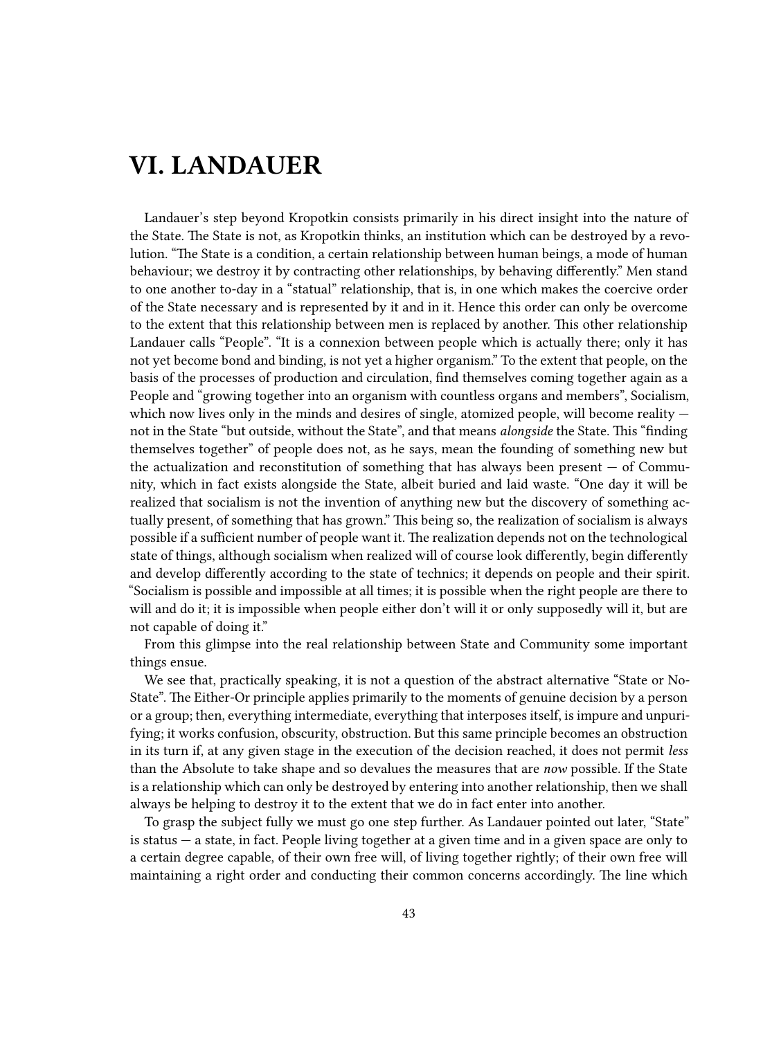# VI. LANDAUER

Landauer's step beyond Kropotkin consists primarily in his direct insight into the nature of the State. The State is not, as Kropotkin thinks, an institution which can be destroyed by a revolution. "The State is a condition, a certain relationship between human beings, a mode of human behaviour; we destroy it by contracting other relationships, by behaving differently." Men stand to one another to-day in a "statual" relationship, that is, in one which makes the coercive order of the State necessary and is represented by it and in it. Hence this order can only be overcome to the extent that this relationship between men is replaced by another. This other relationship Landauer calls "People". "It is a connexion between people which is actually there; only it has not yet become bond and binding, is not yet a higher organism." To the extent that people, on the basis of the processes of production and circulation, find themselves coming together again as a People and "growing together into an organism with countless organs and members", Socialism, which now lives only in the minds and desires of single, atomized people, will become reality — not in the State "but outside, without the State", and that means *alongside* the State. This "finding themselves together" of people does not, as he says, mean the founding of something new but the actualization and reconstitution of something that has always been present — of Community, which in fact exists alongside the State, albeit buried and laid waste. "One day it will be realized that socialism is not the invention of anything new but the discovery of something actually present, of something that has grown." This being so, the realization of socialism is always possible if a sufficient number of people want it. The realization depends not on the technological state of things, although socialism when realized will of course look differently, begin differently and develop differently according to the state of technics; it depends on people and their spirit. "Socialism is possible and impossible at all times; it is possible when the right people are there to will and do it; it is impossible when people either don't will it or only supposedly will it, but are not capable of doing it."

From this glimpse into the real relationship between State and Community some important things ensue.

We see that, practically speaking, it is not a question of the abstract alternative "State or No-State". The Either-Or principle applies primarily to the moments of genuine decision by a person or a group; then, everything intermediate, everything that interposes itself, is impure and unpurifying; it works confusion, obscurity, obstruction. But this same principle becomes an obstruction in its turn if, at any given stage in the execution of the decision reached, it does not permit *less* than the Absolute to take shape and so devalues the measures that are *now* possible. If the State is a relationship which can only be destroyed by entering into another relationship, then we shall always be helping to destroy it to the extent that we do in fact enter into another.

To grasp the subject fully we must go one step further. As Landauer pointed out later, "State" is status — a state, in fact. People living together at a given time and in a given space are only to a certain degree capable, of their own free will, of living together rightly; of their own free will maintaining a right order and conducting their common concerns accordingly. The line which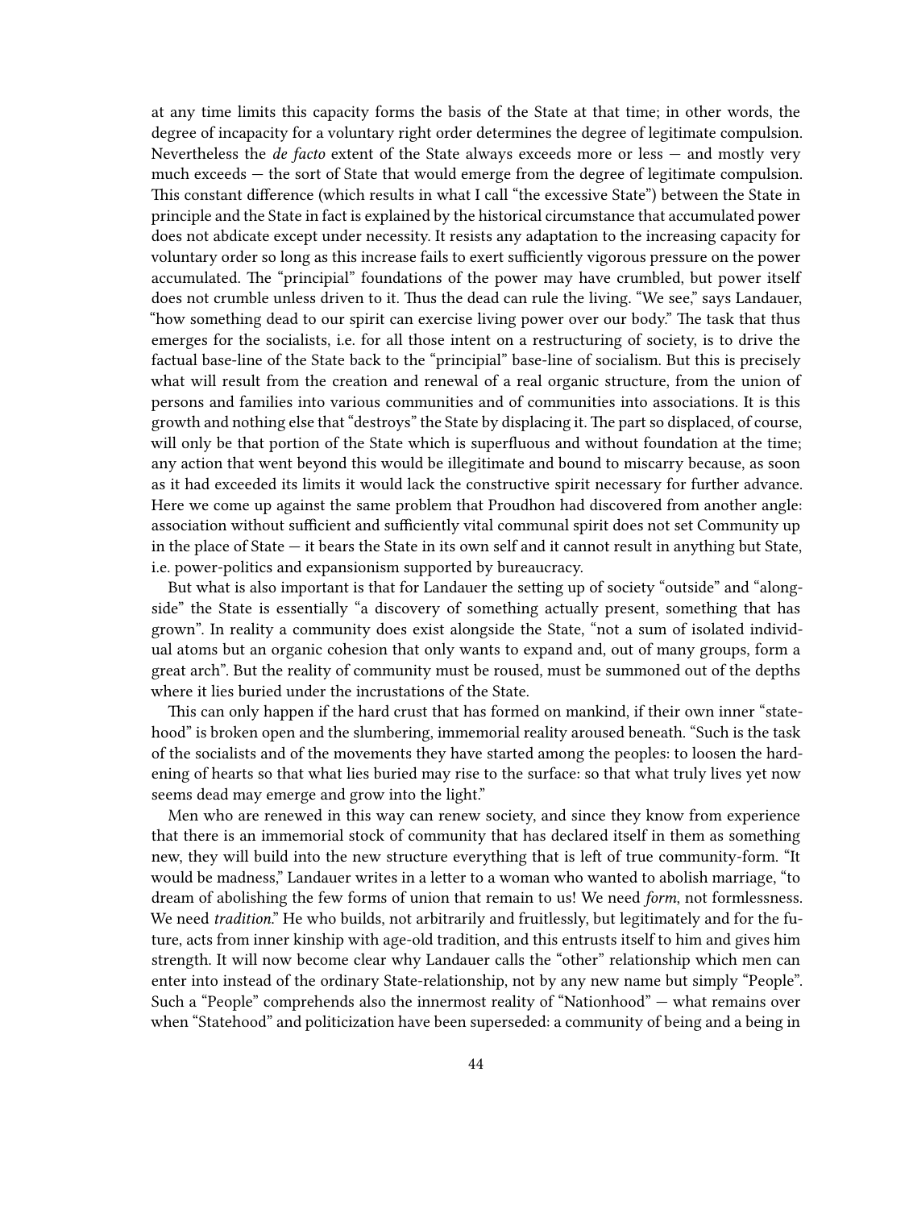at any time limits this capacity forms the basis of the State at that time; in other words, the degree of incapacity for a voluntary right order determines the degree of legitimate compulsion. Nevertheless the *de facto* extent of the State always exceeds more or less — and mostly very much exceeds — the sort of State that would emerge from the degree of legitimate compulsion. This constant difference (which results in what I call "the excessive State") between the State in principle and the State in fact is explained by the historical circumstance that accumulated power does not abdicate except under necessity. It resists any adaptation to the increasing capacity for voluntary order so long as this increase fails to exert sufficiently vigorous pressure on the power accumulated. The "principial" foundations of the power may have crumbled, but power itself does not crumble unless driven to it. Thus the dead can rule the living. "We see," says Landauer, "how something dead to our spirit can exercise living power over our body." The task that thus emerges for the socialists, i.e. for all those intent on a restructuring of society, is to drive the factual base-line of the State back to the "principial" base-line of socialism. But this is precisely what will result from the creation and renewal of a real organic structure, from the union of persons and families into various communities and of communities into associations. It is this growth and nothing else that "destroys" the State by displacing it. The part so displaced, of course, will only be that portion of the State which is superfluous and without foundation at the time; any action that went beyond this would be illegitimate and bound to miscarry because, as soon as it had exceeded its limits it would lack the constructive spirit necessary for further advance. Here we come up against the same problem that Proudhon had discovered from another angle: association without sufficient and sufficiently vital communal spirit does not set Community up in the place of State — it bears the State in its own self and it cannot result in anything but State, i.e. power-politics and expansionism supported by bureaucracy.

But what is also important is that for Landauer the setting up of society "outside" and "alongside" the State is essentially "a discovery of something actually present, something that has grown". In reality a community does exist alongside the State, "not a sum of isolated individual atoms but an organic cohesion that only wants to expand and, out of many groups, form a great arch". But the reality of community must be roused, must be summoned out of the depths where it lies buried under the incrustations of the State.

This can only happen if the hard crust that has formed on mankind, if their own inner "statehood" is broken open and the slumbering, immemorial reality aroused beneath. "Such is the task of the socialists and of the movements they have started among the peoples: to loosen the hardening of hearts so that what lies buried may rise to the surface: so that what truly lives yet now seems dead may emerge and grow into the light."

Men who are renewed in this way can renew society, and since they know from experience that there is an immemorial stock of community that has declared itself in them as something new, they will build into the new structure everything that is left of true community-form. "It would be madness," Landauer writes in a letter to a woman who wanted to abolish marriage, "to dream of abolishing the few forms of union that remain to us! We need *form*, not formlessness. We need *tradition*." He who builds, not arbitrarily and fruitlessly, but legitimately and for the future, acts from inner kinship with age-old tradition, and this entrusts itself to him and gives him strength. It will now become clear why Landauer calls the "other" relationship which men can enter into instead of the ordinary State-relationship, not by any new name but simply "People". Such a "People" comprehends also the innermost reality of "Nationhood" — what remains over when "Statehood" and politicization have been superseded: a community of being and a being in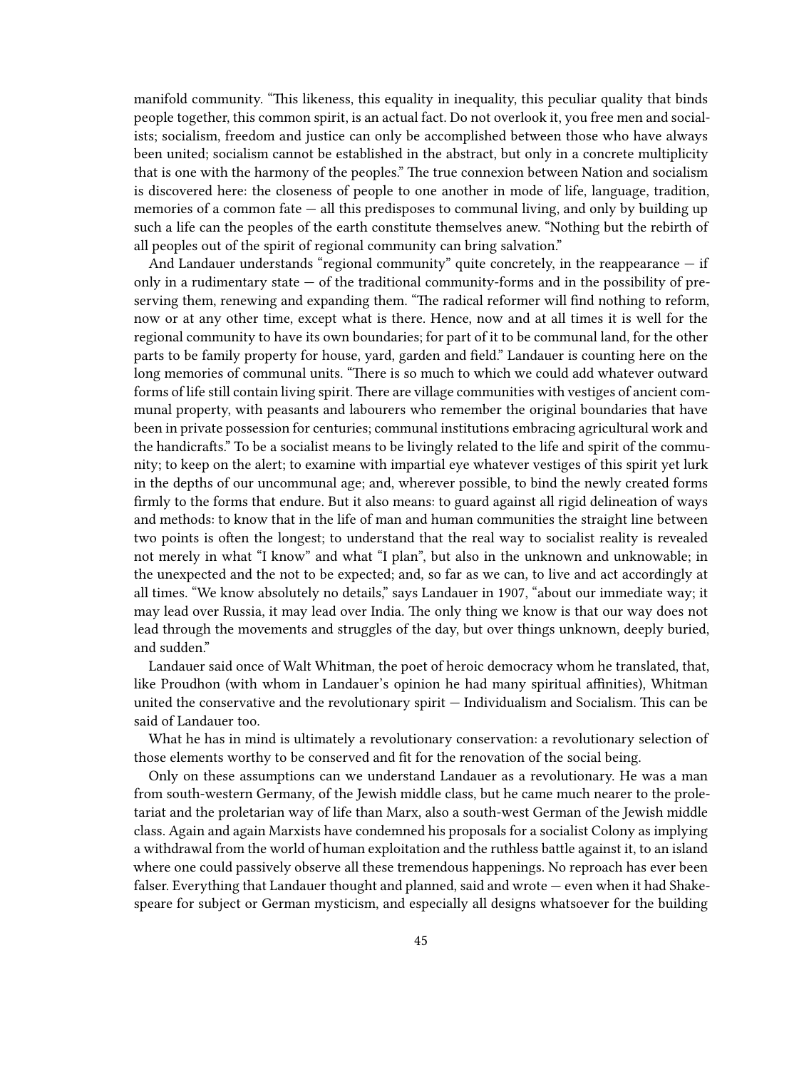manifold community. "This likeness, this equality in inequality, this peculiar quality that binds people together, this common spirit, is an actual fact. Do not overlook it, you free men and socialists; socialism, freedom and justice can only be accomplished between those who have always been united; socialism cannot be established in the abstract, but only in a concrete multiplicity that is one with the harmony of the peoples." The true connexion between Nation and socialism is discovered here: the closeness of people to one another in mode of life, language, tradition, memories of a common fate — all this predisposes to communal living, and only by building up such a life can the peoples of the earth constitute themselves anew. "Nothing but the rebirth of all peoples out of the spirit of regional community can bring salvation."

And Landauer understands "regional community" quite concretely, in the reappearance — if only in a rudimentary state — of the traditional community-forms and in the possibility of preserving them, renewing and expanding them. "The radical reformer will find nothing to reform, now or at any other time, except what is there. Hence, now and at all times it is well for the regional community to have its own boundaries; for part of it to be communal land, for the other parts to be family property for house, yard, garden and field." Landauer is counting here on the long memories of communal units. "There is so much to which we could add whatever outward forms of life still contain living spirit. There are village communities with vestiges of ancient communal property, with peasants and labourers who remember the original boundaries that have been in private possession for centuries; communal institutions embracing agricultural work and the handicrafts." To be a socialist means to be livingly related to the life and spirit of the community; to keep on the alert; to examine with impartial eye whatever vestiges of this spirit yet lurk in the depths of our uncommunal age; and, wherever possible, to bind the newly created forms firmly to the forms that endure. But it also means: to guard against all rigid delineation of ways and methods: to know that in the life of man and human communities the straight line between two points is often the longest; to understand that the real way to socialist reality is revealed not merely in what "I know" and what "I plan", but also in the unknown and unknowable; in the unexpected and the not to be expected; and, so far as we can, to live and act accordingly at all times. "We know absolutely no details," says Landauer in 1907, "about our immediate way; it may lead over Russia, it may lead over India. The only thing we know is that our way does not lead through the movements and struggles of the day, but over things unknown, deeply buried, and sudden."

Landauer said once of Walt Whitman, the poet of heroic democracy whom he translated, that, like Proudhon (with whom in Landauer's opinion he had many spiritual affinities), Whitman united the conservative and the revolutionary spirit — Individualism and Socialism. This can be said of Landauer too.

What he has in mind is ultimately a revolutionary conservation: a revolutionary selection of those elements worthy to be conserved and fit for the renovation of the social being.

Only on these assumptions can we understand Landauer as a revolutionary. He was a man from south-western Germany, of the Jewish middle class, but he came much nearer to the proletariat and the proletarian way of life than Marx, also a south-west German of the Jewish middle class. Again and again Marxists have condemned his proposals for a socialist Colony as implying a withdrawal from the world of human exploitation and the ruthless battle against it, to an island where one could passively observe all these tremendous happenings. No reproach has ever been falser. Everything that Landauer thought and planned, said and wrote — even when it had Shakespeare for subject or German mysticism, and especially all designs whatsoever for the building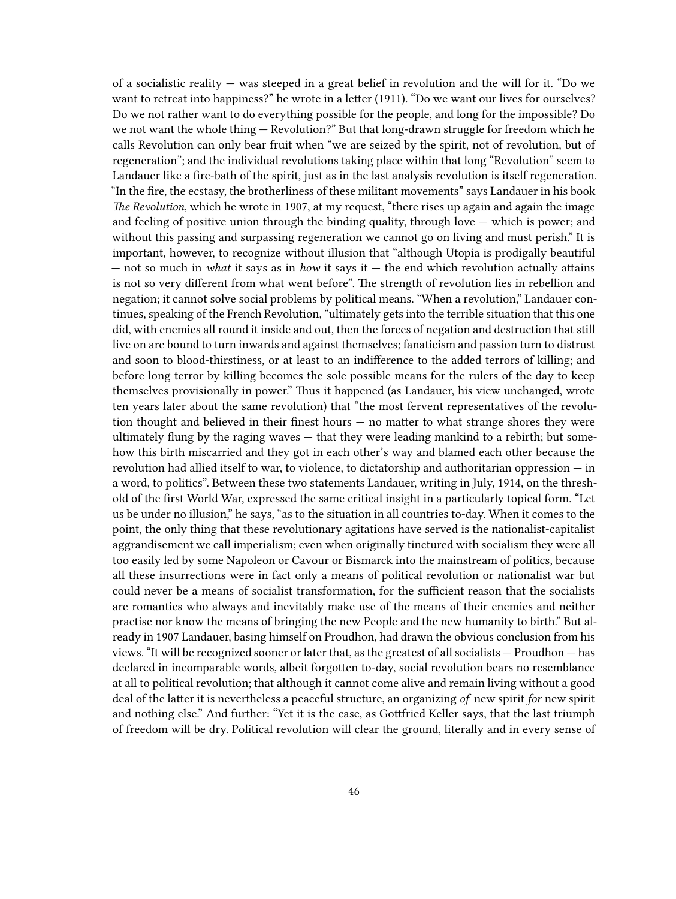of a socialistic reality — was steeped in a great belief in revolution and the will for it. "Do we want to retreat into happiness?" he wrote in a letter (1911). "Do we want our lives for ourselves? Do we not rather want to do everything possible for the people, and long for the impossible? Do we not want the whole thing — Revolution?" But that long-drawn struggle for freedom which he calls Revolution can only bear fruit when "we are seized by the spirit, not of revolution, but of regeneration"; and the individual revolutions taking place within that long "Revolution" seem to Landauer like a fire-bath of the spirit, just as in the last analysis revolution is itself regeneration. "In the fire, the ecstasy, the brotherliness of these militant movements" says Landauer in his book *The Revolution*, which he wrote in 1907, at my request, "there rises up again and again the image and feeling of positive union through the binding quality, through love — which is power; and without this passing and surpassing regeneration we cannot go on living and must perish." It is important, however, to recognize without illusion that "although Utopia is prodigally beautiful — not so much in *what* it says as in *how* it says it — the end which revolution actually attains is not so very different from what went before". The strength of revolution lies in rebellion and negation; it cannot solve social problems by political means. "When a revolution," Landauer continues, speaking of the French Revolution, "ultimately gets into the terrible situation that this one did, with enemies all round it inside and out, then the forces of negation and destruction that still live on are bound to turn inwards and against themselves; fanaticism and passion turn to distrust and soon to blood-thirstiness, or at least to an indifference to the added terrors of killing; and before long terror by killing becomes the sole possible means for the rulers of the day to keep themselves provisionally in power." Thus it happened (as Landauer, his view unchanged, wrote ten years later about the same revolution) that "the most fervent representatives of the revolution thought and believed in their finest hours — no matter to what strange shores they were ultimately flung by the raging waves — that they were leading mankind to a rebirth; but somehow this birth miscarried and they got in each other's way and blamed each other because the revolution had allied itself to war, to violence, to dictatorship and authoritarian oppression — in a word, to politics". Between these two statements Landauer, writing in July, 1914, on the threshold of the first World War, expressed the same critical insight in a particularly topical form. "Let us be under no illusion," he says, "as to the situation in all countries to-day. When it comes to the point, the only thing that these revolutionary agitations have served is the nationalist-capitalist aggrandisement we call imperialism; even when originally tinctured with socialism they were all too easily led by some Napoleon or Cavour or Bismarck into the mainstream of politics, because all these insurrections were in fact only a means of political revolution or nationalist war but could never be a means of socialist transformation, for the sufficient reason that the socialists are romantics who always and inevitably make use of the means of their enemies and neither practise nor know the means of bringing the new People and the new humanity to birth." But already in 1907 Landauer, basing himself on Proudhon, had drawn the obvious conclusion from his views. "It will be recognized sooner or later that, as the greatest of all socialists — Proudhon — has declared in incomparable words, albeit forgotten to-day, social revolution bears no resemblance at all to political revolution; that although it cannot come alive and remain living without a good deal of the latter it is nevertheless a peaceful structure, an organizing *of* new spirit *for* new spirit and nothing else." And further: "Yet it is the case, as Gottfried Keller says, that the last triumph of freedom will be dry. Political revolution will clear the ground, literally and in every sense of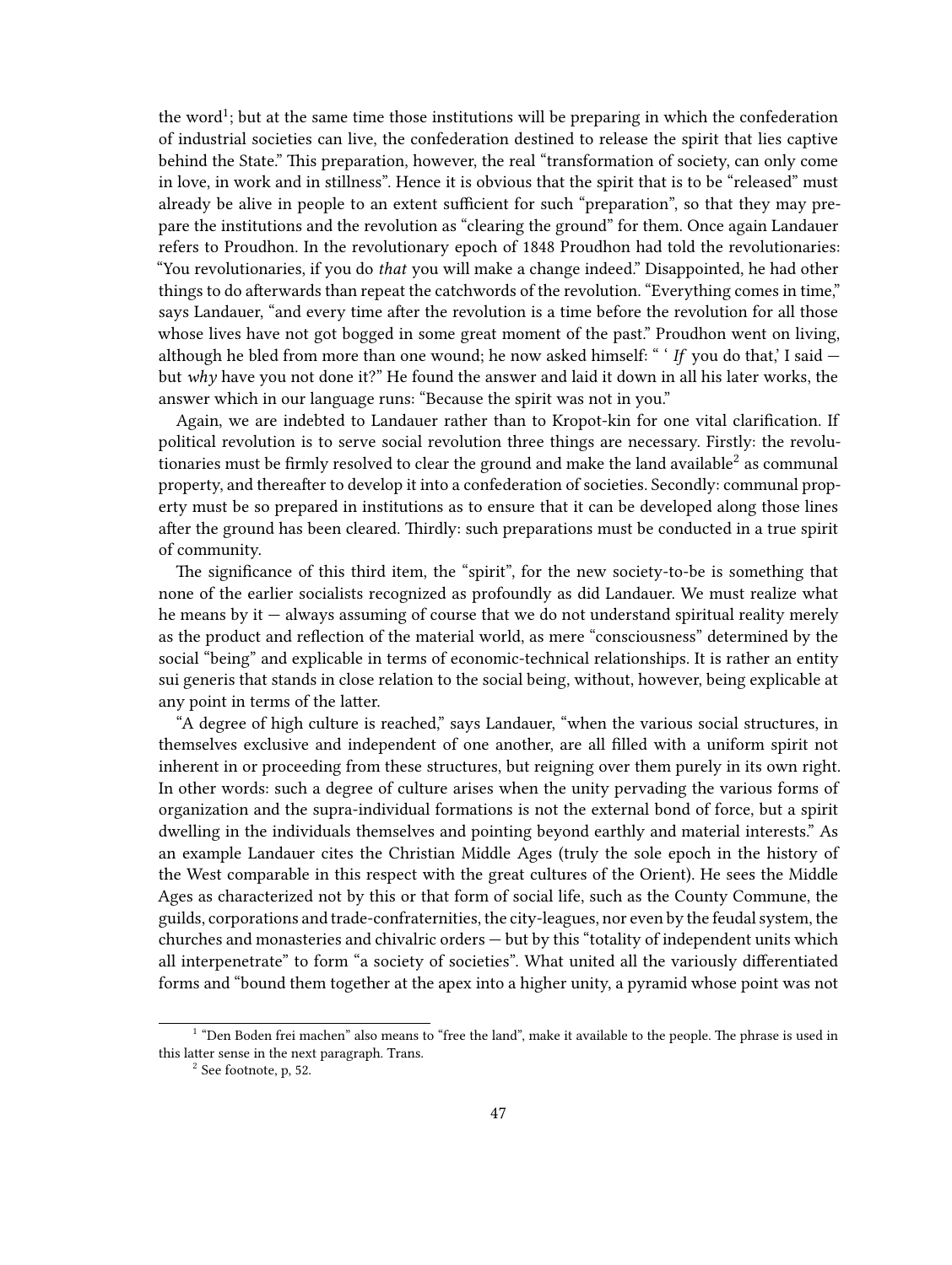the word[1]; but at the same time those institutions will be preparing in which the confederation of industrial societies can live, the confederation destined to release the spirit that lies captive behind the State." This preparation, however, the real "transformation of society, can only come in love, in work and in stillness". Hence it is obvious that the spirit that is to be "released" must already be alive in people to an extent sufficient for such "preparation", so that they may prepare the institutions and the revolution as "clearing the ground" for them. Once again Landauer refers to Proudhon. In the revolutionary epoch of 1848 Proudhon had told the revolutionaries: "You revolutionaries, if you do *that* you will make a change indeed." Disappointed, he had other things to do afterwards than repeat the catchwords of the revolution. "Everything comes in time," says Landauer, "and every time after the revolution is a time before the revolution for all those whose lives have not got bogged in some great moment of the past." Proudhon went on living, although he bled from more than one wound; he now asked himself: " ' *If* you do that,' I said — but *why* have you not done it?" He found the answer and laid it down in all his later works, the answer which in our language runs: "Because the spirit was not in you."

Again, we are indebted to Landauer rather than to Kropot-kin for one vital clarification. If political revolution is to serve social revolution three things are necessary. Firstly: the revolutionaries must be firmly resolved to clear the ground and make the land available[2] as communal property, and thereafter to develop it into a confederation of societies. Secondly: communal property must be so prepared in institutions as to ensure that it can be developed along those lines after the ground has been cleared. Thirdly: such preparations must be conducted in a true spirit of community.

The significance of this third item, the "spirit", for the new society-to-be is something that none of the earlier socialists recognized as profoundly as did Landauer. We must realize what he means by it — always assuming of course that we do not understand spiritual reality merely as the product and reflection of the material world, as mere "consciousness" determined by the social "being" and explicable in terms of economic-technical relationships. It is rather an entity sui generis that stands in close relation to the social being, without, however, being explicable at any point in terms of the latter.

"A degree of high culture is reached," says Landauer, "when the various social structures, in themselves exclusive and independent of one another, are all filled with a uniform spirit not inherent in or proceeding from these structures, but reigning over them purely in its own right. In other words: such a degree of culture arises when the unity pervading the various forms of organization and the supra-individual formations is not the external bond of force, but a spirit dwelling in the individuals themselves and pointing beyond earthly and material interests." As an example Landauer cites the Christian Middle Ages (truly the sole epoch in the history of the West comparable in this respect with the great cultures of the Orient). He sees the Middle Ages as characterized not by this or that form of social life, such as the County Commune, the guilds, corporations and trade-confraternities, the city-leagues, nor even by the feudal system, the churches and monasteries and chivalric orders — but by this "totality of independent units which all interpenetrate" to form "a society of societies". What united all the variously differentiated forms and "bound them together at the apex into a higher unity, a pyramid whose point was not

[1] "Den Boden frei machen" also means to "free the land", make it available to the people. The phrase is used in this latter sense in the next paragraph. Trans.

[2] See footnote, p, 52.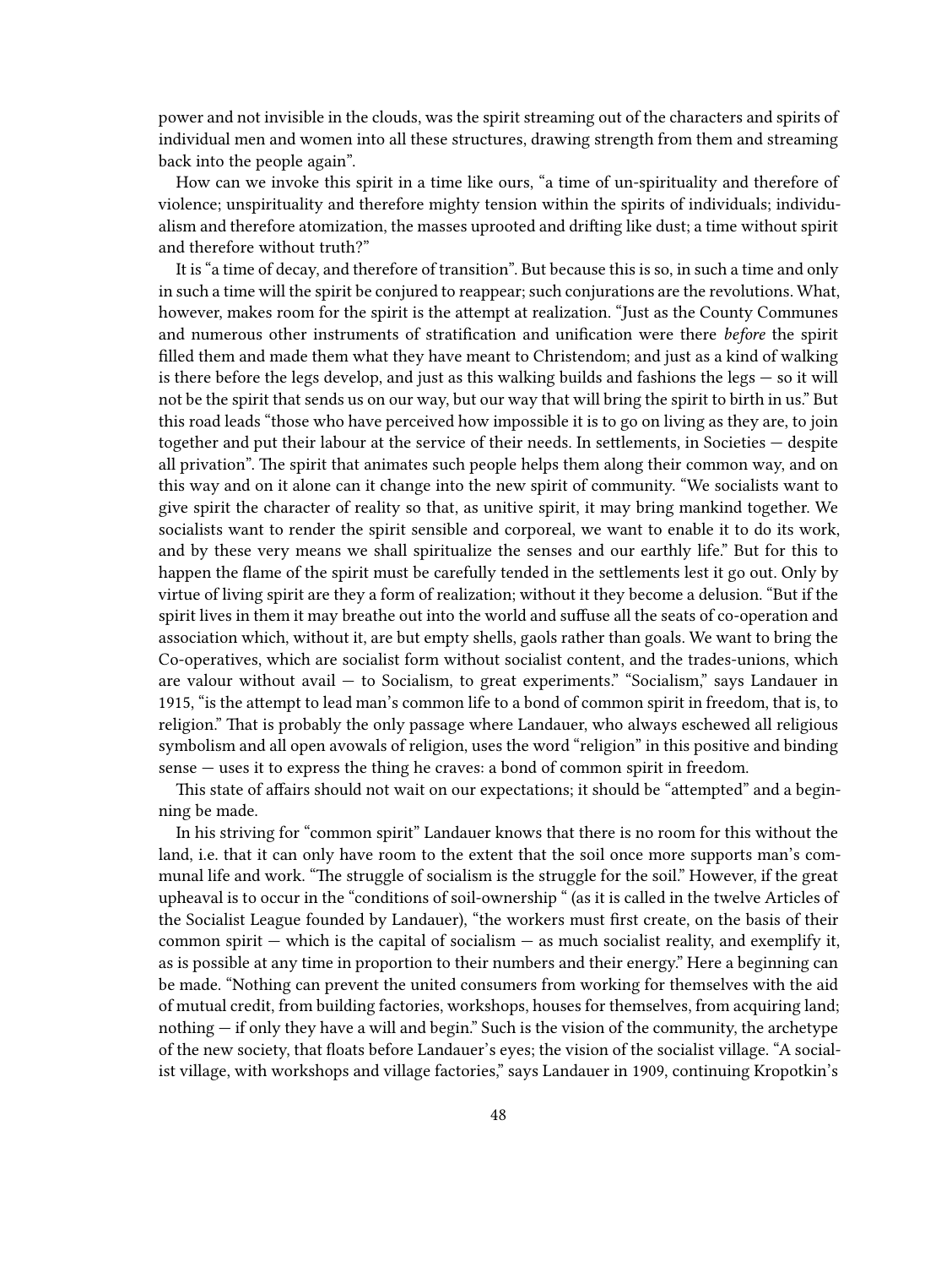power and not invisible in the clouds, was the spirit streaming out of the characters and spirits of individual men and women into all these structures, drawing strength from them and streaming back into the people again".

How can we invoke this spirit in a time like ours, "a time of un-spirituality and therefore of violence; unspirituality and therefore mighty tension within the spirits of individuals; individualism and therefore atomization, the masses uprooted and drifting like dust; a time without spirit and therefore without truth?"

It is "a time of decay, and therefore of transition". But because this is so, in such a time and only in such a time will the spirit be conjured to reappear; such conjurations are the revolutions. What, however, makes room for the spirit is the attempt at realization. "Just as the County Communes and numerous other instruments of stratification and unification were there *before* the spirit filled them and made them what they have meant to Christendom; and just as a kind of walking is there before the legs develop, and just as this walking builds and fashions the legs — so it will not be the spirit that sends us on our way, but our way that will bring the spirit to birth in us." But this road leads "those who have perceived how impossible it is to go on living as they are, to join together and put their labour at the service of their needs. In settlements, in Societies — despite all privation". The spirit that animates such people helps them along their common way, and on this way and on it alone can it change into the new spirit of community. "We socialists want to give spirit the character of reality so that, as unitive spirit, it may bring mankind together. We socialists want to render the spirit sensible and corporeal, we want to enable it to do its work, and by these very means we shall spiritualize the senses and our earthly life." But for this to happen the flame of the spirit must be carefully tended in the settlements lest it go out. Only by virtue of living spirit are they a form of realization; without it they become a delusion. "But if the spirit lives in them it may breathe out into the world and suffuse all the seats of co-operation and association which, without it, are but empty shells, gaols rather than goals. We want to bring the Co-operatives, which are socialist form without socialist content, and the trades-unions, which are valour without avail — to Socialism, to great experiments." "Socialism," says Landauer in 1915, "is the attempt to lead man's common life to a bond of common spirit in freedom, that is, to religion." That is probably the only passage where Landauer, who always eschewed all religious symbolism and all open avowals of religion, uses the word "religion" in this positive and binding sense — uses it to express the thing he craves: a bond of common spirit in freedom.

This state of affairs should not wait on our expectations; it should be "attempted" and a beginning be made.

In his striving for "common spirit" Landauer knows that there is no room for this without the land, i.e. that it can only have room to the extent that the soil once more supports man's communal life and work. "The struggle of socialism is the struggle for the soil." However, if the great upheaval is to occur in the "conditions of soil-ownership " (as it is called in the twelve Articles of the Socialist League founded by Landauer), "the workers must first create, on the basis of their common spirit — which is the capital of socialism — as much socialist reality, and exemplify it, as is possible at any time in proportion to their numbers and their energy." Here a beginning can be made. "Nothing can prevent the united consumers from working for themselves with the aid of mutual credit, from building factories, workshops, houses for themselves, from acquiring land; nothing — if only they have a will and begin." Such is the vision of the community, the archetype of the new society, that floats before Landauer's eyes; the vision of the socialist village. "A socialist village, with workshops and village factories," says Landauer in 1909, continuing Kropotkin's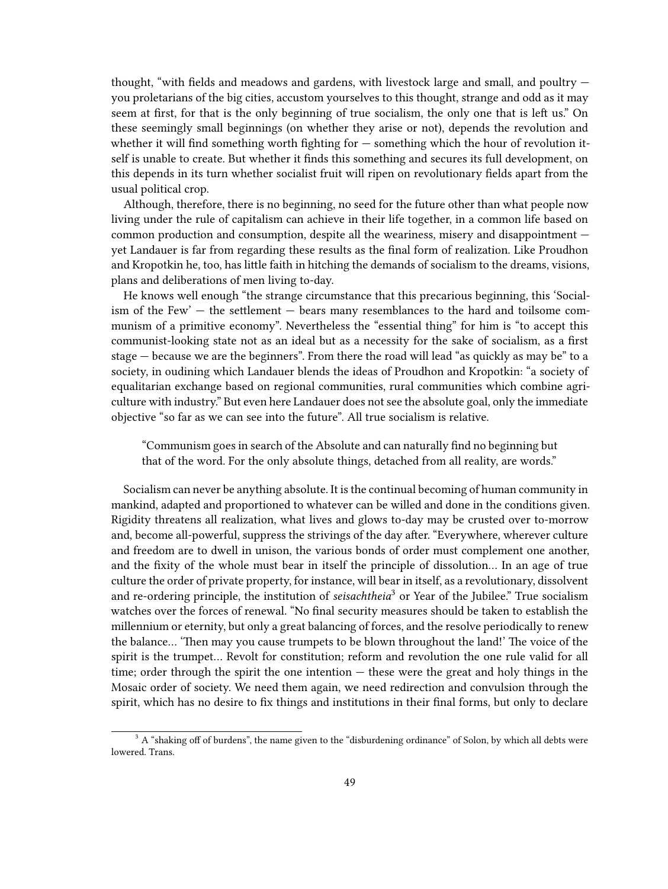thought, "with fields and meadows and gardens, with livestock large and small, and poultry — you proletarians of the big cities, accustom yourselves to this thought, strange and odd as it may seem at first, for that is the only beginning of true socialism, the only one that is left us." On these seemingly small beginnings (on whether they arise or not), depends the revolution and whether it will find something worth fighting for — something which the hour of revolution itself is unable to create. But whether it finds this something and secures its full development, on this depends in its turn whether socialist fruit will ripen on revolutionary fields apart from the usual political crop.

Although, therefore, there is no beginning, no seed for the future other than what people now living under the rule of capitalism can achieve in their life together, in a common life based on common production and consumption, despite all the weariness, misery and disappointment — yet Landauer is far from regarding these results as the final form of realization. Like Proudhon and Kropotkin he, too, has little faith in hitching the demands of socialism to the dreams, visions, plans and deliberations of men living to-day.

He knows well enough "the strange circumstance that this precarious beginning, this 'Socialism of the Few' — the settlement — bears many resemblances to the hard and toilsome communism of a primitive economy". Nevertheless the "essential thing" for him is "to accept this communist-looking state not as an ideal but as a necessity for the sake of socialism, as a first stage — because we are the beginners". From there the road will lead "as quickly as may be" to a society, in oudining which Landauer blends the ideas of Proudhon and Kropotkin: "a society of equalitarian exchange based on regional communities, rural communities which combine agriculture with industry." But even here Landauer does not see the absolute goal, only the immediate objective "so far as we can see into the future". All true socialism is relative.

> "Communism goes in search of the Absolute and can naturally find no beginning but that of the word. For the only absolute things, detached from all reality, are words."

Socialism can never be anything absolute. It is the continual becoming of human community in mankind, adapted and proportioned to whatever can be willed and done in the conditions given. Rigidity threatens all realization, what lives and glows to-day may be crusted over to-morrow and, become all-powerful, suppress the strivings of the day after. "Everywhere, wherever culture and freedom are to dwell in unison, the various bonds of order must complement one another, and the fixity of the whole must bear in itself the principle of dissolution… In an age of true culture the order of private property, for instance, will bear in itself, as a revolutionary, dissolvent and re-ordering principle, the institution of *seisachtheia*[3] or Year of the Jubilee." True socialism watches over the forces of renewal. "No final security measures should be taken to establish the millennium or eternity, but only a great balancing of forces, and the resolve periodically to renew the balance… 'Then may you cause trumpets to be blown throughout the land!' The voice of the spirit is the trumpet… Revolt for constitution; reform and revolution the one rule valid for all time; order through the spirit the one intention — these were the great and holy things in the Mosaic order of society. We need them again, we need redirection and convulsion through the spirit, which has no desire to fix things and institutions in their final forms, but only to declare

[3] A "shaking off of burdens", the name given to the "disburdening ordinance" of Solon, by which all debts were lowered. Trans.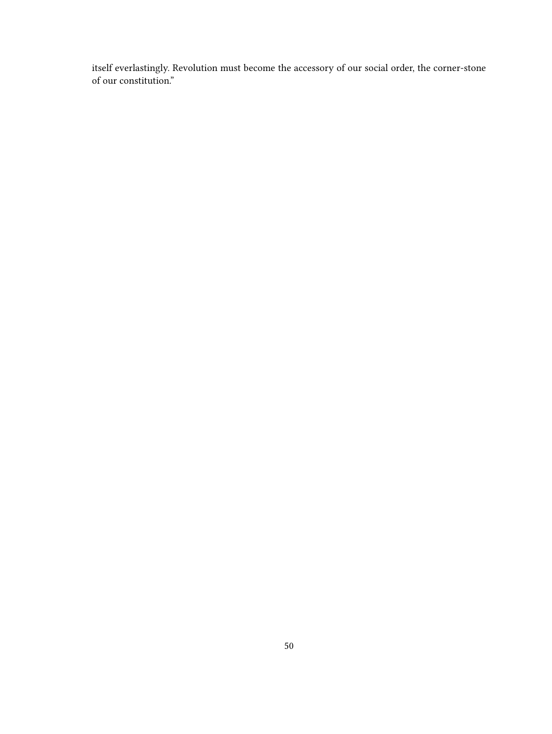itself everlastingly. Revolution must become the accessory of our social order, the corner-stone of our constitution."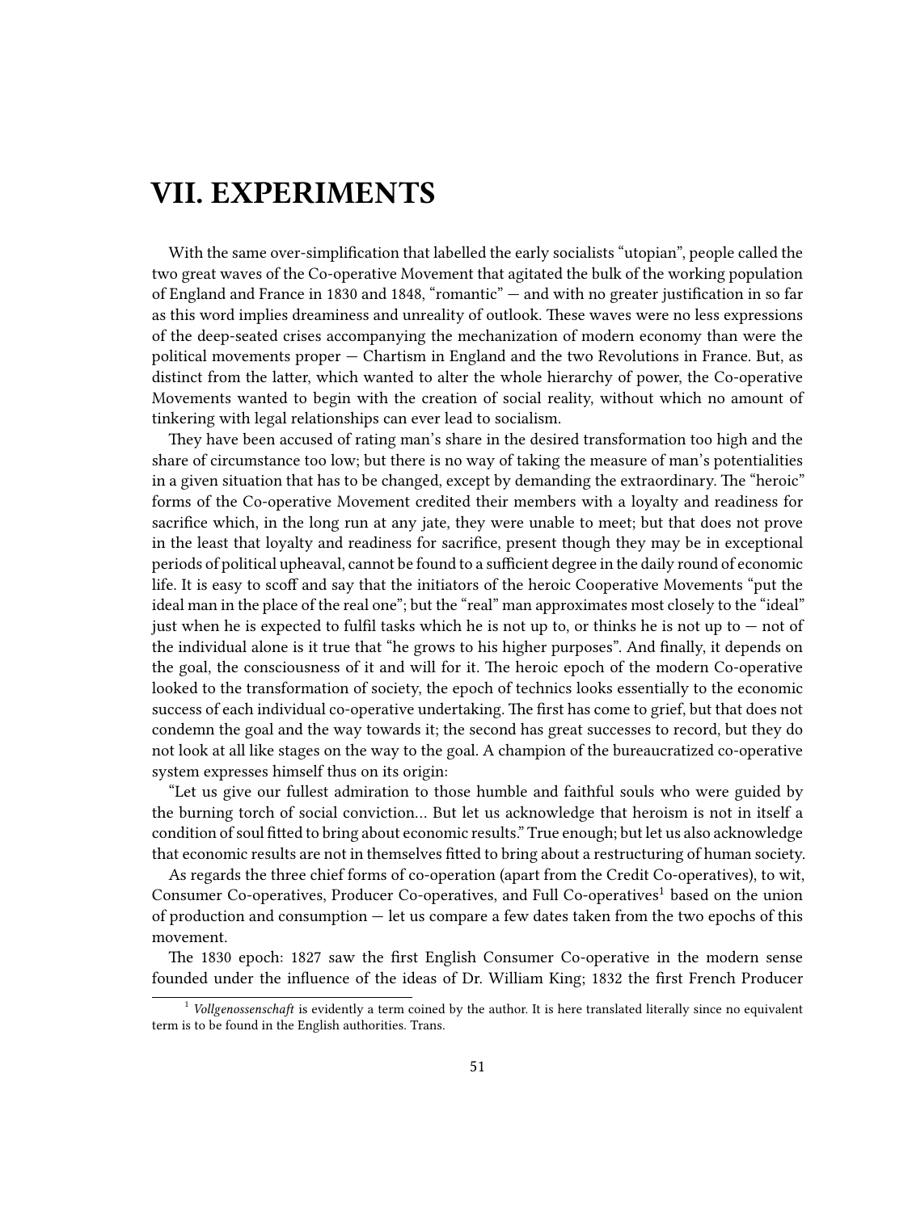# VII. EXPERIMENTS

With the same over-simplification that labelled the early socialists "utopian", people called the two great waves of the Co-operative Movement that agitated the bulk of the working population of England and France in 1830 and 1848, "romantic" — and with no greater justification in so far as this word implies dreaminess and unreality of outlook. These waves were no less expressions of the deep-seated crises accompanying the mechanization of modern economy than were the political movements proper — Chartism in England and the two Revolutions in France. But, as distinct from the latter, which wanted to alter the whole hierarchy of power, the Co-operative Movements wanted to begin with the creation of social reality, without which no amount of tinkering with legal relationships can ever lead to socialism.

They have been accused of rating man's share in the desired transformation too high and the share of circumstance too low; but there is no way of taking the measure of man's potentialities in a given situation that has to be changed, except by demanding the extraordinary. The "heroic" forms of the Co-operative Movement credited their members with a loyalty and readiness for sacrifice which, in the long run at any jate, they were unable to meet; but that does not prove in the least that loyalty and readiness for sacrifice, present though they may be in exceptional periods of political upheaval, cannot be found to a sufficient degree in the daily round of economic life. It is easy to scoff and say that the initiators of the heroic Cooperative Movements "put the ideal man in the place of the real one"; but the "real" man approximates most closely to the "ideal" just when he is expected to fulfil tasks which he is not up to, or thinks he is not up to — not of the individual alone is it true that "he grows to his higher purposes". And finally, it depends on the goal, the consciousness of it and will for it. The heroic epoch of the modern Co-operative looked to the transformation of society, the epoch of technics looks essentially to the economic success of each individual co-operative undertaking. The first has come to grief, but that does not condemn the goal and the way towards it; the second has great successes to record, but they do not look at all like stages on the way to the goal. A champion of the bureaucratized co-operative system expresses himself thus on its origin:

"Let us give our fullest admiration to those humble and faithful souls who were guided by the burning torch of social conviction… But let us acknowledge that heroism is not in itself a condition of soul fitted to bring about economic results." True enough; but let us also acknowledge that economic results are not in themselves fitted to bring about a restructuring of human society.

As regards the three chief forms of co-operation (apart from the Credit Co-operatives), to wit, Consumer Co-operatives, Producer Co-operatives, and Full Co-operatives[1] based on the union of production and consumption — let us compare a few dates taken from the two epochs of this movement.

The 1830 epoch: 1827 saw the first English Consumer Co-operative in the modern sense founded under the influence of the ideas of Dr. William King; 1832 the first French Producer

---

[1] *Vollgenossenschaft* is evidently a term coined by the author. It is here translated literally since no equivalent term is to be found in the English authorities. Trans.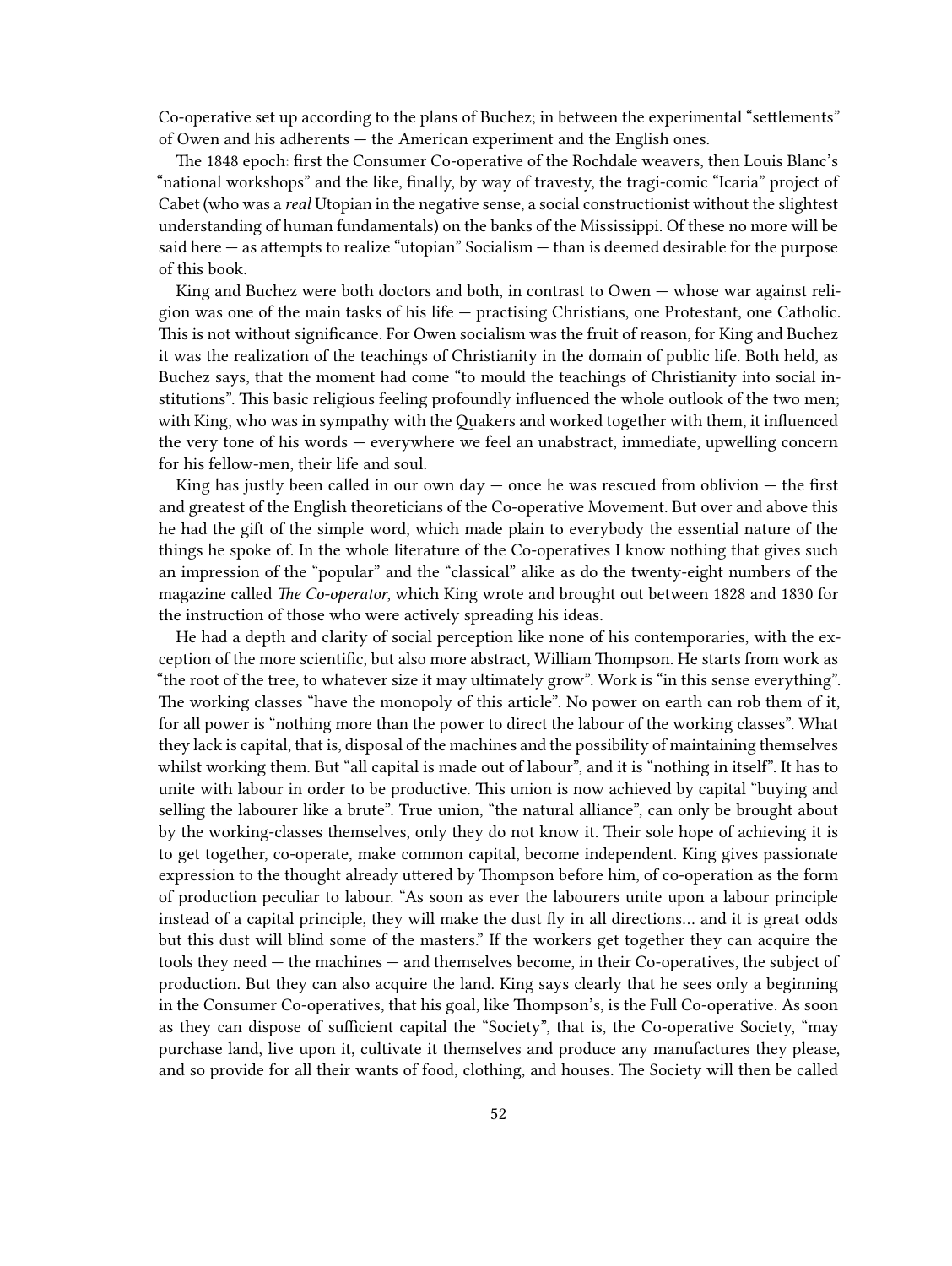Co-operative set up according to the plans of Buchez; in between the experimental "settlements" of Owen and his adherents — the American experiment and the English ones.

The 1848 epoch: first the Consumer Co-operative of the Rochdale weavers, then Louis Blanc's "national workshops" and the like, finally, by way of travesty, the tragi-comic "Icaria" project of Cabet (who was a *real* Utopian in the negative sense, a social constructionist without the slightest understanding of human fundamentals) on the banks of the Mississippi. Of these no more will be said here — as attempts to realize "utopian" Socialism — than is deemed desirable for the purpose of this book.

King and Buchez were both doctors and both, in contrast to Owen — whose war against religion was one of the main tasks of his life — practising Christians, one Protestant, one Catholic. This is not without significance. For Owen socialism was the fruit of reason, for King and Buchez it was the realization of the teachings of Christianity in the domain of public life. Both held, as Buchez says, that the moment had come "to mould the teachings of Christianity into social institutions". This basic religious feeling profoundly influenced the whole outlook of the two men; with King, who was in sympathy with the Quakers and worked together with them, it influenced the very tone of his words — everywhere we feel an unabstract, immediate, upwelling concern for his fellow-men, their life and soul.

King has justly been called in our own day — once he was rescued from oblivion — the first and greatest of the English theoreticians of the Co-operative Movement. But over and above this he had the gift of the simple word, which made plain to everybody the essential nature of the things he spoke of. In the whole literature of the Co-operatives I know nothing that gives such an impression of the "popular" and the "classical" alike as do the twenty-eight numbers of the magazine called *The Co-operator*, which King wrote and brought out between 1828 and 1830 for the instruction of those who were actively spreading his ideas.

He had a depth and clarity of social perception like none of his contemporaries, with the exception of the more scientific, but also more abstract, William Thompson. He starts from work as "the root of the tree, to whatever size it may ultimately grow". Work is "in this sense everything". The working classes "have the monopoly of this article". No power on earth can rob them of it, for all power is "nothing more than the power to direct the labour of the working classes". What they lack is capital, that is, disposal of the machines and the possibility of maintaining themselves whilst working them. But "all capital is made out of labour", and it is "nothing in itself". It has to unite with labour in order to be productive. This union is now achieved by capital "buying and selling the labourer like a brute". True union, "the natural alliance", can only be brought about by the working-classes themselves, only they do not know it. Their sole hope of achieving it is to get together, co-operate, make common capital, become independent. King gives passionate expression to the thought already uttered by Thompson before him, of co-operation as the form of production peculiar to labour. "As soon as ever the labourers unite upon a labour principle instead of a capital principle, they will make the dust fly in all directions… and it is great odds but this dust will blind some of the masters." If the workers get together they can acquire the tools they need — the machines — and themselves become, in their Co-operatives, the subject of production. But they can also acquire the land. King says clearly that he sees only a beginning in the Consumer Co-operatives, that his goal, like Thompson's, is the Full Co-operative. As soon as they can dispose of sufficient capital the "Society", that is, the Co-operative Society, "may purchase land, live upon it, cultivate it themselves and produce any manufactures they please, and so provide for all their wants of food, clothing, and houses. The Society will then be called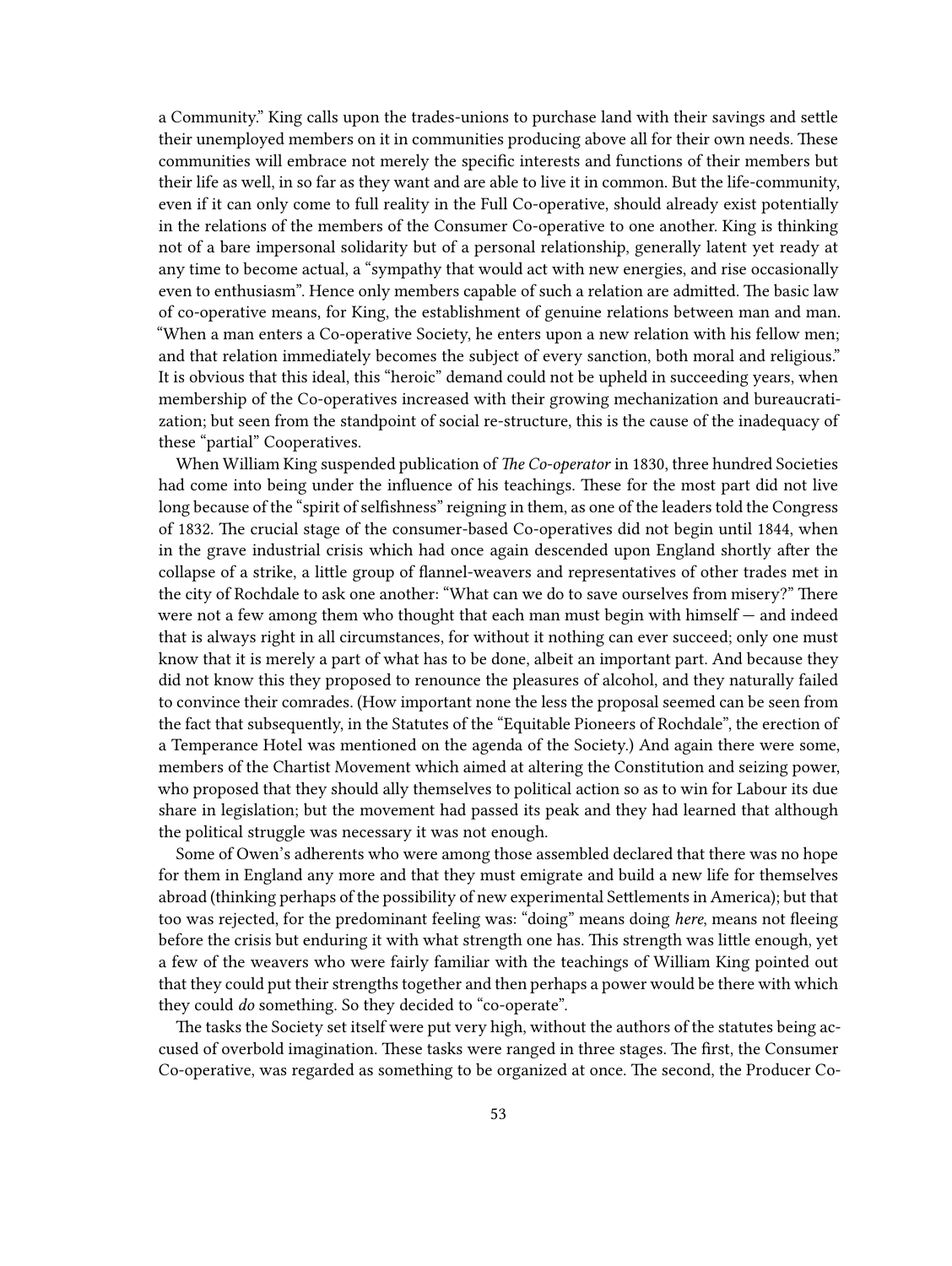a Community." King calls upon the trades-unions to purchase land with their savings and settle their unemployed members on it in communities producing above all for their own needs. These communities will embrace not merely the specific interests and functions of their members but their life as well, in so far as they want and are able to live it in common. But the life-community, even if it can only come to full reality in the Full Co-operative, should already exist potentially in the relations of the members of the Consumer Co-operative to one another. King is thinking not of a bare impersonal solidarity but of a personal relationship, generally latent yet ready at any time to become actual, a "sympathy that would act with new energies, and rise occasionally even to enthusiasm". Hence only members capable of such a relation are admitted. The basic law of co-operative means, for King, the establishment of genuine relations between man and man. "When a man enters a Co-operative Society, he enters upon a new relation with his fellow men; and that relation immediately becomes the subject of every sanction, both moral and religious." It is obvious that this ideal, this "heroic" demand could not be upheld in succeeding years, when membership of the Co-operatives increased with their growing mechanization and bureaucratization; but seen from the standpoint of social re-structure, this is the cause of the inadequacy of these "partial" Cooperatives.

When William King suspended publication of *The Co-operator* in 1830, three hundred Societies had come into being under the influence of his teachings. These for the most part did not live long because of the "spirit of selfishness" reigning in them, as one of the leaders told the Congress of 1832. The crucial stage of the consumer-based Co-operatives did not begin until 1844, when in the grave industrial crisis which had once again descended upon England shortly after the collapse of a strike, a little group of flannel-weavers and representatives of other trades met in the city of Rochdale to ask one another: "What can we do to save ourselves from misery?" There were not a few among them who thought that each man must begin with himself — and indeed that is always right in all circumstances, for without it nothing can ever succeed; only one must know that it is merely a part of what has to be done, albeit an important part. And because they did not know this they proposed to renounce the pleasures of alcohol, and they naturally failed to convince their comrades. (How important none the less the proposal seemed can be seen from the fact that subsequently, in the Statutes of the "Equitable Pioneers of Rochdale", the erection of a Temperance Hotel was mentioned on the agenda of the Society.) And again there were some, members of the Chartist Movement which aimed at altering the Constitution and seizing power, who proposed that they should ally themselves to political action so as to win for Labour its due share in legislation; but the movement had passed its peak and they had learned that although the political struggle was necessary it was not enough.

Some of Owen's adherents who were among those assembled declared that there was no hope for them in England any more and that they must emigrate and build a new life for themselves abroad (thinking perhaps of the possibility of new experimental Settlements in America); but that too was rejected, for the predominant feeling was: "doing" means doing *here*, means not fleeing before the crisis but enduring it with what strength one has. This strength was little enough, yet a few of the weavers who were fairly familiar with the teachings of William King pointed out that they could put their strengths together and then perhaps a power would be there with which they could *do* something. So they decided to "co-operate".

The tasks the Society set itself were put very high, without the authors of the statutes being accused of overbold imagination. These tasks were ranged in three stages. The first, the Consumer Co-operative, was regarded as something to be organized at once. The second, the Producer Co-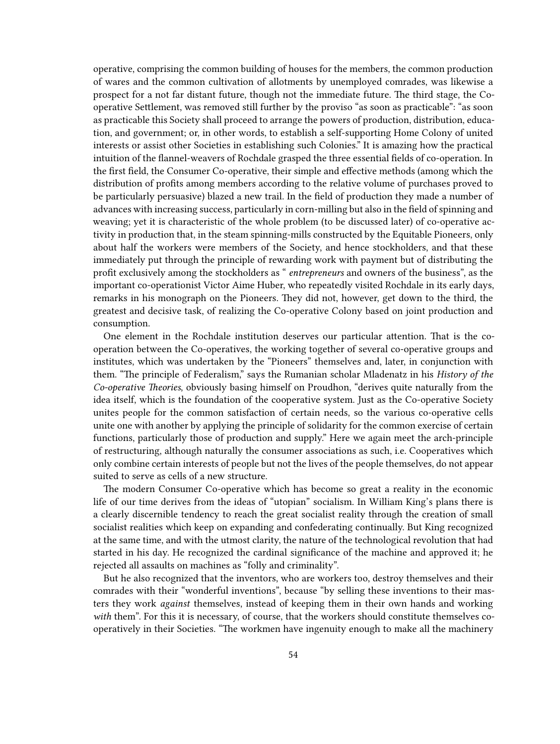operative, comprising the common building of houses for the members, the common production of wares and the common cultivation of allotments by unemployed comrades, was likewise a prospect for a not far distant future, though not the immediate future. The third stage, the Co-operative Settlement, was removed still further by the proviso "as soon as practicable": "as soon as practicable this Society shall proceed to arrange the powers of production, distribution, education, and government; or, in other words, to establish a self-supporting Home Colony of united interests or assist other Societies in establishing such Colonies." It is amazing how the practical intuition of the flannel-weavers of Rochdale grasped the three essential fields of co-operation. In the first field, the Consumer Co-operative, their simple and effective methods (among which the distribution of profits among members according to the relative volume of purchases proved to be particularly persuasive) blazed a new trail. In the field of production they made a number of advances with increasing success, particularly in corn-milling but also in the field of spinning and weaving; yet it is characteristic of the whole problem (to be discussed later) of co-operative activity in production that, in the steam spinning-mills constructed by the Equitable Pioneers, only about half the workers were members of the Society, and hence stockholders, and that these immediately put through the principle of rewarding work with payment but of distributing the profit exclusively among the stockholders as " *entrepreneurs* and owners of the business", as the important co-operationist Victor Aime Huber, who repeatedly visited Rochdale in its early days, remarks in his monograph on the Pioneers. They did not, however, get down to the third, the greatest and decisive task, of realizing the Co-operative Colony based on joint production and consumption.

One element in the Rochdale institution deserves our particular attention. That is the co-operation between the Co-operatives, the working together of several co-operative groups and institutes, which was undertaken by the "Pioneers" themselves and, later, in conjunction with them. "The principle of Federalism," says the Rumanian scholar Mladenatz in his *History of the Co-operative Theories*, obviously basing himself on Proudhon, "derives quite naturally from the idea itself, which is the foundation of the cooperative system. Just as the Co-operative Society unites people for the common satisfaction of certain needs, so the various co-operative cells unite one with another by applying the principle of solidarity for the common exercise of certain functions, particularly those of production and supply." Here we again meet the arch-principle of restructuring, although naturally the consumer associations as such, i.e. Cooperatives which only combine certain interests of people but not the lives of the people themselves, do not appear suited to serve as cells of a new structure.

The modern Consumer Co-operative which has become so great a reality in the economic life of our time derives from the ideas of "utopian" socialism. In William King's plans there is a clearly discernible tendency to reach the great socialist reality through the creation of small socialist realities which keep on expanding and confederating continually. But King recognized at the same time, and with the utmost clarity, the nature of the technological revolution that had started in his day. He recognized the cardinal significance of the machine and approved it; he rejected all assaults on machines as "folly and criminality".

But he also recognized that the inventors, who are workers too, destroy themselves and their comrades with their "wonderful inventions", because "by selling these inventions to their masters they work *against* themselves, instead of keeping them in their own hands and working *with* them". For this it is necessary, of course, that the workers should constitute themselves co-operatively in their Societies. "The workmen have ingenuity enough to make all the machinery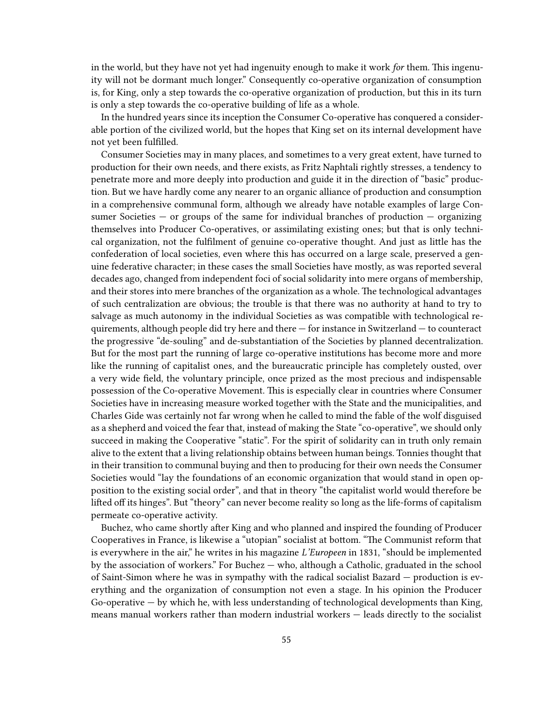in the world, but they have not yet had ingenuity enough to make it work *for* them. This ingenuity will not be dormant much longer." Consequently co-operative organization of consumption is, for King, only a step towards the co-operative organization of production, but this in its turn is only a step towards the co-operative building of life as a whole.

In the hundred years since its inception the Consumer Co-operative has conquered a considerable portion of the civilized world, but the hopes that King set on its internal development have not yet been fulfilled.

Consumer Societies may in many places, and sometimes to a very great extent, have turned to production for their own needs, and there exists, as Fritz Naphtali rightly stresses, a tendency to penetrate more and more deeply into production and guide it in the direction of "basic" production. But we have hardly come any nearer to an organic alliance of production and consumption in a comprehensive communal form, although we already have notable examples of large Consumer Societies — or groups of the same for individual branches of production — organizing themselves into Producer Co-operatives, or assimilating existing ones; but that is only technical organization, not the fulfilment of genuine co-operative thought. And just as little has the confederation of local societies, even where this has occurred on a large scale, preserved a genuine federative character; in these cases the small Societies have mostly, as was reported several decades ago, changed from independent foci of social solidarity into mere organs of membership, and their stores into mere branches of the organization as a whole. The technological advantages of such centralization are obvious; the trouble is that there was no authority at hand to try to salvage as much autonomy in the individual Societies as was compatible with technological requirements, although people did try here and there — for instance in Switzerland — to counteract the progressive "de-souling" and de-substantiation of the Societies by planned decentralization. But for the most part the running of large co-operative institutions has become more and more like the running of capitalist ones, and the bureaucratic principle has completely ousted, over a very wide field, the voluntary principle, once prized as the most precious and indispensable possession of the Co-operative Movement. This is especially clear in countries where Consumer Societies have in increasing measure worked together with the State and the municipalities, and Charles Gide was certainly not far wrong when he called to mind the fable of the wolf disguised as a shepherd and voiced the fear that, instead of making the State "co-operative", we should only succeed in making the Cooperative "static". For the spirit of solidarity can in truth only remain alive to the extent that a living relationship obtains between human beings. Tonnies thought that in their transition to communal buying and then to producing for their own needs the Consumer Societies would "lay the foundations of an economic organization that would stand in open opposition to the existing social order", and that in theory "the capitalist world would therefore be lifted off its hinges". But "theory" can never become reality so long as the life-forms of capitalism permeate co-operative activity.

Buchez, who came shortly after King and who planned and inspired the founding of Producer Cooperatives in France, is likewise a "utopian" socialist at bottom. "The Communist reform that is everywhere in the air," he writes in his magazine *L'Europeen* in 1831, "should be implemented by the association of workers." For Buchez — who, although a Catholic, graduated in the school of Saint-Simon where he was in sympathy with the radical socialist Bazard — production is everything and the organization of consumption not even a stage. In his opinion the Producer Go-operative — by which he, with less understanding of technological developments than King, means manual workers rather than modern industrial workers — leads directly to the socialist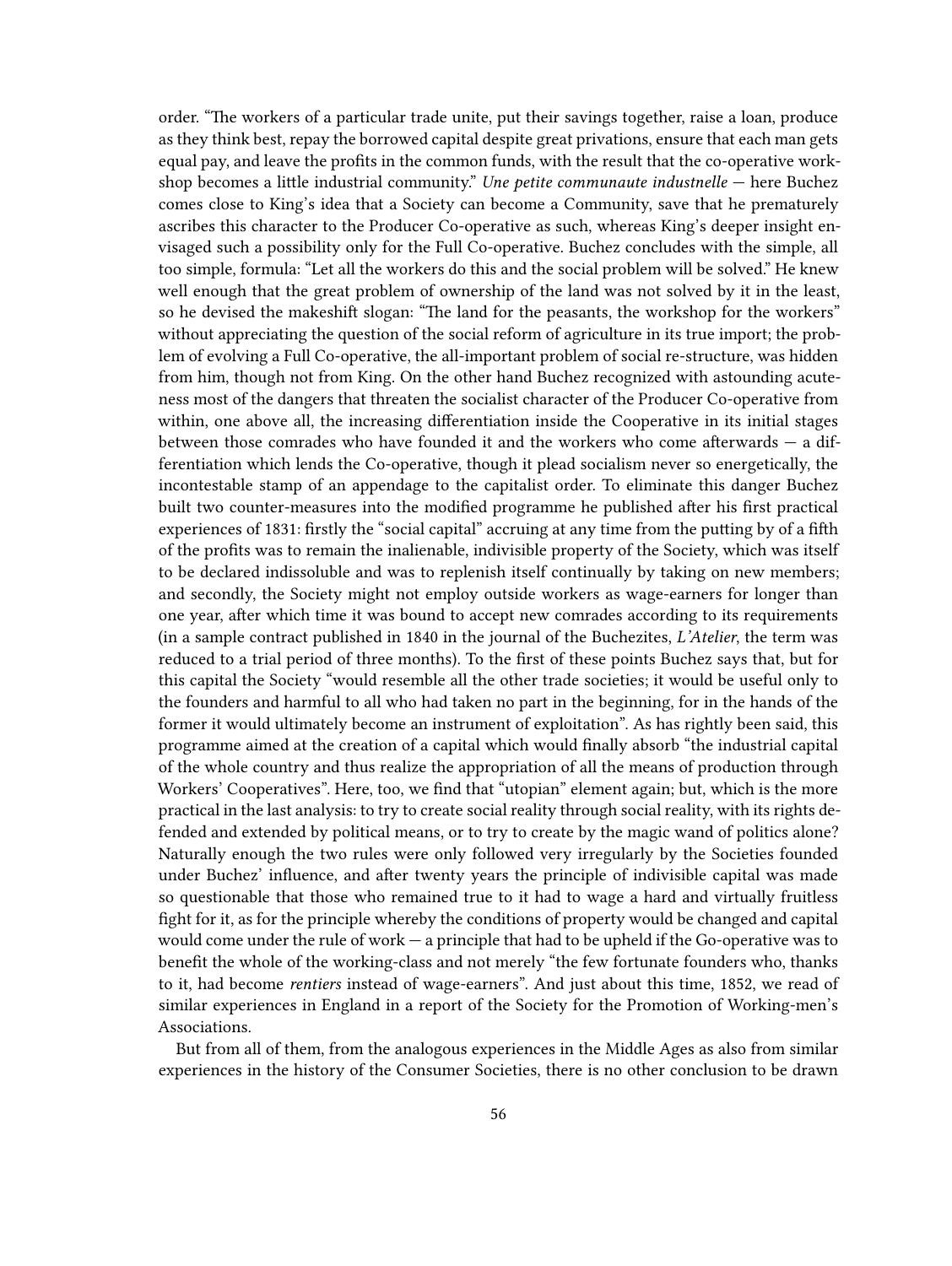order. "The workers of a particular trade unite, put their savings together, raise a loan, produce as they think best, repay the borrowed capital despite great privations, ensure that each man gets equal pay, and leave the profits in the common funds, with the result that the co-operative workshop becomes a little industrial community." *Une petite communaute industnelle* — here Buchez comes close to King's idea that a Society can become a Community, save that he prematurely ascribes this character to the Producer Co-operative as such, whereas King's deeper insight envisaged such a possibility only for the Full Co-operative. Buchez concludes with the simple, all too simple, formula: "Let all the workers do this and the social problem will be solved." He knew well enough that the great problem of ownership of the land was not solved by it in the least, so he devised the makeshift slogan: "The land for the peasants, the workshop for the workers" without appreciating the question of the social reform of agriculture in its true import; the problem of evolving a Full Co-operative, the all-important problem of social re-structure, was hidden from him, though not from King. On the other hand Buchez recognized with astounding acuteness most of the dangers that threaten the socialist character of the Producer Co-operative from within, one above all, the increasing differentiation inside the Cooperative in its initial stages between those comrades who have founded it and the workers who come afterwards — a differentiation which lends the Co-operative, though it plead socialism never so energetically, the incontestable stamp of an appendage to the capitalist order. To eliminate this danger Buchez built two counter-measures into the modified programme he published after his first practical experiences of 1831: firstly the "social capital" accruing at any time from the putting by of a fifth of the profits was to remain the inalienable, indivisible property of the Society, which was itself to be declared indissoluble and was to replenish itself continually by taking on new members; and secondly, the Society might not employ outside workers as wage-earners for longer than one year, after which time it was bound to accept new comrades according to its requirements (in a sample contract published in 1840 in the journal of the Buchezites, *L'Atelier*, the term was reduced to a trial period of three months). To the first of these points Buchez says that, but for this capital the Society "would resemble all the other trade societies; it would be useful only to the founders and harmful to all who had taken no part in the beginning, for in the hands of the former it would ultimately become an instrument of exploitation". As has rightly been said, this programme aimed at the creation of a capital which would finally absorb "the industrial capital of the whole country and thus realize the appropriation of all the means of production through Workers' Cooperatives". Here, too, we find that "utopian" element again; but, which is the more practical in the last analysis: to try to create social reality through social reality, with its rights defended and extended by political means, or to try to create by the magic wand of politics alone? Naturally enough the two rules were only followed very irregularly by the Societies founded under Buchez' influence, and after twenty years the principle of indivisible capital was made so questionable that those who remained true to it had to wage a hard and virtually fruitless fight for it, as for the principle whereby the conditions of property would be changed and capital would come under the rule of work — a principle that had to be upheld if the Go-operative was to benefit the whole of the working-class and not merely "the few fortunate founders who, thanks to it, had become *rentiers* instead of wage-earners". And just about this time, 1852, we read of similar experiences in England in a report of the Society for the Promotion of Working-men's Associations.

But from all of them, from the analogous experiences in the Middle Ages as also from similar experiences in the history of the Consumer Societies, there is no other conclusion to be drawn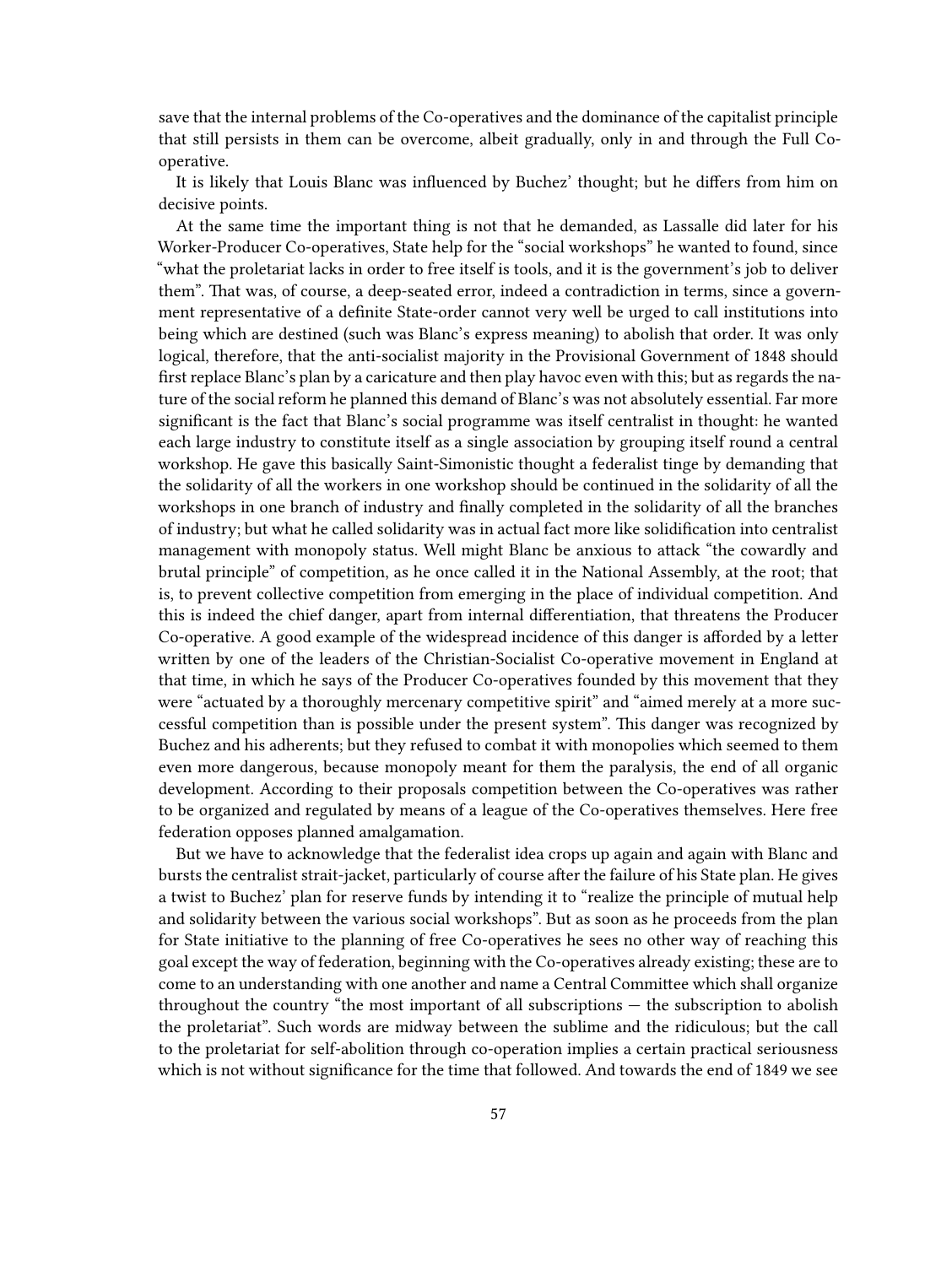save that the internal problems of the Co-operatives and the dominance of the capitalist principle that still persists in them can be overcome, albeit gradually, only in and through the Full Co-operative.

It is likely that Louis Blanc was influenced by Buchez' thought; but he differs from him on decisive points.

At the same time the important thing is not that he demanded, as Lassalle did later for his Worker-Producer Co-operatives, State help for the "social workshops" he wanted to found, since "what the proletariat lacks in order to free itself is tools, and it is the government's job to deliver them". That was, of course, a deep-seated error, indeed a contradiction in terms, since a government representative of a definite State-order cannot very well be urged to call institutions into being which are destined (such was Blanc's express meaning) to abolish that order. It was only logical, therefore, that the anti-socialist majority in the Provisional Government of 1848 should first replace Blanc's plan by a caricature and then play havoc even with this; but as regards the nature of the social reform he planned this demand of Blanc's was not absolutely essential. Far more significant is the fact that Blanc's social programme was itself centralist in thought: he wanted each large industry to constitute itself as a single association by grouping itself round a central workshop. He gave this basically Saint-Simonistic thought a federalist tinge by demanding that the solidarity of all the workers in one workshop should be continued in the solidarity of all the workshops in one branch of industry and finally completed in the solidarity of all the branches of industry; but what he called solidarity was in actual fact more like solidification into centralist management with monopoly status. Well might Blanc be anxious to attack "the cowardly and brutal principle" of competition, as he once called it in the National Assembly, at the root; that is, to prevent collective competition from emerging in the place of individual competition. And this is indeed the chief danger, apart from internal differentiation, that threatens the Producer Co-operative. A good example of the widespread incidence of this danger is afforded by a letter written by one of the leaders of the Christian-Socialist Co-operative movement in England at that time, in which he says of the Producer Co-operatives founded by this movement that they were "actuated by a thoroughly mercenary competitive spirit" and "aimed merely at a more successful competition than is possible under the present system". This danger was recognized by Buchez and his adherents; but they refused to combat it with monopolies which seemed to them even more dangerous, because monopoly meant for them the paralysis, the end of all organic development. According to their proposals competition between the Co-operatives was rather to be organized and regulated by means of a league of the Co-operatives themselves. Here free federation opposes planned amalgamation.

But we have to acknowledge that the federalist idea crops up again and again with Blanc and bursts the centralist strait-jacket, particularly of course after the failure of his State plan. He gives a twist to Buchez' plan for reserve funds by intending it to "realize the principle of mutual help and solidarity between the various social workshops". But as soon as he proceeds from the plan for State initiative to the planning of free Co-operatives he sees no other way of reaching this goal except the way of federation, beginning with the Co-operatives already existing; these are to come to an understanding with one another and name a Central Committee which shall organize throughout the country "the most important of all subscriptions — the subscription to abolish the proletariat". Such words are midway between the sublime and the ridiculous; but the call to the proletariat for self-abolition through co-operation implies a certain practical seriousness which is not without significance for the time that followed. And towards the end of 1849 we see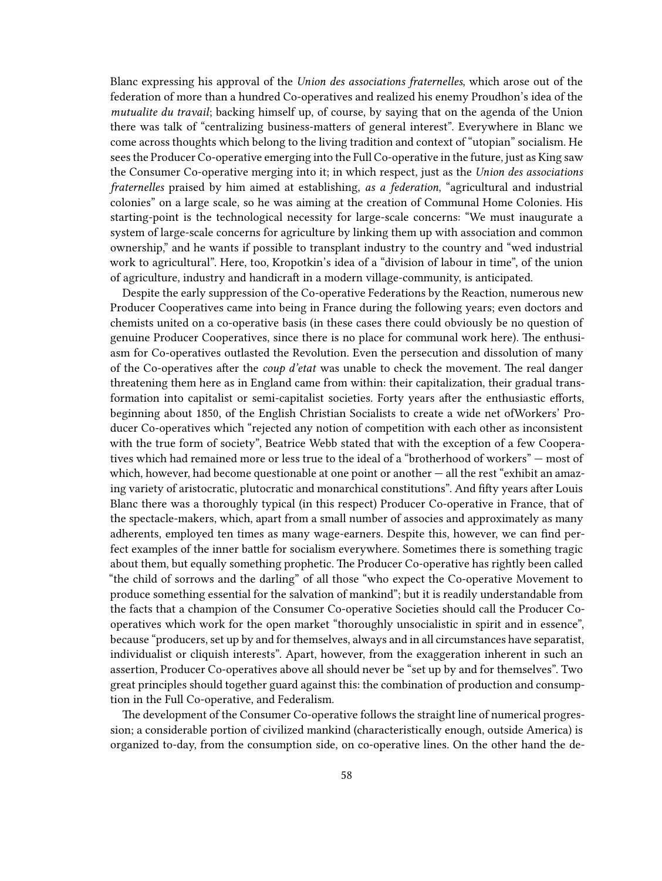Blanc expressing his approval of the *Union des associations fraternelles*, which arose out of the federation of more than a hundred Co-operatives and realized his enemy Proudhon's idea of the *mutualite du travail*; backing himself up, of course, by saying that on the agenda of the Union there was talk of "centralizing business-matters of general interest". Everywhere in Blanc we come across thoughts which belong to the living tradition and context of "utopian" socialism. He sees the Producer Co-operative emerging into the Full Co-operative in the future, just as King saw the Consumer Co-operative merging into it; in which respect, just as the *Union des associations fraternelles* praised by him aimed at establishing, *as a federation*, "agricultural and industrial colonies" on a large scale, so he was aiming at the creation of Communal Home Colonies. His starting-point is the technological necessity for large-scale concerns: "We must inaugurate a system of large-scale concerns for agriculture by linking them up with association and common ownership," and he wants if possible to transplant industry to the country and "wed industrial work to agricultural". Here, too, Kropotkin's idea of a "division of labour in time", of the union of agriculture, industry and handicraft in a modern village-community, is anticipated.

Despite the early suppression of the Co-operative Federations by the Reaction, numerous new Producer Cooperatives came into being in France during the following years; even doctors and chemists united on a co-operative basis (in these cases there could obviously be no question of genuine Producer Cooperatives, since there is no place for communal work here). The enthusiasm for Co-operatives outlasted the Revolution. Even the persecution and dissolution of many of the Co-operatives after the *coup d'etat* was unable to check the movement. The real danger threatening them here as in England came from within: their capitalization, their gradual transformation into capitalist or semi-capitalist societies. Forty years after the enthusiastic efforts, beginning about 1850, of the English Christian Socialists to create a wide net ofWorkers' Producer Co-operatives which "rejected any notion of competition with each other as inconsistent with the true form of society", Beatrice Webb stated that with the exception of a few Cooperatives which had remained more or less true to the ideal of a "brotherhood of workers" — most of which, however, had become questionable at one point or another — all the rest "exhibit an amazing variety of aristocratic, plutocratic and monarchical constitutions". And fifty years after Louis Blanc there was a thoroughly typical (in this respect) Producer Co-operative in France, that of the spectacle-makers, which, apart from a small number of associes and approximately as many adherents, employed ten times as many wage-earners. Despite this, however, we can find perfect examples of the inner battle for socialism everywhere. Sometimes there is something tragic about them, but equally something prophetic. The Producer Co-operative has rightly been called "the child of sorrows and the darling" of all those "who expect the Co-operative Movement to produce something essential for the salvation of mankind"; but it is readily understandable from the facts that a champion of the Consumer Co-operative Societies should call the Producer Co-operatives which work for the open market "thoroughly unsocialistic in spirit and in essence", because "producers, set up by and for themselves, always and in all circumstances have separatist, individualist or cliquish interests". Apart, however, from the exaggeration inherent in such an assertion, Producer Co-operatives above all should never be "set up by and for themselves". Two great principles should together guard against this: the combination of production and consumption in the Full Co-operative, and Federalism.

The development of the Consumer Co-operative follows the straight line of numerical progression; a considerable portion of civilized mankind (characteristically enough, outside America) is organized to-day, from the consumption side, on co-operative lines. On the other hand the de-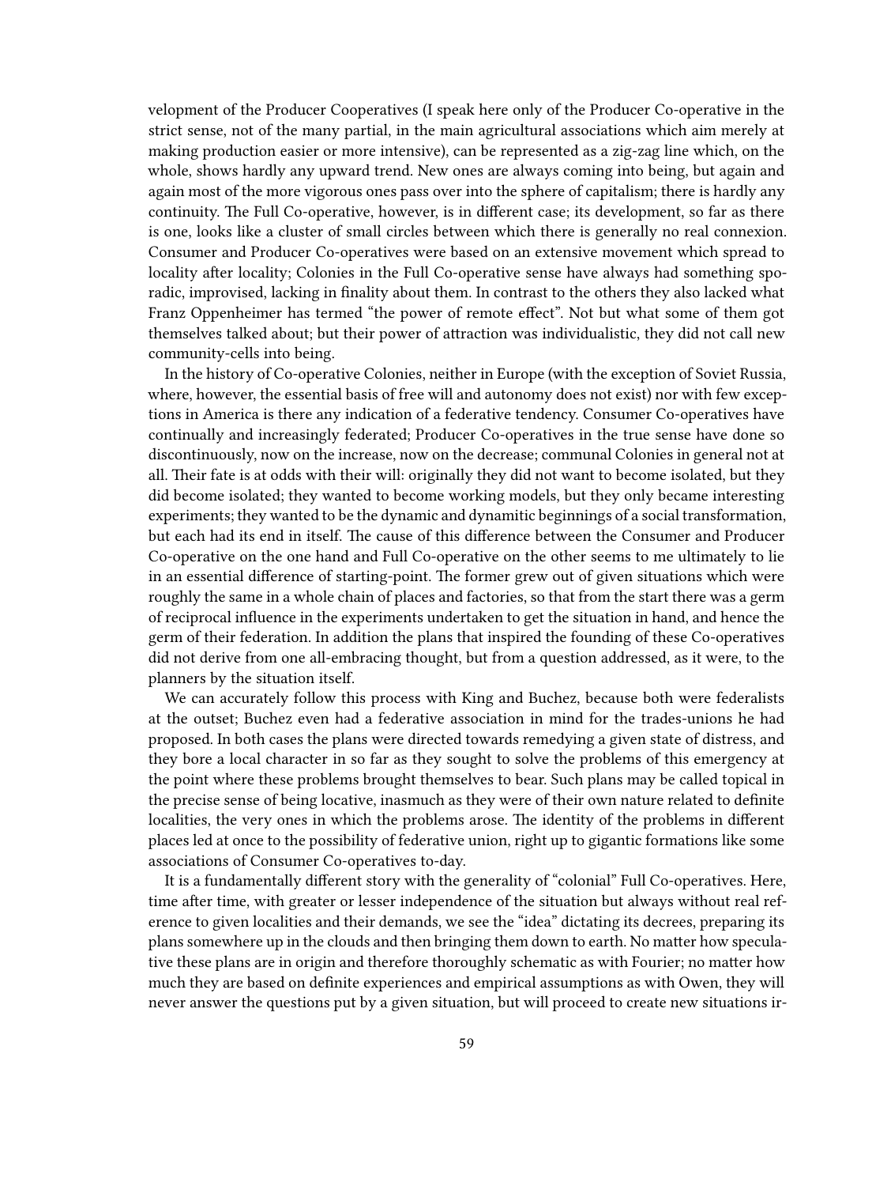velopment of the Producer Cooperatives (I speak here only of the Producer Co-operative in the strict sense, not of the many partial, in the main agricultural associations which aim merely at making production easier or more intensive), can be represented as a zig-zag line which, on the whole, shows hardly any upward trend. New ones are always coming into being, but again and again most of the more vigorous ones pass over into the sphere of capitalism; there is hardly any continuity. The Full Co-operative, however, is in different case; its development, so far as there is one, looks like a cluster of small circles between which there is generally no real connexion. Consumer and Producer Co-operatives were based on an extensive movement which spread to locality after locality; Colonies in the Full Co-operative sense have always had something sporadic, improvised, lacking in finality about them. In contrast to the others they also lacked what Franz Oppenheimer has termed "the power of remote effect". Not but what some of them got themselves talked about; but their power of attraction was individualistic, they did not call new community-cells into being.

In the history of Co-operative Colonies, neither in Europe (with the exception of Soviet Russia, where, however, the essential basis of free will and autonomy does not exist) nor with few exceptions in America is there any indication of a federative tendency. Consumer Co-operatives have continually and increasingly federated; Producer Co-operatives in the true sense have done so discontinuously, now on the increase, now on the decrease; communal Colonies in general not at all. Their fate is at odds with their will: originally they did not want to become isolated, but they did become isolated; they wanted to become working models, but they only became interesting experiments; they wanted to be the dynamic and dynamitic beginnings of a social transformation, but each had its end in itself. The cause of this difference between the Consumer and Producer Co-operative on the one hand and Full Co-operative on the other seems to me ultimately to lie in an essential difference of starting-point. The former grew out of given situations which were roughly the same in a whole chain of places and factories, so that from the start there was a germ of reciprocal influence in the experiments undertaken to get the situation in hand, and hence the germ of their federation. In addition the plans that inspired the founding of these Co-operatives did not derive from one all-embracing thought, but from a question addressed, as it were, to the planners by the situation itself.

We can accurately follow this process with King and Buchez, because both were federalists at the outset; Buchez even had a federative association in mind for the trades-unions he had proposed. In both cases the plans were directed towards remedying a given state of distress, and they bore a local character in so far as they sought to solve the problems of this emergency at the point where these problems brought themselves to bear. Such plans may be called topical in the precise sense of being locative, inasmuch as they were of their own nature related to definite localities, the very ones in which the problems arose. The identity of the problems in different places led at once to the possibility of federative union, right up to gigantic formations like some associations of Consumer Co-operatives to-day.

It is a fundamentally different story with the generality of "colonial" Full Co-operatives. Here, time after time, with greater or lesser independence of the situation but always without real reference to given localities and their demands, we see the "idea" dictating its decrees, preparing its plans somewhere up in the clouds and then bringing them down to earth. No matter how speculative these plans are in origin and therefore thoroughly schematic as with Fourier; no matter how much they are based on definite experiences and empirical assumptions as with Owen, they will never answer the questions put by a given situation, but will proceed to create new situations ir-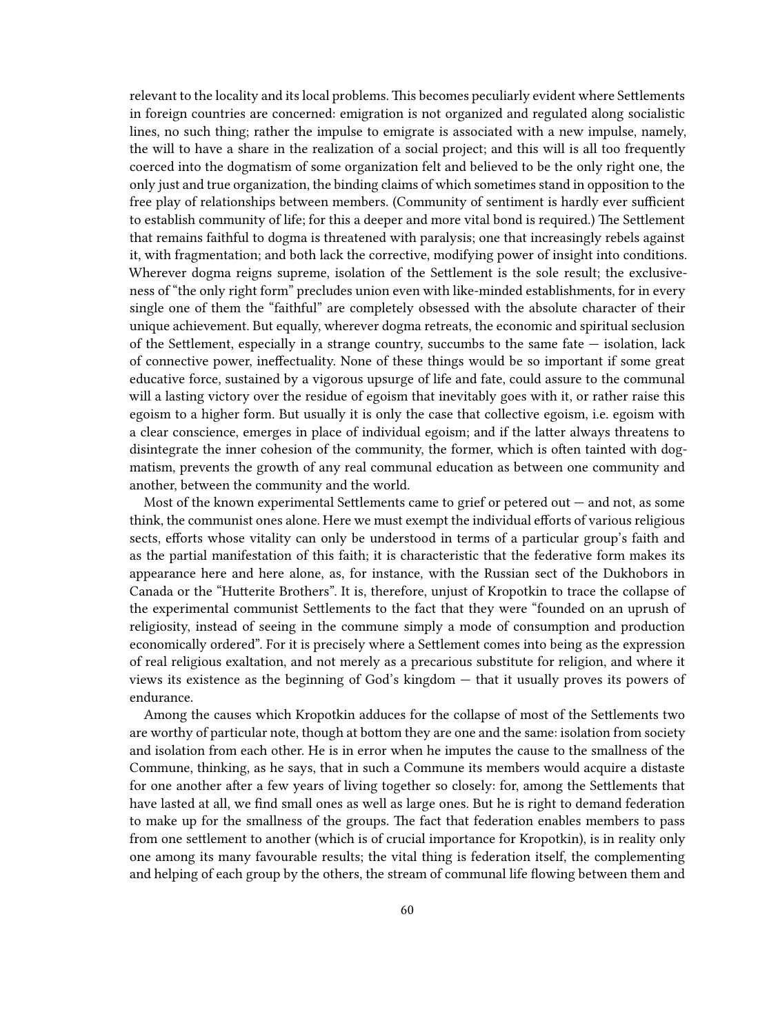relevant to the locality and its local problems. This becomes peculiarly evident where Settlements in foreign countries are concerned: emigration is not organized and regulated along socialistic lines, no such thing; rather the impulse to emigrate is associated with a new impulse, namely, the will to have a share in the realization of a social project; and this will is all too frequently coerced into the dogmatism of some organization felt and believed to be the only right one, the only just and true organization, the binding claims of which sometimes stand in opposition to the free play of relationships between members. (Community of sentiment is hardly ever sufficient to establish community of life; for this a deeper and more vital bond is required.) The Settlement that remains faithful to dogma is threatened with paralysis; one that increasingly rebels against it, with fragmentation; and both lack the corrective, modifying power of insight into conditions. Wherever dogma reigns supreme, isolation of the Settlement is the sole result; the exclusiveness of "the only right form" precludes union even with like-minded establishments, for in every single one of them the "faithful" are completely obsessed with the absolute character of their unique achievement. But equally, wherever dogma retreats, the economic and spiritual seclusion of the Settlement, especially in a strange country, succumbs to the same fate — isolation, lack of connective power, ineffectuality. None of these things would be so important if some great educative force, sustained by a vigorous upsurge of life and fate, could assure to the communal will a lasting victory over the residue of egoism that inevitably goes with it, or rather raise this egoism to a higher form. But usually it is only the case that collective egoism, i.e. egoism with a clear conscience, emerges in place of individual egoism; and if the latter always threatens to disintegrate the inner cohesion of the community, the former, which is often tainted with dogmatism, prevents the growth of any real communal education as between one community and another, between the community and the world.

Most of the known experimental Settlements came to grief or petered out — and not, as some think, the communist ones alone. Here we must exempt the individual efforts of various religious sects, efforts whose vitality can only be understood in terms of a particular group's faith and as the partial manifestation of this faith; it is characteristic that the federative form makes its appearance here and here alone, as, for instance, with the Russian sect of the Dukhobors in Canada or the "Hutterite Brothers". It is, therefore, unjust of Kropotkin to trace the collapse of the experimental communist Settlements to the fact that they were "founded on an uprush of religiosity, instead of seeing in the commune simply a mode of consumption and production economically ordered". For it is precisely where a Settlement comes into being as the expression of real religious exaltation, and not merely as a precarious substitute for religion, and where it views its existence as the beginning of God's kingdom — that it usually proves its powers of endurance.

Among the causes which Kropotkin adduces for the collapse of most of the Settlements two are worthy of particular note, though at bottom they are one and the same: isolation from society and isolation from each other. He is in error when he imputes the cause to the smallness of the Commune, thinking, as he says, that in such a Commune its members would acquire a distaste for one another after a few years of living together so closely: for, among the Settlements that have lasted at all, we find small ones as well as large ones. But he is right to demand federation to make up for the smallness of the groups. The fact that federation enables members to pass from one settlement to another (which is of crucial importance for Kropotkin), is in reality only one among its many favourable results; the vital thing is federation itself, the complementing and helping of each group by the others, the stream of communal life flowing between them and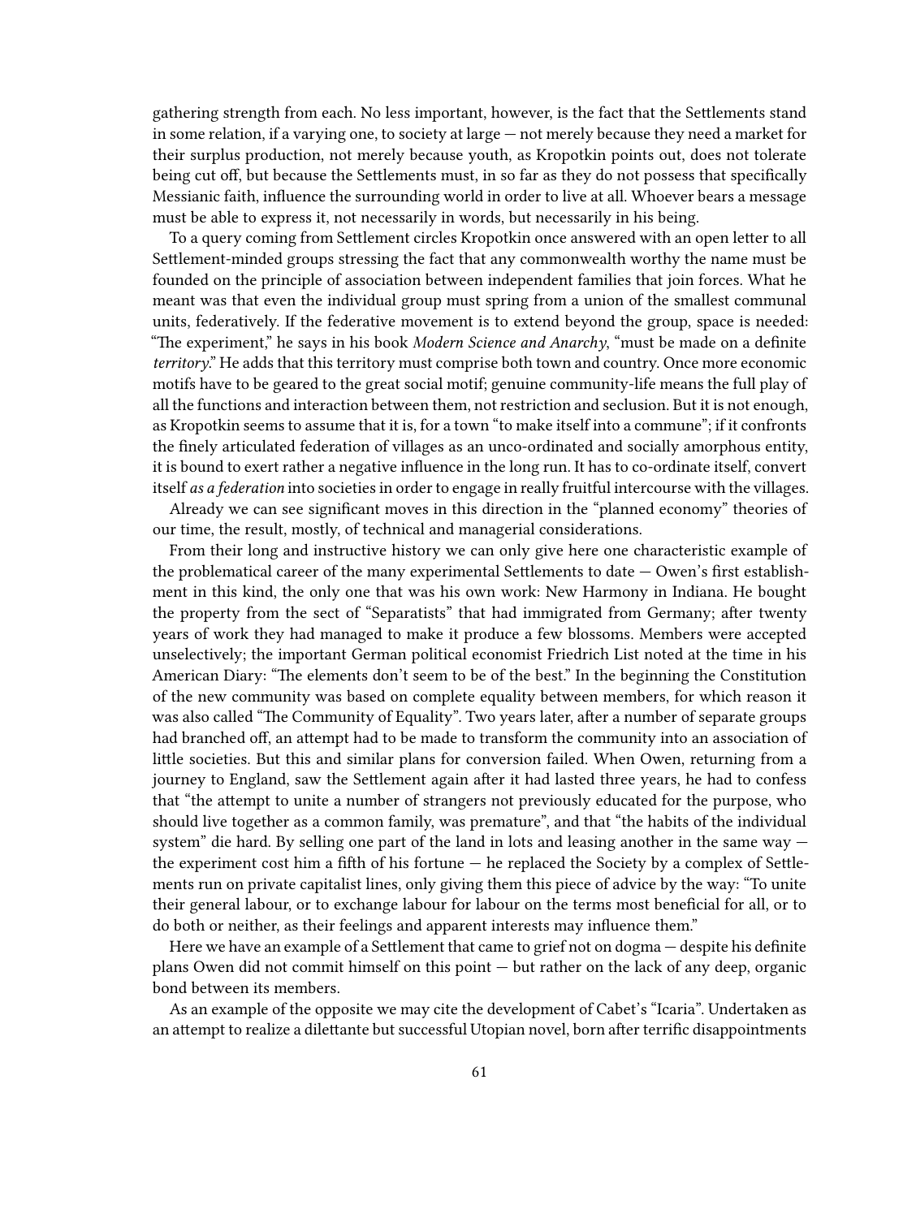gathering strength from each. No less important, however, is the fact that the Settlements stand in some relation, if a varying one, to society at large — not merely because they need a market for their surplus production, not merely because youth, as Kropotkin points out, does not tolerate being cut off, but because the Settlements must, in so far as they do not possess that specifically Messianic faith, influence the surrounding world in order to live at all. Whoever bears a message must be able to express it, not necessarily in words, but necessarily in his being.

To a query coming from Settlement circles Kropotkin once answered with an open letter to all Settlement-minded groups stressing the fact that any commonwealth worthy the name must be founded on the principle of association between independent families that join forces. What he meant was that even the individual group must spring from a union of the smallest communal units, federatively. If the federative movement is to extend beyond the group, space is needed: "The experiment," he says in his book *Modern Science and Anarchy*, "must be made on a definite *territory*." He adds that this territory must comprise both town and country. Once more economic motifs have to be geared to the great social motif; genuine community-life means the full play of all the functions and interaction between them, not restriction and seclusion. But it is not enough, as Kropotkin seems to assume that it is, for a town "to make itself into a commune"; if it confronts the finely articulated federation of villages as an unco-ordinated and socially amorphous entity, it is bound to exert rather a negative influence in the long run. It has to co-ordinate itself, convert itself *as a federation* into societies in order to engage in really fruitful intercourse with the villages.

Already we can see significant moves in this direction in the "planned economy" theories of our time, the result, mostly, of technical and managerial considerations.

From their long and instructive history we can only give here one characteristic example of the problematical career of the many experimental Settlements to date — Owen's first establishment in this kind, the only one that was his own work: New Harmony in Indiana. He bought the property from the sect of "Separatists" that had immigrated from Germany; after twenty years of work they had managed to make it produce a few blossoms. Members were accepted unselectively; the important German political economist Friedrich List noted at the time in his American Diary: "The elements don't seem to be of the best." In the beginning the Constitution of the new community was based on complete equality between members, for which reason it was also called "The Community of Equality". Two years later, after a number of separate groups had branched off, an attempt had to be made to transform the community into an association of little societies. But this and similar plans for conversion failed. When Owen, returning from a journey to England, saw the Settlement again after it had lasted three years, he had to confess that "the attempt to unite a number of strangers not previously educated for the purpose, who should live together as a common family, was premature", and that "the habits of the individual system" die hard. By selling one part of the land in lots and leasing another in the same way — the experiment cost him a fifth of his fortune — he replaced the Society by a complex of Settlements run on private capitalist lines, only giving them this piece of advice by the way: "To unite their general labour, or to exchange labour for labour on the terms most beneficial for all, or to do both or neither, as their feelings and apparent interests may influence them."

Here we have an example of a Settlement that came to grief not on dogma — despite his definite plans Owen did not commit himself on this point — but rather on the lack of any deep, organic bond between its members.

As an example of the opposite we may cite the development of Cabet's "Icaria". Undertaken as an attempt to realize a dilettante but successful Utopian novel, born after terrific disappointments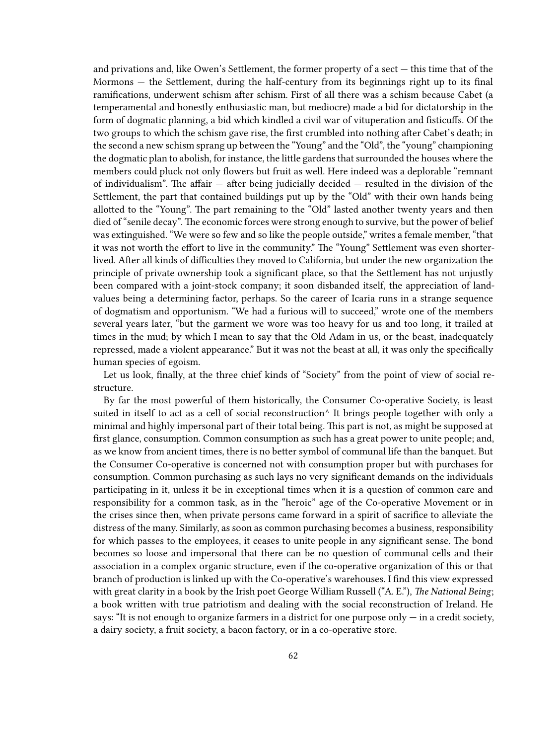and privations and, like Owen's Settlement, the former property of a sect — this time that of the Mormons — the Settlement, during the half-century from its beginnings right up to its final ramifications, underwent schism after schism. First of all there was a schism because Cabet (a temperamental and honestly enthusiastic man, but mediocre) made a bid for dictatorship in the form of dogmatic planning, a bid which kindled a civil war of vituperation and fisticuffs. Of the two groups to which the schism gave rise, the first crumbled into nothing after Cabet's death; in the second a new schism sprang up between the "Young" and the "Old", the "young" championing the dogmatic plan to abolish, for instance, the little gardens that surrounded the houses where the members could pluck not only flowers but fruit as well. Here indeed was a deplorable "remnant of individualism". The affair — after being judicially decided — resulted in the division of the Settlement, the part that contained buildings put up by the "Old" with their own hands being allotted to the "Young". The part remaining to the "Old" lasted another twenty years and then died of "senile decay". The economic forces were strong enough to survive, but the power of belief was extinguished. "We were so few and so like the people outside," writes a female member, "that it was not worth the effort to live in the community." The "Young" Settlement was even shorter-lived. After all kinds of difficulties they moved to California, but under the new organization the principle of private ownership took a significant place, so that the Settlement has not unjustly been compared with a joint-stock company; it soon disbanded itself, the appreciation of land-values being a determining factor, perhaps. So the career of Icaria runs in a strange sequence of dogmatism and opportunism. "We had a furious will to succeed," wrote one of the members several years later, "but the garment we wore was too heavy for us and too long, it trailed at times in the mud; by which I mean to say that the Old Adam in us, or the beast, inadequately repressed, made a violent appearance." But it was not the beast at all, it was only the specifically human species of egoism.

Let us look, finally, at the three chief kinds of "Society" from the point of view of social restructure.

By far the most powerful of them historically, the Consumer Co-operative Society, is least suited in itself to act as a cell of social reconstruction^ It brings people together with only a minimal and highly impersonal part of their total being. This part is not, as might be supposed at first glance, consumption. Common consumption as such has a great power to unite people; and, as we know from ancient times, there is no better symbol of communal life than the banquet. But the Consumer Co-operative is concerned not with consumption proper but with purchases for consumption. Common purchasing as such lays no very significant demands on the individuals participating in it, unless it be in exceptional times when it is a question of common care and responsibility for a common task, as in the "heroic" age of the Co-operative Movement or in the crises since then, when private persons came forward in a spirit of sacrifice to alleviate the distress of the many. Similarly, as soon as common purchasing becomes a business, responsibility for which passes to the employees, it ceases to unite people in any significant sense. The bond becomes so loose and impersonal that there can be no question of communal cells and their association in a complex organic structure, even if the co-operative organization of this or that branch of production is linked up with the Co-operative's warehouses. I find this view expressed with great clarity in a book by the Irish poet George William Russell ("A. E."), *The National Being*; a book written with true patriotism and dealing with the social reconstruction of Ireland. He says: "It is not enough to organize farmers in a district for one purpose only — in a credit society, a dairy society, a fruit society, a bacon factory, or in a co-operative store.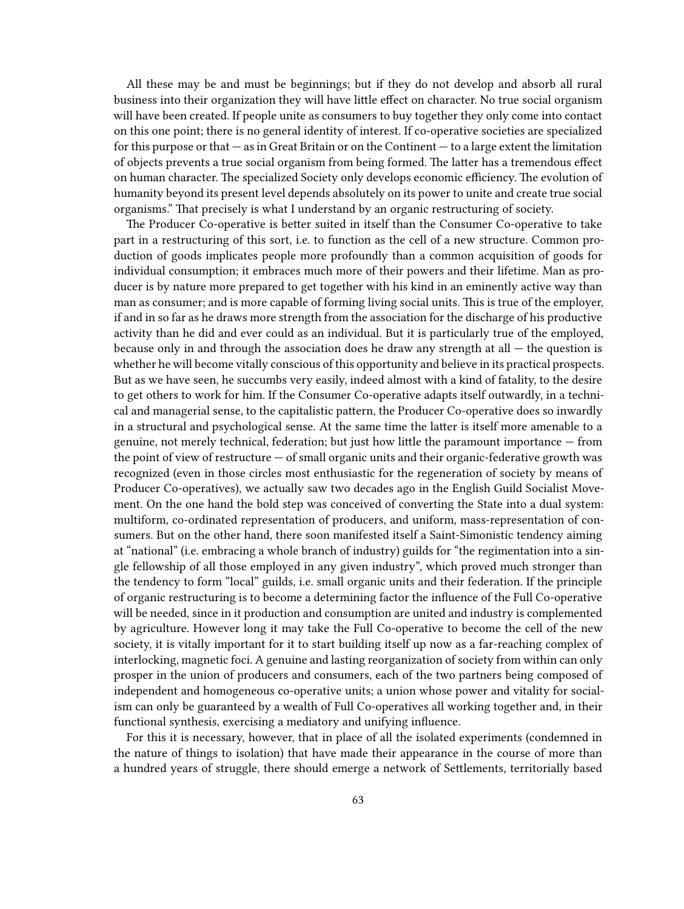All these may be and must be beginnings; but if they do not develop and absorb all rural business into their organization they will have little effect on character. No true social organism will have been created. If people unite as consumers to buy together they only come into contact on this one point; there is no general identity of interest. If co-operative societies are specialized for this purpose or that — as in Great Britain or on the Continent — to a large extent the limitation of objects prevents a true social organism from being formed. The latter has a tremendous effect on human character. The specialized Society only develops economic efficiency. The evolution of humanity beyond its present level depends absolutely on its power to unite and create true social organisms." That precisely is what I understand by an organic restructuring of society.

The Producer Co-operative is better suited in itself than the Consumer Co-operative to take part in a restructuring of this sort, i.e. to function as the cell of a new structure. Common production of goods implicates people more profoundly than a common acquisition of goods for individual consumption; it embraces much more of their powers and their lifetime. Man as producer is by nature more prepared to get together with his kind in an eminently active way than man as consumer; and is more capable of forming living social units. This is true of the employer, if and in so far as he draws more strength from the association for the discharge of his productive activity than he did and ever could as an individual. But it is particularly true of the employed, because only in and through the association does he draw any strength at all — the question is whether he will become vitally conscious of this opportunity and believe in its practical prospects. But as we have seen, he succumbs very easily, indeed almost with a kind of fatality, to the desire to get others to work for him. If the Consumer Co-operative adapts itself outwardly, in a technical and managerial sense, to the capitalistic pattern, the Producer Co-operative does so inwardly in a structural and psychological sense. At the same time the latter is itself more amenable to a genuine, not merely technical, federation; but just how little the paramount importance — from the point of view of restructure — of small organic units and their organic-federative growth was recognized (even in those circles most enthusiastic for the regeneration of society by means of Producer Co-operatives), we actually saw two decades ago in the English Guild Socialist Movement. On the one hand the bold step was conceived of converting the State into a dual system: multiform, co-ordinated representation of producers, and uniform, mass-representation of consumers. But on the other hand, there soon manifested itself a Saint-Simonistic tendency aiming at "national" (i.e. embracing a whole branch of industry) guilds for "the regimentation into a single fellowship of all those employed in any given industry", which proved much stronger than the tendency to form "local" guilds, i.e. small organic units and their federation. If the principle of organic restructuring is to become a determining factor the influence of the Full Co-operative will be needed, since in it production and consumption are united and industry is complemented by agriculture. However long it may take the Full Co-operative to become the cell of the new society, it is vitally important for it to start building itself up now as a far-reaching complex of interlocking, magnetic foci. A genuine and lasting reorganization of society from within can only prosper in the union of producers and consumers, each of the two partners being composed of independent and homogeneous co-operative units; a union whose power and vitality for socialism can only be guaranteed by a wealth of Full Co-operatives all working together and, in their functional synthesis, exercising a mediatory and unifying influence.

For this it is necessary, however, that in place of all the isolated experiments (condemned in the nature of things to isolation) that have made their appearance in the course of more than a hundred years of struggle, there should emerge a network of Settlements, territorially based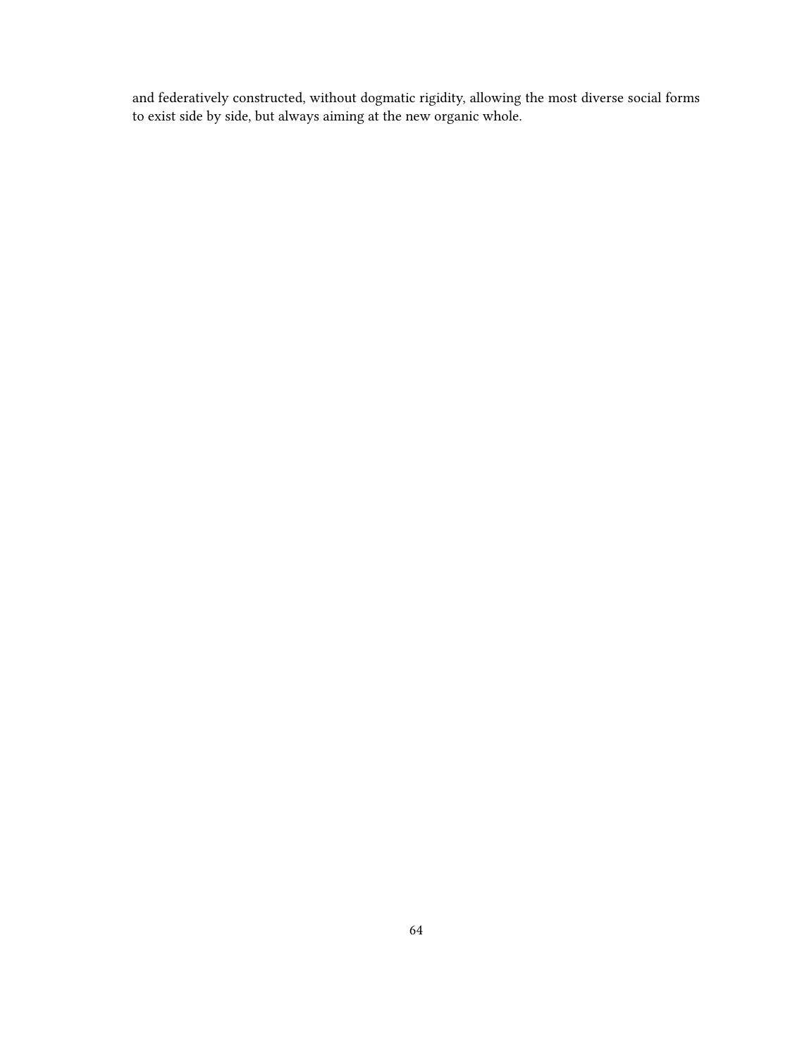and federatively constructed, without dogmatic rigidity, allowing the most diverse social forms to exist side by side, but always aiming at the new organic whole.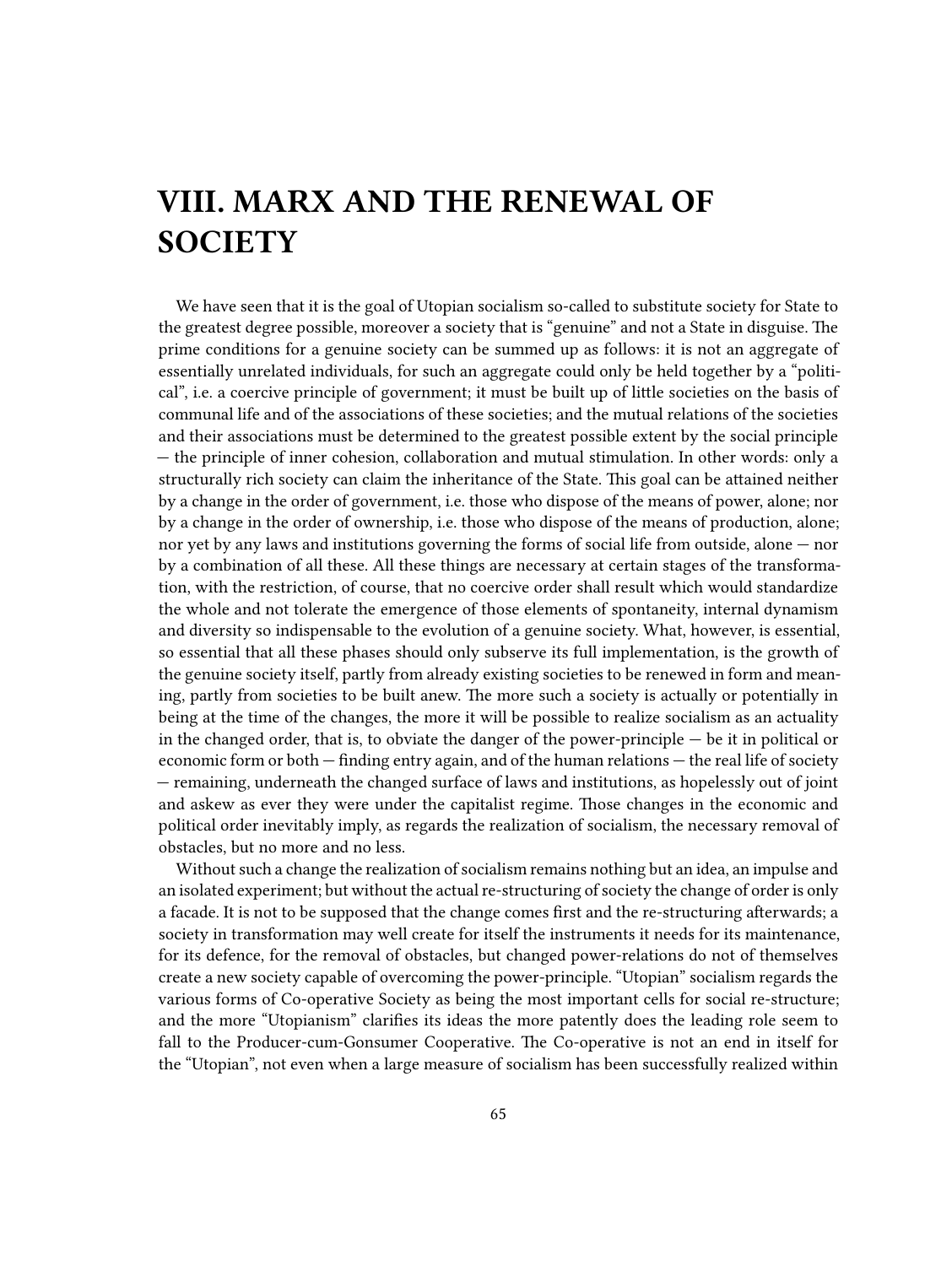# VIII. MARX AND THE RENEWAL OF SOCIETY

We have seen that it is the goal of Utopian socialism so-called to substitute society for State to the greatest degree possible, moreover a society that is "genuine" and not a State in disguise. The prime conditions for a genuine society can be summed up as follows: it is not an aggregate of essentially unrelated individuals, for such an aggregate could only be held together by a "political", i.e. a coercive principle of government; it must be built up of little societies on the basis of communal life and of the associations of these societies; and the mutual relations of the societies and their associations must be determined to the greatest possible extent by the social principle — the principle of inner cohesion, collaboration and mutual stimulation. In other words: only a structurally rich society can claim the inheritance of the State. This goal can be attained neither by a change in the order of government, i.e. those who dispose of the means of power, alone; nor by a change in the order of ownership, i.e. those who dispose of the means of production, alone; nor yet by any laws and institutions governing the forms of social life from outside, alone — nor by a combination of all these. All these things are necessary at certain stages of the transformation, with the restriction, of course, that no coercive order shall result which would standardize the whole and not tolerate the emergence of those elements of spontaneity, internal dynamism and diversity so indispensable to the evolution of a genuine society. What, however, is essential, so essential that all these phases should only subserve its full implementation, is the growth of the genuine society itself, partly from already existing societies to be renewed in form and meaning, partly from societies to be built anew. The more such a society is actually or potentially in being at the time of the changes, the more it will be possible to realize socialism as an actuality in the changed order, that is, to obviate the danger of the power-principle — be it in political or economic form or both — finding entry again, and of the human relations — the real life of society — remaining, underneath the changed surface of laws and institutions, as hopelessly out of joint and askew as ever they were under the capitalist regime. Those changes in the economic and political order inevitably imply, as regards the realization of socialism, the necessary removal of obstacles, but no more and no less.

Without such a change the realization of socialism remains nothing but an idea, an impulse and an isolated experiment; but without the actual re-structuring of society the change of order is only a facade. It is not to be supposed that the change comes first and the re-structuring afterwards; a society in transformation may well create for itself the instruments it needs for its maintenance, for its defence, for the removal of obstacles, but changed power-relations do not of themselves create a new society capable of overcoming the power-principle. "Utopian" socialism regards the various forms of Co-operative Society as being the most important cells for social re-structure; and the more "Utopianism" clarifies its ideas the more patently does the leading role seem to fall to the Producer-cum-Gonsumer Cooperative. The Co-operative is not an end in itself for the "Utopian", not even when a large measure of socialism has been successfully realized within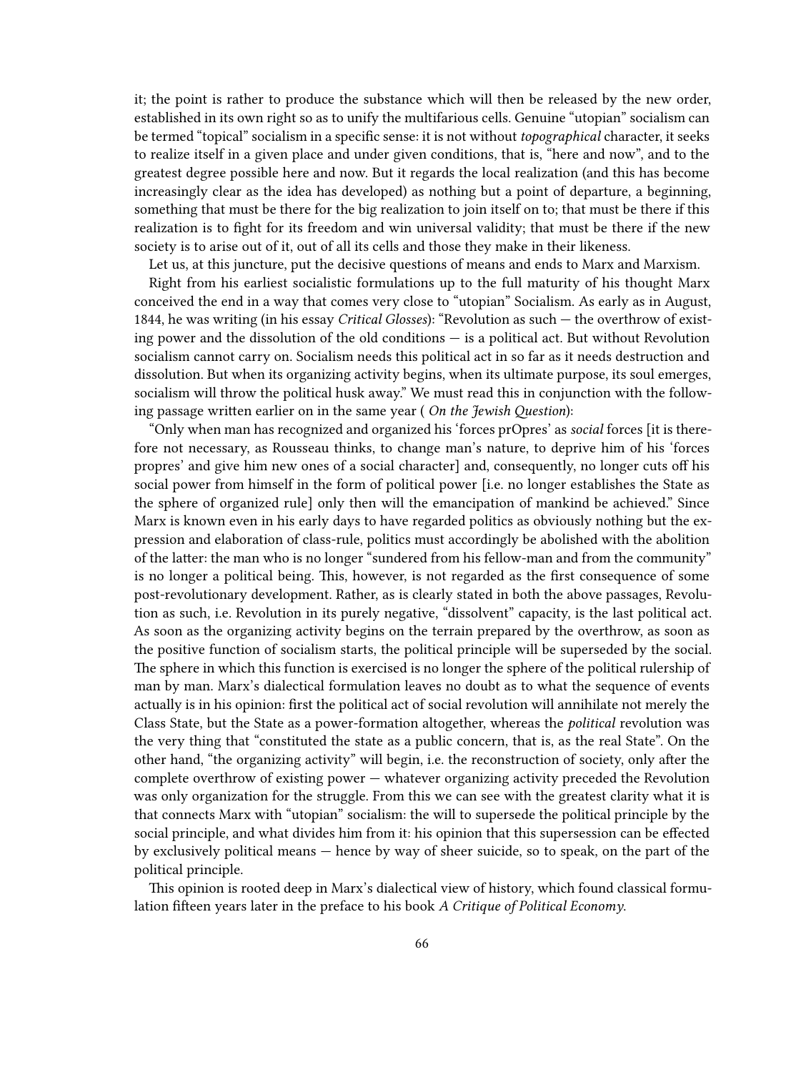it; the point is rather to produce the substance which will then be released by the new order, established in its own right so as to unify the multifarious cells. Genuine "utopian" socialism can be termed "topical" socialism in a specific sense: it is not without *topographical* character, it seeks to realize itself in a given place and under given conditions, that is, "here and now", and to the greatest degree possible here and now. But it regards the local realization (and this has become increasingly clear as the idea has developed) as nothing but a point of departure, a beginning, something that must be there for the big realization to join itself on to; that must be there if this realization is to fight for its freedom and win universal validity; that must be there if the new society is to arise out of it, out of all its cells and those they make in their likeness.

Let us, at this juncture, put the decisive questions of means and ends to Marx and Marxism.

Right from his earliest socialistic formulations up to the full maturity of his thought Marx conceived the end in a way that comes very close to "utopian" Socialism. As early as in August, 1844, he was writing (in his essay *Critical Glosses*): "Revolution as such — the overthrow of existing power and the dissolution of the old conditions — is a political act. But without Revolution socialism cannot carry on. Socialism needs this political act in so far as it needs destruction and dissolution. But when its organizing activity begins, when its ultimate purpose, its soul emerges, socialism will throw the political husk away." We must read this in conjunction with the following passage written earlier on in the same year ( *On the Jewish Question*):

"Only when man has recognized and organized his 'forces prOpres' as *social* forces [it is therefore not necessary, as Rousseau thinks, to change man's nature, to deprive him of his 'forces propres' and give him new ones of a social character] and, consequently, no longer cuts off his social power from himself in the form of political power [i.e. no longer establishes the State as the sphere of organized rule] only then will the emancipation of mankind be achieved." Since Marx is known even in his early days to have regarded politics as obviously nothing but the expression and elaboration of class-rule, politics must accordingly be abolished with the abolition of the latter: the man who is no longer "sundered from his fellow-man and from the community" is no longer a political being. This, however, is not regarded as the first consequence of some post-revolutionary development. Rather, as is clearly stated in both the above passages, Revolution as such, i.e. Revolution in its purely negative, "dissolvent" capacity, is the last political act. As soon as the organizing activity begins on the terrain prepared by the overthrow, as soon as the positive function of socialism starts, the political principle will be superseded by the social. The sphere in which this function is exercised is no longer the sphere of the political rulership of man by man. Marx's dialectical formulation leaves no doubt as to what the sequence of events actually is in his opinion: first the political act of social revolution will annihilate not merely the Class State, but the State as a power-formation altogether, whereas the *political* revolution was the very thing that "constituted the state as a public concern, that is, as the real State". On the other hand, "the organizing activity" will begin, i.e. the reconstruction of society, only after the complete overthrow of existing power — whatever organizing activity preceded the Revolution was only organization for the struggle. From this we can see with the greatest clarity what it is that connects Marx with "utopian" socialism: the will to supersede the political principle by the social principle, and what divides him from it: his opinion that this supersession can be effected by exclusively political means — hence by way of sheer suicide, so to speak, on the part of the political principle.

This opinion is rooted deep in Marx's dialectical view of history, which found classical formulation fifteen years later in the preface to his book *A Critique of Political Economy.*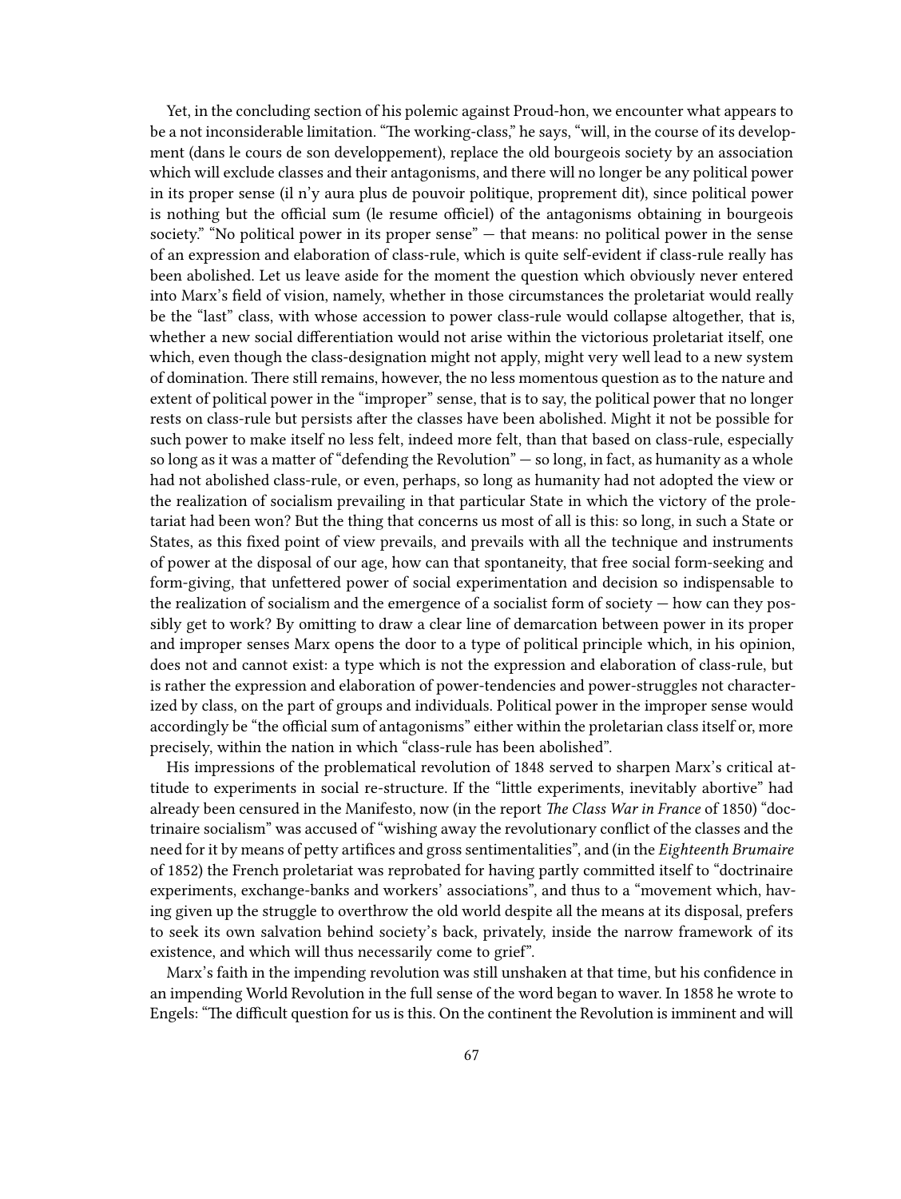Yet, in the concluding section of his polemic against Proud-hon, we encounter what appears to be a not inconsiderable limitation. "The working-class," he says, "will, in the course of its development (dans le cours de son developpement), replace the old bourgeois society by an association which will exclude classes and their antagonisms, and there will no longer be any political power in its proper sense (il n'y aura plus de pouvoir politique, proprement dit), since political power is nothing but the official sum (le resume officiel) of the antagonisms obtaining in bourgeois society." "No political power in its proper sense" — that means: no political power in the sense of an expression and elaboration of class-rule, which is quite self-evident if class-rule really has been abolished. Let us leave aside for the moment the question which obviously never entered into Marx's field of vision, namely, whether in those circumstances the proletariat would really be the "last" class, with whose accession to power class-rule would collapse altogether, that is, whether a new social differentiation would not arise within the victorious proletariat itself, one which, even though the class-designation might not apply, might very well lead to a new system of domination. There still remains, however, the no less momentous question as to the nature and extent of political power in the "improper" sense, that is to say, the political power that no longer rests on class-rule but persists after the classes have been abolished. Might it not be possible for such power to make itself no less felt, indeed more felt, than that based on class-rule, especially so long as it was a matter of "defending the Revolution" — so long, in fact, as humanity as a whole had not abolished class-rule, or even, perhaps, so long as humanity had not adopted the view or the realization of socialism prevailing in that particular State in which the victory of the proletariat had been won? But the thing that concerns us most of all is this: so long, in such a State or States, as this fixed point of view prevails, and prevails with all the technique and instruments of power at the disposal of our age, how can that spontaneity, that free social form-seeking and form-giving, that unfettered power of social experimentation and decision so indispensable to the realization of socialism and the emergence of a socialist form of society — how can they possibly get to work? By omitting to draw a clear line of demarcation between power in its proper and improper senses Marx opens the door to a type of political principle which, in his opinion, does not and cannot exist: a type which is not the expression and elaboration of class-rule, but is rather the expression and elaboration of power-tendencies and power-struggles not characterized by class, on the part of groups and individuals. Political power in the improper sense would accordingly be "the official sum of antagonisms" either within the proletarian class itself or, more precisely, within the nation in which "class-rule has been abolished".

His impressions of the problematical revolution of 1848 served to sharpen Marx's critical attitude to experiments in social re-structure. If the "little experiments, inevitably abortive" had already been censured in the Manifesto, now (in the report *The Class War in France* of 1850) "doctrinaire socialism" was accused of "wishing away the revolutionary conflict of the classes and the need for it by means of petty artifices and gross sentimentalities", and (in the *Eighteenth Brumaire* of 1852) the French proletariat was reprobated for having partly committed itself to "doctrinaire experiments, exchange-banks and workers' associations", and thus to a "movement which, having given up the struggle to overthrow the old world despite all the means at its disposal, prefers to seek its own salvation behind society's back, privately, inside the narrow framework of its existence, and which will thus necessarily come to grief".

Marx's faith in the impending revolution was still unshaken at that time, but his confidence in an impending World Revolution in the full sense of the word began to waver. In 1858 he wrote to Engels: "The difficult question for us is this. On the continent the Revolution is imminent and will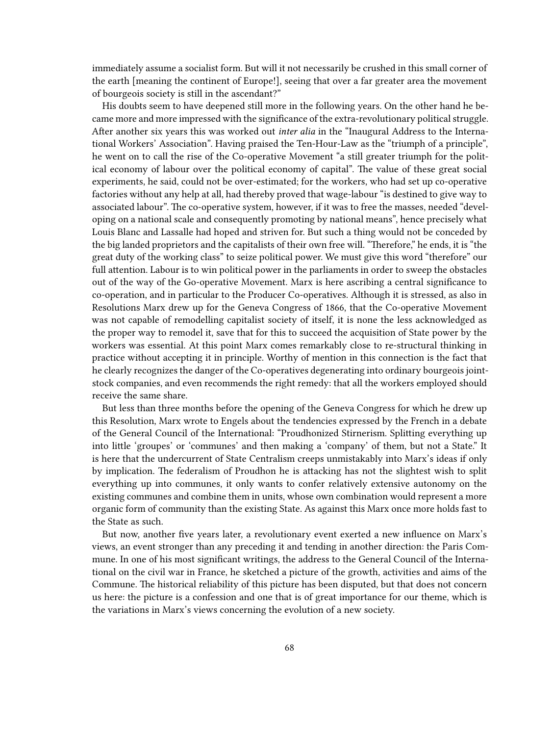immediately assume a socialist form. But will it not necessarily be crushed in this small corner of the earth [meaning the continent of Europe!], seeing that over a far greater area the movement of bourgeois society is still in the ascendant?"

His doubts seem to have deepened still more in the following years. On the other hand he became more and more impressed with the significance of the extra-revolutionary political struggle. After another six years this was worked out *inter alia* in the "Inaugural Address to the International Workers' Association". Having praised the Ten-Hour-Law as the "triumph of a principle", he went on to call the rise of the Co-operative Movement "a still greater triumph for the political economy of labour over the political economy of capital". The value of these great social experiments, he said, could not be over-estimated; for the workers, who had set up co-operative factories without any help at all, had thereby proved that wage-labour "is destined to give way to associated labour". The co-operative system, however, if it was to free the masses, needed "developing on a national scale and consequently promoting by national means", hence precisely what Louis Blanc and Lassalle had hoped and striven for. But such a thing would not be conceded by the big landed proprietors and the capitalists of their own free will. "Therefore," he ends, it is "the great duty of the working class" to seize political power. We must give this word "therefore" our full attention. Labour is to win political power in the parliaments in order to sweep the obstacles out of the way of the Go-operative Movement. Marx is here ascribing a central significance to co-operation, and in particular to the Producer Co-operatives. Although it is stressed, as also in Resolutions Marx drew up for the Geneva Congress of 1866, that the Co-operative Movement was not capable of remodelling capitalist society of itself, it is none the less acknowledged as the proper way to remodel it, save that for this to succeed the acquisition of State power by the workers was essential. At this point Marx comes remarkably close to re-structural thinking in practice without accepting it in principle. Worthy of mention in this connection is the fact that he clearly recognizes the danger of the Co-operatives degenerating into ordinary bourgeois joint-stock companies, and even recommends the right remedy: that all the workers employed should receive the same share.

But less than three months before the opening of the Geneva Congress for which he drew up this Resolution, Marx wrote to Engels about the tendencies expressed by the French in a debate of the General Council of the International: "Proudhonized Stirnerism. Splitting everything up into little 'groupes' or 'communes' and then making a 'company' of them, but not a State." It is here that the undercurrent of State Centralism creeps unmistakably into Marx's ideas if only by implication. The federalism of Proudhon he is attacking has not the slightest wish to split everything up into communes, it only wants to confer relatively extensive autonomy on the existing communes and combine them in units, whose own combination would represent a more organic form of community than the existing State. As against this Marx once more holds fast to the State as such.

But now, another five years later, a revolutionary event exerted a new influence on Marx's views, an event stronger than any preceding it and tending in another direction: the Paris Commune. In one of his most significant writings, the address to the General Council of the International on the civil war in France, he sketched a picture of the growth, activities and aims of the Commune. The historical reliability of this picture has been disputed, but that does not concern us here: the picture is a confession and one that is of great importance for our theme, which is the variations in Marx's views concerning the evolution of a new society.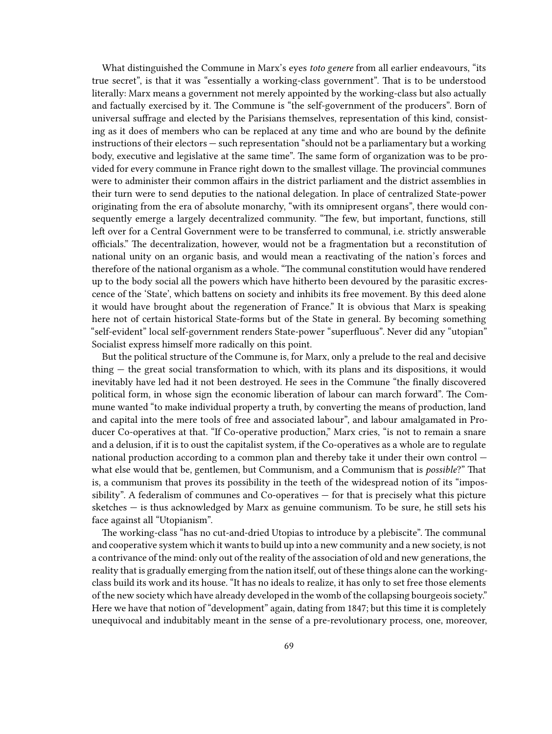What distinguished the Commune in Marx's eyes *toto genere* from all earlier endeavours, "its true secret", is that it was "essentially a working-class government". That is to be understood literally: Marx means a government not merely appointed by the working-class but also actually and factually exercised by it. The Commune is "the self-government of the producers". Born of universal suffrage and elected by the Parisians themselves, representation of this kind, consisting as it does of members who can be replaced at any time and who are bound by the definite instructions of their electors — such representation "should not be a parliamentary but a working body, executive and legislative at the same time". The same form of organization was to be provided for every commune in France right down to the smallest village. The provincial communes were to administer their common affairs in the district parliament and the district assemblies in their turn were to send deputies to the national delegation. In place of centralized State-power originating from the era of absolute monarchy, "with its omnipresent organs", there would consequently emerge a largely decentralized community. "The few, but important, functions, still left over for a Central Government were to be transferred to communal, i.e. strictly answerable officials." The decentralization, however, would not be a fragmentation but a reconstitution of national unity on an organic basis, and would mean a reactivating of the nation's forces and therefore of the national organism as a whole. "The communal constitution would have rendered up to the body social all the powers which have hitherto been devoured by the parasitic excrescence of the 'State', which battens on society and inhibits its free movement. By this deed alone it would have brought about the regeneration of France." It is obvious that Marx is speaking here not of certain historical State-forms but of the State in general. By becoming something "self-evident" local self-government renders State-power "superfluous". Never did any "utopian" Socialist express himself more radically on this point.

But the political structure of the Commune is, for Marx, only a prelude to the real and decisive thing — the great social transformation to which, with its plans and its dispositions, it would inevitably have led had it not been destroyed. He sees in the Commune "the finally discovered political form, in whose sign the economic liberation of labour can march forward". The Commune wanted "to make individual property a truth, by converting the means of production, land and capital into the mere tools of free and associated labour", and labour amalgamated in Producer Co-operatives at that. "If Co-operative production," Marx cries, "is not to remain a snare and a delusion, if it is to oust the capitalist system, if the Co-operatives as a whole are to regulate national production according to a common plan and thereby take it under their own control — what else would that be, gentlemen, but Communism, and a Communism that is *possible*?" That is, a communism that proves its possibility in the teeth of the widespread notion of its "impossibility". A federalism of communes and Co-operatives — for that is precisely what this picture sketches — is thus acknowledged by Marx as genuine communism. To be sure, he still sets his face against all "Utopianism".

The working-class "has no cut-and-dried Utopias to introduce by a plebiscite". The communal and cooperative system which it wants to build up into a new community and a new society, is not a contrivance of the mind: only out of the reality of the association of old and new generations, the reality that is gradually emerging from the nation itself, out of these things alone can the working-class build its work and its house. "It has no ideals to realize, it has only to set free those elements of the new society which have already developed in the womb of the collapsing bourgeois society." Here we have that notion of "development" again, dating from 1847; but this time it is completely unequivocal and indubitably meant in the sense of a pre-revolutionary process, one, moreover,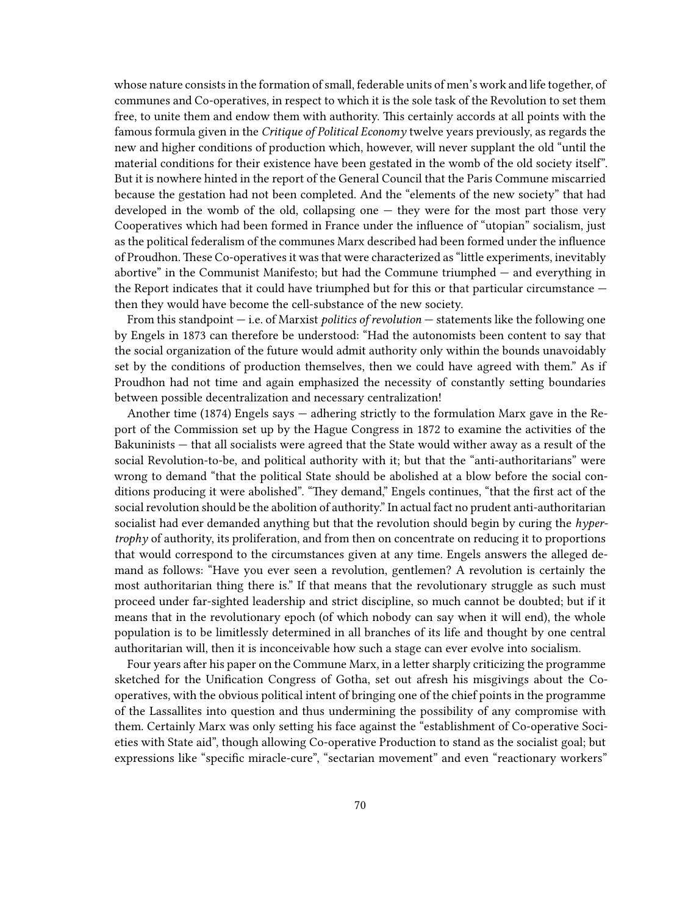whose nature consists in the formation of small, federable units of men's work and life together, of communes and Co-operatives, in respect to which it is the sole task of the Revolution to set them free, to unite them and endow them with authority. This certainly accords at all points with the famous formula given in the *Critique of Political Economy* twelve years previously, as regards the new and higher conditions of production which, however, will never supplant the old "until the material conditions for their existence have been gestated in the womb of the old society itself". But it is nowhere hinted in the report of the General Council that the Paris Commune miscarried because the gestation had not been completed. And the "elements of the new society" that had developed in the womb of the old, collapsing one — they were for the most part those very Cooperatives which had been formed in France under the influence of "utopian" socialism, just as the political federalism of the communes Marx described had been formed under the influence of Proudhon. These Co-operatives it was that were characterized as "little experiments, inevitably abortive" in the Communist Manifesto; but had the Commune triumphed — and everything in the Report indicates that it could have triumphed but for this or that particular circumstance — then they would have become the cell-substance of the new society.

From this standpoint — i.e. of Marxist *politics of revolution* — statements like the following one by Engels in 1873 can therefore be understood: "Had the autonomists been content to say that the social organization of the future would admit authority only within the bounds unavoidably set by the conditions of production themselves, then we could have agreed with them." As if Proudhon had not time and again emphasized the necessity of constantly setting boundaries between possible decentralization and necessary centralization!

Another time (1874) Engels says — adhering strictly to the formulation Marx gave in the Report of the Commission set up by the Hague Congress in 1872 to examine the activities of the Bakuninists — that all socialists were agreed that the State would wither away as a result of the social Revolution-to-be, and political authority with it; but that the "anti-authoritarians" were wrong to demand "that the political State should be abolished at a blow before the social conditions producing it were abolished". "They demand," Engels continues, "that the first act of the social revolution should be the abolition of authority." In actual fact no prudent anti-authoritarian socialist had ever demanded anything but that the revolution should begin by curing the *hypertrophy* of authority, its proliferation, and from then on concentrate on reducing it to proportions that would correspond to the circumstances given at any time. Engels answers the alleged demand as follows: "Have you ever seen a revolution, gentlemen? A revolution is certainly the most authoritarian thing there is." If that means that the revolutionary struggle as such must proceed under far-sighted leadership and strict discipline, so much cannot be doubted; but if it means that in the revolutionary epoch (of which nobody can say when it will end), the whole population is to be limitlessly determined in all branches of its life and thought by one central authoritarian will, then it is inconceivable how such a stage can ever evolve into socialism.

Four years after his paper on the Commune Marx, in a letter sharply criticizing the programme sketched for the Unification Congress of Gotha, set out afresh his misgivings about the Co-operatives, with the obvious political intent of bringing one of the chief points in the programme of the Lassallites into question and thus undermining the possibility of any compromise with them. Certainly Marx was only setting his face against the "establishment of Co-operative Societies with State aid", though allowing Co-operative Production to stand as the socialist goal; but expressions like "specific miracle-cure", "sectarian movement" and even "reactionary workers"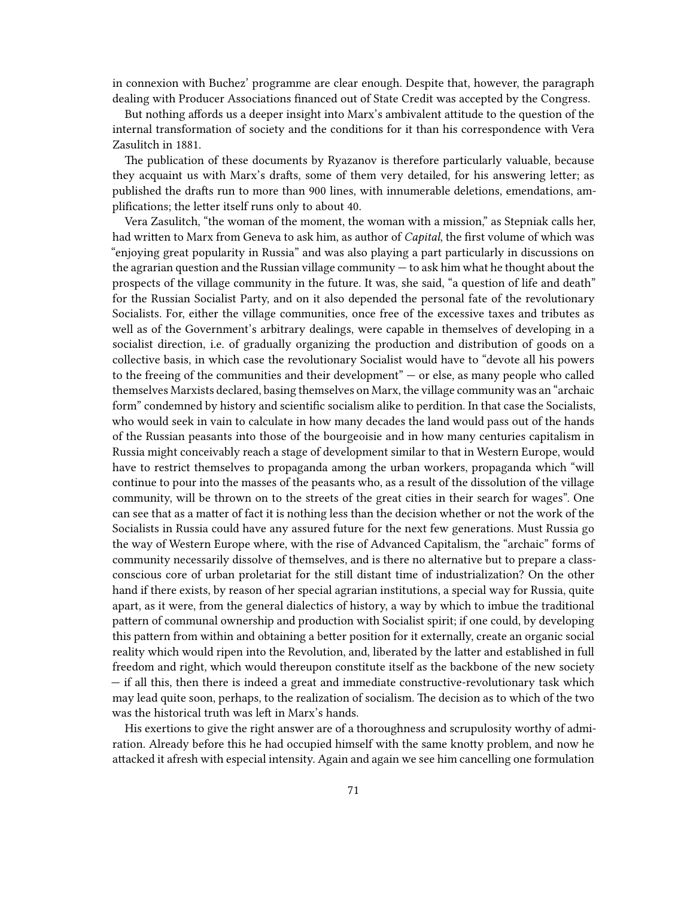in connexion with Buchez' programme are clear enough. Despite that, however, the paragraph dealing with Producer Associations financed out of State Credit was accepted by the Congress.

But nothing affords us a deeper insight into Marx's ambivalent attitude to the question of the internal transformation of society and the conditions for it than his correspondence with Vera Zasulitch in 1881.

The publication of these documents by Ryazanov is therefore particularly valuable, because they acquaint us with Marx's drafts, some of them very detailed, for his answering letter; as published the drafts run to more than 900 lines, with innumerable deletions, emendations, amplifications; the letter itself runs only to about 40.

Vera Zasulitch, "the woman of the moment, the woman with a mission," as Stepniak calls her, had written to Marx from Geneva to ask him, as author of *Capital*, the first volume of which was "enjoying great popularity in Russia" and was also playing a part particularly in discussions on the agrarian question and the Russian village community — to ask him what he thought about the prospects of the village community in the future. It was, she said, "a question of life and death" for the Russian Socialist Party, and on it also depended the personal fate of the revolutionary Socialists. For, either the village communities, once free of the excessive taxes and tributes as well as of the Government's arbitrary dealings, were capable in themselves of developing in a socialist direction, i.e. of gradually organizing the production and distribution of goods on a collective basis, in which case the revolutionary Socialist would have to "devote all his powers to the freeing of the communities and their development" — or else, as many people who called themselves Marxists declared, basing themselves on Marx, the village community was an "archaic form" condemned by history and scientific socialism alike to perdition. In that case the Socialists, who would seek in vain to calculate in how many decades the land would pass out of the hands of the Russian peasants into those of the bourgeoisie and in how many centuries capitalism in Russia might conceivably reach a stage of development similar to that in Western Europe, would have to restrict themselves to propaganda among the urban workers, propaganda which "will continue to pour into the masses of the peasants who, as a result of the dissolution of the village community, will be thrown on to the streets of the great cities in their search for wages". One can see that as a matter of fact it is nothing less than the decision whether or not the work of the Socialists in Russia could have any assured future for the next few generations. Must Russia go the way of Western Europe where, with the rise of Advanced Capitalism, the "archaic" forms of community necessarily dissolve of themselves, and is there no alternative but to prepare a class-conscious core of urban proletariat for the still distant time of industrialization? On the other hand if there exists, by reason of her special agrarian institutions, a special way for Russia, quite apart, as it were, from the general dialectics of history, a way by which to imbue the traditional pattern of communal ownership and production with Socialist spirit; if one could, by developing this pattern from within and obtaining a better position for it externally, create an organic social reality which would ripen into the Revolution, and, liberated by the latter and established in full freedom and right, which would thereupon constitute itself as the backbone of the new society — if all this, then there is indeed a great and immediate constructive-revolutionary task which may lead quite soon, perhaps, to the realization of socialism. The decision as to which of the two was the historical truth was left in Marx's hands.

His exertions to give the right answer are of a thoroughness and scrupulosity worthy of admiration. Already before this he had occupied himself with the same knotty problem, and now he attacked it afresh with especial intensity. Again and again we see him cancelling one formulation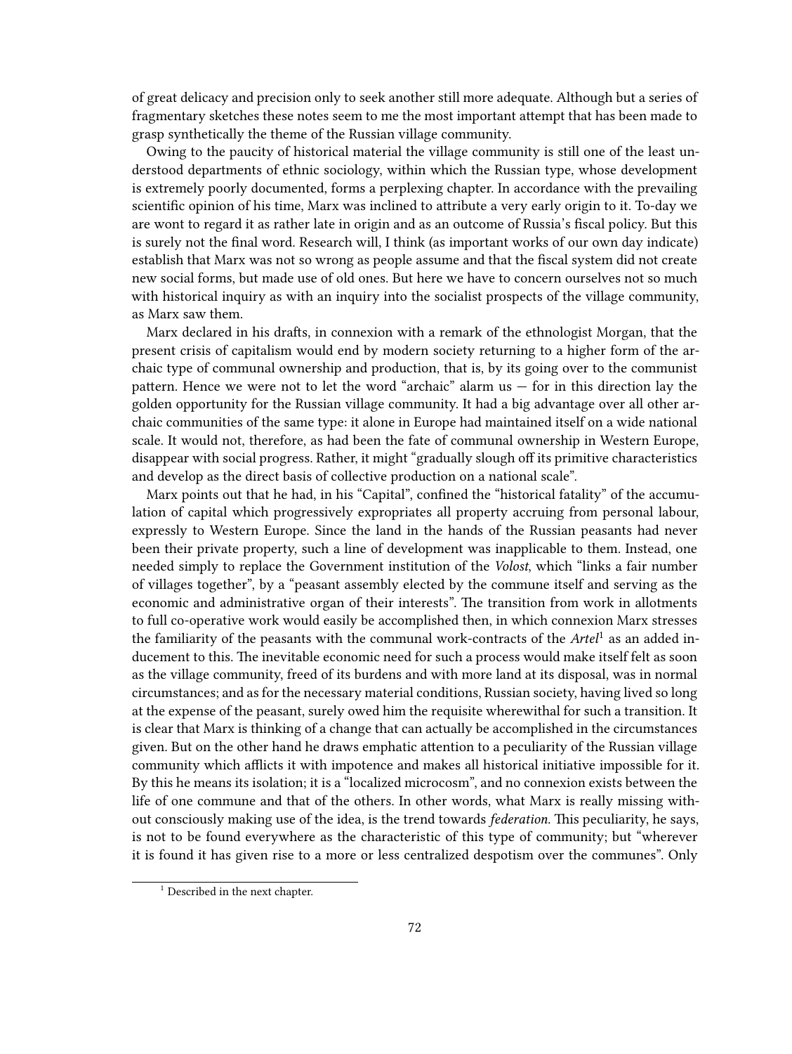of great delicacy and precision only to seek another still more adequate. Although but a series of fragmentary sketches these notes seem to me the most important attempt that has been made to grasp synthetically the theme of the Russian village community.

Owing to the paucity of historical material the village community is still one of the least understood departments of ethnic sociology, within which the Russian type, whose development is extremely poorly documented, forms a perplexing chapter. In accordance with the prevailing scientific opinion of his time, Marx was inclined to attribute a very early origin to it. To-day we are wont to regard it as rather late in origin and as an outcome of Russia's fiscal policy. But this is surely not the final word. Research will, I think (as important works of our own day indicate) establish that Marx was not so wrong as people assume and that the fiscal system did not create new social forms, but made use of old ones. But here we have to concern ourselves not so much with historical inquiry as with an inquiry into the socialist prospects of the village community, as Marx saw them.

Marx declared in his drafts, in connexion with a remark of the ethnologist Morgan, that the present crisis of capitalism would end by modern society returning to a higher form of the archaic type of communal ownership and production, that is, by its going over to the communist pattern. Hence we were not to let the word "archaic" alarm us — for in this direction lay the golden opportunity for the Russian village community. It had a big advantage over all other archaic communities of the same type: it alone in Europe had maintained itself on a wide national scale. It would not, therefore, as had been the fate of communal ownership in Western Europe, disappear with social progress. Rather, it might "gradually slough off its primitive characteristics and develop as the direct basis of collective production on a national scale".

Marx points out that he had, in his "Capital", confined the "historical fatality" of the accumulation of capital which progressively expropriates all property accruing from personal labour, expressly to Western Europe. Since the land in the hands of the Russian peasants had never been their private property, such a line of development was inapplicable to them. Instead, one needed simply to replace the Government institution of the *Volost*, which "links a fair number of villages together", by a "peasant assembly elected by the commune itself and serving as the economic and administrative organ of their interests". The transition from work in allotments to full co-operative work would easily be accomplished then, in which connexion Marx stresses the familiarity of the peasants with the communal work-contracts of the *Artel*[1] as an added inducement to this. The inevitable economic need for such a process would make itself felt as soon as the village community, freed of its burdens and with more land at its disposal, was in normal circumstances; and as for the necessary material conditions, Russian society, having lived so long at the expense of the peasant, surely owed him the requisite wherewithal for such a transition. It is clear that Marx is thinking of a change that can actually be accomplished in the circumstances given. But on the other hand he draws emphatic attention to a peculiarity of the Russian village community which afflicts it with impotence and makes all historical initiative impossible for it. By this he means its isolation; it is a "localized microcosm", and no connexion exists between the life of one commune and that of the others. In other words, what Marx is really missing without consciously making use of the idea, is the trend towards *federation*. This peculiarity, he says, is not to be found everywhere as the characteristic of this type of community; but "wherever it is found it has given rise to a more or less centralized despotism over the communes". Only

[1] Described in the next chapter.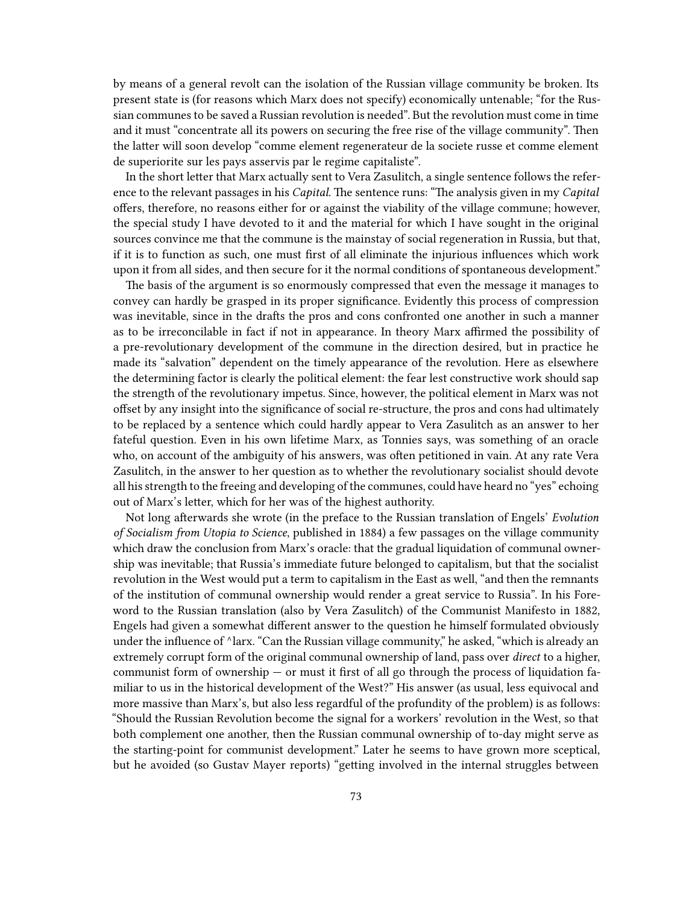by means of a general revolt can the isolation of the Russian village community be broken. Its present state is (for reasons which Marx does not specify) economically untenable; "for the Russian communes to be saved a Russian revolution is needed". But the revolution must come in time and it must "concentrate all its powers on securing the free rise of the village community". Then the latter will soon develop "comme element regenerateur de la societe russe et comme element de superiorite sur les pays asservis par le regime capitaliste".

In the short letter that Marx actually sent to Vera Zasulitch, a single sentence follows the reference to the relevant passages in his *Capital*. The sentence runs: "The analysis given in my *Capital* offers, therefore, no reasons either for or against the viability of the village commune; however, the special study I have devoted to it and the material for which I have sought in the original sources convince me that the commune is the mainstay of social regeneration in Russia, but that, if it is to function as such, one must first of all eliminate the injurious influences which work upon it from all sides, and then secure for it the normal conditions of spontaneous development."

The basis of the argument is so enormously compressed that even the message it manages to convey can hardly be grasped in its proper significance. Evidently this process of compression was inevitable, since in the drafts the pros and cons confronted one another in such a manner as to be irreconcilable in fact if not in appearance. In theory Marx affirmed the possibility of a pre-revolutionary development of the commune in the direction desired, but in practice he made its "salvation" dependent on the timely appearance of the revolution. Here as elsewhere the determining factor is clearly the political element: the fear lest constructive work should sap the strength of the revolutionary impetus. Since, however, the political element in Marx was not offset by any insight into the significance of social re-structure, the pros and cons had ultimately to be replaced by a sentence which could hardly appear to Vera Zasulitch as an answer to her fateful question. Even in his own lifetime Marx, as Tonnies says, was something of an oracle who, on account of the ambiguity of his answers, was often petitioned in vain. At any rate Vera Zasulitch, in the answer to her question as to whether the revolutionary socialist should devote all his strength to the freeing and developing of the communes, could have heard no "yes" echoing out of Marx's letter, which for her was of the highest authority.

Not long afterwards she wrote (in the preface to the Russian translation of Engels' *Evolution of Socialism from Utopia to Science*, published in 1884) a few passages on the village community which draw the conclusion from Marx's oracle: that the gradual liquidation of communal ownership was inevitable; that Russia's immediate future belonged to capitalism, but that the socialist revolution in the West would put a term to capitalism in the East as well, "and then the remnants of the institution of communal ownership would render a great service to Russia". In his Foreword to the Russian translation (also by Vera Zasulitch) of the Communist Manifesto in 1882, Engels had given a somewhat different answer to the question he himself formulated obviously under the influence of ^larx. "Can the Russian village community," he asked, "which is already an extremely corrupt form of the original communal ownership of land, pass over *direct* to a higher, communist form of ownership — or must it first of all go through the process of liquidation familiar to us in the historical development of the West?" His answer (as usual, less equivocal and more massive than Marx's, but also less regardful of the profundity of the problem) is as follows: "Should the Russian Revolution become the signal for a workers' revolution in the West, so that both complement one another, then the Russian communal ownership of to-day might serve as the starting-point for communist development." Later he seems to have grown more sceptical, but he avoided (so Gustav Mayer reports) "getting involved in the internal struggles between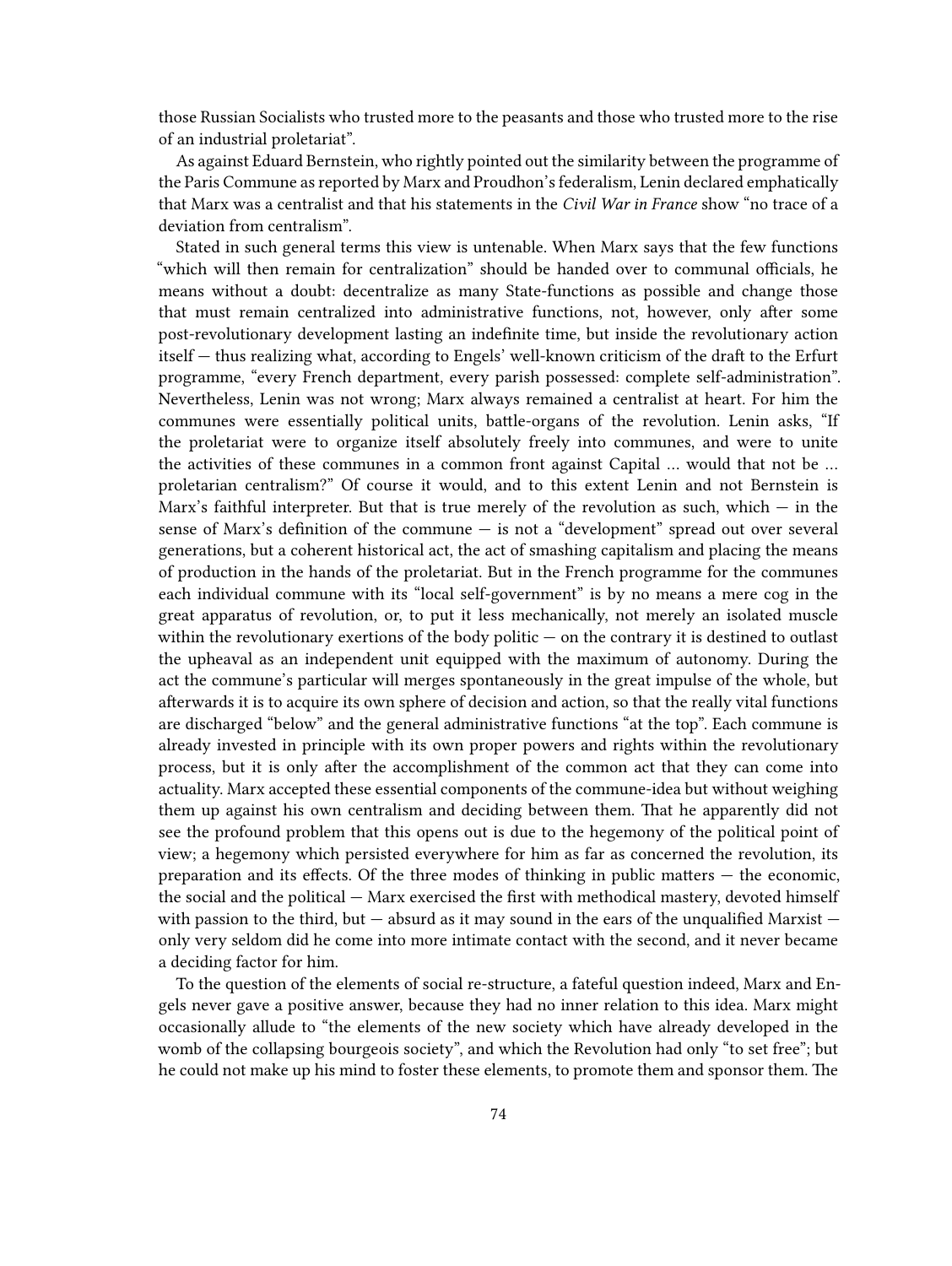those Russian Socialists who trusted more to the peasants and those who trusted more to the rise of an industrial proletariat".

As against Eduard Bernstein, who rightly pointed out the similarity between the programme of the Paris Commune as reported by Marx and Proudhon's federalism, Lenin declared emphatically that Marx was a centralist and that his statements in the *Civil War in France* show "no trace of a deviation from centralism".

Stated in such general terms this view is untenable. When Marx says that the few functions "which will then remain for centralization" should be handed over to communal officials, he means without a doubt: decentralize as many State-functions as possible and change those that must remain centralized into administrative functions, not, however, only after some post-revolutionary development lasting an indefinite time, but inside the revolutionary action itself — thus realizing what, according to Engels' well-known criticism of the draft to the Erfurt programme, "every French department, every parish possessed: complete self-administration". Nevertheless, Lenin was not wrong; Marx always remained a centralist at heart. For him the communes were essentially political units, battle-organs of the revolution. Lenin asks, "If the proletariat were to organize itself absolutely freely into communes, and were to unite the activities of these communes in a common front against Capital … would that not be … proletarian centralism?" Of course it would, and to this extent Lenin and not Bernstein is Marx's faithful interpreter. But that is true merely of the revolution as such, which — in the sense of Marx's definition of the commune — is not a "development" spread out over several generations, but a coherent historical act, the act of smashing capitalism and placing the means of production in the hands of the proletariat. But in the French programme for the communes each individual commune with its "local self-government" is by no means a mere cog in the great apparatus of revolution, or, to put it less mechanically, not merely an isolated muscle within the revolutionary exertions of the body politic — on the contrary it is destined to outlast the upheaval as an independent unit equipped with the maximum of autonomy. During the act the commune's particular will merges spontaneously in the great impulse of the whole, but afterwards it is to acquire its own sphere of decision and action, so that the really vital functions are discharged "below" and the general administrative functions "at the top". Each commune is already invested in principle with its own proper powers and rights within the revolutionary process, but it is only after the accomplishment of the common act that they can come into actuality. Marx accepted these essential components of the commune-idea but without weighing them up against his own centralism and deciding between them. That he apparently did not see the profound problem that this opens out is due to the hegemony of the political point of view; a hegemony which persisted everywhere for him as far as concerned the revolution, its preparation and its effects. Of the three modes of thinking in public matters — the economic, the social and the political — Marx exercised the first with methodical mastery, devoted himself with passion to the third, but — absurd as it may sound in the ears of the unqualified Marxist — only very seldom did he come into more intimate contact with the second, and it never became a deciding factor for him.

To the question of the elements of social re-structure, a fateful question indeed, Marx and Engels never gave a positive answer, because they had no inner relation to this idea. Marx might occasionally allude to "the elements of the new society which have already developed in the womb of the collapsing bourgeois society", and which the Revolution had only "to set free"; but he could not make up his mind to foster these elements, to promote them and sponsor them. The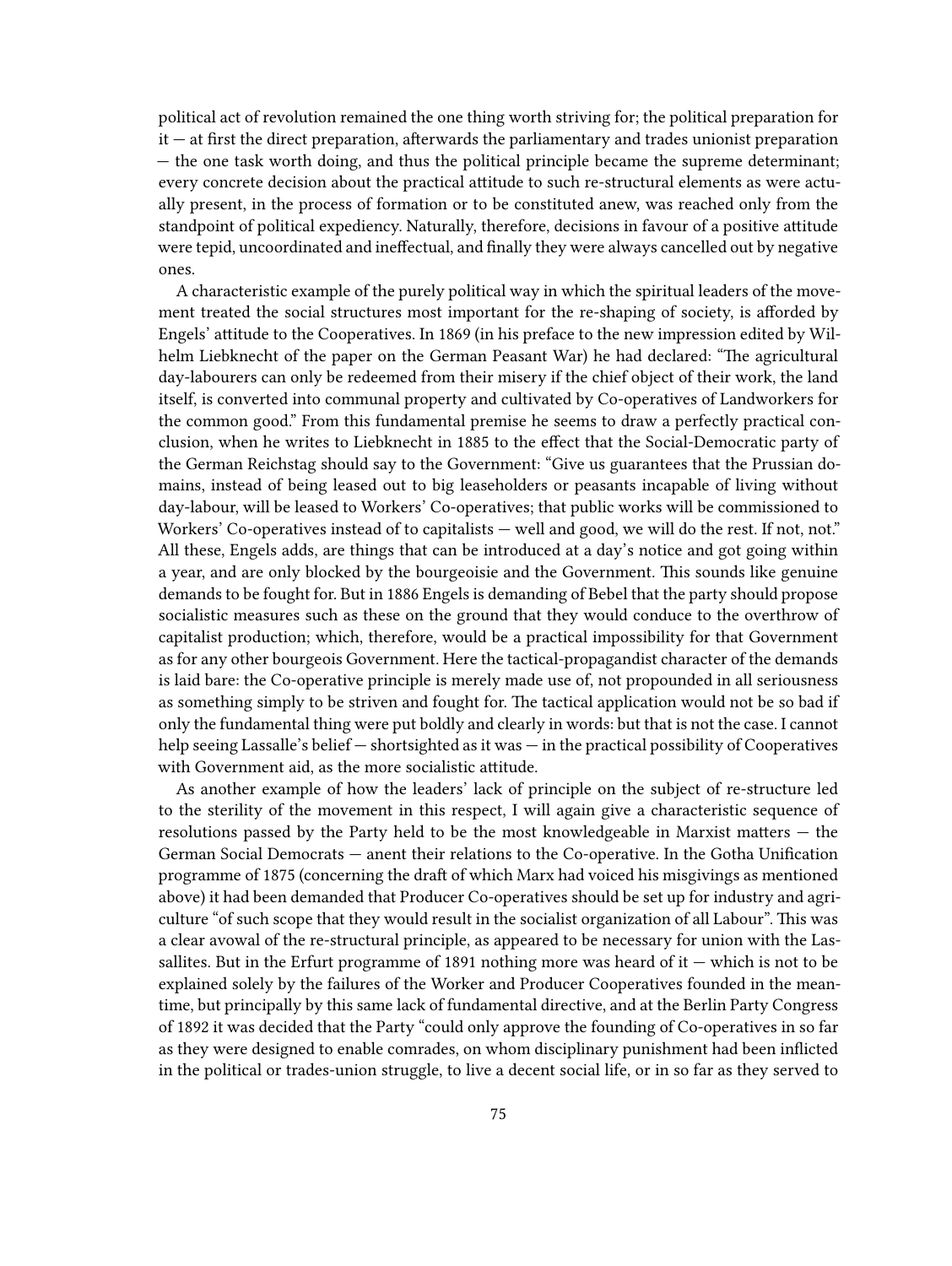political act of revolution remained the one thing worth striving for; the political preparation for it — at first the direct preparation, afterwards the parliamentary and trades unionist preparation — the one task worth doing, and thus the political principle became the supreme determinant; every concrete decision about the practical attitude to such re-structural elements as were actually present, in the process of formation or to be constituted anew, was reached only from the standpoint of political expediency. Naturally, therefore, decisions in favour of a positive attitude were tepid, uncoordinated and ineffectual, and finally they were always cancelled out by negative ones.

A characteristic example of the purely political way in which the spiritual leaders of the movement treated the social structures most important for the re-shaping of society, is afforded by Engels' attitude to the Cooperatives. In 1869 (in his preface to the new impression edited by Wilhelm Liebknecht of the paper on the German Peasant War) he had declared: "The agricultural day-labourers can only be redeemed from their misery if the chief object of their work, the land itself, is converted into communal property and cultivated by Co-operatives of Landworkers for the common good." From this fundamental premise he seems to draw a perfectly practical conclusion, when he writes to Liebknecht in 1885 to the effect that the Social-Democratic party of the German Reichstag should say to the Government: "Give us guarantees that the Prussian domains, instead of being leased out to big leaseholders or peasants incapable of living without day-labour, will be leased to Workers' Co-operatives; that public works will be commissioned to Workers' Co-operatives instead of to capitalists — well and good, we will do the rest. If not, not." All these, Engels adds, are things that can be introduced at a day's notice and got going within a year, and are only blocked by the bourgeoisie and the Government. This sounds like genuine demands to be fought for. But in 1886 Engels is demanding of Bebel that the party should propose socialistic measures such as these on the ground that they would conduce to the overthrow of capitalist production; which, therefore, would be a practical impossibility for that Government as for any other bourgeois Government. Here the tactical-propagandist character of the demands is laid bare: the Co-operative principle is merely made use of, not propounded in all seriousness as something simply to be striven and fought for. The tactical application would not be so bad if only the fundamental thing were put boldly and clearly in words: but that is not the case. I cannot help seeing Lassalle's belief — shortsighted as it was — in the practical possibility of Cooperatives with Government aid, as the more socialistic attitude.

As another example of how the leaders' lack of principle on the subject of re-structure led to the sterility of the movement in this respect, I will again give a characteristic sequence of resolutions passed by the Party held to be the most knowledgeable in Marxist matters — the German Social Democrats — anent their relations to the Co-operative. In the Gotha Unification programme of 1875 (concerning the draft of which Marx had voiced his misgivings as mentioned above) it had been demanded that Producer Co-operatives should be set up for industry and agriculture "of such scope that they would result in the socialist organization of all Labour". This was a clear avowal of the re-structural principle, as appeared to be necessary for union with the Lassallites. But in the Erfurt programme of 1891 nothing more was heard of it — which is not to be explained solely by the failures of the Worker and Producer Cooperatives founded in the meantime, but principally by this same lack of fundamental directive, and at the Berlin Party Congress of 1892 it was decided that the Party "could only approve the founding of Co-operatives in so far as they were designed to enable comrades, on whom disciplinary punishment had been inflicted in the political or trades-union struggle, to live a decent social life, or in so far as they served to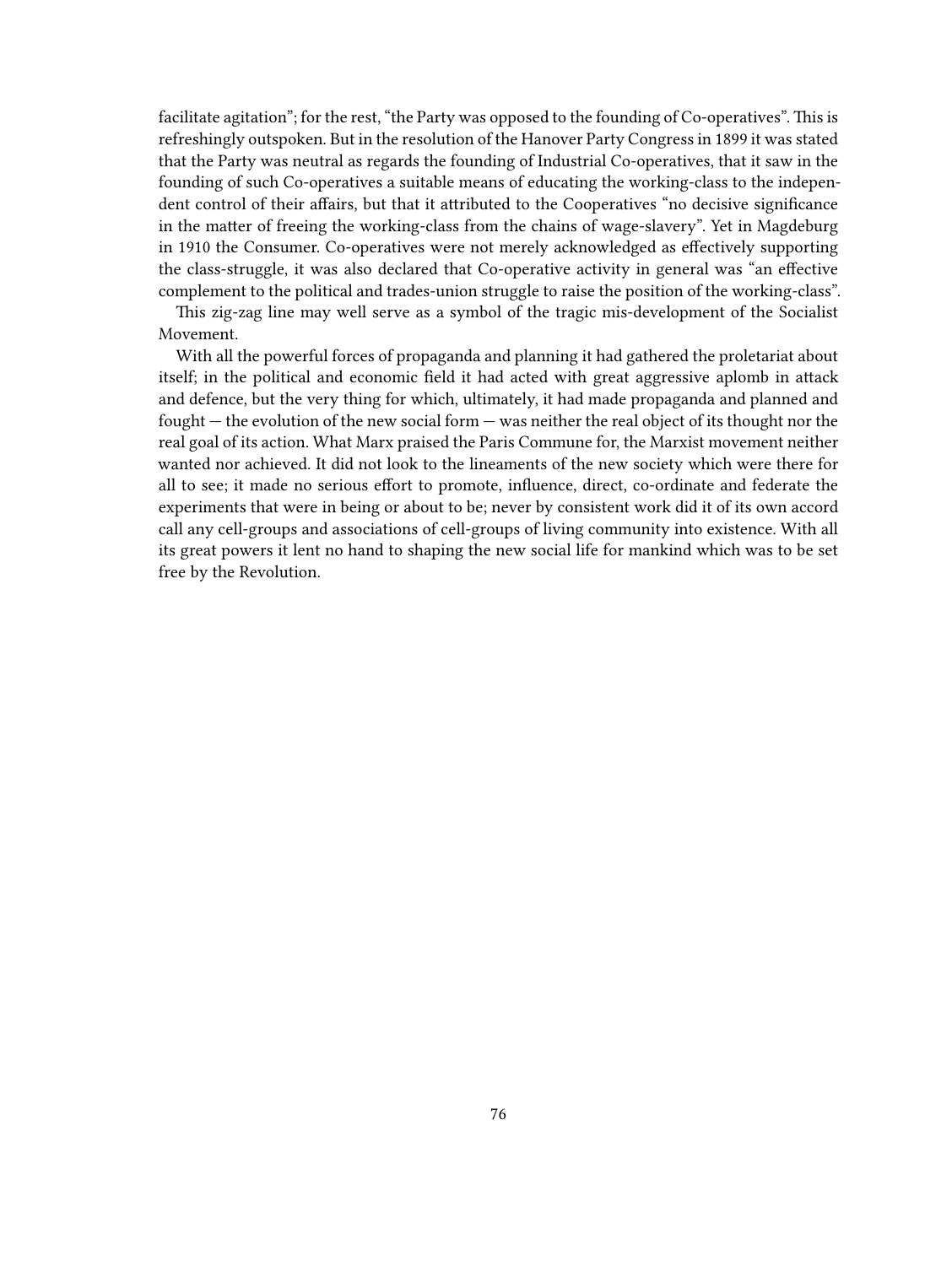facilitate agitation"; for the rest, "the Party was opposed to the founding of Co-operatives". This is refreshingly outspoken. But in the resolution of the Hanover Party Congress in 1899 it was stated that the Party was neutral as regards the founding of Industrial Co-operatives, that it saw in the founding of such Co-operatives a suitable means of educating the working-class to the independent control of their affairs, but that it attributed to the Cooperatives "no decisive significance in the matter of freeing the working-class from the chains of wage-slavery". Yet in Magdeburg in 1910 the Consumer. Co-operatives were not merely acknowledged as effectively supporting the class-struggle, it was also declared that Co-operative activity in general was "an effective complement to the political and trades-union struggle to raise the position of the working-class".

This zig-zag line may well serve as a symbol of the tragic mis-development of the Socialist Movement.

With all the powerful forces of propaganda and planning it had gathered the proletariat about itself; in the political and economic field it had acted with great aggressive aplomb in attack and defence, but the very thing for which, ultimately, it had made propaganda and planned and fought — the evolution of the new social form — was neither the real object of its thought nor the real goal of its action. What Marx praised the Paris Commune for, the Marxist movement neither wanted nor achieved. It did not look to the lineaments of the new society which were there for all to see; it made no serious effort to promote, influence, direct, co-ordinate and federate the experiments that were in being or about to be; never by consistent work did it of its own accord call any cell-groups and associations of cell-groups of living community into existence. With all its great powers it lent no hand to shaping the new social life for mankind which was to be set free by the Revolution.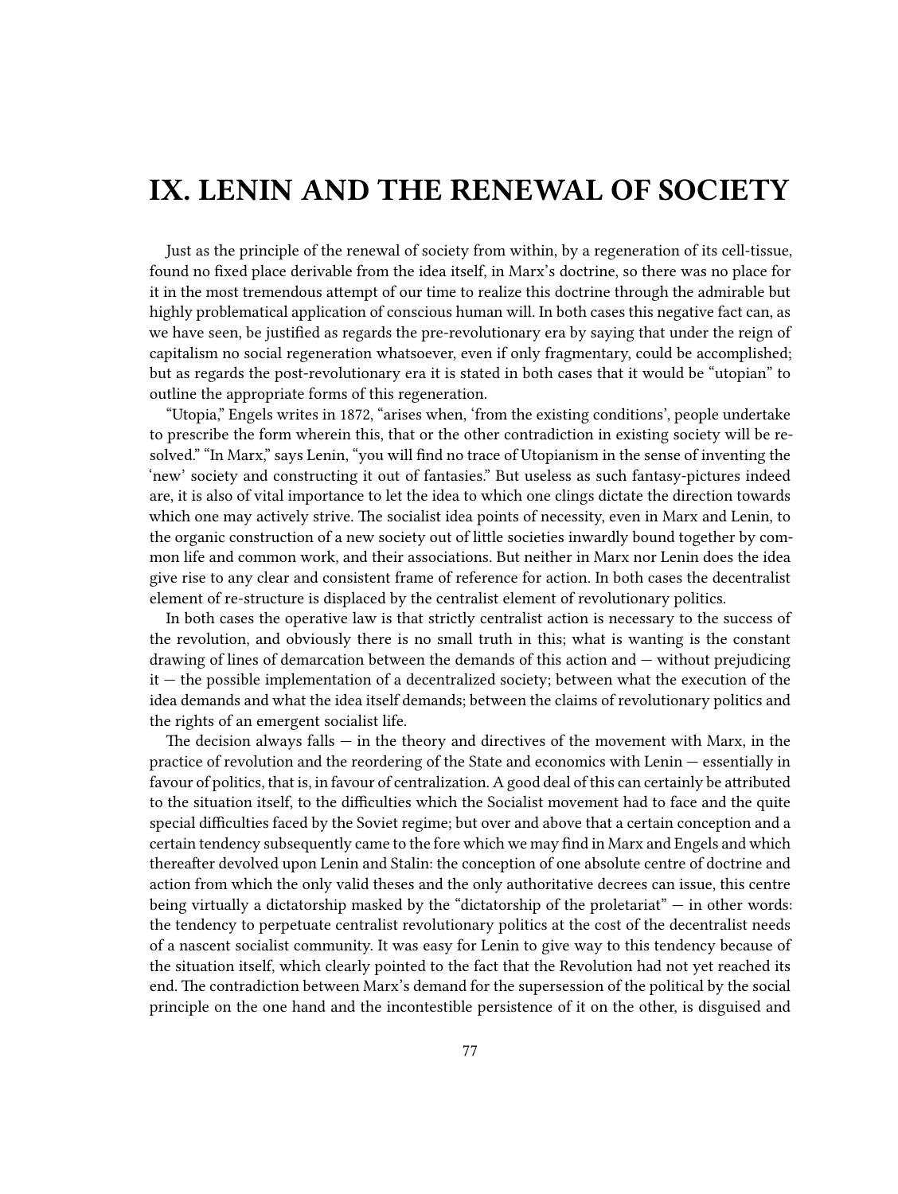# IX. LENIN AND THE RENEWAL OF SOCIETY

Just as the principle of the renewal of society from within, by a regeneration of its cell-tissue, found no fixed place derivable from the idea itself, in Marx's doctrine, so there was no place for it in the most tremendous attempt of our time to realize this doctrine through the admirable but highly problematical application of conscious human will. In both cases this negative fact can, as we have seen, be justified as regards the pre-revolutionary era by saying that under the reign of capitalism no social regeneration whatsoever, even if only fragmentary, could be accomplished; but as regards the post-revolutionary era it is stated in both cases that it would be "utopian" to outline the appropriate forms of this regeneration.

"Utopia," Engels writes in 1872, "arises when, 'from the existing conditions', people undertake to prescribe the form wherein this, that or the other contradiction in existing society will be resolved." "In Marx," says Lenin, "you will find no trace of Utopianism in the sense of inventing the 'new' society and constructing it out of fantasies." But useless as such fantasy-pictures indeed are, it is also of vital importance to let the idea to which one clings dictate the direction towards which one may actively strive. The socialist idea points of necessity, even in Marx and Lenin, to the organic construction of a new society out of little societies inwardly bound together by common life and common work, and their associations. But neither in Marx nor Lenin does the idea give rise to any clear and consistent frame of reference for action. In both cases the decentralist element of re-structure is displaced by the centralist element of revolutionary politics.

In both cases the operative law is that strictly centralist action is necessary to the success of the revolution, and obviously there is no small truth in this; what is wanting is the constant drawing of lines of demarcation between the demands of this action and — without prejudicing it — the possible implementation of a decentralized society; between what the execution of the idea demands and what the idea itself demands; between the claims of revolutionary politics and the rights of an emergent socialist life.

The decision always falls — in the theory and directives of the movement with Marx, in the practice of revolution and the reordering of the State and economics with Lenin — essentially in favour of politics, that is, in favour of centralization. A good deal of this can certainly be attributed to the situation itself, to the difficulties which the Socialist movement had to face and the quite special difficulties faced by the Soviet regime; but over and above that a certain conception and a certain tendency subsequently came to the fore which we may find in Marx and Engels and which thereafter devolved upon Lenin and Stalin: the conception of one absolute centre of doctrine and action from which the only valid theses and the only authoritative decrees can issue, this centre being virtually a dictatorship masked by the "dictatorship of the proletariat" — in other words: the tendency to perpetuate centralist revolutionary politics at the cost of the decentralist needs of a nascent socialist community. It was easy for Lenin to give way to this tendency because of the situation itself, which clearly pointed to the fact that the Revolution had not yet reached its end. The contradiction between Marx's demand for the supersession of the political by the social principle on the one hand and the incontestible persistence of it on the other, is disguised and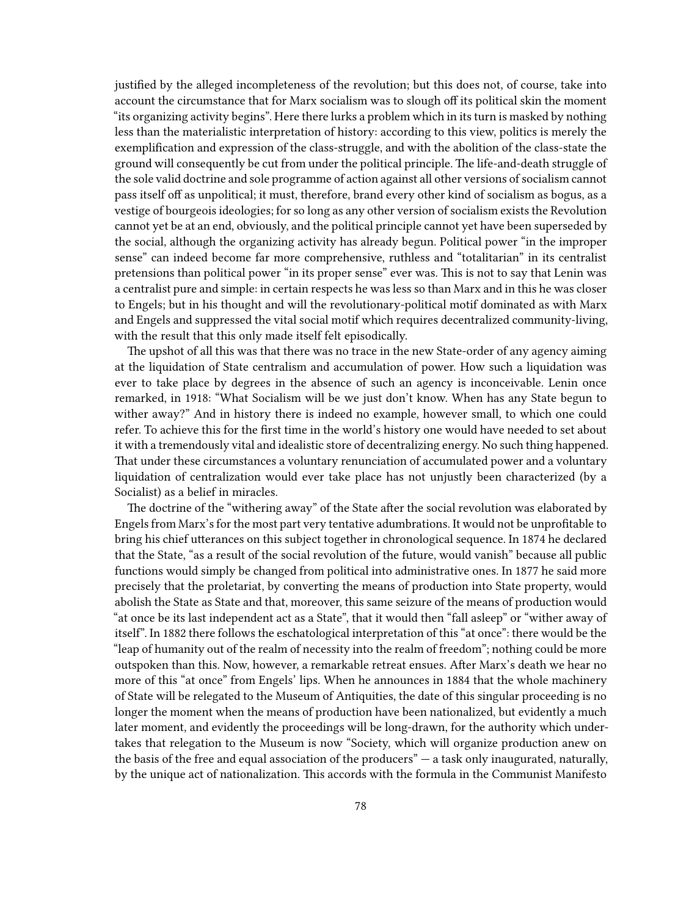justified by the alleged incompleteness of the revolution; but this does not, of course, take into account the circumstance that for Marx socialism was to slough off its political skin the moment "its organizing activity begins". Here there lurks a problem which in its turn is masked by nothing less than the materialistic interpretation of history: according to this view, politics is merely the exemplification and expression of the class-struggle, and with the abolition of the class-state the ground will consequently be cut from under the political principle. The life-and-death struggle of the sole valid doctrine and sole programme of action against all other versions of socialism cannot pass itself off as unpolitical; it must, therefore, brand every other kind of socialism as bogus, as a vestige of bourgeois ideologies; for so long as any other version of socialism exists the Revolution cannot yet be at an end, obviously, and the political principle cannot yet have been superseded by the social, although the organizing activity has already begun. Political power "in the improper sense" can indeed become far more comprehensive, ruthless and "totalitarian" in its centralist pretensions than political power "in its proper sense" ever was. This is not to say that Lenin was a centralist pure and simple: in certain respects he was less so than Marx and in this he was closer to Engels; but in his thought and will the revolutionary-political motif dominated as with Marx and Engels and suppressed the vital social motif which requires decentralized community-living, with the result that this only made itself felt episodically.

The upshot of all this was that there was no trace in the new State-order of any agency aiming at the liquidation of State centralism and accumulation of power. How such a liquidation was ever to take place by degrees in the absence of such an agency is inconceivable. Lenin once remarked, in 1918: "What Socialism will be we just don't know. When has any State begun to wither away?" And in history there is indeed no example, however small, to which one could refer. To achieve this for the first time in the world's history one would have needed to set about it with a tremendously vital and idealistic store of decentralizing energy. No such thing happened. That under these circumstances a voluntary renunciation of accumulated power and a voluntary liquidation of centralization would ever take place has not unjustly been characterized (by a Socialist) as a belief in miracles.

The doctrine of the "withering away" of the State after the social revolution was elaborated by Engels from Marx's for the most part very tentative adumbrations. It would not be unprofitable to bring his chief utterances on this subject together in chronological sequence. In 1874 he declared that the State, "as a result of the social revolution of the future, would vanish" because all public functions would simply be changed from political into administrative ones. In 1877 he said more precisely that the proletariat, by converting the means of production into State property, would abolish the State as State and that, moreover, this same seizure of the means of production would "at once be its last independent act as a State", that it would then "fall asleep" or "wither away of itself". In 1882 there follows the eschatological interpretation of this "at once": there would be the "leap of humanity out of the realm of necessity into the realm of freedom"; nothing could be more outspoken than this. Now, however, a remarkable retreat ensues. After Marx's death we hear no more of this "at once" from Engels' lips. When he announces in 1884 that the whole machinery of State will be relegated to the Museum of Antiquities, the date of this singular proceeding is no longer the moment when the means of production have been nationalized, but evidently a much later moment, and evidently the proceedings will be long-drawn, for the authority which undertakes that relegation to the Museum is now "Society, which will organize production anew on the basis of the free and equal association of the producers" — a task only inaugurated, naturally, by the unique act of nationalization. This accords with the formula in the Communist Manifesto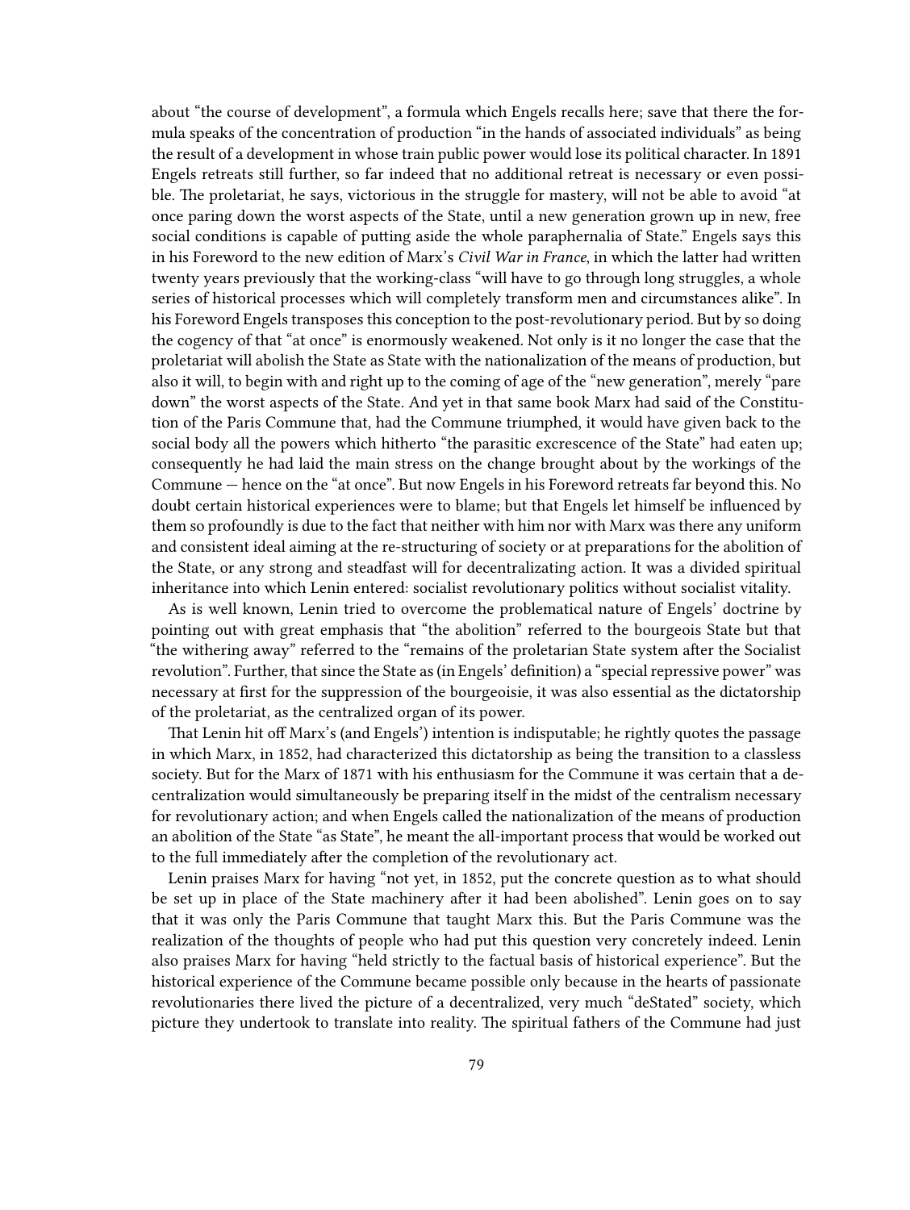about "the course of development", a formula which Engels recalls here; save that there the formula speaks of the concentration of production "in the hands of associated individuals" as being the result of a development in whose train public power would lose its political character. In 1891 Engels retreats still further, so far indeed that no additional retreat is necessary or even possible. The proletariat, he says, victorious in the struggle for mastery, will not be able to avoid "at once paring down the worst aspects of the State, until a new generation grown up in new, free social conditions is capable of putting aside the whole paraphernalia of State." Engels says this in his Foreword to the new edition of Marx's *Civil War in France*, in which the latter had written twenty years previously that the working-class "will have to go through long struggles, a whole series of historical processes which will completely transform men and circumstances alike". In his Foreword Engels transposes this conception to the post-revolutionary period. But by so doing the cogency of that "at once" is enormously weakened. Not only is it no longer the case that the proletariat will abolish the State as State with the nationalization of the means of production, but also it will, to begin with and right up to the coming of age of the "new generation", merely "pare down" the worst aspects of the State. And yet in that same book Marx had said of the Constitution of the Paris Commune that, had the Commune triumphed, it would have given back to the social body all the powers which hitherto "the parasitic excrescence of the State" had eaten up; consequently he had laid the main stress on the change brought about by the workings of the Commune — hence on the "at once". But now Engels in his Foreword retreats far beyond this. No doubt certain historical experiences were to blame; but that Engels let himself be influenced by them so profoundly is due to the fact that neither with him nor with Marx was there any uniform and consistent ideal aiming at the re-structuring of society or at preparations for the abolition of the State, or any strong and steadfast will for decentralizating action. It was a divided spiritual inheritance into which Lenin entered: socialist revolutionary politics without socialist vitality.

As is well known, Lenin tried to overcome the problematical nature of Engels' doctrine by pointing out with great emphasis that "the abolition" referred to the bourgeois State but that "the withering away" referred to the "remains of the proletarian State system after the Socialist revolution". Further, that since the State as (in Engels' definition) a "special repressive power" was necessary at first for the suppression of the bourgeoisie, it was also essential as the dictatorship of the proletariat, as the centralized organ of its power.

That Lenin hit off Marx's (and Engels') intention is indisputable; he rightly quotes the passage in which Marx, in 1852, had characterized this dictatorship as being the transition to a classless society. But for the Marx of 1871 with his enthusiasm for the Commune it was certain that a decentralization would simultaneously be preparing itself in the midst of the centralism necessary for revolutionary action; and when Engels called the nationalization of the means of production an abolition of the State "as State", he meant the all-important process that would be worked out to the full immediately after the completion of the revolutionary act.

Lenin praises Marx for having "not yet, in 1852, put the concrete question as to what should be set up in place of the State machinery after it had been abolished". Lenin goes on to say that it was only the Paris Commune that taught Marx this. But the Paris Commune was the realization of the thoughts of people who had put this question very concretely indeed. Lenin also praises Marx for having "held strictly to the factual basis of historical experience". But the historical experience of the Commune became possible only because in the hearts of passionate revolutionaries there lived the picture of a decentralized, very much "deStated" society, which picture they undertook to translate into reality. The spiritual fathers of the Commune had just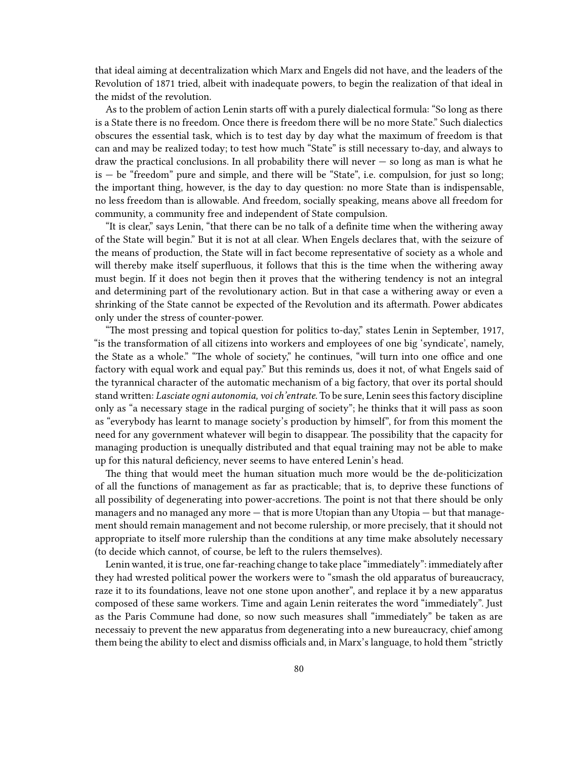that ideal aiming at decentralization which Marx and Engels did not have, and the leaders of the Revolution of 1871 tried, albeit with inadequate powers, to begin the realization of that ideal in the midst of the revolution.

As to the problem of action Lenin starts off with a purely dialectical formula: "So long as there is a State there is no freedom. Once there is freedom there will be no more State." Such dialectics obscures the essential task, which is to test day by day what the maximum of freedom is that can and may be realized today; to test how much "State" is still necessary to-day, and always to draw the practical conclusions. In all probability there will never — so long as man is what he is — be "freedom" pure and simple, and there will be "State", i.e. compulsion, for just so long; the important thing, however, is the day to day question: no more State than is indispensable, no less freedom than is allowable. And freedom, socially speaking, means above all freedom for community, a community free and independent of State compulsion.

"It is clear," says Lenin, "that there can be no talk of a definite time when the withering away of the State will begin." But it is not at all clear. When Engels declares that, with the seizure of the means of production, the State will in fact become representative of society as a whole and will thereby make itself superfluous, it follows that this is the time when the withering away must begin. If it does not begin then it proves that the withering tendency is not an integral and determining part of the revolutionary action. But in that case a withering away or even a shrinking of the State cannot be expected of the Revolution and its aftermath. Power abdicates only under the stress of counter-power.

"The most pressing and topical question for politics to-day," states Lenin in September, 1917, "is the transformation of all citizens into workers and employees of one big 'syndicate', namely, the State as a whole." "The whole of society," he continues, "will turn into one office and one factory with equal work and equal pay." But this reminds us, does it not, of what Engels said of the tyrannical character of the automatic mechanism of a big factory, that over its portal should stand written: *Lasciate ogni autonomia, voi ch'entrate.* To be sure, Lenin sees this factory discipline only as "a necessary stage in the radical purging of society"; he thinks that it will pass as soon as "everybody has learnt to manage society's production by himself", for from this moment the need for any government whatever will begin to disappear. The possibility that the capacity for managing production is unequally distributed and that equal training may not be able to make up for this natural deficiency, never seems to have entered Lenin's head.

The thing that would meet the human situation much more would be the de-politicization of all the functions of management as far as practicable; that is, to deprive these functions of all possibility of degenerating into power-accretions. The point is not that there should be only managers and no managed any more — that is more Utopian than any Utopia — but that management should remain management and not become rulership, or more precisely, that it should not appropriate to itself more rulership than the conditions at any time make absolutely necessary (to decide which cannot, of course, be left to the rulers themselves).

Lenin wanted, it is true, one far-reaching change to take place "immediately": immediately after they had wrested political power the workers were to "smash the old apparatus of bureaucracy, raze it to its foundations, leave not one stone upon another", and replace it by a new apparatus composed of these same workers. Time and again Lenin reiterates the word "immediately". Just as the Paris Commune had done, so now such measures shall "immediately" be taken as are necessaiy to prevent the new apparatus from degenerating into a new bureaucracy, chief among them being the ability to elect and dismiss officials and, in Marx's language, to hold them "strictly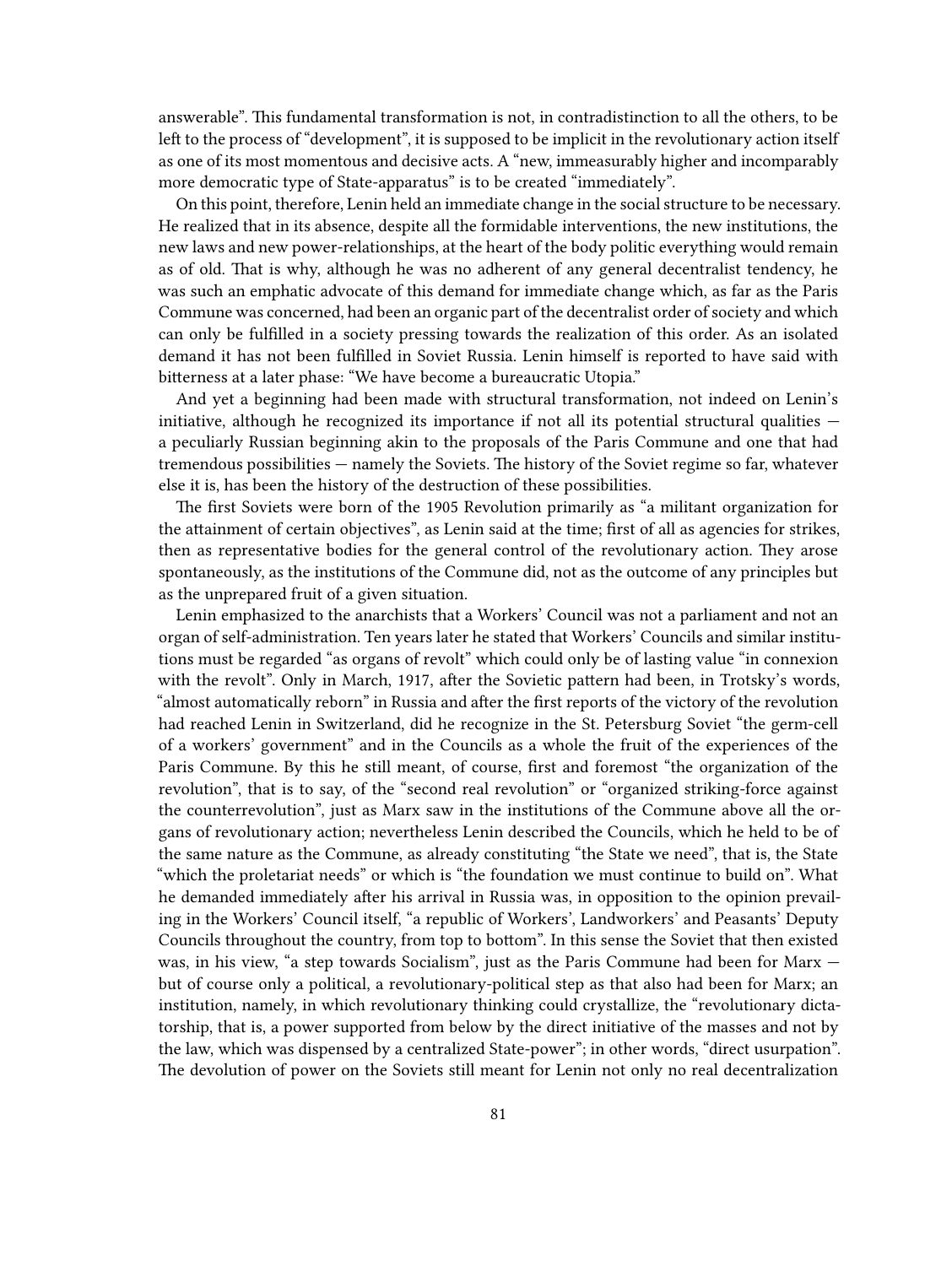answerable". This fundamental transformation is not, in contradistinction to all the others, to be left to the process of "development", it is supposed to be implicit in the revolutionary action itself as one of its most momentous and decisive acts. A "new, immeasurably higher and incomparably more democratic type of State-apparatus" is to be created "immediately".

On this point, therefore, Lenin held an immediate change in the social structure to be necessary. He realized that in its absence, despite all the formidable interventions, the new institutions, the new laws and new power-relationships, at the heart of the body politic everything would remain as of old. That is why, although he was no adherent of any general decentralist tendency, he was such an emphatic advocate of this demand for immediate change which, as far as the Paris Commune was concerned, had been an organic part of the decentralist order of society and which can only be fulfilled in a society pressing towards the realization of this order. As an isolated demand it has not been fulfilled in Soviet Russia. Lenin himself is reported to have said with bitterness at a later phase: "We have become a bureaucratic Utopia."

And yet a beginning had been made with structural transformation, not indeed on Lenin's initiative, although he recognized its importance if not all its potential structural qualities — a peculiarly Russian beginning akin to the proposals of the Paris Commune and one that had tremendous possibilities — namely the Soviets. The history of the Soviet regime so far, whatever else it is, has been the history of the destruction of these possibilities.

The first Soviets were born of the 1905 Revolution primarily as "a militant organization for the attainment of certain objectives", as Lenin said at the time; first of all as agencies for strikes, then as representative bodies for the general control of the revolutionary action. They arose spontaneously, as the institutions of the Commune did, not as the outcome of any principles but as the unprepared fruit of a given situation.

Lenin emphasized to the anarchists that a Workers' Council was not a parliament and not an organ of self-administration. Ten years later he stated that Workers' Councils and similar institutions must be regarded "as organs of revolt" which could only be of lasting value "in connexion with the revolt". Only in March, 1917, after the Sovietic pattern had been, in Trotsky's words, "almost automatically reborn" in Russia and after the first reports of the victory of the revolution had reached Lenin in Switzerland, did he recognize in the St. Petersburg Soviet "the germ-cell of a workers' government" and in the Councils as a whole the fruit of the experiences of the Paris Commune. By this he still meant, of course, first and foremost "the organization of the revolution", that is to say, of the "second real revolution" or "organized striking-force against the counterrevolution", just as Marx saw in the institutions of the Commune above all the organs of revolutionary action; nevertheless Lenin described the Councils, which he held to be of the same nature as the Commune, as already constituting "the State we need", that is, the State "which the proletariat needs" or which is "the foundation we must continue to build on". What he demanded immediately after his arrival in Russia was, in opposition to the opinion prevailing in the Workers' Council itself, "a republic of Workers', Landworkers' and Peasants' Deputy Councils throughout the country, from top to bottom". In this sense the Soviet that then existed was, in his view, "a step towards Socialism", just as the Paris Commune had been for Marx — but of course only a political, a revolutionary-political step as that also had been for Marx; an institution, namely, in which revolutionary thinking could crystallize, the "revolutionary dictatorship, that is, a power supported from below by the direct initiative of the masses and not by the law, which was dispensed by a centralized State-power"; in other words, "direct usurpation". The devolution of power on the Soviets still meant for Lenin not only no real decentralization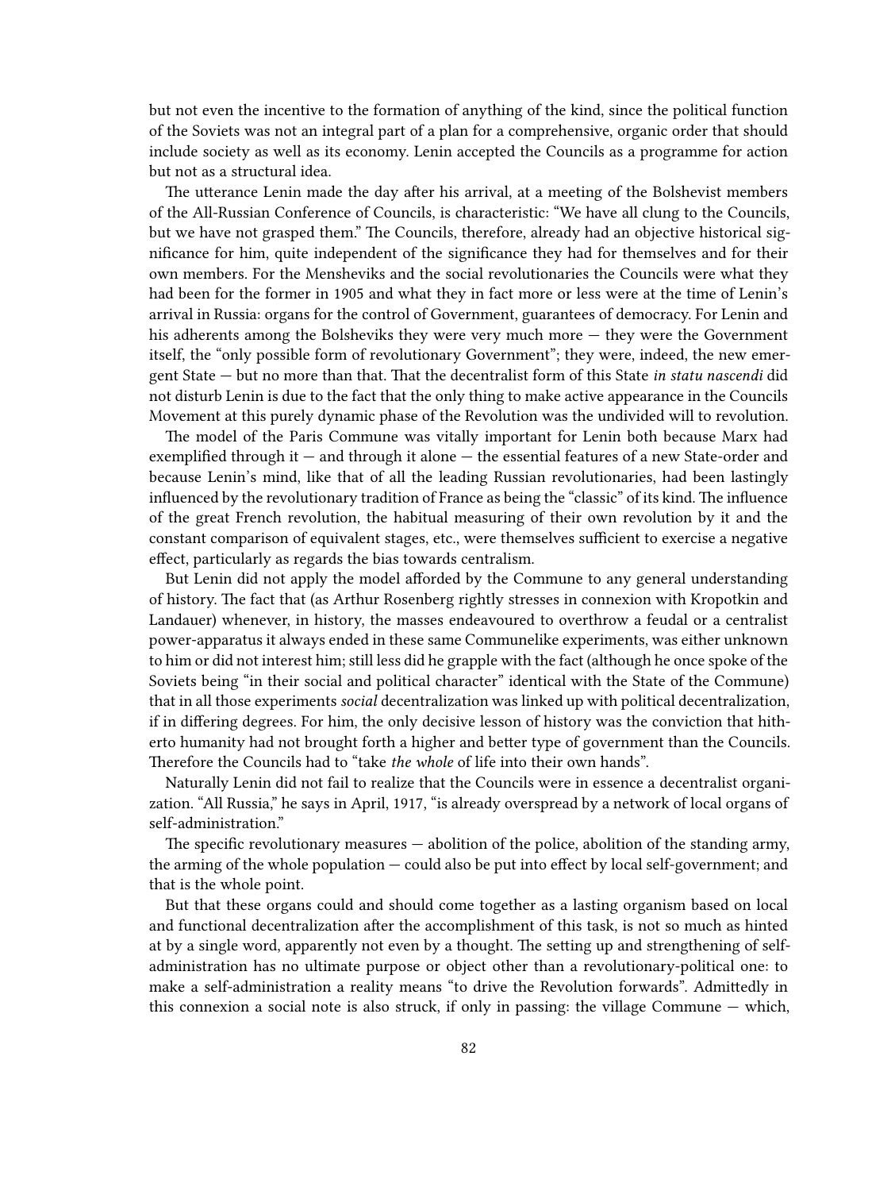but not even the incentive to the formation of anything of the kind, since the political function of the Soviets was not an integral part of a plan for a comprehensive, organic order that should include society as well as its economy. Lenin accepted the Councils as a programme for action but not as a structural idea.

The utterance Lenin made the day after his arrival, at a meeting of the Bolshevist members of the All-Russian Conference of Councils, is characteristic: "We have all clung to the Councils, but we have not grasped them." The Councils, therefore, already had an objective historical significance for him, quite independent of the significance they had for themselves and for their own members. For the Mensheviks and the social revolutionaries the Councils were what they had been for the former in 1905 and what they in fact more or less were at the time of Lenin's arrival in Russia: organs for the control of Government, guarantees of democracy. For Lenin and his adherents among the Bolsheviks they were very much more — they were the Government itself, the "only possible form of revolutionary Government"; they were, indeed, the new emergent State — but no more than that. That the decentralist form of this State *in statu nascendi* did not disturb Lenin is due to the fact that the only thing to make active appearance in the Councils Movement at this purely dynamic phase of the Revolution was the undivided will to revolution.

The model of the Paris Commune was vitally important for Lenin both because Marx had exemplified through it — and through it alone — the essential features of a new State-order and because Lenin's mind, like that of all the leading Russian revolutionaries, had been lastingly influenced by the revolutionary tradition of France as being the "classic" of its kind. The influence of the great French revolution, the habitual measuring of their own revolution by it and the constant comparison of equivalent stages, etc., were themselves sufficient to exercise a negative effect, particularly as regards the bias towards centralism.

But Lenin did not apply the model afforded by the Commune to any general understanding of history. The fact that (as Arthur Rosenberg rightly stresses in connexion with Kropotkin and Landauer) whenever, in history, the masses endeavoured to overthrow a feudal or a centralist power-apparatus it always ended in these same Communelike experiments, was either unknown to him or did not interest him; still less did he grapple with the fact (although he once spoke of the Soviets being "in their social and political character" identical with the State of the Commune) that in all those experiments *social* decentralization was linked up with political decentralization, if in differing degrees. For him, the only decisive lesson of history was the conviction that hitherto humanity had not brought forth a higher and better type of government than the Councils. Therefore the Councils had to "take *the whole* of life into their own hands".

Naturally Lenin did not fail to realize that the Councils were in essence a decentralist organization. "All Russia," he says in April, 1917, "is already overspread by a network of local organs of self-administration."

The specific revolutionary measures — abolition of the police, abolition of the standing army, the arming of the whole population — could also be put into effect by local self-government; and that is the whole point.

But that these organs could and should come together as a lasting organism based on local and functional decentralization after the accomplishment of this task, is not so much as hinted at by a single word, apparently not even by a thought. The setting up and strengthening of self-administration has no ultimate purpose or object other than a revolutionary-political one: to make a self-administration a reality means "to drive the Revolution forwards". Admittedly in this connexion a social note is also struck, if only in passing: the village Commune — which,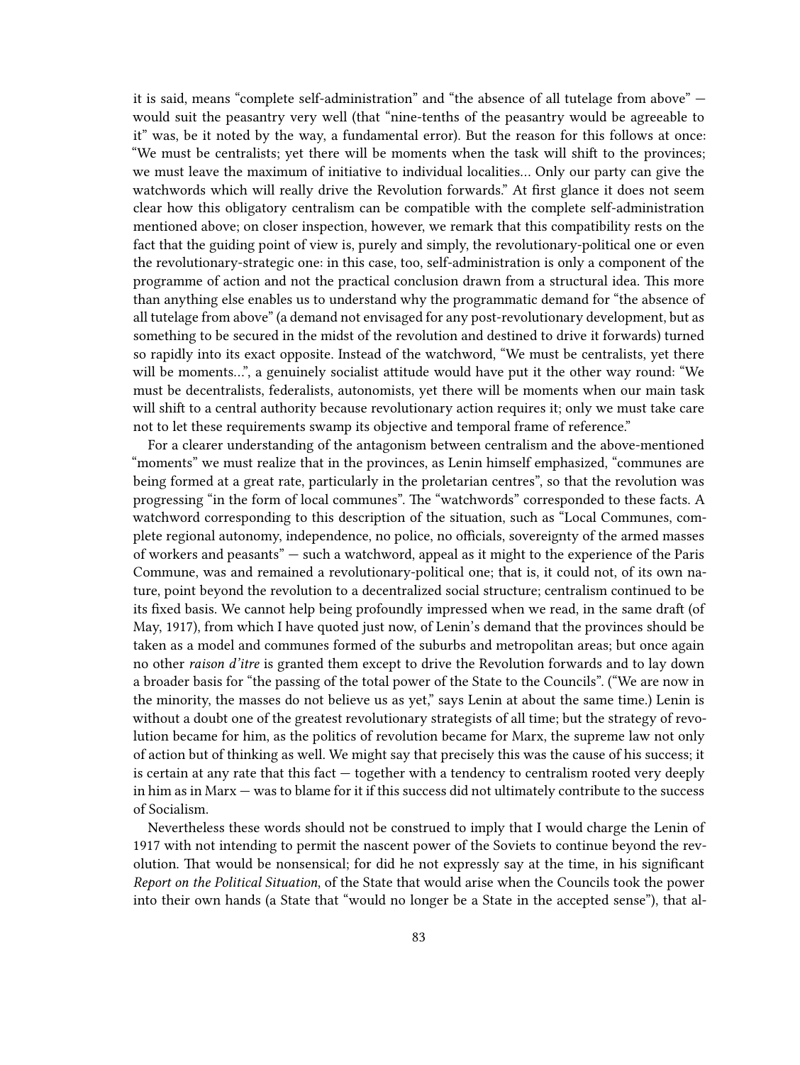it is said, means "complete self-administration" and "the absence of all tutelage from above" — would suit the peasantry very well (that "nine-tenths of the peasantry would be agreeable to it" was, be it noted by the way, a fundamental error). But the reason for this follows at once: "We must be centralists; yet there will be moments when the task will shift to the provinces; we must leave the maximum of initiative to individual localities… Only our party can give the watchwords which will really drive the Revolution forwards." At first glance it does not seem clear how this obligatory centralism can be compatible with the complete self-administration mentioned above; on closer inspection, however, we remark that this compatibility rests on the fact that the guiding point of view is, purely and simply, the revolutionary-political one or even the revolutionary-strategic one: in this case, too, self-administration is only a component of the programme of action and not the practical conclusion drawn from a structural idea. This more than anything else enables us to understand why the programmatic demand for "the absence of all tutelage from above" (a demand not envisaged for any post-revolutionary development, but as something to be secured in the midst of the revolution and destined to drive it forwards) turned so rapidly into its exact opposite. Instead of the watchword, "We must be centralists, yet there will be moments…", a genuinely socialist attitude would have put it the other way round: "We must be decentralists, federalists, autonomists, yet there will be moments when our main task will shift to a central authority because revolutionary action requires it; only we must take care not to let these requirements swamp its objective and temporal frame of reference."

For a clearer understanding of the antagonism between centralism and the above-mentioned "moments" we must realize that in the provinces, as Lenin himself emphasized, "communes are being formed at a great rate, particularly in the proletarian centres", so that the revolution was progressing "in the form of local communes". The "watchwords" corresponded to these facts. A watchword corresponding to this description of the situation, such as "Local Communes, complete regional autonomy, independence, no police, no officials, sovereignty of the armed masses of workers and peasants" — such a watchword, appeal as it might to the experience of the Paris Commune, was and remained a revolutionary-political one; that is, it could not, of its own nature, point beyond the revolution to a decentralized social structure; centralism continued to be its fixed basis. We cannot help being profoundly impressed when we read, in the same draft (of May, 1917), from which I have quoted just now, of Lenin's demand that the provinces should be taken as a model and communes formed of the suburbs and metropolitan areas; but once again no other *raison d'itre* is granted them except to drive the Revolution forwards and to lay down a broader basis for "the passing of the total power of the State to the Councils". ("We are now in the minority, the masses do not believe us as yet," says Lenin at about the same time.) Lenin is without a doubt one of the greatest revolutionary strategists of all time; but the strategy of revolution became for him, as the politics of revolution became for Marx, the supreme law not only of action but of thinking as well. We might say that precisely this was the cause of his success; it is certain at any rate that this fact — together with a tendency to centralism rooted very deeply in him as in Marx — was to blame for it if this success did not ultimately contribute to the success of Socialism.

Nevertheless these words should not be construed to imply that I would charge the Lenin of 1917 with not intending to permit the nascent power of the Soviets to continue beyond the revolution. That would be nonsensical; for did he not expressly say at the time, in his significant *Report on the Political Situation*, of the State that would arise when the Councils took the power into their own hands (a State that "would no longer be a State in the accepted sense"), that al-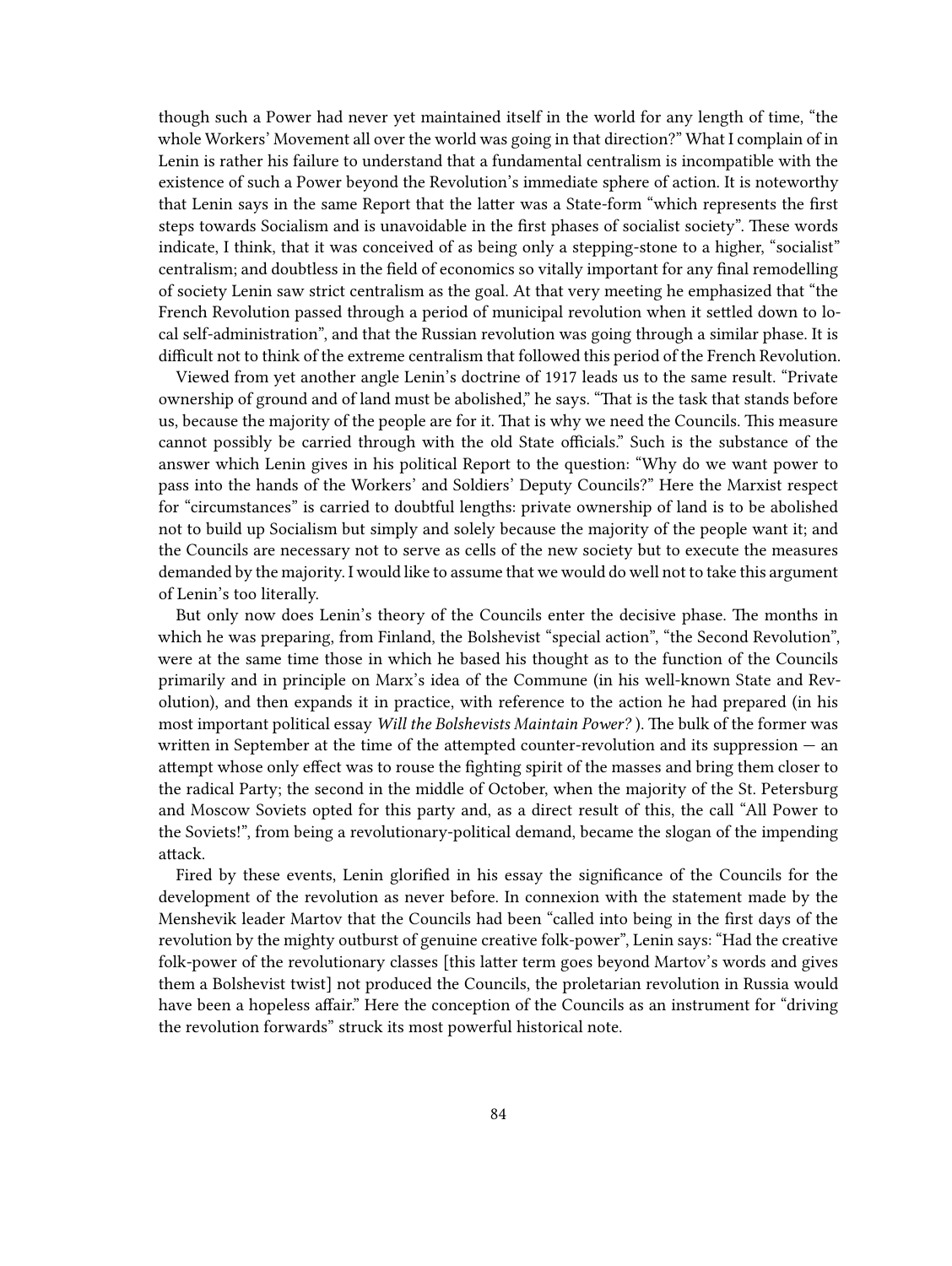though such a Power had never yet maintained itself in the world for any length of time, "the whole Workers' Movement all over the world was going in that direction?" What I complain of in Lenin is rather his failure to understand that a fundamental centralism is incompatible with the existence of such a Power beyond the Revolution's immediate sphere of action. It is noteworthy that Lenin says in the same Report that the latter was a State-form "which represents the first steps towards Socialism and is unavoidable in the first phases of socialist society". These words indicate, I think, that it was conceived of as being only a stepping-stone to a higher, "socialist" centralism; and doubtless in the field of economics so vitally important for any final remodelling of society Lenin saw strict centralism as the goal. At that very meeting he emphasized that "the French Revolution passed through a period of municipal revolution when it settled down to local self-administration", and that the Russian revolution was going through a similar phase. It is difficult not to think of the extreme centralism that followed this period of the French Revolution.

Viewed from yet another angle Lenin's doctrine of 1917 leads us to the same result. "Private ownership of ground and of land must be abolished," he says. "That is the task that stands before us, because the majority of the people are for it. That is why we need the Councils. This measure cannot possibly be carried through with the old State officials." Such is the substance of the answer which Lenin gives in his political Report to the question: "Why do we want power to pass into the hands of the Workers' and Soldiers' Deputy Councils?" Here the Marxist respect for "circumstances" is carried to doubtful lengths: private ownership of land is to be abolished not to build up Socialism but simply and solely because the majority of the people want it; and the Councils are necessary not to serve as cells of the new society but to execute the measures demanded by the majority. I would like to assume that we would do well not to take this argument of Lenin's too literally.

But only now does Lenin's theory of the Councils enter the decisive phase. The months in which he was preparing, from Finland, the Bolshevist "special action", "the Second Revolution", were at the same time those in which he based his thought as to the function of the Councils primarily and in principle on Marx's idea of the Commune (in his well-known State and Revolution), and then expands it in practice, with reference to the action he had prepared (in his most important political essay *Will the Bolshevists Maintain Power?* ). The bulk of the former was written in September at the time of the attempted counter-revolution and its suppression — an attempt whose only effect was to rouse the fighting spirit of the masses and bring them closer to the radical Party; the second in the middle of October, when the majority of the St. Petersburg and Moscow Soviets opted for this party and, as a direct result of this, the call "All Power to the Soviets!", from being a revolutionary-political demand, became the slogan of the impending attack.

Fired by these events, Lenin glorified in his essay the significance of the Councils for the development of the revolution as never before. In connexion with the statement made by the Menshevik leader Martov that the Councils had been "called into being in the first days of the revolution by the mighty outburst of genuine creative folk-power", Lenin says: "Had the creative folk-power of the revolutionary classes [this latter term goes beyond Martov's words and gives them a Bolshevist twist] not produced the Councils, the proletarian revolution in Russia would have been a hopeless affair." Here the conception of the Councils as an instrument for "driving the revolution forwards" struck its most powerful historical note.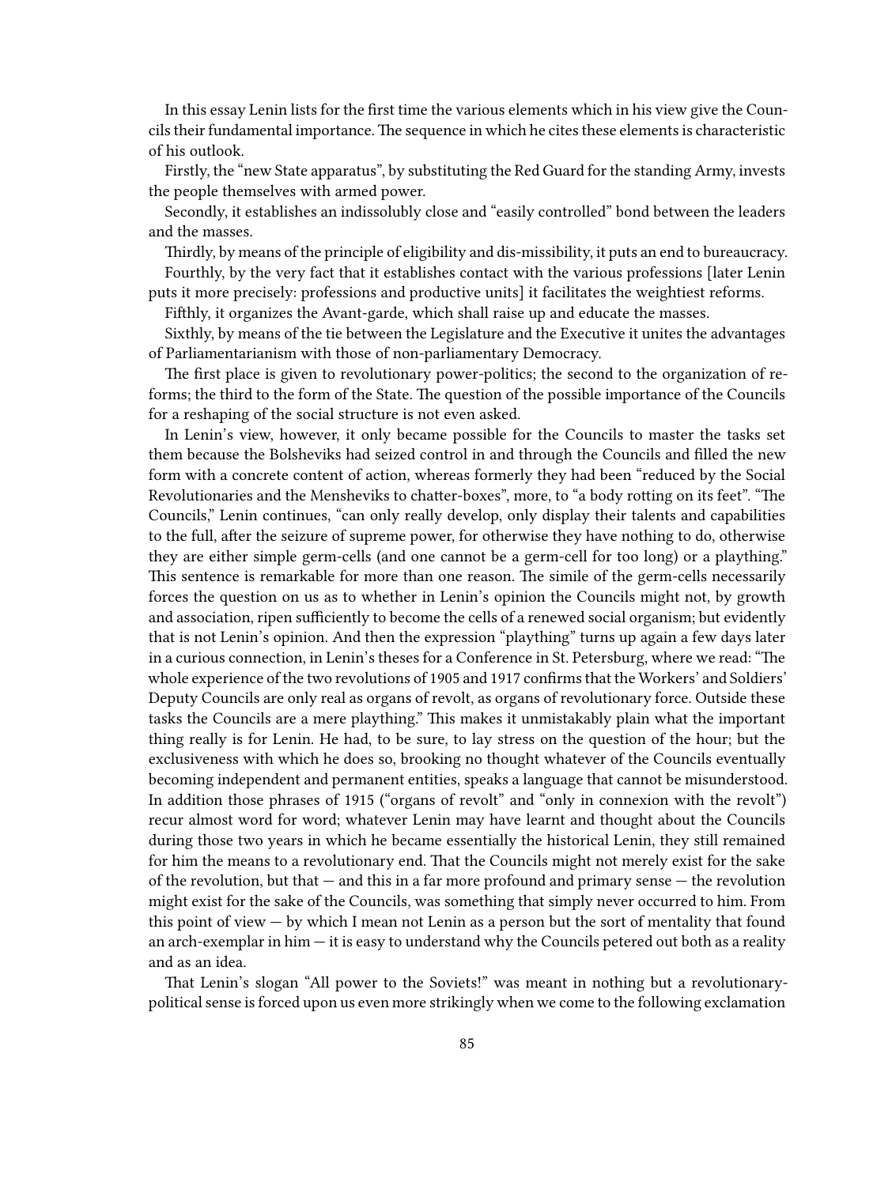In this essay Lenin lists for the first time the various elements which in his view give the Councils their fundamental importance. The sequence in which he cites these elements is characteristic of his outlook.

Firstly, the "new State apparatus", by substituting the Red Guard for the standing Army, invests the people themselves with armed power.

Secondly, it establishes an indissolubly close and "easily controlled" bond between the leaders and the masses.

Thirdly, by means of the principle of eligibility and dis-missibility, it puts an end to bureaucracy.

Fourthly, by the very fact that it establishes contact with the various professions [later Lenin puts it more precisely: professions and productive units] it facilitates the weightiest reforms.

Fifthly, it organizes the Avant-garde, which shall raise up and educate the masses.

Sixthly, by means of the tie between the Legislature and the Executive it unites the advantages of Parliamentarianism with those of non-parliamentary Democracy.

The first place is given to revolutionary power-politics; the second to the organization of reforms; the third to the form of the State. The question of the possible importance of the Councils for a reshaping of the social structure is not even asked.

In Lenin's view, however, it only became possible for the Councils to master the tasks set them because the Bolsheviks had seized control in and through the Councils and filled the new form with a concrete content of action, whereas formerly they had been "reduced by the Social Revolutionaries and the Mensheviks to chatter-boxes", more, to "a body rotting on its feet". "The Councils," Lenin continues, "can only really develop, only display their talents and capabilities to the full, after the seizure of supreme power, for otherwise they have nothing to do, otherwise they are either simple germ-cells (and one cannot be a germ-cell for too long) or a plaything." This sentence is remarkable for more than one reason. The simile of the germ-cells necessarily forces the question on us as to whether in Lenin's opinion the Councils might not, by growth and association, ripen sufficiently to become the cells of a renewed social organism; but evidently that is not Lenin's opinion. And then the expression "plaything" turns up again a few days later in a curious connection, in Lenin's theses for a Conference in St. Petersburg, where we read: "The whole experience of the two revolutions of 1905 and 1917 confirms that the Workers' and Soldiers' Deputy Councils are only real as organs of revolt, as organs of revolutionary force. Outside these tasks the Councils are a mere plaything." This makes it unmistakably plain what the important thing really is for Lenin. He had, to be sure, to lay stress on the question of the hour; but the exclusiveness with which he does so, brooking no thought whatever of the Councils eventually becoming independent and permanent entities, speaks a language that cannot be misunderstood. In addition those phrases of 1915 ("organs of revolt" and "only in connexion with the revolt") recur almost word for word; whatever Lenin may have learnt and thought about the Councils during those two years in which he became essentially the historical Lenin, they still remained for him the means to a revolutionary end. That the Councils might not merely exist for the sake of the revolution, but that — and this in a far more profound and primary sense — the revolution might exist for the sake of the Councils, was something that simply never occurred to him. From this point of view — by which I mean not Lenin as a person but the sort of mentality that found an arch-exemplar in him — it is easy to understand why the Councils petered out both as a reality and as an idea.

That Lenin's slogan "All power to the Soviets!" was meant in nothing but a revolutionary-political sense is forced upon us even more strikingly when we come to the following exclamation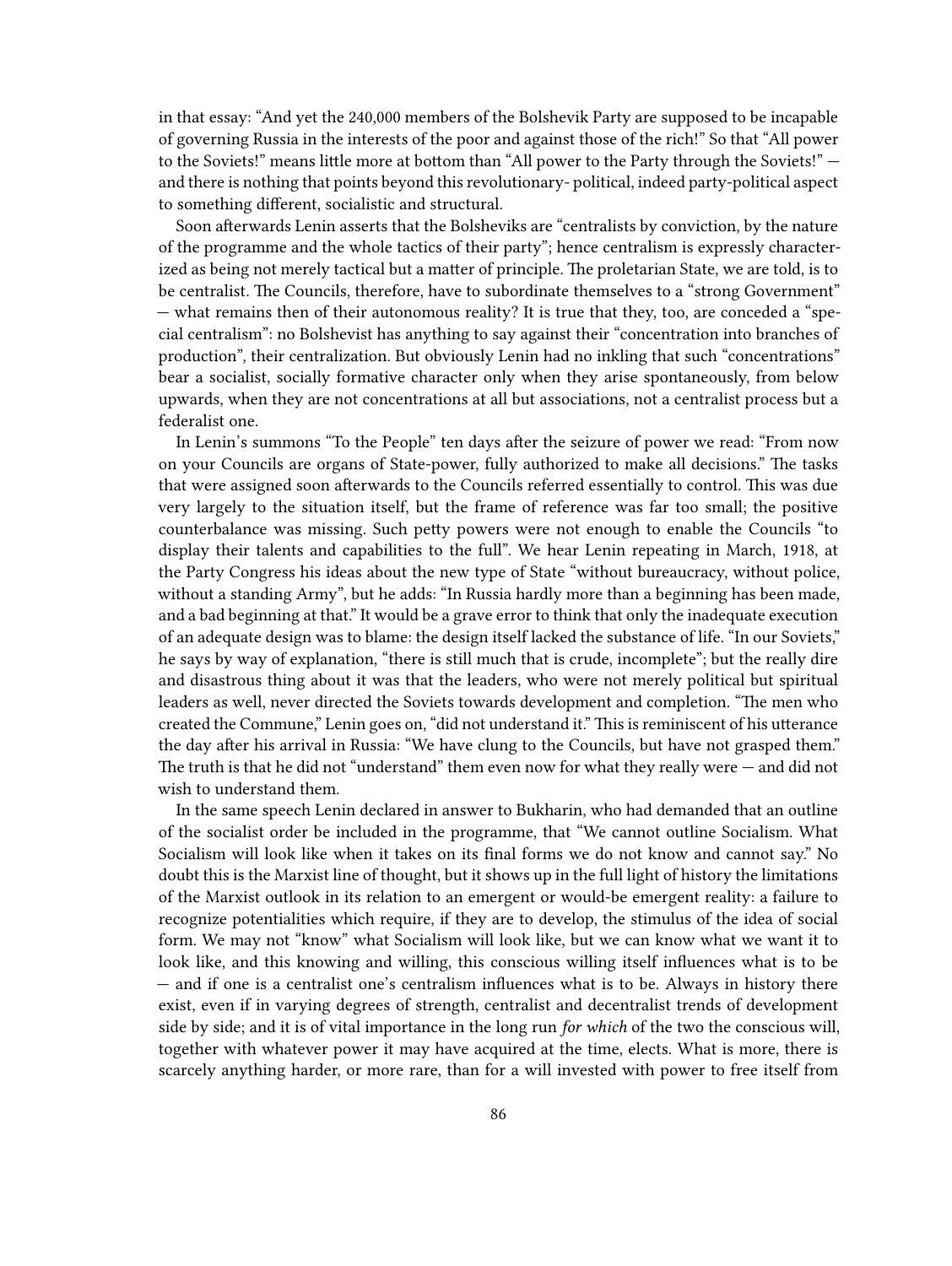in that essay: "And yet the 240,000 members of the Bolshevik Party are supposed to be incapable of governing Russia in the interests of the poor and against those of the rich!" So that "All power to the Soviets!" means little more at bottom than "All power to the Party through the Soviets!" — and there is nothing that points beyond this revolutionary- political, indeed party-political aspect to something different, socialistic and structural.

Soon afterwards Lenin asserts that the Bolsheviks are "centralists by conviction, by the nature of the programme and the whole tactics of their party"; hence centralism is expressly characterized as being not merely tactical but a matter of principle. The proletarian State, we are told, is to be centralist. The Councils, therefore, have to subordinate themselves to a "strong Government" — what remains then of their autonomous reality? It is true that they, too, are conceded a "special centralism": no Bolshevist has anything to say against their "concentration into branches of production", their centralization. But obviously Lenin had no inkling that such "concentrations" bear a socialist, socially formative character only when they arise spontaneously, from below upwards, when they are not concentrations at all but associations, not a centralist process but a federalist one.

In Lenin's summons "To the People" ten days after the seizure of power we read: "From now on your Councils are organs of State-power, fully authorized to make all decisions." The tasks that were assigned soon afterwards to the Councils referred essentially to control. This was due very largely to the situation itself, but the frame of reference was far too small; the positive counterbalance was missing. Such petty powers were not enough to enable the Councils "to display their talents and capabilities to the full". We hear Lenin repeating in March, 1918, at the Party Congress his ideas about the new type of State "without bureaucracy, without police, without a standing Army", but he adds: "In Russia hardly more than a beginning has been made, and a bad beginning at that." It would be a grave error to think that only the inadequate execution of an adequate design was to blame: the design itself lacked the substance of life. "In our Soviets," he says by way of explanation, "there is still much that is crude, incomplete"; but the really dire and disastrous thing about it was that the leaders, who were not merely political but spiritual leaders as well, never directed the Soviets towards development and completion. "The men who created the Commune," Lenin goes on, "did not understand it." This is reminiscent of his utterance the day after his arrival in Russia: "We have clung to the Councils, but have not grasped them." The truth is that he did not "understand" them even now for what they really were — and did not wish to understand them.

In the same speech Lenin declared in answer to Bukharin, who had demanded that an outline of the socialist order be included in the programme, that "We cannot outline Socialism. What Socialism will look like when it takes on its final forms we do not know and cannot say." No doubt this is the Marxist line of thought, but it shows up in the full light of history the limitations of the Marxist outlook in its relation to an emergent or would-be emergent reality: a failure to recognize potentialities which require, if they are to develop, the stimulus of the idea of social form. We may not "know" what Socialism will look like, but we can know what we want it to look like, and this knowing and willing, this conscious willing itself influences what is to be — and if one is a centralist one's centralism influences what is to be. Always in history there exist, even if in varying degrees of strength, centralist and decentralist trends of development side by side; and it is of vital importance in the long run *for which* of the two the conscious will, together with whatever power it may have acquired at the time, elects. What is more, there is scarcely anything harder, or more rare, than for a will invested with power to free itself from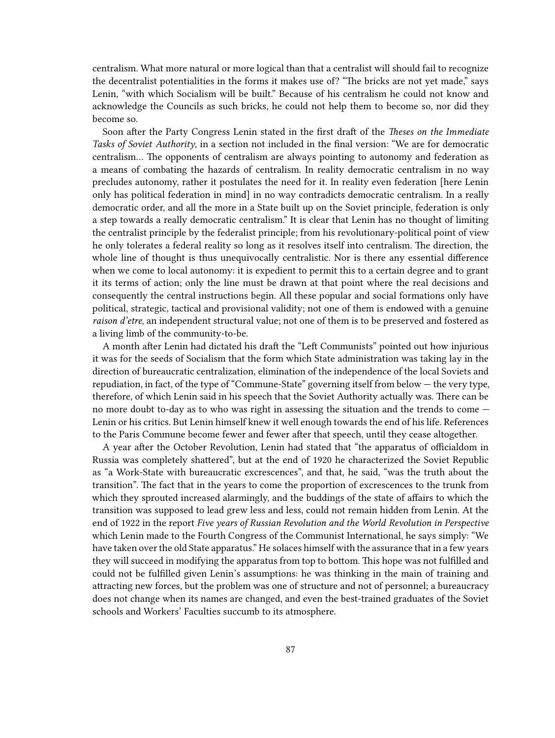centralism. What more natural or more logical than that a centralist will should fail to recognize the decentralist potentialities in the forms it makes use of? "The bricks are not yet made," says Lenin, "with which Socialism will be built." Because of his centralism he could not know and acknowledge the Councils as such bricks, he could not help them to become so, nor did they become so.

Soon after the Party Congress Lenin stated in the first draft of the *Theses on the Immediate Tasks of Soviet Authority*, in a section not included in the final version: "We are for democratic centralism… The opponents of centralism are always pointing to autonomy and federation as a means of combating the hazards of centralism. In reality democratic centralism in no way precludes autonomy, rather it postulates the need for it. In reality even federation [here Lenin only has political federation in mind] in no way contradicts democratic centralism. In a really democratic order, and all the more in a State built up on the Soviet principle, federation is only a step towards a really democratic centralism." It is clear that Lenin has no thought of limiting the centralist principle by the federalist principle; from his revolutionary-political point of view he only tolerates a federal reality so long as it resolves itself into centralism. The direction, the whole line of thought is thus unequivocally centralistic. Nor is there any essential difference when we come to local autonomy: it is expedient to permit this to a certain degree and to grant it its terms of action; only the line must be drawn at that point where the real decisions and consequently the central instructions begin. All these popular and social formations only have political, strategic, tactical and provisional validity; not one of them is endowed with a genuine *raison d'etre*, an independent structural value; not one of them is to be preserved and fostered as a living limb of the community-to-be.

A month after Lenin had dictated his draft the "Left Communists" pointed out how injurious it was for the seeds of Socialism that the form which State administration was taking lay in the direction of bureaucratic centralization, elimination of the independence of the local Soviets and repudiation, in fact, of the type of "Commune-State" governing itself from below — the very type, therefore, of which Lenin said in his speech that the Soviet Authority actually was. There can be no more doubt to-day as to who was right in assessing the situation and the trends to come — Lenin or his critics. But Lenin himself knew it well enough towards the end of his life. References to the Paris Commune become fewer and fewer after that speech, until they cease altogether.

A year after the October Revolution, Lenin had stated that "the apparatus of officialdom in Russia was completely shattered", but at the end of 1920 he characterized the Soviet Republic as "a Work-State with bureaucratic excrescences", and that, he said, "was the truth about the transition". The fact that in the years to come the proportion of excrescences to the trunk from which they sprouted increased alarmingly, and the buddings of the state of affairs to which the transition was supposed to lead grew less and less, could not remain hidden from Lenin. At the end of 1922 in the report *Five years of Russian Revolution and the World Revolution in Perspective* which Lenin made to the Fourth Congress of the Communist International, he says simply: "We have taken over the old State apparatus." He solaces himself with the assurance that in a few years they will succeed in modifying the apparatus from top to bottom. This hope was not fulfilled and could not be fulfilled given Lenin's assumptions: he was thinking in the main of training and attracting new forces, but the problem was one of structure and not of personnel; a bureaucracy does not change when its names are changed, and even the best-trained graduates of the Soviet schools and Workers' Faculties succumb to its atmosphere.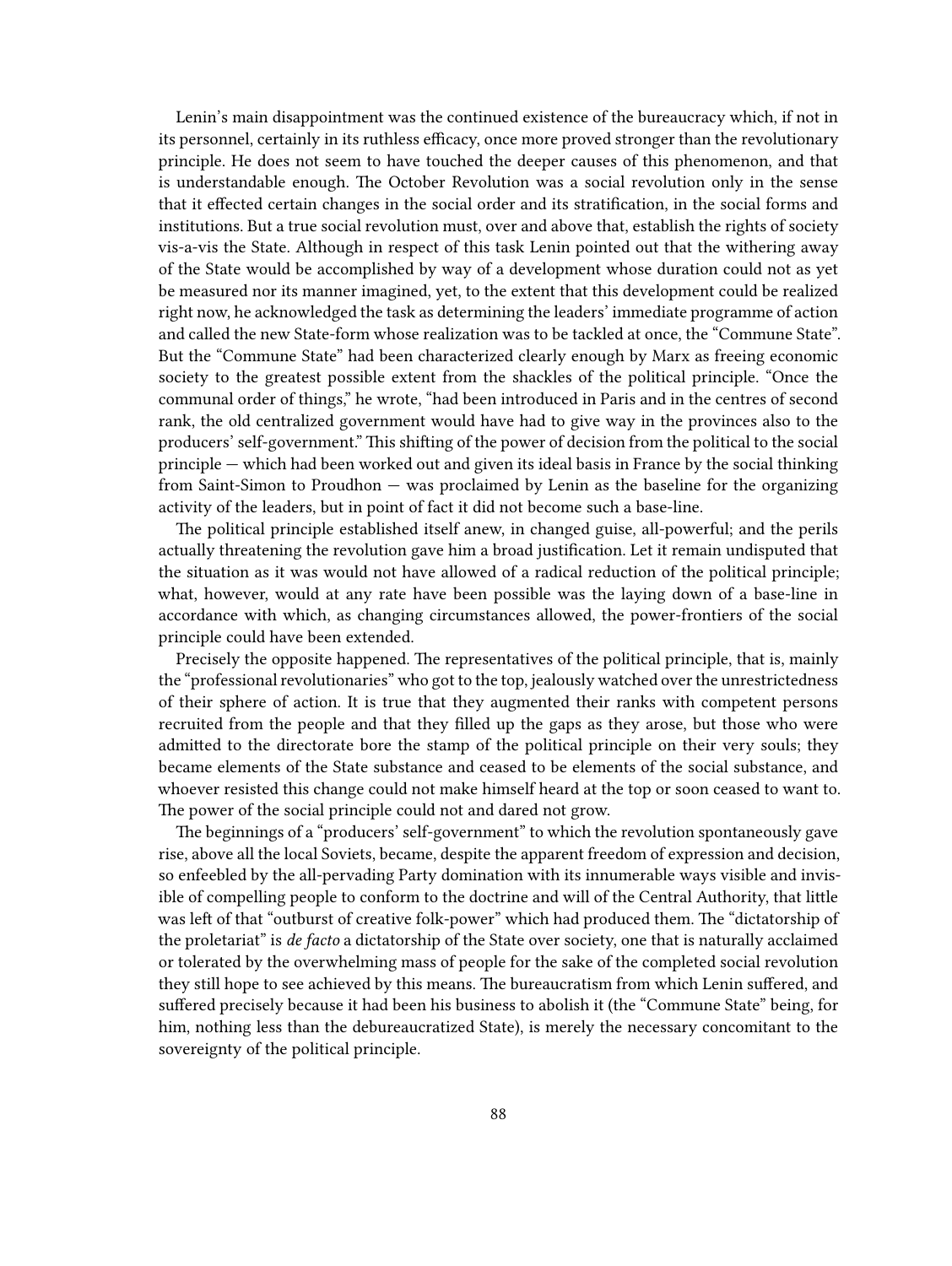Lenin's main disappointment was the continued existence of the bureaucracy which, if not in its personnel, certainly in its ruthless efficacy, once more proved stronger than the revolutionary principle. He does not seem to have touched the deeper causes of this phenomenon, and that is understandable enough. The October Revolution was a social revolution only in the sense that it effected certain changes in the social order and its stratification, in the social forms and institutions. But a true social revolution must, over and above that, establish the rights of society vis-a-vis the State. Although in respect of this task Lenin pointed out that the withering away of the State would be accomplished by way of a development whose duration could not as yet be measured nor its manner imagined, yet, to the extent that this development could be realized right now, he acknowledged the task as determining the leaders' immediate programme of action and called the new State-form whose realization was to be tackled at once, the "Commune State". But the "Commune State" had been characterized clearly enough by Marx as freeing economic society to the greatest possible extent from the shackles of the political principle. "Once the communal order of things," he wrote, "had been introduced in Paris and in the centres of second rank, the old centralized government would have had to give way in the provinces also to the producers' self-government." This shifting of the power of decision from the political to the social principle — which had been worked out and given its ideal basis in France by the social thinking from Saint-Simon to Proudhon — was proclaimed by Lenin as the baseline for the organizing activity of the leaders, but in point of fact it did not become such a base-line.

The political principle established itself anew, in changed guise, all-powerful; and the perils actually threatening the revolution gave him a broad justification. Let it remain undisputed that the situation as it was would not have allowed of a radical reduction of the political principle; what, however, would at any rate have been possible was the laying down of a base-line in accordance with which, as changing circumstances allowed, the power-frontiers of the social principle could have been extended.

Precisely the opposite happened. The representatives of the political principle, that is, mainly the "professional revolutionaries" who got to the top, jealously watched over the unrestrictedness of their sphere of action. It is true that they augmented their ranks with competent persons recruited from the people and that they filled up the gaps as they arose, but those who were admitted to the directorate bore the stamp of the political principle on their very souls; they became elements of the State substance and ceased to be elements of the social substance, and whoever resisted this change could not make himself heard at the top or soon ceased to want to. The power of the social principle could not and dared not grow.

The beginnings of a "producers' self-government" to which the revolution spontaneously gave rise, above all the local Soviets, became, despite the apparent freedom of expression and decision, so enfeebled by the all-pervading Party domination with its innumerable ways visible and invisible of compelling people to conform to the doctrine and will of the Central Authority, that little was left of that "outburst of creative folk-power" which had produced them. The "dictatorship of the proletariat" is *de facto* a dictatorship of the State over society, one that is naturally acclaimed or tolerated by the overwhelming mass of people for the sake of the completed social revolution they still hope to see achieved by this means. The bureaucratism from which Lenin suffered, and suffered precisely because it had been his business to abolish it (the "Commune State" being, for him, nothing less than the debureaucratized State), is merely the necessary concomitant to the sovereignty of the political principle.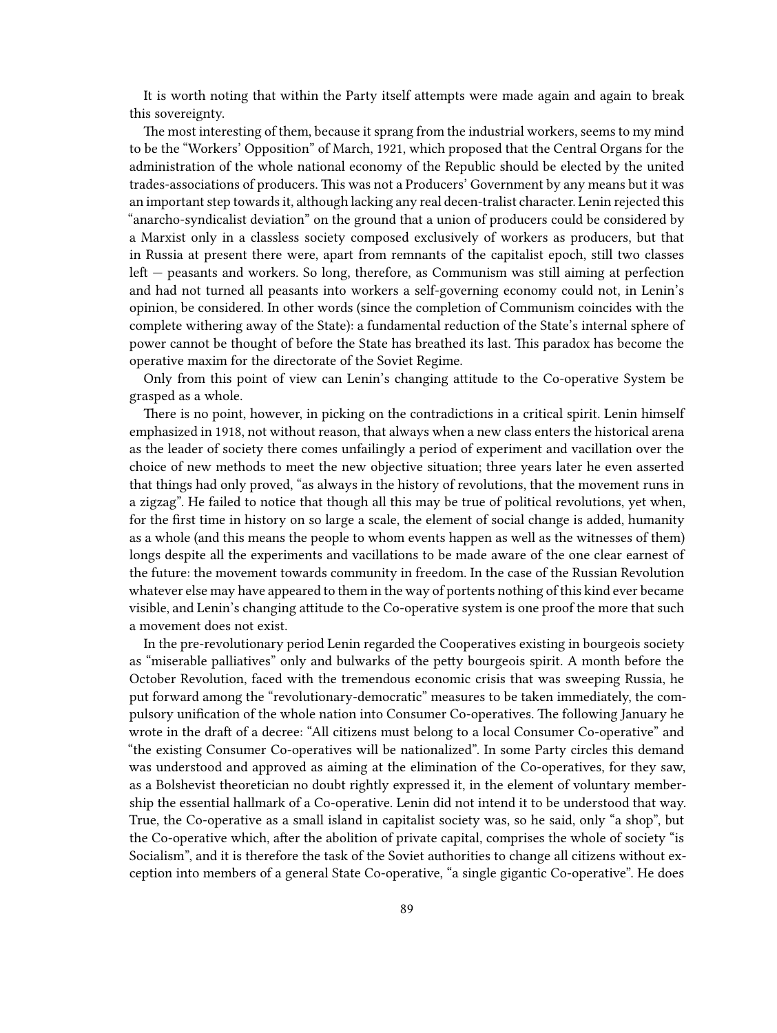It is worth noting that within the Party itself attempts were made again and again to break this sovereignty.

The most interesting of them, because it sprang from the industrial workers, seems to my mind to be the "Workers' Opposition" of March, 1921, which proposed that the Central Organs for the administration of the whole national economy of the Republic should be elected by the united trades-associations of producers. This was not a Producers' Government by any means but it was an important step towards it, although lacking any real decen-tralist character. Lenin rejected this "anarcho-syndicalist deviation" on the ground that a union of producers could be considered by a Marxist only in a classless society composed exclusively of workers as producers, but that in Russia at present there were, apart from remnants of the capitalist epoch, still two classes left — peasants and workers. So long, therefore, as Communism was still aiming at perfection and had not turned all peasants into workers a self-governing economy could not, in Lenin's opinion, be considered. In other words (since the completion of Communism coincides with the complete withering away of the State): a fundamental reduction of the State's internal sphere of power cannot be thought of before the State has breathed its last. This paradox has become the operative maxim for the directorate of the Soviet Regime.

Only from this point of view can Lenin's changing attitude to the Co-operative System be grasped as a whole.

There is no point, however, in picking on the contradictions in a critical spirit. Lenin himself emphasized in 1918, not without reason, that always when a new class enters the historical arena as the leader of society there comes unfailingly a period of experiment and vacillation over the choice of new methods to meet the new objective situation; three years later he even asserted that things had only proved, "as always in the history of revolutions, that the movement runs in a zigzag". He failed to notice that though all this may be true of political revolutions, yet when, for the first time in history on so large a scale, the element of social change is added, humanity as a whole (and this means the people to whom events happen as well as the witnesses of them) longs despite all the experiments and vacillations to be made aware of the one clear earnest of the future: the movement towards community in freedom. In the case of the Russian Revolution whatever else may have appeared to them in the way of portents nothing of this kind ever became visible, and Lenin's changing attitude to the Co-operative system is one proof the more that such a movement does not exist.

In the pre-revolutionary period Lenin regarded the Cooperatives existing in bourgeois society as "miserable palliatives" only and bulwarks of the petty bourgeois spirit. A month before the October Revolution, faced with the tremendous economic crisis that was sweeping Russia, he put forward among the "revolutionary-democratic" measures to be taken immediately, the compulsory unification of the whole nation into Consumer Co-operatives. The following January he wrote in the draft of a decree: "All citizens must belong to a local Consumer Co-operative" and "the existing Consumer Co-operatives will be nationalized". In some Party circles this demand was understood and approved as aiming at the elimination of the Co-operatives, for they saw, as a Bolshevist theoretician no doubt rightly expressed it, in the element of voluntary membership the essential hallmark of a Co-operative. Lenin did not intend it to be understood that way. True, the Co-operative as a small island in capitalist society was, so he said, only "a shop", but the Co-operative which, after the abolition of private capital, comprises the whole of society "is Socialism", and it is therefore the task of the Soviet authorities to change all citizens without exception into members of a general State Co-operative, "a single gigantic Co-operative". He does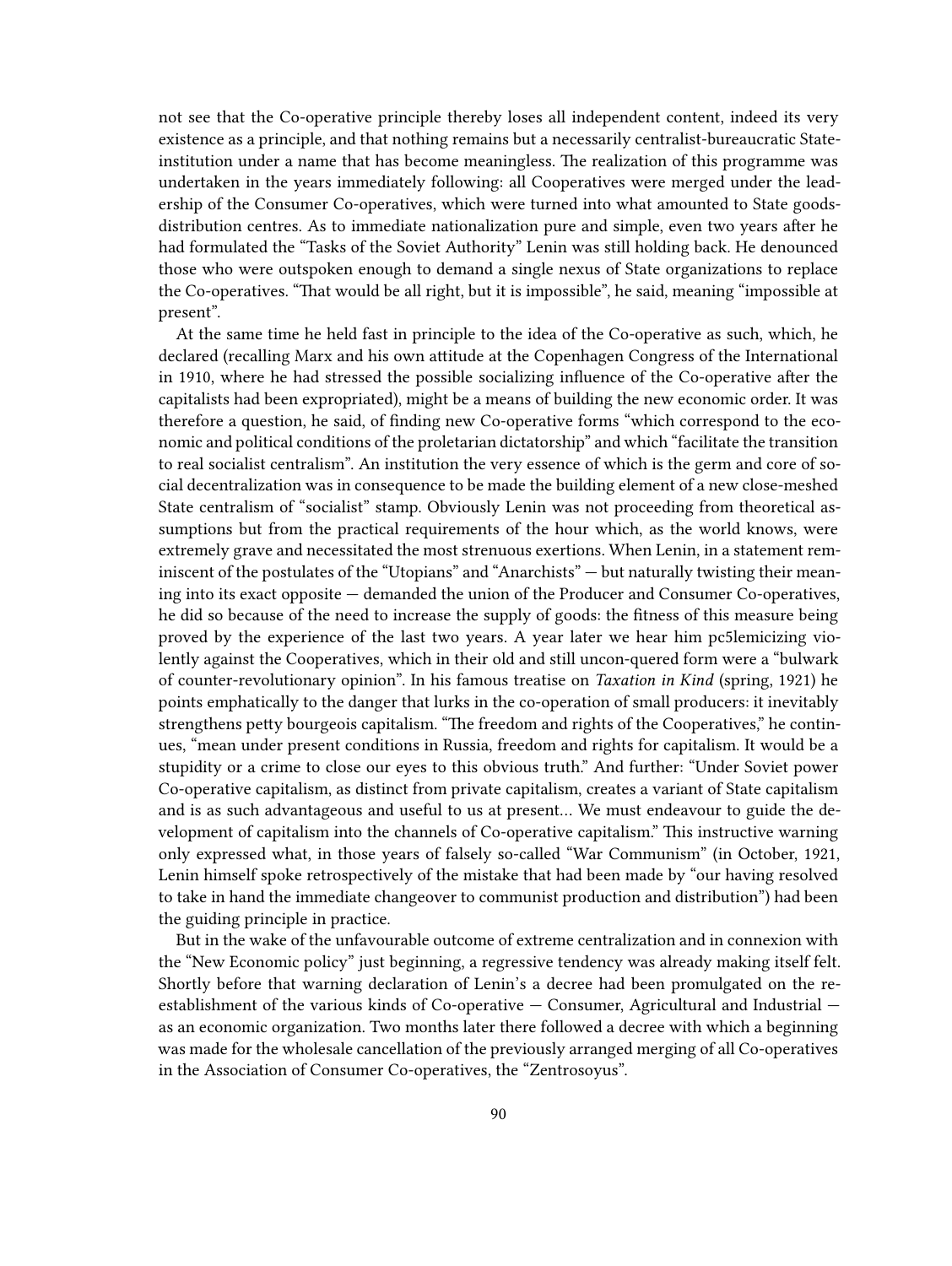not see that the Co-operative principle thereby loses all independent content, indeed its very existence as a principle, and that nothing remains but a necessarily centralist-bureaucratic State-institution under a name that has become meaningless. The realization of this programme was undertaken in the years immediately following: all Cooperatives were merged under the leadership of the Consumer Co-operatives, which were turned into what amounted to State goods-distribution centres. As to immediate nationalization pure and simple, even two years after he had formulated the "Tasks of the Soviet Authority" Lenin was still holding back. He denounced those who were outspoken enough to demand a single nexus of State organizations to replace the Co-operatives. "That would be all right, but it is impossible", he said, meaning "impossible at present".

At the same time he held fast in principle to the idea of the Co-operative as such, which, he declared (recalling Marx and his own attitude at the Copenhagen Congress of the International in 1910, where he had stressed the possible socializing influence of the Co-operative after the capitalists had been expropriated), might be a means of building the new economic order. It was therefore a question, he said, of finding new Co-operative forms "which correspond to the economic and political conditions of the proletarian dictatorship" and which "facilitate the transition to real socialist centralism". An institution the very essence of which is the germ and core of social decentralization was in consequence to be made the building element of a new close-meshed State centralism of "socialist" stamp. Obviously Lenin was not proceeding from theoretical assumptions but from the practical requirements of the hour which, as the world knows, were extremely grave and necessitated the most strenuous exertions. When Lenin, in a statement reminiscent of the postulates of the "Utopians" and "Anarchists" — but naturally twisting their meaning into its exact opposite — demanded the union of the Producer and Consumer Co-operatives, he did so because of the need to increase the supply of goods: the fitness of this measure being proved by the experience of the last two years. A year later we hear him pc5lemicizing violently against the Cooperatives, which in their old and still uncon-quered form were a "bulwark of counter-revolutionary opinion". In his famous treatise on *Taxation in Kind* (spring, 1921) he points emphatically to the danger that lurks in the co-operation of small producers: it inevitably strengthens petty bourgeois capitalism. "The freedom and rights of the Cooperatives," he continues, "mean under present conditions in Russia, freedom and rights for capitalism. It would be a stupidity or a crime to close our eyes to this obvious truth." And further: "Under Soviet power Co-operative capitalism, as distinct from private capitalism, creates a variant of State capitalism and is as such advantageous and useful to us at present… We must endeavour to guide the development of capitalism into the channels of Co-operative capitalism." This instructive warning only expressed what, in those years of falsely so-called "War Communism" (in October, 1921, Lenin himself spoke retrospectively of the mistake that had been made by "our having resolved to take in hand the immediate changeover to communist production and distribution") had been the guiding principle in practice.

But in the wake of the unfavourable outcome of extreme centralization and in connexion with the "New Economic policy" just beginning, a regressive tendency was already making itself felt. Shortly before that warning declaration of Lenin's a decree had been promulgated on the re-establishment of the various kinds of Co-operative — Consumer, Agricultural and Industrial — as an economic organization. Two months later there followed a decree with which a beginning was made for the wholesale cancellation of the previously arranged merging of all Co-operatives in the Association of Consumer Co-operatives, the "Zentrosoyus".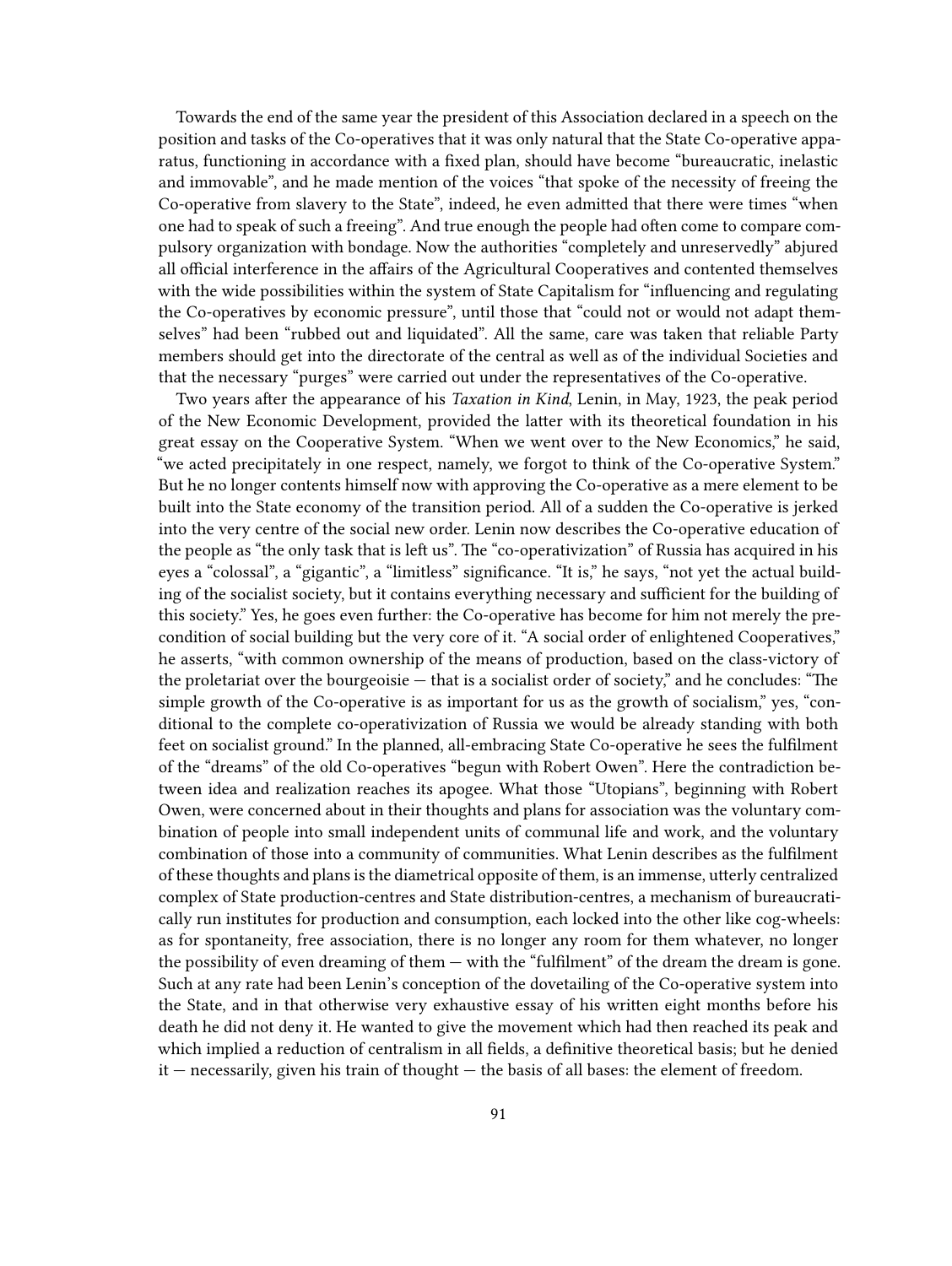Towards the end of the same year the president of this Association declared in a speech on the position and tasks of the Co-operatives that it was only natural that the State Co-operative apparatus, functioning in accordance with a fixed plan, should have become "bureaucratic, inelastic and immovable", and he made mention of the voices "that spoke of the necessity of freeing the Co-operative from slavery to the State", indeed, he even admitted that there were times "when one had to speak of such a freeing". And true enough the people had often come to compare compulsory organization with bondage. Now the authorities "completely and unreservedly" abjured all official interference in the affairs of the Agricultural Cooperatives and contented themselves with the wide possibilities within the system of State Capitalism for "influencing and regulating the Co-operatives by economic pressure", until those that "could not or would not adapt themselves" had been "rubbed out and liquidated". All the same, care was taken that reliable Party members should get into the directorate of the central as well as of the individual Societies and that the necessary "purges" were carried out under the representatives of the Co-operative.

Two years after the appearance of his *Taxation in Kind*, Lenin, in May, 1923, the peak period of the New Economic Development, provided the latter with its theoretical foundation in his great essay on the Cooperative System. "When we went over to the New Economics," he said, "we acted precipitately in one respect, namely, we forgot to think of the Co-operative System." But he no longer contents himself now with approving the Co-operative as a mere element to be built into the State economy of the transition period. All of a sudden the Co-operative is jerked into the very centre of the social new order. Lenin now describes the Co-operative education of the people as "the only task that is left us". The "co-operativization" of Russia has acquired in his eyes a "colossal", a "gigantic", a "limitless" significance. "It is," he says, "not yet the actual building of the socialist society, but it contains everything necessary and sufficient for the building of this society." Yes, he goes even further: the Co-operative has become for him not merely the precondition of social building but the very core of it. "A social order of enlightened Cooperatives," he asserts, "with common ownership of the means of production, based on the class-victory of the proletariat over the bourgeoisie — that is a socialist order of society," and he concludes: "The simple growth of the Co-operative is as important for us as the growth of socialism," yes, "conditional to the complete co-operativization of Russia we would be already standing with both feet on socialist ground." In the planned, all-embracing State Co-operative he sees the fulfilment of the "dreams" of the old Co-operatives "begun with Robert Owen". Here the contradiction between idea and realization reaches its apogee. What those "Utopians", beginning with Robert Owen, were concerned about in their thoughts and plans for association was the voluntary combination of people into small independent units of communal life and work, and the voluntary combination of those into a community of communities. What Lenin describes as the fulfilment of these thoughts and plans is the diametrical opposite of them, is an immense, utterly centralized complex of State production-centres and State distribution-centres, a mechanism of bureaucratically run institutes for production and consumption, each locked into the other like cog-wheels: as for spontaneity, free association, there is no longer any room for them whatever, no longer the possibility of even dreaming of them — with the "fulfilment" of the dream the dream is gone. Such at any rate had been Lenin's conception of the dovetailing of the Co-operative system into the State, and in that otherwise very exhaustive essay of his written eight months before his death he did not deny it. He wanted to give the movement which had then reached its peak and which implied a reduction of centralism in all fields, a definitive theoretical basis; but he denied it — necessarily, given his train of thought — the basis of all bases: the element of freedom.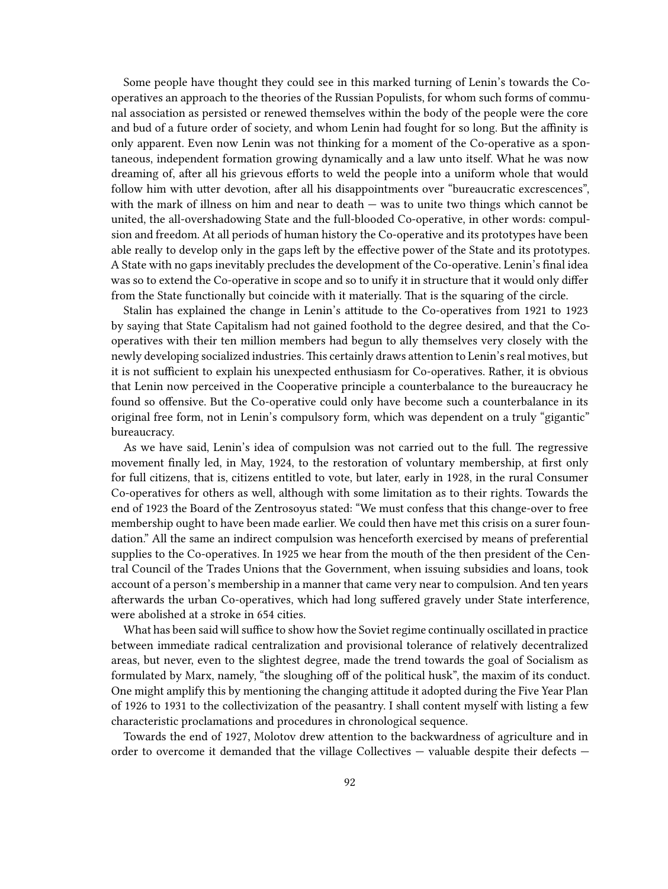Some people have thought they could see in this marked turning of Lenin's towards the Co-operatives an approach to the theories of the Russian Populists, for whom such forms of communal association as persisted or renewed themselves within the body of the people were the core and bud of a future order of society, and whom Lenin had fought for so long. But the affinity is only apparent. Even now Lenin was not thinking for a moment of the Co-operative as a spontaneous, independent formation growing dynamically and a law unto itself. What he was now dreaming of, after all his grievous efforts to weld the people into a uniform whole that would follow him with utter devotion, after all his disappointments over "bureaucratic excrescences", with the mark of illness on him and near to death — was to unite two things which cannot be united, the all-overshadowing State and the full-blooded Co-operative, in other words: compulsion and freedom. At all periods of human history the Co-operative and its prototypes have been able really to develop only in the gaps left by the effective power of the State and its prototypes. A State with no gaps inevitably precludes the development of the Co-operative. Lenin's final idea was so to extend the Co-operative in scope and so to unify it in structure that it would only differ from the State functionally but coincide with it materially. That is the squaring of the circle.

Stalin has explained the change in Lenin's attitude to the Co-operatives from 1921 to 1923 by saying that State Capitalism had not gained foothold to the degree desired, and that the Co-operatives with their ten million members had begun to ally themselves very closely with the newly developing socialized industries. This certainly draws attention to Lenin's real motives, but it is not sufficient to explain his unexpected enthusiasm for Co-operatives. Rather, it is obvious that Lenin now perceived in the Cooperative principle a counterbalance to the bureaucracy he found so offensive. But the Co-operative could only have become such a counterbalance in its original free form, not in Lenin's compulsory form, which was dependent on a truly "gigantic" bureaucracy.

As we have said, Lenin's idea of compulsion was not carried out to the full. The regressive movement finally led, in May, 1924, to the restoration of voluntary membership, at first only for full citizens, that is, citizens entitled to vote, but later, early in 1928, in the rural Consumer Co-operatives for others as well, although with some limitation as to their rights. Towards the end of 1923 the Board of the Zentrosoyus stated: "We must confess that this change-over to free membership ought to have been made earlier. We could then have met this crisis on a surer foundation." All the same an indirect compulsion was henceforth exercised by means of preferential supplies to the Co-operatives. In 1925 we hear from the mouth of the then president of the Central Council of the Trades Unions that the Government, when issuing subsidies and loans, took account of a person's membership in a manner that came very near to compulsion. And ten years afterwards the urban Co-operatives, which had long suffered gravely under State interference, were abolished at a stroke in 654 cities.

What has been said will suffice to show how the Soviet regime continually oscillated in practice between immediate radical centralization and provisional tolerance of relatively decentralized areas, but never, even to the slightest degree, made the trend towards the goal of Socialism as formulated by Marx, namely, "the sloughing off of the political husk", the maxim of its conduct. One might amplify this by mentioning the changing attitude it adopted during the Five Year Plan of 1926 to 1931 to the collectivization of the peasantry. I shall content myself with listing a few characteristic proclamations and procedures in chronological sequence.

Towards the end of 1927, Molotov drew attention to the backwardness of agriculture and in order to overcome it demanded that the village Collectives — valuable despite their defects —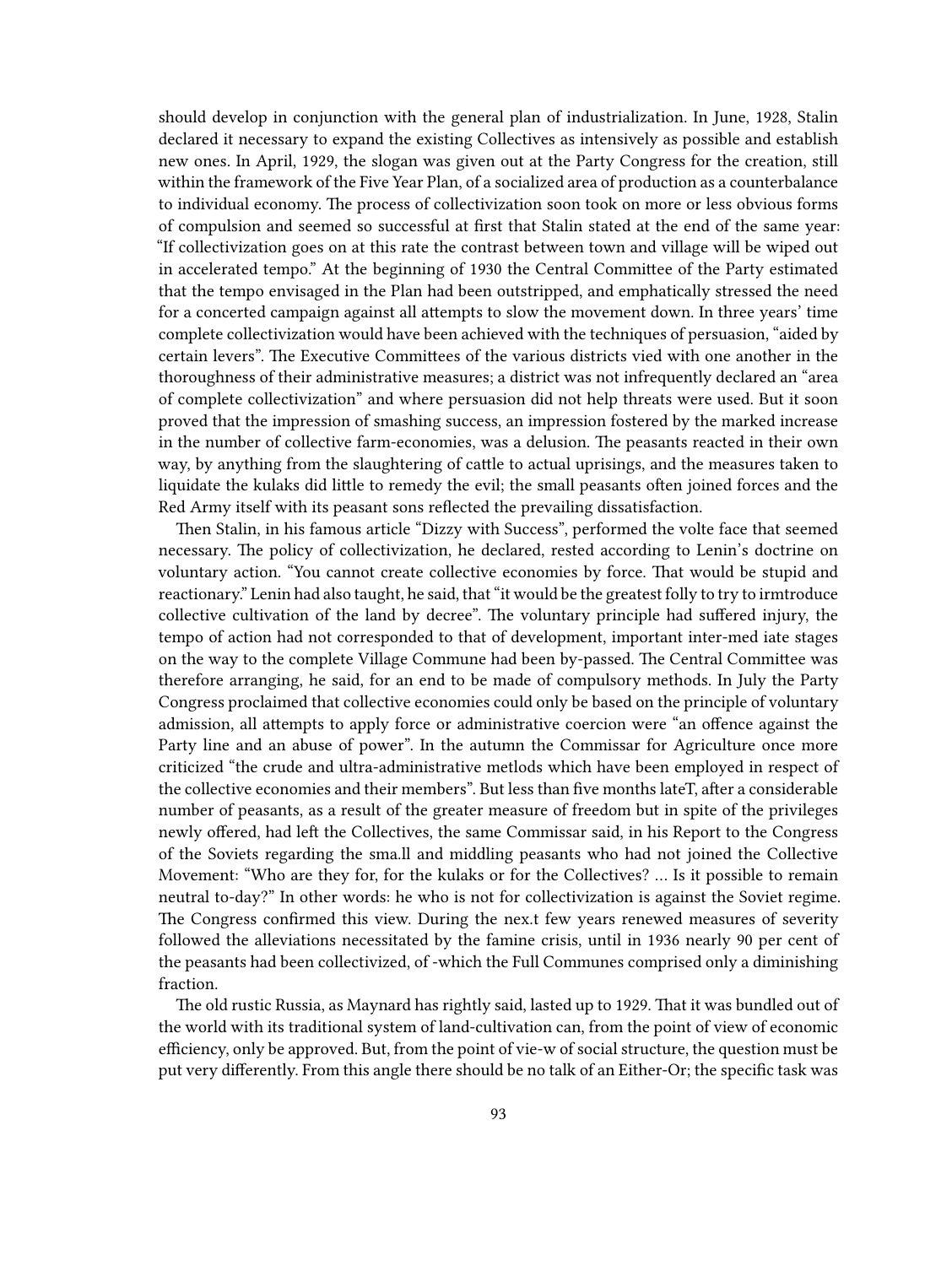should develop in conjunction with the general plan of industrialization. In June, 1928, Stalin declared it necessary to expand the existing Collectives as intensively as possible and establish new ones. In April, 1929, the slogan was given out at the Party Congress for the creation, still within the framework of the Five Year Plan, of a socialized area of production as a counterbalance to individual economy. The process of collectivization soon took on more or less obvious forms of compulsion and seemed so successful at first that Stalin stated at the end of the same year: "If collectivization goes on at this rate the contrast between town and village will be wiped out in accelerated tempo." At the beginning of 1930 the Central Committee of the Party estimated that the tempo envisaged in the Plan had been outstripped, and emphatically stressed the need for a concerted campaign against all attempts to slow the movement down. In three years' time complete collectivization would have been achieved with the techniques of persuasion, "aided by certain levers". The Executive Committees of the various districts vied with one another in the thoroughness of their administrative measures; a district was not infrequently declared an "area of complete collectivization" and where persuasion did not help threats were used. But it soon proved that the impression of smashing success, an impression fostered by the marked increase in the number of collective farm-economies, was a delusion. The peasants reacted in their own way, by anything from the slaughtering of cattle to actual uprisings, and the measures taken to liquidate the kulaks did little to remedy the evil; the small peasants often joined forces and the Red Army itself with its peasant sons reflected the prevailing dissatisfaction.

Then Stalin, in his famous article "Dizzy with Success", performed the volte face that seemed necessary. The policy of collectivization, he declared, rested according to Lenin's doctrine on voluntary action. "You cannot create collective economies by force. That would be stupid and reactionary." Lenin had also taught, he said, that "it would be the greatest folly to try to irmtroduce collective cultivation of the land by decree". The voluntary principle had suffered injury, the tempo of action had not corresponded to that of development, important inter-med iate stages on the way to the complete Village Commune had been by-passed. The Central Committee was therefore arranging, he said, for an end to be made of compulsory methods. In July the Party Congress proclaimed that collective economies could only be based on the principle of voluntary admission, all attempts to apply force or administrative coercion were "an offence against the Party line and an abuse of power". In the autumn the Commissar for Agriculture once more criticized "the crude and ultra-administrative metlods which have been employed in respect of the collective economies and their members". But less than five months lateT, after a considerable number of peasants, as a result of the greater measure of freedom but in spite of the privileges newly offered, had left the Collectives, the same Commissar said, in his Report to the Congress of the Soviets regarding the sma.ll and middling peasants who had not joined the Collective Movement: "Who are they for, for the kulaks or for the Collectives? … Is it possible to remain neutral to-day?" In other words: he who is not for collectivization is against the Soviet regime. The Congress confirmed this view. During the nex.t few years renewed measures of severity followed the alleviations necessitated by the famine crisis, until in 1936 nearly 90 per cent of the peasants had been collectivized, of -which the Full Communes comprised only a diminishing fraction.

The old rustic Russia, as Maynard has rightly said, lasted up to 1929. That it was bundled out of the world with its traditional system of land-cultivation can, from the point of view of economic efficiency, only be approved. But, from the point of vie-w of social structure, the question must be put very differently. From this angle there should be no talk of an Either-Or; the specific task was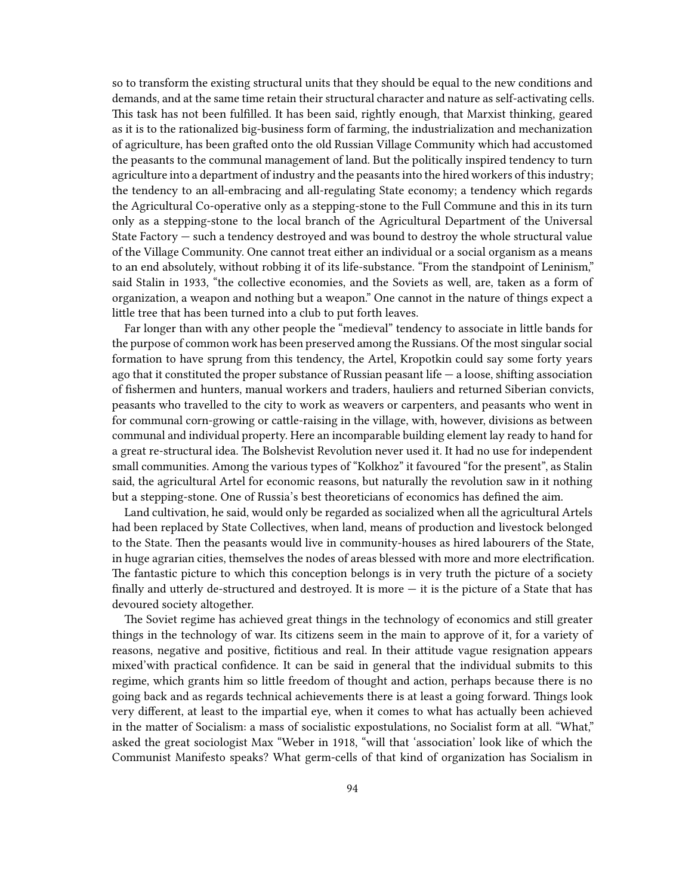so to transform the existing structural units that they should be equal to the new conditions and demands, and at the same time retain their structural character and nature as self-activating cells. This task has not been fulfilled. It has been said, rightly enough, that Marxist thinking, geared as it is to the rationalized big-business form of farming, the industrialization and mechanization of agriculture, has been grafted onto the old Russian Village Community which had accustomed the peasants to the communal management of land. But the politically inspired tendency to turn agriculture into a department of industry and the peasants into the hired workers of this industry; the tendency to an all-embracing and all-regulating State economy; a tendency which regards the Agricultural Co-operative only as a stepping-stone to the Full Commune and this in its turn only as a stepping-stone to the local branch of the Agricultural Department of the Universal State Factory — such a tendency destroyed and was bound to destroy the whole structural value of the Village Community. One cannot treat either an individual or a social organism as a means to an end absolutely, without robbing it of its life-substance. "From the standpoint of Leninism," said Stalin in 1933, "the collective economies, and the Soviets as well, are, taken as a form of organization, a weapon and nothing but a weapon." One cannot in the nature of things expect a little tree that has been turned into a club to put forth leaves.

Far longer than with any other people the "medieval" tendency to associate in little bands for the purpose of common work has been preserved among the Russians. Of the most singular social formation to have sprung from this tendency, the Artel, Kropotkin could say some forty years ago that it constituted the proper substance of Russian peasant life — a loose, shifting association of fishermen and hunters, manual workers and traders, hauliers and returned Siberian convicts, peasants who travelled to the city to work as weavers or carpenters, and peasants who went in for communal corn-growing or cattle-raising in the village, with, however, divisions as between communal and individual property. Here an incomparable building element lay ready to hand for a great re-structural idea. The Bolshevist Revolution never used it. It had no use for independent small communities. Among the various types of "Kolkhoz" it favoured "for the present", as Stalin said, the agricultural Artel for economic reasons, but naturally the revolution saw in it nothing but a stepping-stone. One of Russia's best theoreticians of economics has defined the aim.

Land cultivation, he said, would only be regarded as socialized when all the agricultural Artels had been replaced by State Collectives, when land, means of production and livestock belonged to the State. Then the peasants would live in community-houses as hired labourers of the State, in huge agrarian cities, themselves the nodes of areas blessed with more and more electrification. The fantastic picture to which this conception belongs is in very truth the picture of a society finally and utterly de-structured and destroyed. It is more — it is the picture of a State that has devoured society altogether.

The Soviet regime has achieved great things in the technology of economics and still greater things in the technology of war. Its citizens seem in the main to approve of it, for a variety of reasons, negative and positive, fictitious and real. In their attitude vague resignation appears mixed'with practical confidence. It can be said in general that the individual submits to this regime, which grants him so little freedom of thought and action, perhaps because there is no going back and as regards technical achievements there is at least a going forward. Things look very different, at least to the impartial eye, when it comes to what has actually been achieved in the matter of Socialism: a mass of socialistic expostulations, no Socialist form at all. "What," asked the great sociologist Max "Weber in 1918, "will that 'association' look like of which the Communist Manifesto speaks? What germ-cells of that kind of organization has Socialism in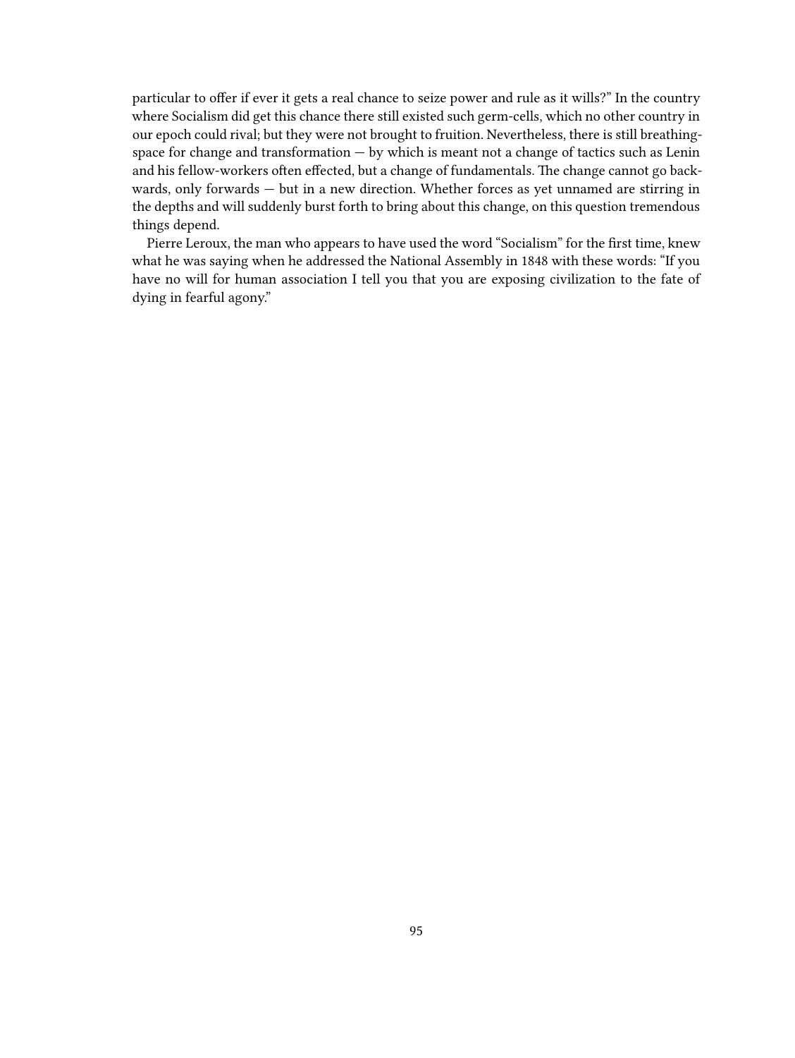particular to offer if ever it gets a real chance to seize power and rule as it wills?" In the country where Socialism did get this chance there still existed such germ-cells, which no other country in our epoch could rival; but they were not brought to fruition. Nevertheless, there is still breathing-space for change and transformation — by which is meant not a change of tactics such as Lenin and his fellow-workers often effected, but a change of fundamentals. The change cannot go backwards, only forwards — but in a new direction. Whether forces as yet unnamed are stirring in the depths and will suddenly burst forth to bring about this change, on this question tremendous things depend.

Pierre Leroux, the man who appears to have used the word "Socialism" for the first time, knew what he was saying when he addressed the National Assembly in 1848 with these words: "If you have no will for human association I tell you that you are exposing civilization to the fate of dying in fearful agony."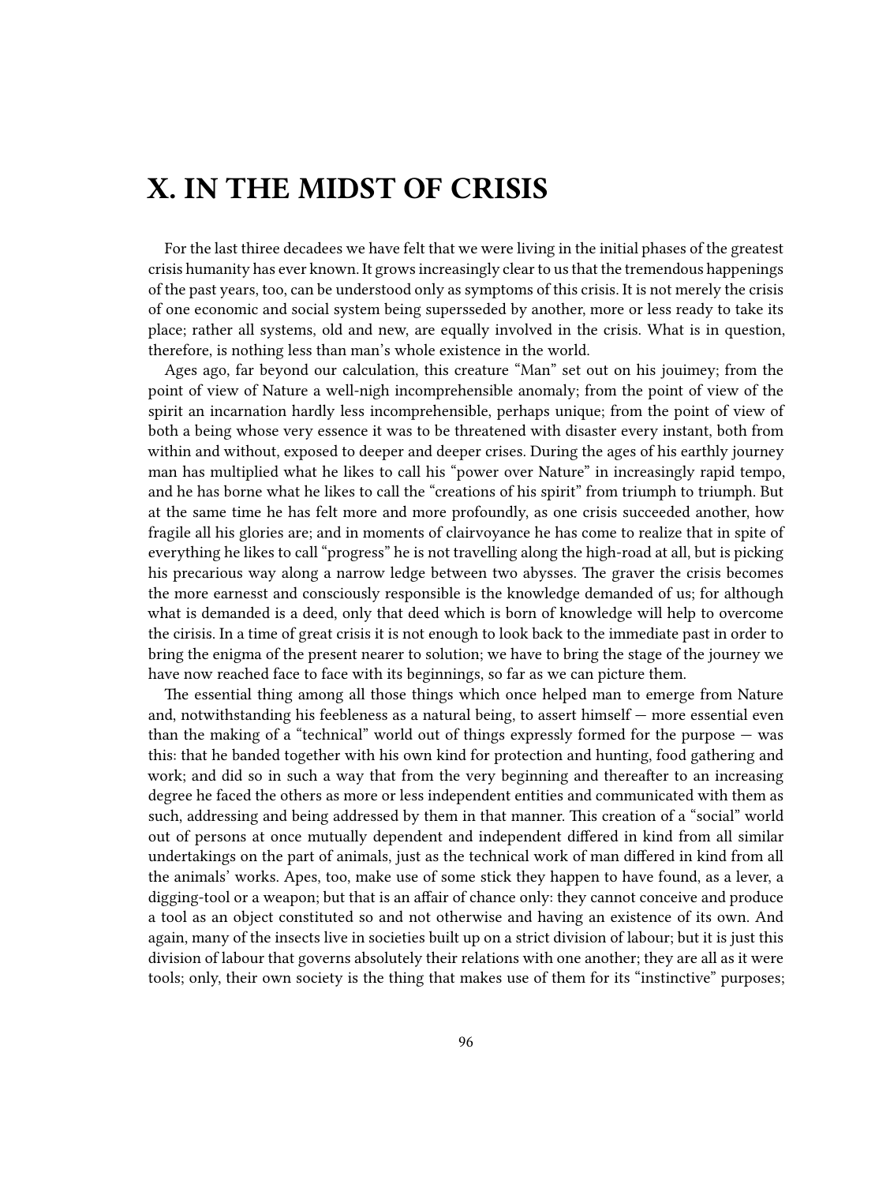# X. IN THE MIDST OF CRISIS

For the last thiree decadees we have felt that we were living in the initial phases of the greatest crisis humanity has ever known. It grows increasingly clear to us that the tremendous happenings of the past years, too, can be understood only as symptoms of this crisis. It is not merely the crisis of one economic and social system being supersseded by another, more or less ready to take its place; rather all systems, old and new, are equally involved in the crisis. What is in question, therefore, is nothing less than man's whole existence in the world.

Ages ago, far beyond our calculation, this creature "Man" set out on his jouimey; from the point of view of Nature a well-nigh incomprehensible anomaly; from the point of view of the spirit an incarnation hardly less incomprehensible, perhaps unique; from the point of view of both a being whose very essence it was to be threatened with disaster every instant, both from within and without, exposed to deeper and deeper crises. During the ages of his earthly journey man has multiplied what he likes to call his "power over Nature" in increasingly rapid tempo, and he has borne what he likes to call the "creations of his spirit" from triumph to triumph. But at the same time he has felt more and more profoundly, as one crisis succeeded another, how fragile all his glories are; and in moments of clairvoyance he has come to realize that in spite of everything he likes to call "progress" he is not travelling along the high-road at all, but is picking his precarious way along a narrow ledge between two abysses. The graver the crisis becomes the more earnesst and consciously responsible is the knowledge demanded of us; for although what is demanded is a deed, only that deed which is born of knowledge will help to overcome the cirisis. In a time of great crisis it is not enough to look back to the immediate past in order to bring the enigma of the present nearer to solution; we have to bring the stage of the journey we have now reached face to face with its beginnings, so far as we can picture them.

The essential thing among all those things which once helped man to emerge from Nature and, notwithstanding his feebleness as a natural being, to assert himself — more essential even than the making of a "technical" world out of things expressly formed for the purpose — was this: that he banded together with his own kind for protection and hunting, food gathering and work; and did so in such a way that from the very beginning and thereafter to an increasing degree he faced the others as more or less independent entities and communicated with them as such, addressing and being addressed by them in that manner. This creation of a "social" world out of persons at once mutually dependent and independent differed in kind from all similar undertakings on the part of animals, just as the technical work of man differed in kind from all the animals' works. Apes, too, make use of some stick they happen to have found, as a lever, a digging-tool or a weapon; but that is an affair of chance only: they cannot conceive and produce a tool as an object constituted so and not otherwise and having an existence of its own. And again, many of the insects live in societies built up on a strict division of labour; but it is just this division of labour that governs absolutely their relations with one another; they are all as it were tools; only, their own society is the thing that makes use of them for its "instinctive" purposes;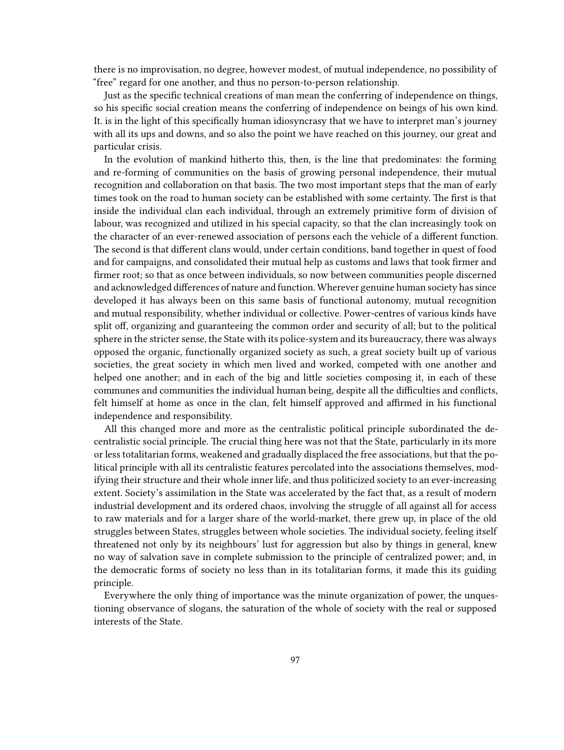there is no improvisation, no degree, however modest, of mutual independence, no possibility of "free" regard for one another, and thus no person-to-person relationship.

Just as the specific technical creations of man mean the conferring of independence on things, so his specific social creation means the conferring of independence on beings of his own kind. It. is in the light of this specifically human idiosyncrasy that we have to interpret man's journey with all its ups and downs, and so also the point we have reached on this journey, our great and particular crisis.

In the evolution of mankind hitherto this, then, is the line that predominates: the forming and re-forming of communities on the basis of growing personal independence, their mutual recognition and collaboration on that basis. The two most important steps that the man of early times took on the road to human society can be established with some certainty. The first is that inside the individual clan each individual, through an extremely primitive form of division of labour, was recognized and utilized in his special capacity, so that the clan increasingly took on the character of an ever-renewed association of persons each the vehicle of a different function. The second is that different clans would, under certain conditions, band together in quest of food and for campaigns, and consolidated their mutual help as customs and laws that took firmer and firmer root; so that as once between individuals, so now between communities people discerned and acknowledged differences of nature and function. Wherever genuine human society has since developed it has always been on this same basis of functional autonomy, mutual recognition and mutual responsibility, whether individual or collective. Power-centres of various kinds have split off, organizing and guaranteeing the common order and security of all; but to the political sphere in the stricter sense, the State with its police-system and its bureaucracy, there was always opposed the organic, functionally organized society as such, a great society built up of various societies, the great society in which men lived and worked, competed with one another and helped one another; and in each of the big and little societies composing it, in each of these communes and communities the individual human being, despite all the difficulties and conflicts, felt himself at home as once in the clan, felt himself approved and affirmed in his functional independence and responsibility.

All this changed more and more as the centralistic political principle subordinated the decentralistic social principle. The crucial thing here was not that the State, particularly in its more or less totalitarian forms, weakened and gradually displaced the free associations, but that the political principle with all its centralistic features percolated into the associations themselves, modifying their structure and their whole inner life, and thus politicized society to an ever-increasing extent. Society's assimilation in the State was accelerated by the fact that, as a result of modern industrial development and its ordered chaos, involving the struggle of all against all for access to raw materials and for a larger share of the world-market, there grew up, in place of the old struggles between States, struggles between whole societies. The individual society, feeling itself threatened not only by its neighbours' lust for aggression but also by things in general, knew no way of salvation save in complete submission to the principle of centralized power; and, in the democratic forms of society no less than in its totalitarian forms, it made this its guiding principle.

Everywhere the only thing of importance was the minute organization of power, the unquestioning observance of slogans, the saturation of the whole of society with the real or supposed interests of the State.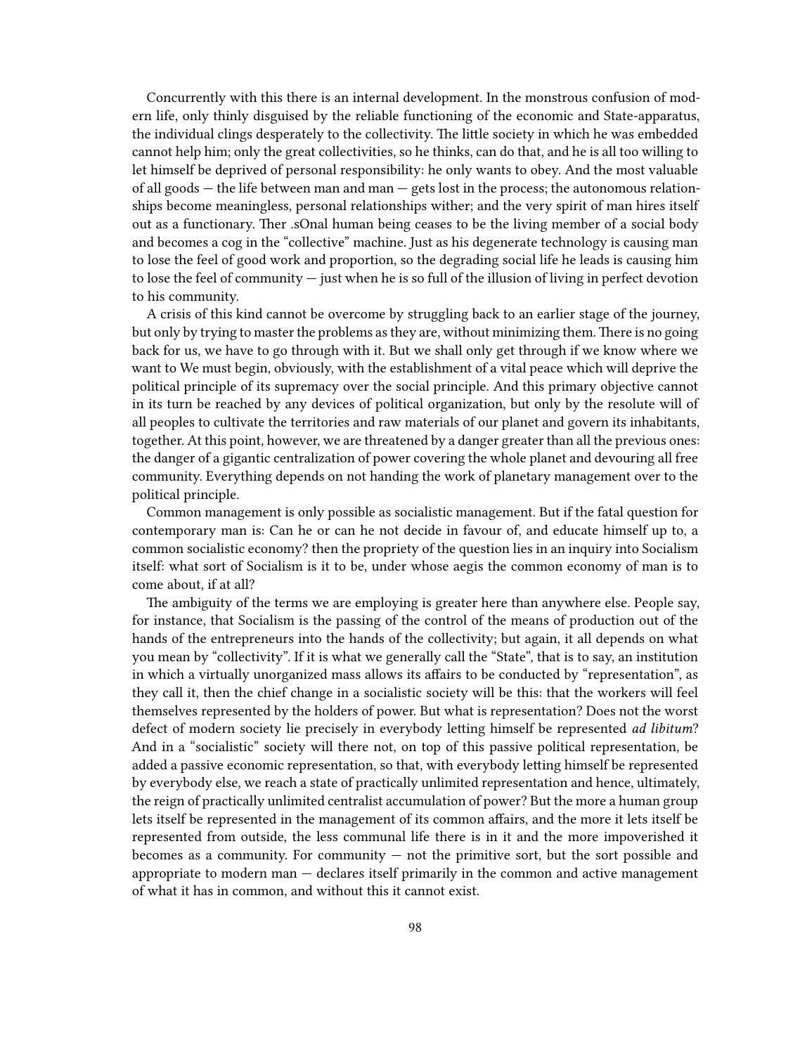Concurrently with this there is an internal development. In the monstrous confusion of modern life, only thinly disguised by the reliable functioning of the economic and State-apparatus, the individual clings desperately to the collectivity. The little society in which he was embedded cannot help him; only the great collectivities, so he thinks, can do that, and he is all too willing to let himself be deprived of personal responsibility: he only wants to obey. And the most valuable of all goods — the life between man and man — gets lost in the process; the autonomous relationships become meaningless, personal relationships wither; and the very spirit of man hires itself out as a functionary. Ther .sOnal human being ceases to be the living member of a social body and becomes a cog in the "collective" machine. Just as his degenerate technology is causing man to lose the feel of good work and proportion, so the degrading social life he leads is causing him to lose the feel of community — just when he is so full of the illusion of living in perfect devotion to his community.

A crisis of this kind cannot be overcome by struggling back to an earlier stage of the journey, but only by trying to master the problems as they are, without minimizing them. There is no going back for us, we have to go through with it. But we shall only get through if we know where we want to We must begin, obviously, with the establishment of a vital peace which will deprive the political principle of its supremacy over the social principle. And this primary objective cannot in its turn be reached by any devices of political organization, but only by the resolute will of all peoples to cultivate the territories and raw materials of our planet and govern its inhabitants, together. At this point, however, we are threatened by a danger greater than all the previous ones: the danger of a gigantic centralization of power covering the whole planet and devouring all free community. Everything depends on not handing the work of planetary management over to the political principle.

Common management is only possible as socialistic management. But if the fatal question for contemporary man is: Can he or can he not decide in favour of, and educate himself up to, a common socialistic economy? then the propriety of the question lies in an inquiry into Socialism itself: what sort of Socialism is it to be, under whose aegis the common economy of man is to come about, if at all?

The ambiguity of the terms we are employing is greater here than anywhere else. People say, for instance, that Socialism is the passing of the control of the means of production out of the hands of the entrepreneurs into the hands of the collectivity; but again, it all depends on what you mean by "collectivity". If it is what we generally call the "State", that is to say, an institution in which a virtually unorganized mass allows its affairs to be conducted by "representation", as they call it, then the chief change in a socialistic society will be this: that the workers will feel themselves represented by the holders of power. But what is representation? Does not the worst defect of modern society lie precisely in everybody letting himself be represented *ad libitum*? And in a "socialistic" society will there not, on top of this passive political representation, be added a passive economic representation, so that, with everybody letting himself be represented by everybody else, we reach a state of practically unlimited representation and hence, ultimately, the reign of practically unlimited centralist accumulation of power? But the more a human group lets itself be represented in the management of its common affairs, and the more it lets itself be represented from outside, the less communal life there is in it and the more impoverished it becomes as a community. For community — not the primitive sort, but the sort possible and appropriate to modern man — declares itself primarily in the common and active management of what it has in common, and without this it cannot exist.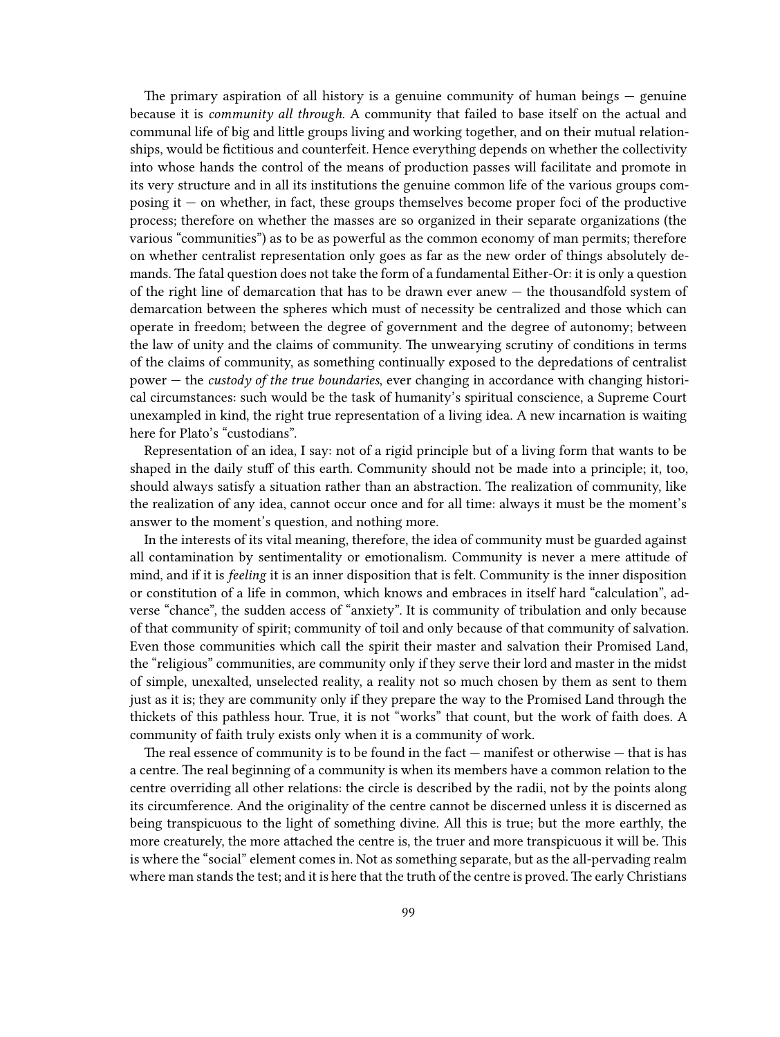The primary aspiration of all history is a genuine community of human beings — genuine because it is *community all through*. A community that failed to base itself on the actual and communal life of big and little groups living and working together, and on their mutual relationships, would be fictitious and counterfeit. Hence everything depends on whether the collectivity into whose hands the control of the means of production passes will facilitate and promote in its very structure and in all its institutions the genuine common life of the various groups composing it — on whether, in fact, these groups themselves become proper foci of the productive process; therefore on whether the masses are so organized in their separate organizations (the various "communities") as to be as powerful as the common economy of man permits; therefore on whether centralist representation only goes as far as the new order of things absolutely demands. The fatal question does not take the form of a fundamental Either-Or: it is only a question of the right line of demarcation that has to be drawn ever anew — the thousandfold system of demarcation between the spheres which must of necessity be centralized and those which can operate in freedom; between the degree of government and the degree of autonomy; between the law of unity and the claims of community. The unwearying scrutiny of conditions in terms of the claims of community, as something continually exposed to the depredations of centralist power — the *custody of the true boundaries*, ever changing in accordance with changing historical circumstances: such would be the task of humanity's spiritual conscience, a Supreme Court unexampled in kind, the right true representation of a living idea. A new incarnation is waiting here for Plato's "custodians".

Representation of an idea, I say: not of a rigid principle but of a living form that wants to be shaped in the daily stuff of this earth. Community should not be made into a principle; it, too, should always satisfy a situation rather than an abstraction. The realization of community, like the realization of any idea, cannot occur once and for all time: always it must be the moment's answer to the moment's question, and nothing more.

In the interests of its vital meaning, therefore, the idea of community must be guarded against all contamination by sentimentality or emotionalism. Community is never a mere attitude of mind, and if it is *feeling* it is an inner disposition that is felt. Community is the inner disposition or constitution of a life in common, which knows and embraces in itself hard "calculation", adverse "chance", the sudden access of "anxiety". It is community of tribulation and only because of that community of spirit; community of toil and only because of that community of salvation. Even those communities which call the spirit their master and salvation their Promised Land, the "religious" communities, are community only if they serve their lord and master in the midst of simple, unexalted, unselected reality, a reality not so much chosen by them as sent to them just as it is; they are community only if they prepare the way to the Promised Land through the thickets of this pathless hour. True, it is not "works" that count, but the work of faith does. A community of faith truly exists only when it is a community of work.

The real essence of community is to be found in the fact — manifest or otherwise — that is has a centre. The real beginning of a community is when its members have a common relation to the centre overriding all other relations: the circle is described by the radii, not by the points along its circumference. And the originality of the centre cannot be discerned unless it is discerned as being transpicuous to the light of something divine. All this is true; but the more earthly, the more creaturely, the more attached the centre is, the truer and more transpicuous it will be. This is where the "social" element comes in. Not as something separate, but as the all-pervading realm where man stands the test; and it is here that the truth of the centre is proved. The early Christians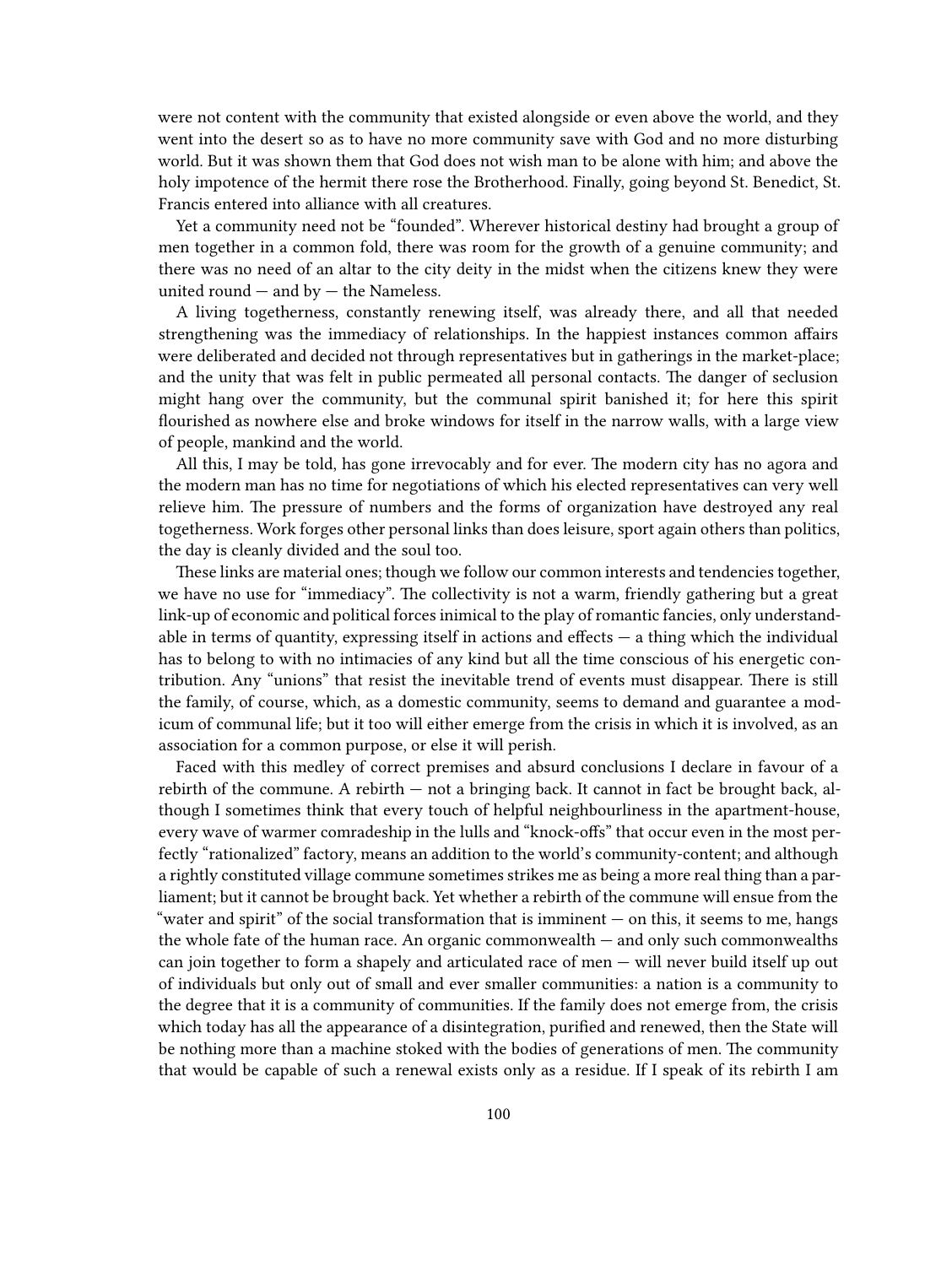were not content with the community that existed alongside or even above the world, and they went into the desert so as to have no more community save with God and no more disturbing world. But it was shown them that God does not wish man to be alone with him; and above the holy impotence of the hermit there rose the Brotherhood. Finally, going beyond St. Benedict, St. Francis entered into alliance with all creatures.

Yet a community need not be "founded". Wherever historical destiny had brought a group of men together in a common fold, there was room for the growth of a genuine community; and there was no need of an altar to the city deity in the midst when the citizens knew they were united round — and by — the Nameless.

A living togetherness, constantly renewing itself, was already there, and all that needed strengthening was the immediacy of relationships. In the happiest instances common affairs were deliberated and decided not through representatives but in gatherings in the market-place; and the unity that was felt in public permeated all personal contacts. The danger of seclusion might hang over the community, but the communal spirit banished it; for here this spirit flourished as nowhere else and broke windows for itself in the narrow walls, with a large view of people, mankind and the world.

All this, I may be told, has gone irrevocably and for ever. The modern city has no agora and the modern man has no time for negotiations of which his elected representatives can very well relieve him. The pressure of numbers and the forms of organization have destroyed any real togetherness. Work forges other personal links than does leisure, sport again others than politics, the day is cleanly divided and the soul too.

These links are material ones; though we follow our common interests and tendencies together, we have no use for "immediacy". The collectivity is not a warm, friendly gathering but a great link-up of economic and political forces inimical to the play of romantic fancies, only understandable in terms of quantity, expressing itself in actions and effects — a thing which the individual has to belong to with no intimacies of any kind but all the time conscious of his energetic contribution. Any "unions" that resist the inevitable trend of events must disappear. There is still the family, of course, which, as a domestic community, seems to demand and guarantee a modicum of communal life; but it too will either emerge from the crisis in which it is involved, as an association for a common purpose, or else it will perish.

Faced with this medley of correct premises and absurd conclusions I declare in favour of a rebirth of the commune. A rebirth — not a bringing back. It cannot in fact be brought back, although I sometimes think that every touch of helpful neighbourliness in the apartment-house, every wave of warmer comradeship in the lulls and "knock-offs" that occur even in the most perfectly "rationalized" factory, means an addition to the world's community-content; and although a rightly constituted village commune sometimes strikes me as being a more real thing than a parliament; but it cannot be brought back. Yet whether a rebirth of the commune will ensue from the "water and spirit" of the social transformation that is imminent — on this, it seems to me, hangs the whole fate of the human race. An organic commonwealth — and only such commonwealths can join together to form a shapely and articulated race of men — will never build itself up out of individuals but only out of small and ever smaller communities: a nation is a community to the degree that it is a community of communities. If the family does not emerge from, the crisis which today has all the appearance of a disintegration, purified and renewed, then the State will be nothing more than a machine stoked with the bodies of generations of men. The community that would be capable of such a renewal exists only as a residue. If I speak of its rebirth I am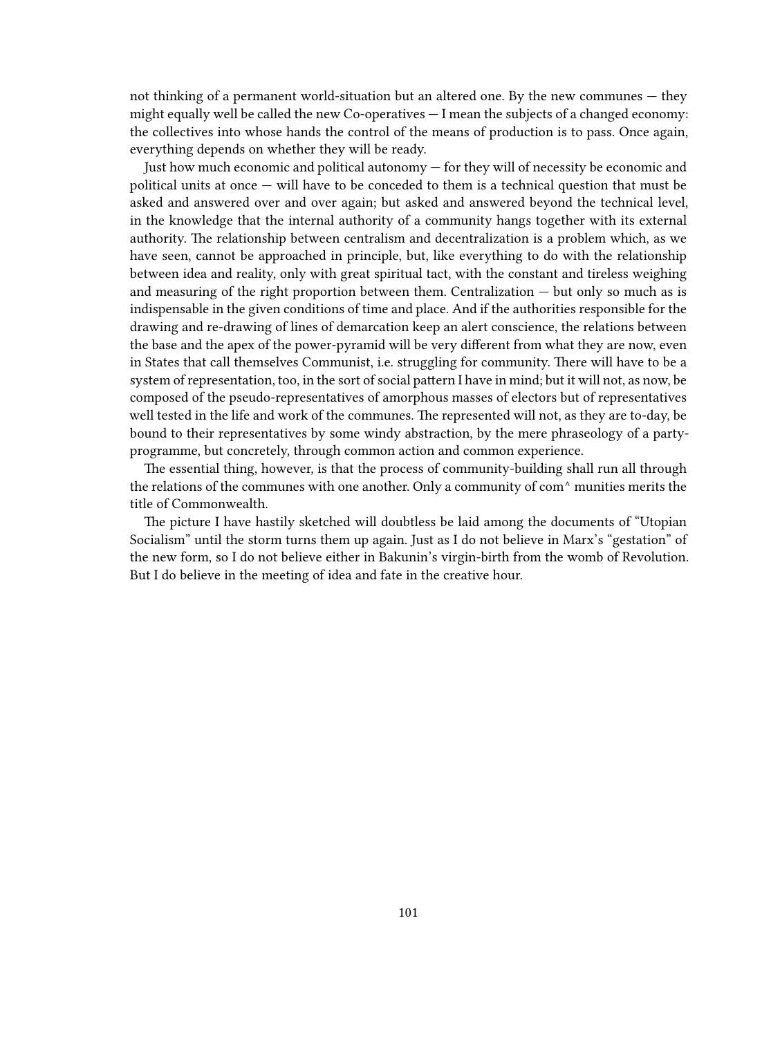not thinking of a permanent world-situation but an altered one. By the new communes — they might equally well be called the new Co-operatives — I mean the subjects of a changed economy: the collectives into whose hands the control of the means of production is to pass. Once again, everything depends on whether they will be ready.

Just how much economic and political autonomy — for they will of necessity be economic and political units at once — will have to be conceded to them is a technical question that must be asked and answered over and over again; but asked and answered beyond the technical level, in the knowledge that the internal authority of a community hangs together with its external authority. The relationship between centralism and decentralization is a problem which, as we have seen, cannot be approached in principle, but, like everything to do with the relationship between idea and reality, only with great spiritual tact, with the constant and tireless weighing and measuring of the right proportion between them. Centralization — but only so much as is indispensable in the given conditions of time and place. And if the authorities responsible for the drawing and re-drawing of lines of demarcation keep an alert conscience, the relations between the base and the apex of the power-pyramid will be very different from what they are now, even in States that call themselves Communist, i.e. struggling for community. There will have to be a system of representation, too, in the sort of social pattern I have in mind; but it will not, as now, be composed of the pseudo-representatives of amorphous masses of electors but of representatives well tested in the life and work of the communes. The represented will not, as they are to-day, be bound to their representatives by some windy abstraction, by the mere phraseology of a party-programme, but concretely, through common action and common experience.

The essential thing, however, is that the process of community-building shall run all through the relations of the communes with one another. Only a community of com^ munities merits the title of Commonwealth.

The picture I have hastily sketched will doubtless be laid among the documents of "Utopian Socialism" until the storm turns them up again. Just as I do not believe in Marx's "gestation" of the new form, so I do not believe either in Bakunin's virgin-birth from the womb of Revolution. But I do believe in the meeting of idea and fate in the creative hour.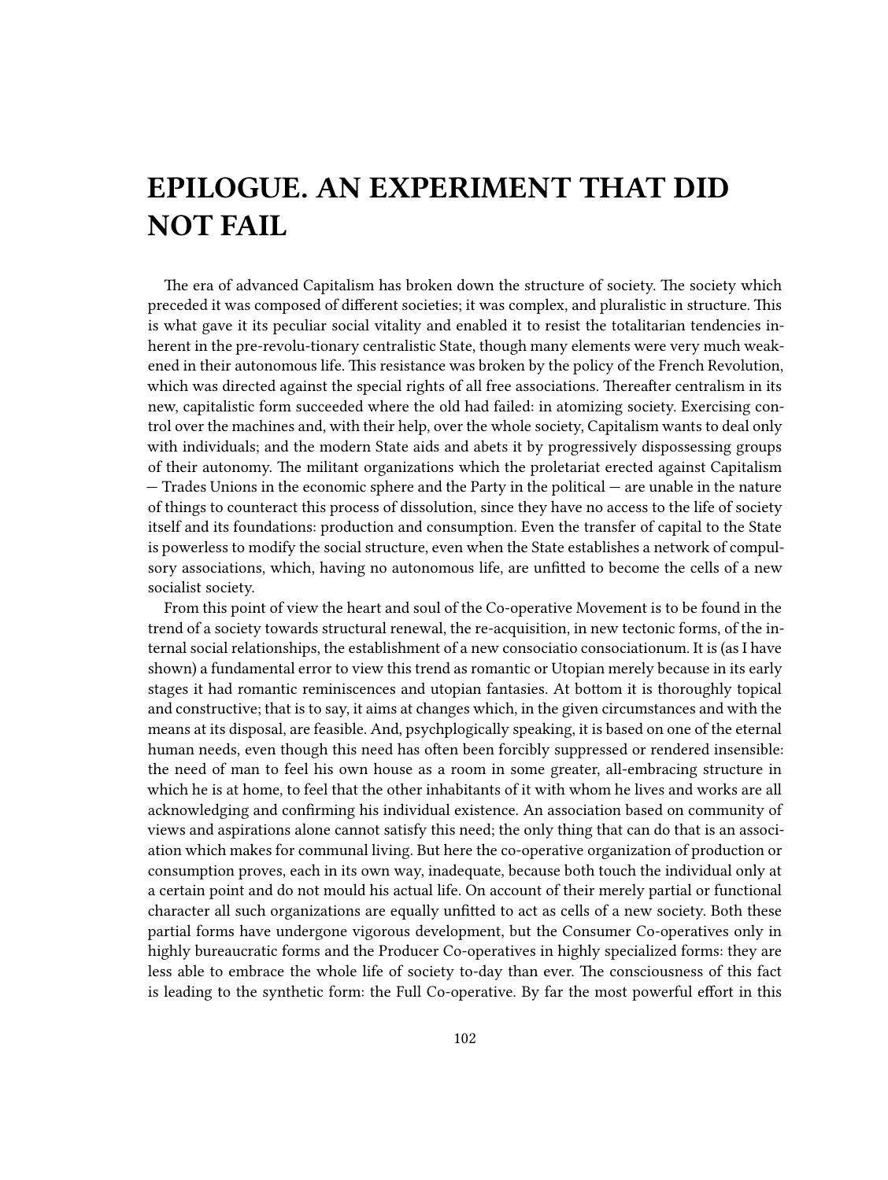# EPILOGUE. AN EXPERIMENT THAT DID NOT FAIL

The era of advanced Capitalism has broken down the structure of society. The society which preceded it was composed of different societies; it was complex, and pluralistic in structure. This is what gave it its peculiar social vitality and enabled it to resist the totalitarian tendencies inherent in the pre-revolu-tionary centralistic State, though many elements were very much weakened in their autonomous life. This resistance was broken by the policy of the French Revolution, which was directed against the special rights of all free associations. Thereafter centralism in its new, capitalistic form succeeded where the old had failed: in atomizing society. Exercising control over the machines and, with their help, over the whole society, Capitalism wants to deal only with individuals; and the modern State aids and abets it by progressively dispossessing groups of their autonomy. The militant organizations which the proletariat erected against Capitalism — Trades Unions in the economic sphere and the Party in the political — are unable in the nature of things to counteract this process of dissolution, since they have no access to the life of society itself and its foundations: production and consumption. Even the transfer of capital to the State is powerless to modify the social structure, even when the State establishes a network of compulsory associations, which, having no autonomous life, are unfitted to become the cells of a new socialist society.

From this point of view the heart and soul of the Co-operative Movement is to be found in the trend of a society towards structural renewal, the re-acquisition, in new tectonic forms, of the internal social relationships, the establishment of a new consociatio consociationum. It is (as I have shown) a fundamental error to view this trend as romantic or Utopian merely because in its early stages it had romantic reminiscences and utopian fantasies. At bottom it is thoroughly topical and constructive; that is to say, it aims at changes which, in the given circumstances and with the means at its disposal, are feasible. And, psychplogically speaking, it is based on one of the eternal human needs, even though this need has often been forcibly suppressed or rendered insensible: the need of man to feel his own house as a room in some greater, all-embracing structure in which he is at home, to feel that the other inhabitants of it with whom he lives and works are all acknowledging and confirming his individual existence. An association based on community of views and aspirations alone cannot satisfy this need; the only thing that can do that is an association which makes for communal living. But here the co-operative organization of production or consumption proves, each in its own way, inadequate, because both touch the individual only at a certain point and do not mould his actual life. On account of their merely partial or functional character all such organizations are equally unfitted to act as cells of a new society. Both these partial forms have undergone vigorous development, but the Consumer Co-operatives only in highly bureaucratic forms and the Producer Co-operatives in highly specialized forms: they are less able to embrace the whole life of society to-day than ever. The consciousness of this fact is leading to the synthetic form: the Full Co-operative. By far the most powerful effort in this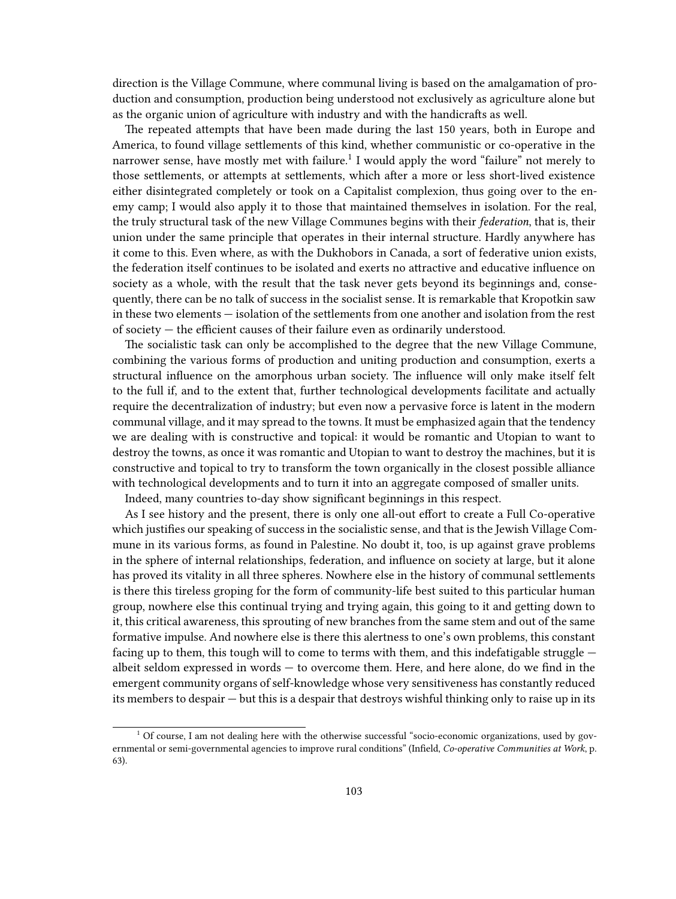direction is the Village Commune, where communal living is based on the amalgamation of production and consumption, production being understood not exclusively as agriculture alone but as the organic union of agriculture with industry and with the handicrafts as well.

The repeated attempts that have been made during the last 150 years, both in Europe and America, to found village settlements of this kind, whether communistic or co-operative in the narrower sense, have mostly met with failure.[1] I would apply the word "failure" not merely to those settlements, or attempts at settlements, which after a more or less short-lived existence either disintegrated completely or took on a Capitalist complexion, thus going over to the enemy camp; I would also apply it to those that maintained themselves in isolation. For the real, the truly structural task of the new Village Communes begins with their *federation*, that is, their union under the same principle that operates in their internal structure. Hardly anywhere has it come to this. Even where, as with the Dukhobors in Canada, a sort of federative union exists, the federation itself continues to be isolated and exerts no attractive and educative influence on society as a whole, with the result that the task never gets beyond its beginnings and, consequently, there can be no talk of success in the socialist sense. It is remarkable that Kropotkin saw in these two elements — isolation of the settlements from one another and isolation from the rest of society — the efficient causes of their failure even as ordinarily understood.

The socialistic task can only be accomplished to the degree that the new Village Commune, combining the various forms of production and uniting production and consumption, exerts a structural influence on the amorphous urban society. The influence will only make itself felt to the full if, and to the extent that, further technological developments facilitate and actually require the decentralization of industry; but even now a pervasive force is latent in the modern communal village, and it may spread to the towns. It must be emphasized again that the tendency we are dealing with is constructive and topical: it would be romantic and Utopian to want to destroy the towns, as once it was romantic and Utopian to want to destroy the machines, but it is constructive and topical to try to transform the town organically in the closest possible alliance with technological developments and to turn it into an aggregate composed of smaller units.

Indeed, many countries to-day show significant beginnings in this respect.

As I see history and the present, there is only one all-out effort to create a Full Co-operative which justifies our speaking of success in the socialistic sense, and that is the Jewish Village Commune in its various forms, as found in Palestine. No doubt it, too, is up against grave problems in the sphere of internal relationships, federation, and influence on society at large, but it alone has proved its vitality in all three spheres. Nowhere else in the history of communal settlements is there this tireless groping for the form of community-life best suited to this particular human group, nowhere else this continual trying and trying again, this going to it and getting down to it, this critical awareness, this sprouting of new branches from the same stem and out of the same formative impulse. And nowhere else is there this alertness to one's own problems, this constant facing up to them, this tough will to come to terms with them, and this indefatigable struggle — albeit seldom expressed in words — to overcome them. Here, and here alone, do we find in the emergent community organs of self-knowledge whose very sensitiveness has constantly reduced its members to despair — but this is a despair that destroys wishful thinking only to raise up in its

[1] Of course, I am not dealing here with the otherwise successful "socio-economic organizations, used by governmental or semi-governmental agencies to improve rural conditions" (Infield, *Co-operative Communities at Work*, p. 63).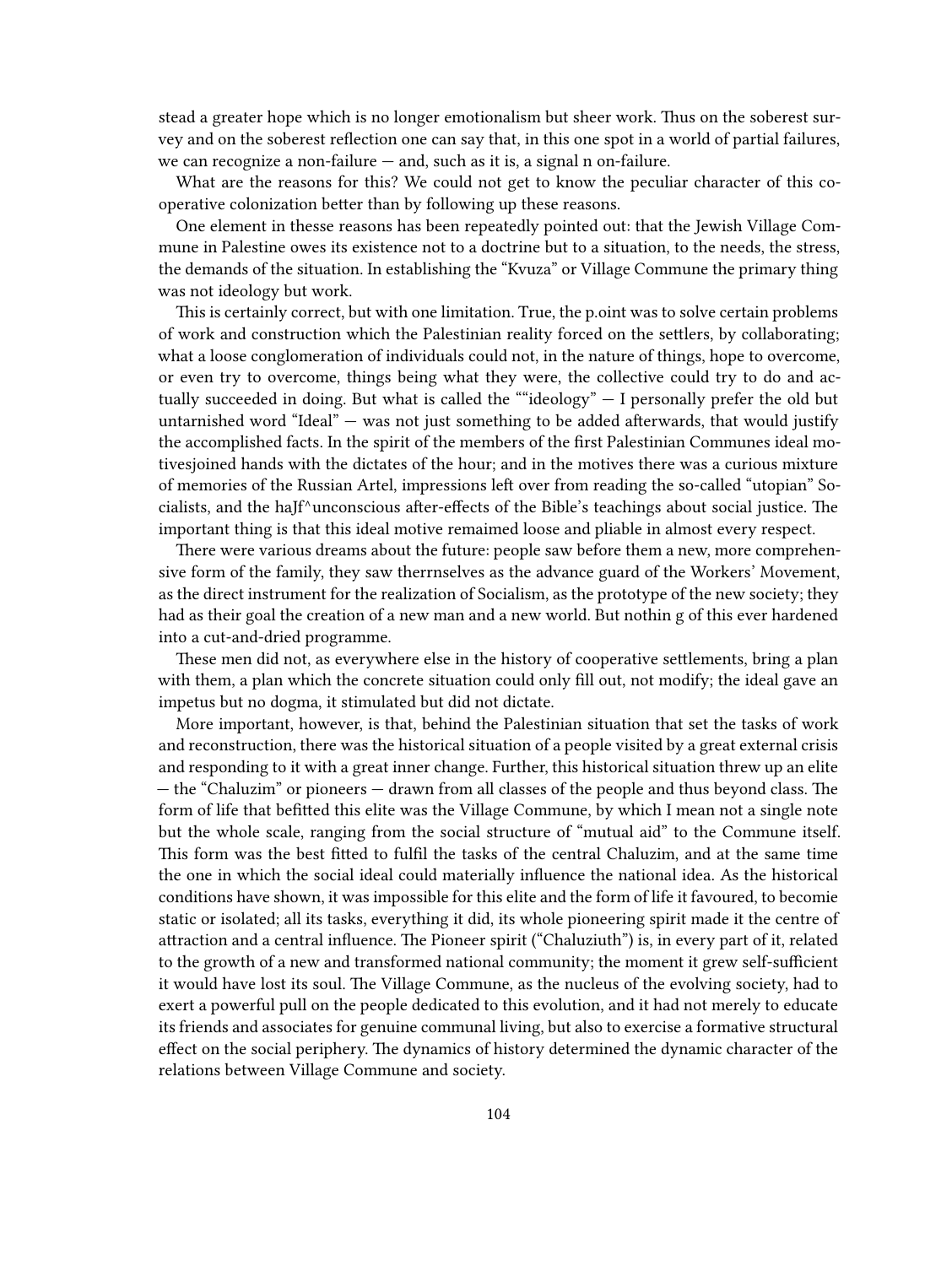stead a greater hope which is no longer emotionalism but sheer work. Thus on the soberest survey and on the soberest reflection one can say that, in this one spot in a world of partial failures, we can recognize a non-failure — and, such as it is, a signal n on-failure.

What are the reasons for this? We could not get to know the peculiar character of this cooperative colonization better than by following up these reasons.

One element in thesse reasons has been repeatedly pointed out: that the Jewish Village Commune in Palestine owes its existence not to a doctrine but to a situation, to the needs, the stress, the demands of the situation. In establishing the "Kvuza" or Village Commune the primary thing was not ideology but work.

This is certainly correct, but with one limitation. True, the p.oint was to solve certain problems of work and construction which the Palestinian reality forced on the settlers, by collaborating; what a loose conglomeration of individuals could not, in the nature of things, hope to overcome, or even try to overcome, things being what they were, the collective could try to do and actually succeeded in doing. But what is called the ""ideology" — I personally prefer the old but untarnished word "Ideal" — was not just something to be added afterwards, that would justify the accomplished facts. In the spirit of the members of the first Palestinian Communes ideal motivesjoined hands with the dictates of the hour; and in the motives there was a curious mixture of memories of the Russian Artel, impressions left over from reading the so-called "utopian" Socialists, and the haJf^unconscious after-effects of the Bible's teachings about social justice. The important thing is that this ideal motive remaimed loose and pliable in almost every respect.

There were various dreams about the future: people saw before them a new, more comprehensive form of the family, they saw therrnselves as the advance guard of the Workers' Movement, as the direct instrument for the realization of Socialism, as the prototype of the new society; they had as their goal the creation of a new man and a new world. But nothin g of this ever hardened into a cut-and-dried programme.

These men did not, as everywhere else in the history of cooperative settlements, bring a plan with them, a plan which the concrete situation could only fill out, not modify; the ideal gave an impetus but no dogma, it stimulated but did not dictate.

More important, however, is that, behind the Palestinian situation that set the tasks of work and reconstruction, there was the historical situation of a people visited by a great external crisis and responding to it with a great inner change. Further, this historical situation threw up an elite — the "Chaluzim" or pioneers — drawn from all classes of the people and thus beyond class. The form of life that befitted this elite was the Village Commune, by which I mean not a single note but the whole scale, ranging from the social structure of "mutual aid" to the Commune itself. This form was the best fitted to fulfil the tasks of the central Chaluzim, and at the same time the one in which the social ideal could materially influence the national idea. As the historical conditions have shown, it was impossible for this elite and the form of life it favoured, to becomie static or isolated; all its tasks, everything it did, its whole pioneering spirit made it the centre of attraction and a central influence. The Pioneer spirit ("Chaluziuth") is, in every part of it, related to the growth of a new and transformed national community; the moment it grew self-sufficient it would have lost its soul. The Village Commune, as the nucleus of the evolving society, had to exert a powerful pull on the people dedicated to this evolution, and it had not merely to educate its friends and associates for genuine communal living, but also to exercise a formative structural effect on the social periphery. The dynamics of history determined the dynamic character of the relations between Village Commune and society.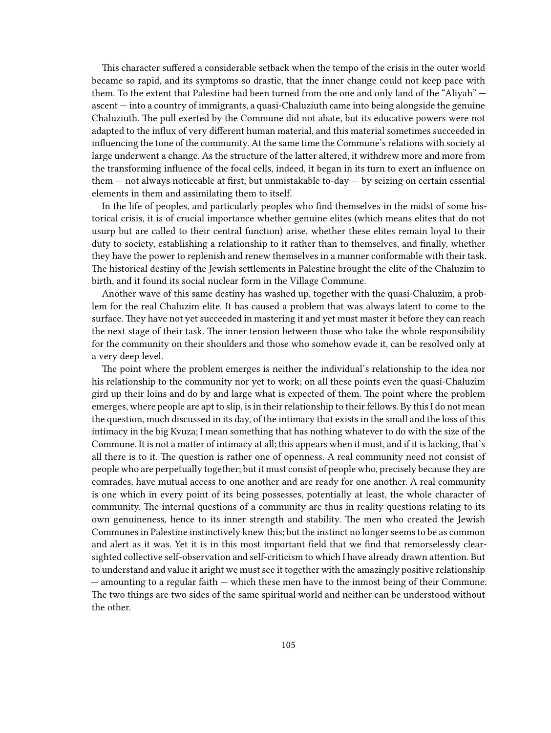This character suffered a considerable setback when the tempo of the crisis in the outer world became so rapid, and its symptoms so drastic, that the inner change could not keep pace with them. To the extent that Palestine had been turned from the one and only land of the "Aliyah" — ascent — into a country of immigrants, a quasi-Chaluziuth came into being alongside the genuine Chaluziuth. The pull exerted by the Commune did not abate, but its educative powers were not adapted to the influx of very different human material, and this material sometimes succeeded in influencing the tone of the community. At the same time the Commune's relations with society at large underwent a change. As the structure of the latter altered, it withdrew more and more from the transforming influence of the focal cells, indeed, it began in its turn to exert an influence on them — not always noticeable at first, but unmistakable to-day — by seizing on certain essential elements in them and assimilating them to itself.

In the life of peoples, and particularly peoples who find themselves in the midst of some historical crisis, it is of crucial importance whether genuine elites (which means elites that do not usurp but are called to their central function) arise, whether these elites remain loyal to their duty to society, establishing a relationship to it rather than to themselves, and finally, whether they have the power to replenish and renew themselves in a manner conformable with their task. The historical destiny of the Jewish settlements in Palestine brought the elite of the Chaluzim to birth, and it found its social nuclear form in the Village Commune.

Another wave of this same destiny has washed up, together with the quasi-Chaluzim, a problem for the real Chaluzim elite. It has caused a problem that was always latent to come to the surface. They have not yet succeeded in mastering it and yet must master it before they can reach the next stage of their task. The inner tension between those who take the whole responsibility for the community on their shoulders and those who somehow evade it, can be resolved only at a very deep level.

The point where the problem emerges is neither the individual's relationship to the idea nor his relationship to the community nor yet to work; on all these points even the quasi-Chaluzim gird up their loins and do by and large what is expected of them. The point where the problem emerges, where people are apt to slip, is in their relationship to their fellows. By this I do not mean the question, much discussed in its day, of the intimacy that exists in the small and the loss of this intimacy in the big Kvuza; I mean something that has nothing whatever to do with the size of the Commune. It is not a matter of intimacy at all; this appears when it must, and if it is lacking, that's all there is to it. The question is rather one of openness. A real community need not consist of people who are perpetually together; but it must consist of people who, precisely because they are comrades, have mutual access to one another and are ready for one another. A real community is one which in every point of its being possesses, potentially at least, the whole character of community. The internal questions of a community are thus in reality questions relating to its own genuineness, hence to its inner strength and stability. The men who created the Jewish Communes in Palestine instinctively knew this; but the instinct no longer seems to be as common and alert as it was. Yet it is in this most important field that we find that remorselessly clear-sighted collective self-observation and self-criticism to which I have already drawn attention. But to understand and value it aright we must see it together with the amazingly positive relationship — amounting to a regular faith — which these men have to the inmost being of their Commune. The two things are two sides of the same spiritual world and neither can be understood without the other.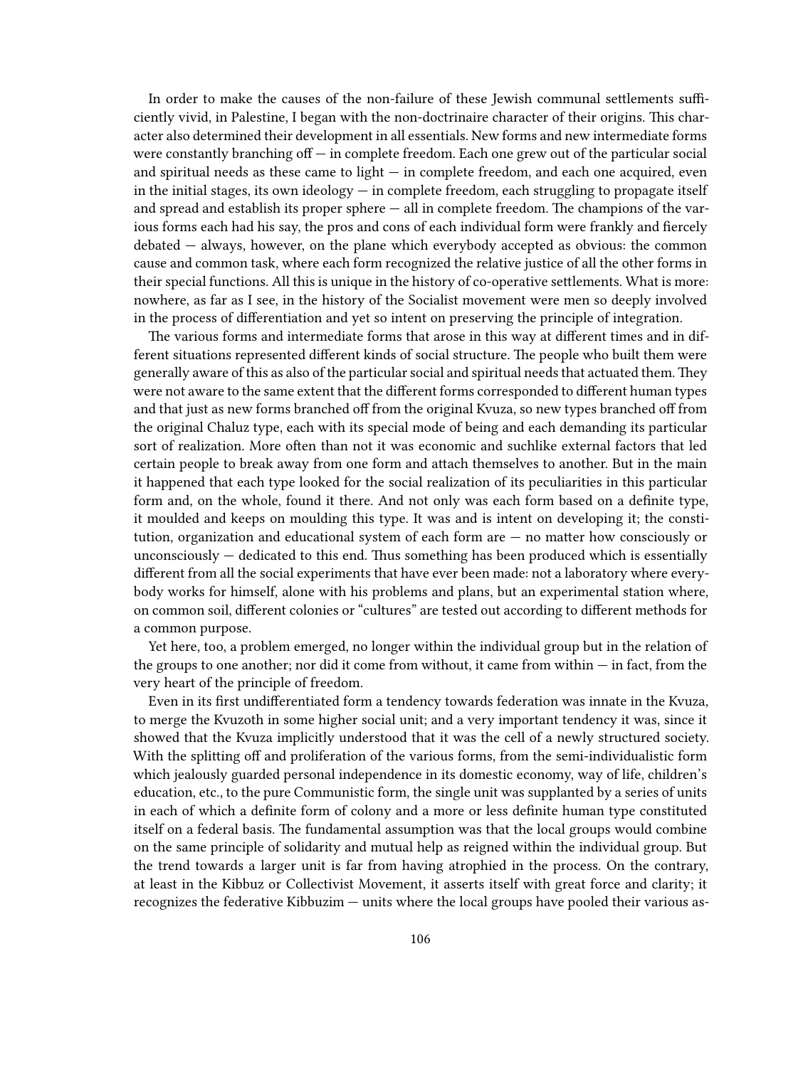In order to make the causes of the non-failure of these Jewish communal settlements sufficiently vivid, in Palestine, I began with the non-doctrinaire character of their origins. This character also determined their development in all essentials. New forms and new intermediate forms were constantly branching off — in complete freedom. Each one grew out of the particular social and spiritual needs as these came to light — in complete freedom, and each one acquired, even in the initial stages, its own ideology — in complete freedom, each struggling to propagate itself and spread and establish its proper sphere — all in complete freedom. The champions of the various forms each had his say, the pros and cons of each individual form were frankly and fiercely debated — always, however, on the plane which everybody accepted as obvious: the common cause and common task, where each form recognized the relative justice of all the other forms in their special functions. All this is unique in the history of co-operative settlements. What is more: nowhere, as far as I see, in the history of the Socialist movement were men so deeply involved in the process of differentiation and yet so intent on preserving the principle of integration.

The various forms and intermediate forms that arose in this way at different times and in different situations represented different kinds of social structure. The people who built them were generally aware of this as also of the particular social and spiritual needs that actuated them. They were not aware to the same extent that the different forms corresponded to different human types and that just as new forms branched off from the original Kvuza, so new types branched off from the original Chaluz type, each with its special mode of being and each demanding its particular sort of realization. More often than not it was economic and suchlike external factors that led certain people to break away from one form and attach themselves to another. But in the main it happened that each type looked for the social realization of its peculiarities in this particular form and, on the whole, found it there. And not only was each form based on a definite type, it moulded and keeps on moulding this type. It was and is intent on developing it; the constitution, organization and educational system of each form are — no matter how consciously or unconsciously — dedicated to this end. Thus something has been produced which is essentially different from all the social experiments that have ever been made: not a laboratory where everybody works for himself, alone with his problems and plans, but an experimental station where, on common soil, different colonies or "cultures" are tested out according to different methods for a common purpose.

Yet here, too, a problem emerged, no longer within the individual group but in the relation of the groups to one another; nor did it come from without, it came from within — in fact, from the very heart of the principle of freedom.

Even in its first undifferentiated form a tendency towards federation was innate in the Kvuza, to merge the Kvuzoth in some higher social unit; and a very important tendency it was, since it showed that the Kvuza implicitly understood that it was the cell of a newly structured society. With the splitting off and proliferation of the various forms, from the semi-individualistic form which jealously guarded personal independence in its domestic economy, way of life, children's education, etc., to the pure Communistic form, the single unit was supplanted by a series of units in each of which a definite form of colony and a more or less definite human type constituted itself on a federal basis. The fundamental assumption was that the local groups would combine on the same principle of solidarity and mutual help as reigned within the individual group. But the trend towards a larger unit is far from having atrophied in the process. On the contrary, at least in the Kibbuz or Collectivist Movement, it asserts itself with great force and clarity; it recognizes the federative Kibbuzim — units where the local groups have pooled their various as-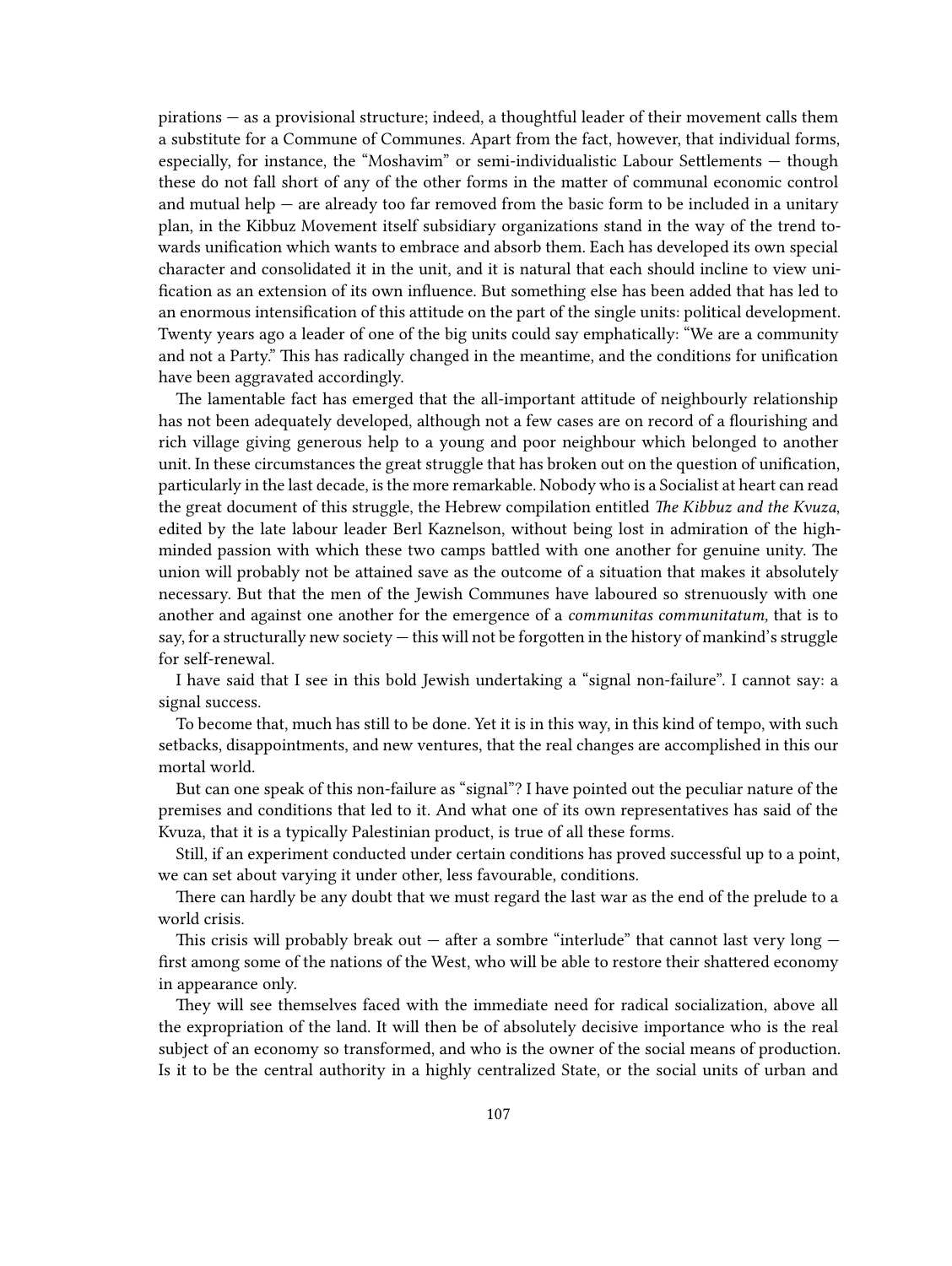pirations — as a provisional structure; indeed, a thoughtful leader of their movement calls them a substitute for a Commune of Communes. Apart from the fact, however, that individual forms, especially, for instance, the "Moshavim" or semi-individualistic Labour Settlements — though these do not fall short of any of the other forms in the matter of communal economic control and mutual help — are already too far removed from the basic form to be included in a unitary plan, in the Kibbuz Movement itself subsidiary organizations stand in the way of the trend towards unification which wants to embrace and absorb them. Each has developed its own special character and consolidated it in the unit, and it is natural that each should incline to view unification as an extension of its own influence. But something else has been added that has led to an enormous intensification of this attitude on the part of the single units: political development. Twenty years ago a leader of one of the big units could say emphatically: "We are a community and not a Party." This has radically changed in the meantime, and the conditions for unification have been aggravated accordingly.

The lamentable fact has emerged that the all-important attitude of neighbourly relationship has not been adequately developed, although not a few cases are on record of a flourishing and rich village giving generous help to a young and poor neighbour which belonged to another unit. In these circumstances the great struggle that has broken out on the question of unification, particularly in the last decade, is the more remarkable. Nobody who is a Socialist at heart can read the great document of this struggle, the Hebrew compilation entitled *The Kibbuz and the Kvuza*, edited by the late labour leader Berl Kaznelson, without being lost in admiration of the high-minded passion with which these two camps battled with one another for genuine unity. The union will probably not be attained save as the outcome of a situation that makes it absolutely necessary. But that the men of the Jewish Communes have laboured so strenuously with one another and against one another for the emergence of a *communitas communitatum,* that is to say, for a structurally new society — this will not be forgotten in the history of mankind's struggle for self-renewal.

I have said that I see in this bold Jewish undertaking a "signal non-failure". I cannot say: a signal success.

To become that, much has still to be done. Yet it is in this way, in this kind of tempo, with such setbacks, disappointments, and new ventures, that the real changes are accomplished in this our mortal world.

But can one speak of this non-failure as "signal"? I have pointed out the peculiar nature of the premises and conditions that led to it. And what one of its own representatives has said of the Kvuza, that it is a typically Palestinian product, is true of all these forms.

Still, if an experiment conducted under certain conditions has proved successful up to a point, we can set about varying it under other, less favourable, conditions.

There can hardly be any doubt that we must regard the last war as the end of the prelude to a world crisis.

This crisis will probably break out — after a sombre "interlude" that cannot last very long — first among some of the nations of the West, who will be able to restore their shattered economy in appearance only.

They will see themselves faced with the immediate need for radical socialization, above all the expropriation of the land. It will then be of absolutely decisive importance who is the real subject of an economy so transformed, and who is the owner of the social means of production. Is it to be the central authority in a highly centralized State, or the social units of urban and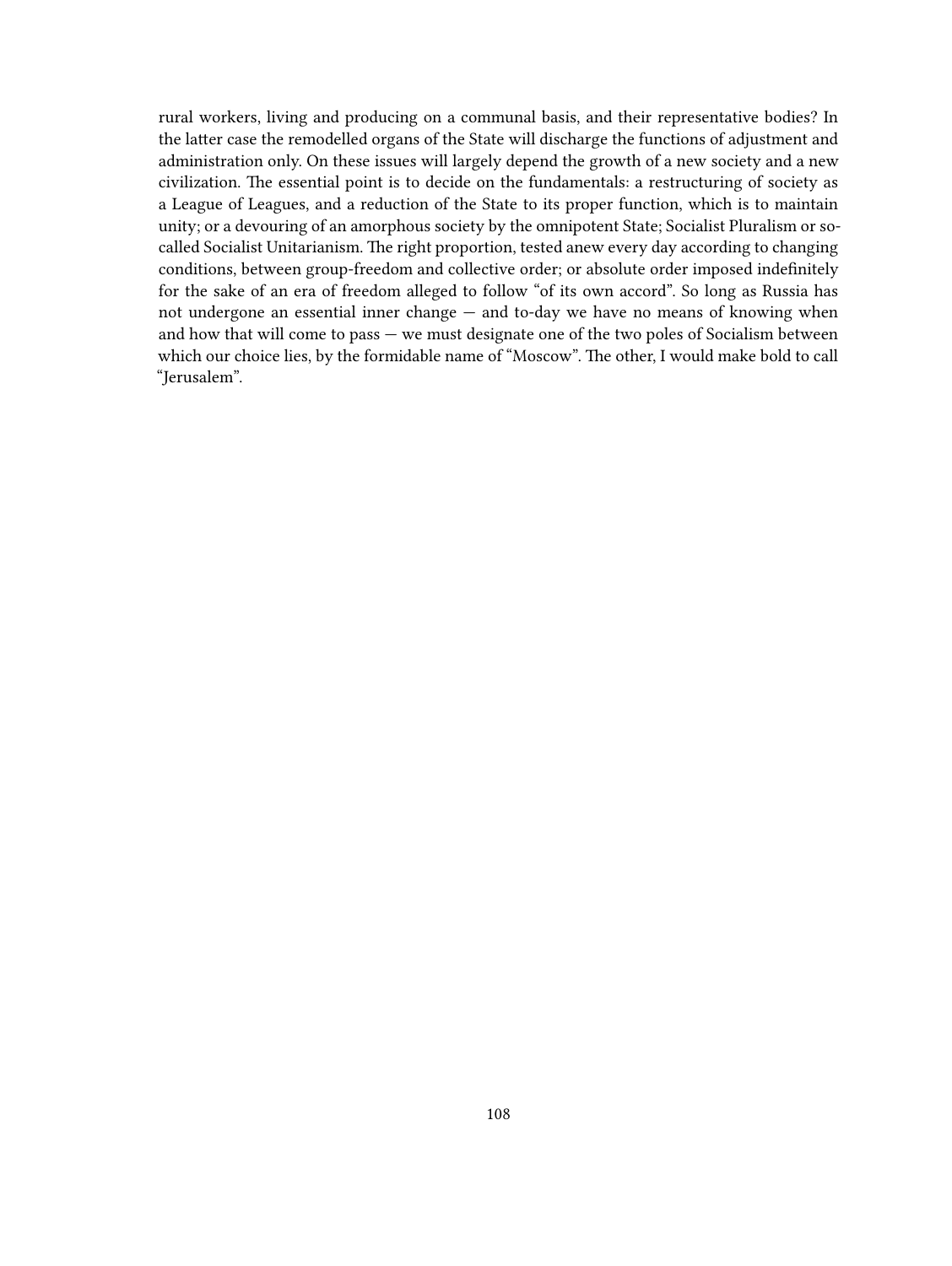rural workers, living and producing on a communal basis, and their representative bodies? In the latter case the remodelled organs of the State will discharge the functions of adjustment and administration only. On these issues will largely depend the growth of a new society and a new civilization. The essential point is to decide on the fundamentals: a restructuring of society as a League of Leagues, and a reduction of the State to its proper function, which is to maintain unity; or a devouring of an amorphous society by the omnipotent State; Socialist Pluralism or so-called Socialist Unitarianism. The right proportion, tested anew every day according to changing conditions, between group-freedom and collective order; or absolute order imposed indefinitely for the sake of an era of freedom alleged to follow "of its own accord". So long as Russia has not undergone an essential inner change — and to-day we have no means of knowing when and how that will come to pass — we must designate one of the two poles of Socialism between which our choice lies, by the formidable name of "Moscow". The other, I would make bold to call "Jerusalem".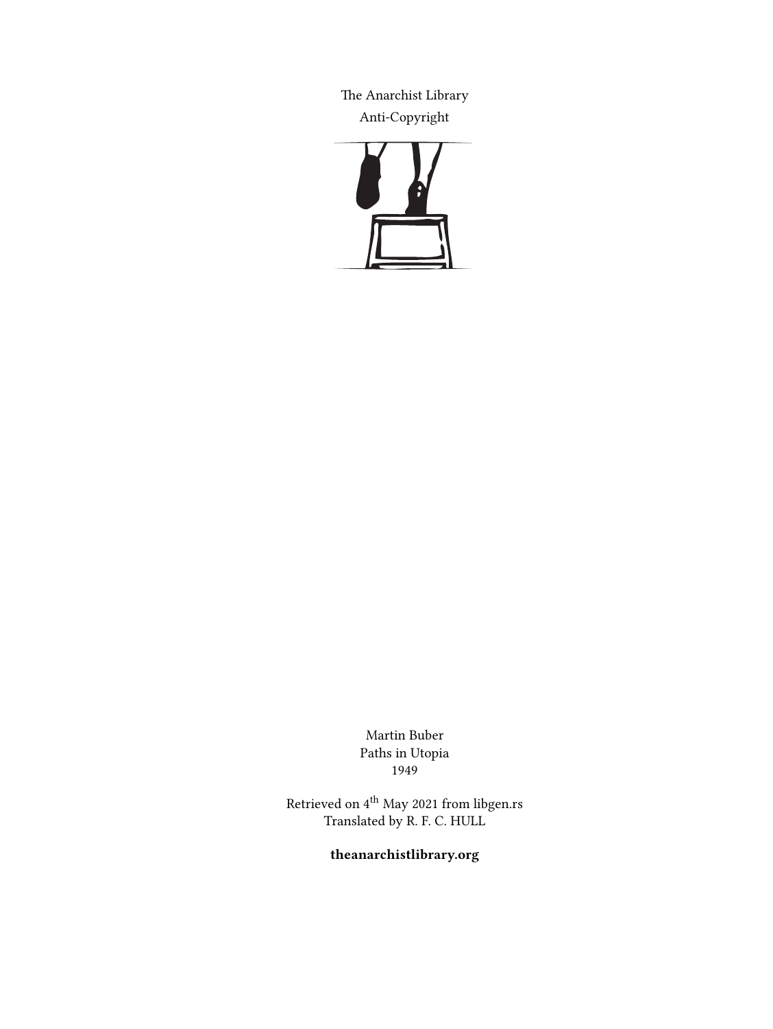The Anarchist Library
Anti-Copyright

Martin Buber
Paths in Utopia
1949

Retrieved on 4th May 2021 from libgen.rs
Translated by R. F. C. HULL

**theanarchistlibrary.org**